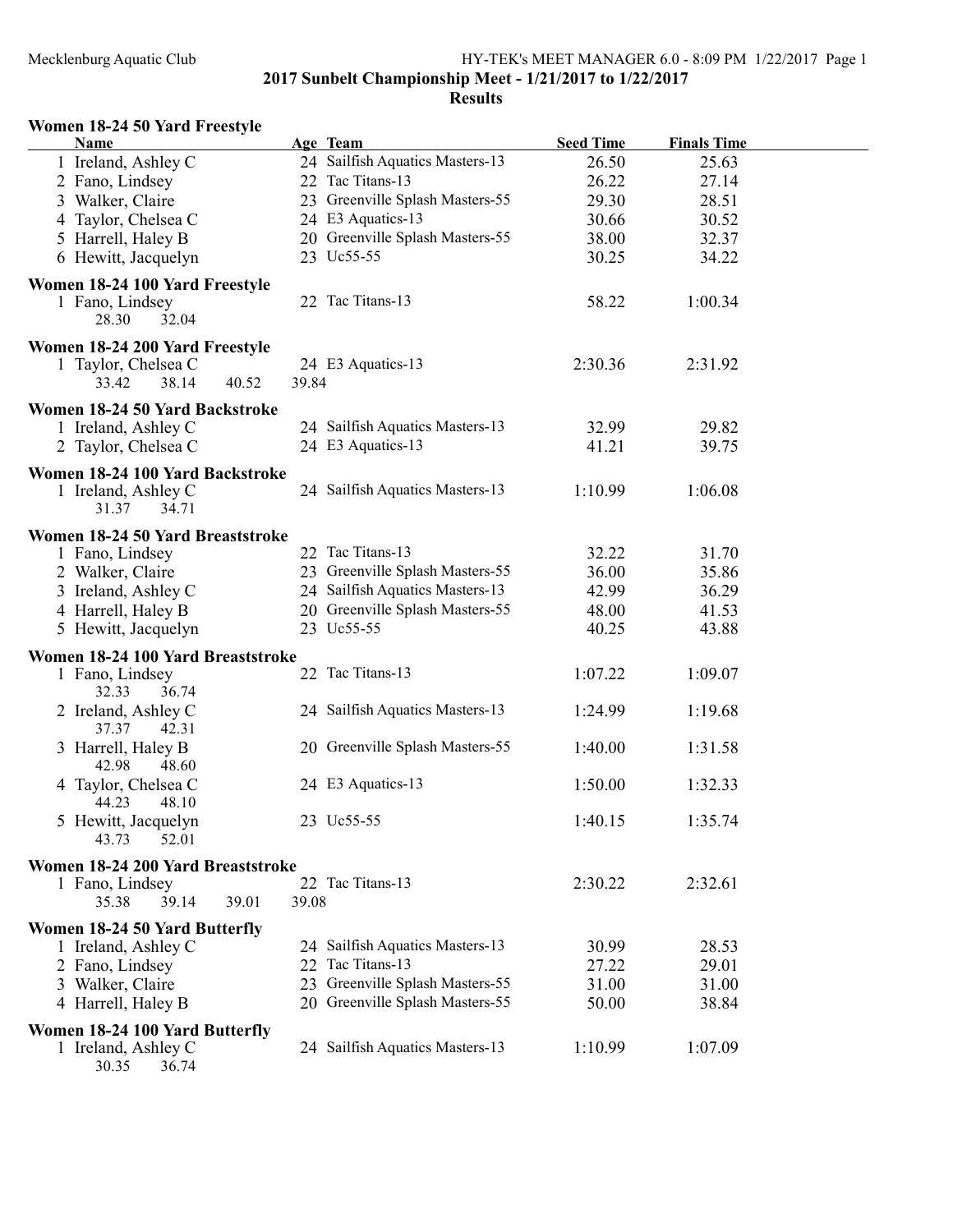Mecklenburg Aquatic Club

## 2017 Sunbelt Championship Meet - 1/21/2017 to 1/22/2017

### Results

#### Women 18-24 50 Yard Freestyle

| Name | Age | Team | Seed Time | Finals Time |
|---|---|---|---|---|
| 1 Ireland, Ashley C | 24 | Sailfish Aquatics Masters-13 | 26.50 | 25.63 |
| 2 Fano, Lindsey | 22 | Tac Titans-13 | 26.22 | 27.14 |
| 3 Walker, Claire | 23 | Greenville Splash Masters-55 | 29.30 | 28.51 |
| 4 Taylor, Chelsea C | 24 | E3 Aquatics-13 | 30.66 | 30.52 |
| 5 Harrell, Haley B | 20 | Greenville Splash Masters-55 | 38.00 | 32.37 |
| 6 Hewitt, Jacquelyn | 23 | Uc55-55 | 30.25 | 34.22 |

#### Women 18-24 100 Yard Freestyle

| Name | Age | Team | Seed Time | Finals Time |
|---|---|---|---|---|
| 1 Fano, Lindsey | 22 | Tac Titans-13 | 58.22 | 1:00.34 |
| 28.30 32.04 | | | | |

#### Women 18-24 200 Yard Freestyle

| Name | Age | Team | Seed Time | Finals Time |
|---|---|---|---|---|
| 1 Taylor, Chelsea C | 24 | E3 Aquatics-13 | 2:30.36 | 2:31.92 |
| 33.42 38.14 40.52 39.84 | | | | |

#### Women 18-24 50 Yard Backstroke

| Name | Age | Team | Seed Time | Finals Time |
|---|---|---|---|---|
| 1 Ireland, Ashley C | 24 | Sailfish Aquatics Masters-13 | 32.99 | 29.82 |
| 2 Taylor, Chelsea C | 24 | E3 Aquatics-13 | 41.21 | 39.75 |

#### Women 18-24 100 Yard Backstroke

| Name | Age | Team | Seed Time | Finals Time |
|---|---|---|---|---|
| 1 Ireland, Ashley C | 24 | Sailfish Aquatics Masters-13 | 1:10.99 | 1:06.08 |
| 31.37 34.71 | | | | |

#### Women 18-24 50 Yard Breaststroke

| Name | Age | Team | Seed Time | Finals Time |
|---|---|---|---|---|
| 1 Fano, Lindsey | 22 | Tac Titans-13 | 32.22 | 31.70 |
| 2 Walker, Claire | 23 | Greenville Splash Masters-55 | 36.00 | 35.86 |
| 3 Ireland, Ashley C | 24 | Sailfish Aquatics Masters-13 | 42.99 | 36.29 |
| 4 Harrell, Haley B | 20 | Greenville Splash Masters-55 | 48.00 | 41.53 |
| 5 Hewitt, Jacquelyn | 23 | Uc55-55 | 40.25 | 43.88 |

#### Women 18-24 100 Yard Breaststroke

| Name | Age | Team | Seed Time | Finals Time |
|---|---|---|---|---|
| 1 Fano, Lindsey | 22 | Tac Titans-13 | 1:07.22 | 1:09.07 |
| 32.33 36.74 | | | | |
| 2 Ireland, Ashley C | 24 | Sailfish Aquatics Masters-13 | 1:24.99 | 1:19.68 |
| 37.37 42.31 | | | | |
| 3 Harrell, Haley B | 20 | Greenville Splash Masters-55 | 1:40.00 | 1:31.58 |
| 42.98 48.60 | | | | |
| 4 Taylor, Chelsea C | 24 | E3 Aquatics-13 | 1:50.00 | 1:32.33 |
| 44.23 48.10 | | | | |
| 5 Hewitt, Jacquelyn | 23 | Uc55-55 | 1:40.15 | 1:35.74 |
| 43.73 52.01 | | | | |

#### Women 18-24 200 Yard Breaststroke

| Name | Age | Team | Seed Time | Finals Time |
|---|---|---|---|---|
| 1 Fano, Lindsey | 22 | Tac Titans-13 | 2:30.22 | 2:32.61 |
| 35.38 39.14 39.01 39.08 | | | | |

#### Women 18-24 50 Yard Butterfly

| Name | Age | Team | Seed Time | Finals Time |
|---|---|---|---|---|
| 1 Ireland, Ashley C | 24 | Sailfish Aquatics Masters-13 | 30.99 | 28.53 |
| 2 Fano, Lindsey | 22 | Tac Titans-13 | 27.22 | 29.01 |
| 3 Walker, Claire | 23 | Greenville Splash Masters-55 | 31.00 | 31.00 |
| 4 Harrell, Haley B | 20 | Greenville Splash Masters-55 | 50.00 | 38.84 |

#### Women 18-24 100 Yard Butterfly

| Name | Age | Team | Seed Time | Finals Time |
|---|---|---|---|---|
| 1 Ireland, Ashley C | 24 | Sailfish Aquatics Masters-13 | 1:10.99 | 1:07.09 |
| 30.35 36.74 | | | | |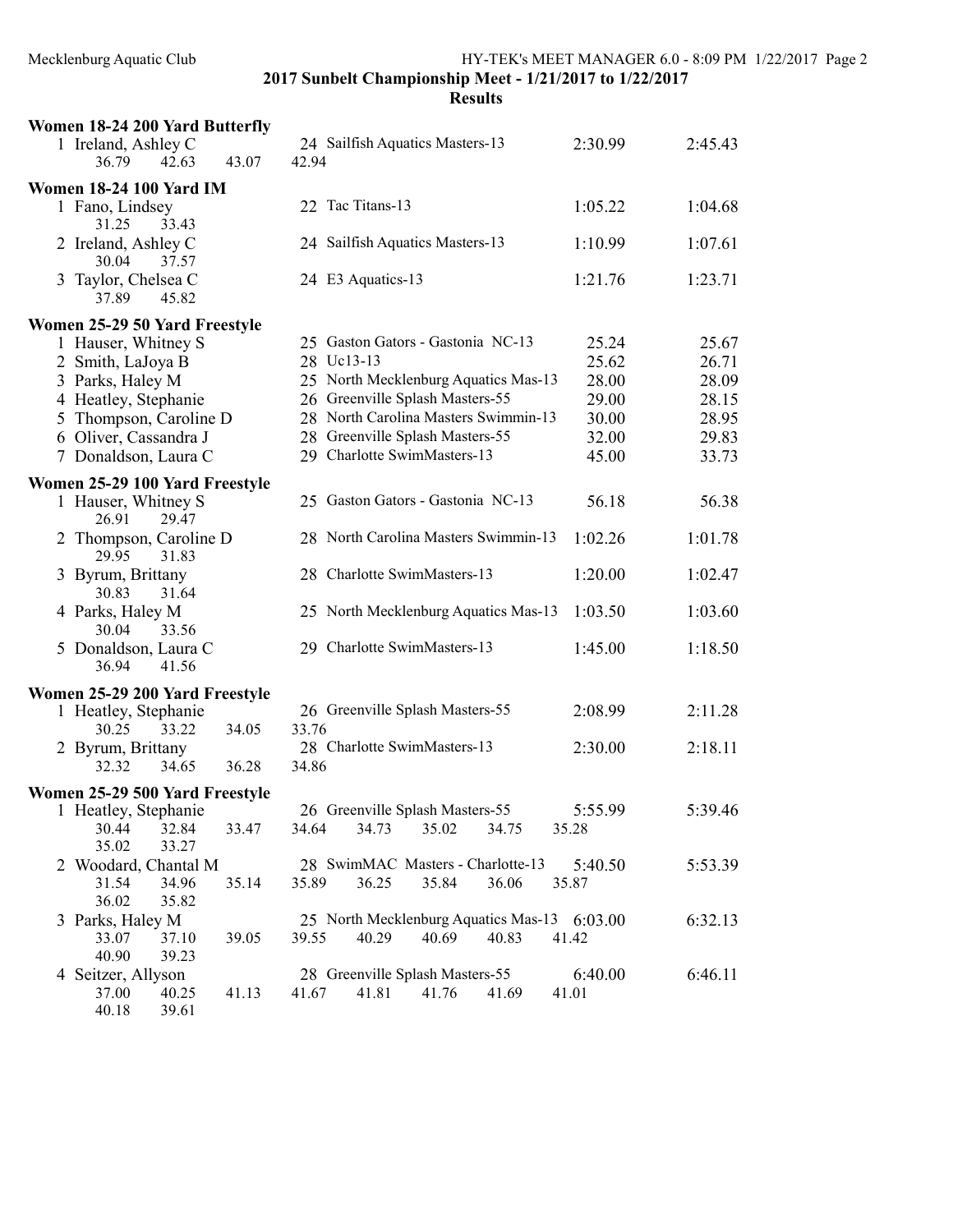## 2017 Sunbelt Championship Meet - 1/21/2017 to 1/22/2017

### Results

**Women 18-24 200 Yard Butterfly**

| Place | Name | Age | Team | Seed Time | Finals Time |
|---|---|---|---|---|---|
| 1 | Ireland, Ashley C | 24 | Sailfish Aquatics Masters-13 | 2:30.99 | 2:45.43 |
| | 36.79 42.63 43.07 42.94 | | | | |

**Women 18-24 100 Yard IM**

| Place | Name | Age | Team | Seed Time | Finals Time |
|---|---|---|---|---|---|
| 1 | Fano, Lindsey | 22 | Tac Titans-13 | 1:05.22 | 1:04.68 |
| | 31.25 33.43 | | | | |
| 2 | Ireland, Ashley C | 24 | Sailfish Aquatics Masters-13 | 1:10.99 | 1:07.61 |
| | 30.04 37.57 | | | | |
| 3 | Taylor, Chelsea C | 24 | E3 Aquatics-13 | 1:21.76 | 1:23.71 |
| | 37.89 45.82 | | | | |

**Women 25-29 50 Yard Freestyle**

| Place | Name | Age | Team | Seed Time | Finals Time |
|---|---|---|---|---|---|
| 1 | Hauser, Whitney S | 25 | Gaston Gators - Gastonia NC-13 | 25.24 | 25.67 |
| 2 | Smith, LaJoya B | 28 | Uc13-13 | 25.62 | 26.71 |
| 3 | Parks, Haley M | 25 | North Mecklenburg Aquatics Mas-13 | 28.00 | 28.09 |
| 4 | Heatley, Stephanie | 26 | Greenville Splash Masters-55 | 29.00 | 28.15 |
| 5 | Thompson, Caroline D | 28 | North Carolina Masters Swimmin-13 | 30.00 | 28.95 |
| 6 | Oliver, Cassandra J | 28 | Greenville Splash Masters-55 | 32.00 | 29.83 |
| 7 | Donaldson, Laura C | 29 | Charlotte SwimMasters-13 | 45.00 | 33.73 |

**Women 25-29 100 Yard Freestyle**

| Place | Name | Age | Team | Seed Time | Finals Time |
|---|---|---|---|---|---|
| 1 | Hauser, Whitney S | 25 | Gaston Gators - Gastonia NC-13 | 56.18 | 56.38 |
| | 26.91 29.47 | | | | |
| 2 | Thompson, Caroline D | 28 | North Carolina Masters Swimmin-13 | 1:02.26 | 1:01.78 |
| | 29.95 31.83 | | | | |
| 3 | Byrum, Brittany | 28 | Charlotte SwimMasters-13 | 1:20.00 | 1:02.47 |
| | 30.83 31.64 | | | | |
| 4 | Parks, Haley M | 25 | North Mecklenburg Aquatics Mas-13 | 1:03.50 | 1:03.60 |
| | 30.04 33.56 | | | | |
| 5 | Donaldson, Laura C | 29 | Charlotte SwimMasters-13 | 1:45.00 | 1:18.50 |
| | 36.94 41.56 | | | | |

**Women 25-29 200 Yard Freestyle**

| Place | Name | Age | Team | Seed Time | Finals Time |
|---|---|---|---|---|---|
| 1 | Heatley, Stephanie | 26 | Greenville Splash Masters-55 | 2:08.99 | 2:11.28 |
| | 30.25 33.22 34.05 33.76 | | | | |
| 2 | Byrum, Brittany | 28 | Charlotte SwimMasters-13 | 2:30.00 | 2:18.11 |
| | 32.32 34.65 36.28 34.86 | | | | |

**Women 25-29 500 Yard Freestyle**

| Place | Name | Age | Team | Seed Time | Finals Time |
|---|---|---|---|---|---|
| 1 | Heatley, Stephanie | 26 | Greenville Splash Masters-55 | 5:55.99 | 5:39.46 |
| | 30.44 32.84 33.47 34.64 34.73 35.02 34.75 35.28 35.02 33.27 | | | | |
| 2 | Woodard, Chantal M | 28 | SwimMAC Masters - Charlotte-13 | 5:40.50 | 5:53.39 |
| | 31.54 34.96 35.14 35.89 36.25 35.84 36.06 35.87 36.02 35.82 | | | | |
| 3 | Parks, Haley M | 25 | North Mecklenburg Aquatics Mas-13 | 6:03.00 | 6:32.13 |
| | 33.07 37.10 39.05 39.55 40.29 40.69 40.83 41.42 40.90 39.23 | | | | |
| 4 | Seitzer, Allyson | 28 | Greenville Splash Masters-55 | 6:40.00 | 6:46.11 |
| | 37.00 40.25 41.13 41.67 41.81 41.76 41.69 41.01 40.18 39.61 | | | | |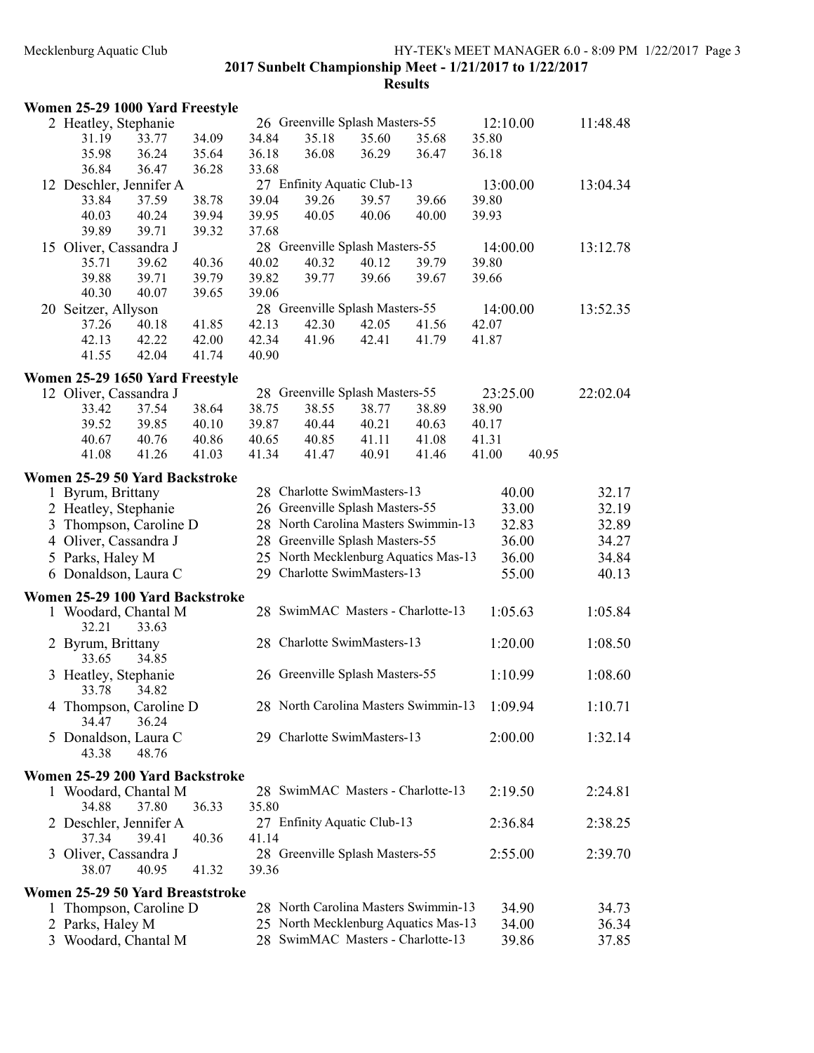## 2017 Sunbelt Championship Meet - 1/21/2017 to 1/22/2017

### Results

### Women 25-29 1000 Yard Freestyle

| Place | Name | Age | Team | Seed Time | Finals Time |
|---|---|---|---|---|---|
| 2 | Heatley, Stephanie | 26 | Greenville Splash Masters-55 | 12:10.00 | 11:48.48 |

31.19 33.77 34.09 34.84 35.18 35.60 35.68 35.80
35.98 36.24 35.64 36.18 36.08 36.29 36.47 36.18
36.84 36.47 36.28 33.68

| Place | Name | Age | Team | Seed Time | Finals Time |
|---|---|---|---|---|---|
| 12 | Deschler, Jennifer A | 27 | Enfinity Aquatic Club-13 | 13:00.00 | 13:04.34 |

33.84 37.59 38.78 39.04 39.26 39.57 39.66 39.80
40.03 40.24 39.94 39.95 40.05 40.06 40.00 39.93
39.89 39.71 39.32 37.68

| Place | Name | Age | Team | Seed Time | Finals Time |
|---|---|---|---|---|---|
| 15 | Oliver, Cassandra J | 28 | Greenville Splash Masters-55 | 14:00.00 | 13:12.78 |

35.71 39.62 40.36 40.02 40.32 40.12 39.79 39.80
39.88 39.71 39.79 39.82 39.77 39.66 39.67 39.66
40.30 40.07 39.65 39.06

| Place | Name | Age | Team | Seed Time | Finals Time |
|---|---|---|---|---|---|
| 20 | Seitzer, Allyson | 28 | Greenville Splash Masters-55 | 14:00.00 | 13:52.35 |

37.26 40.18 41.85 42.13 42.30 42.05 41.56 42.07
42.13 42.22 42.00 42.34 41.96 42.41 41.79 41.87
41.55 42.04 41.74 40.90

### Women 25-29 1650 Yard Freestyle

| Place | Name | Age | Team | Seed Time | Finals Time |
|---|---|---|---|---|---|
| 12 | Oliver, Cassandra J | 28 | Greenville Splash Masters-55 | 23:25.00 | 22:02.04 |

33.42 37.54 38.64 38.75 38.55 38.77 38.89 38.90
39.52 39.85 40.10 39.87 40.44 40.21 40.63 40.17
40.67 40.76 40.86 40.65 40.85 41.11 41.08 41.31
41.08 41.26 41.03 41.34 41.47 40.91 41.46 41.00 40.95

### Women 25-29 50 Yard Backstroke

| Place | Name | Age | Team | Seed Time | Finals Time |
|---|---|---|---|---|---|
| 1 | Byrum, Brittany | 28 | Charlotte SwimMasters-13 | 40.00 | 32.17 |
| 2 | Heatley, Stephanie | 26 | Greenville Splash Masters-55 | 33.00 | 32.19 |
| 3 | Thompson, Caroline D | 28 | North Carolina Masters Swimmin-13 | 32.83 | 32.89 |
| 4 | Oliver, Cassandra J | 28 | Greenville Splash Masters-55 | 36.00 | 34.27 |
| 5 | Parks, Haley M | 25 | North Mecklenburg Aquatics Mas-13 | 36.00 | 34.84 |
| 6 | Donaldson, Laura C | 29 | Charlotte SwimMasters-13 | 55.00 | 40.13 |

### Women 25-29 100 Yard Backstroke

| Place | Name | Age | Team | Seed Time | Finals Time | Splits |
|---|---|---|---|---|---|---|
| 1 | Woodard, Chantal M | 28 | SwimMAC Masters - Charlotte-13 | 1:05.63 | 1:05.84 | 32.21 33.63 |
| 2 | Byrum, Brittany | 28 | Charlotte SwimMasters-13 | 1:20.00 | 1:08.50 | 33.65 34.85 |
| 3 | Heatley, Stephanie | 26 | Greenville Splash Masters-55 | 1:10.99 | 1:08.60 | 33.78 34.82 |
| 4 | Thompson, Caroline D | 28 | North Carolina Masters Swimmin-13 | 1:09.94 | 1:10.71 | 34.47 36.24 |
| 5 | Donaldson, Laura C | 29 | Charlotte SwimMasters-13 | 2:00.00 | 1:32.14 | 43.38 48.76 |

### Women 25-29 200 Yard Backstroke

| Place | Name | Age | Team | Seed Time | Finals Time | Splits |
|---|---|---|---|---|---|---|
| 1 | Woodard, Chantal M | 28 | SwimMAC Masters - Charlotte-13 | 2:19.50 | 2:24.81 | 34.88 37.80 36.33 35.80 |
| 2 | Deschler, Jennifer A | 27 | Enfinity Aquatic Club-13 | 2:36.84 | 2:38.25 | 37.34 39.41 40.36 41.14 |
| 3 | Oliver, Cassandra J | 28 | Greenville Splash Masters-55 | 2:55.00 | 2:39.70 | 38.07 40.95 41.32 39.36 |

### Women 25-29 50 Yard Breaststroke

| Place | Name | Age | Team | Seed Time | Finals Time |
|---|---|---|---|---|---|
| 1 | Thompson, Caroline D | 28 | North Carolina Masters Swimmin-13 | 34.90 | 34.73 |
| 2 | Parks, Haley M | 25 | North Mecklenburg Aquatics Mas-13 | 34.00 | 36.34 |
| 3 | Woodard, Chantal M | 28 | SwimMAC Masters - Charlotte-13 | 39.86 | 37.85 |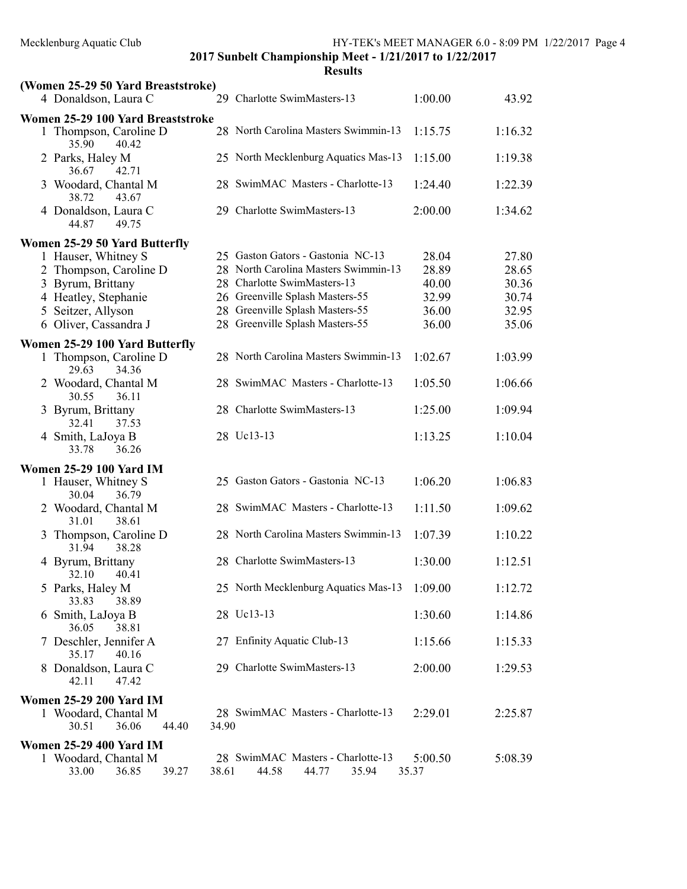## 2017 Sunbelt Championship Meet - 1/21/2017 to 1/22/2017

### Results

**(Women 25-29 50 Yard Breaststroke)**

| | Name | Age | Team | Seed Time | Finals Time |
|---|---|---|---|---|---|
| 4 | Donaldson, Laura C | 29 | Charlotte SwimMasters-13 | 1:00.00 | 43.92 |

**Women 25-29 100 Yard Breaststroke**

| | Name | Age | Team | Seed Time | Finals Time |
|---|---|---|---|---|---|
| 1 | Thompson, Caroline D | 28 | North Carolina Masters Swimmin-13 | 1:15.75 | 1:16.32 |
| | 35.90 40.42 | | | | |
| 2 | Parks, Haley M | 25 | North Mecklenburg Aquatics Mas-13 | 1:15.00 | 1:19.38 |
| | 36.67 42.71 | | | | |
| 3 | Woodard, Chantal M | 28 | SwimMAC Masters - Charlotte-13 | 1:24.40 | 1:22.39 |
| | 38.72 43.67 | | | | |
| 4 | Donaldson, Laura C | 29 | Charlotte SwimMasters-13 | 2:00.00 | 1:34.62 |
| | 44.87 49.75 | | | | |

**Women 25-29 50 Yard Butterfly**

| | Name | Age | Team | Seed Time | Finals Time |
|---|---|---|---|---|---|
| 1 | Hauser, Whitney S | 25 | Gaston Gators - Gastonia NC-13 | 28.04 | 27.80 |
| 2 | Thompson, Caroline D | 28 | North Carolina Masters Swimmin-13 | 28.89 | 28.65 |
| 3 | Byrum, Brittany | 28 | Charlotte SwimMasters-13 | 40.00 | 30.36 |
| 4 | Heatley, Stephanie | 26 | Greenville Splash Masters-55 | 32.99 | 30.74 |
| 5 | Seitzer, Allyson | 28 | Greenville Splash Masters-55 | 36.00 | 32.95 |
| 6 | Oliver, Cassandra J | 28 | Greenville Splash Masters-55 | 36.00 | 35.06 |

**Women 25-29 100 Yard Butterfly**

| | Name | Age | Team | Seed Time | Finals Time |
|---|---|---|---|---|---|
| 1 | Thompson, Caroline D | 28 | North Carolina Masters Swimmin-13 | 1:02.67 | 1:03.99 |
| | 29.63 34.36 | | | | |
| 2 | Woodard, Chantal M | 28 | SwimMAC Masters - Charlotte-13 | 1:05.50 | 1:06.66 |
| | 30.55 36.11 | | | | |
| 3 | Byrum, Brittany | 28 | Charlotte SwimMasters-13 | 1:25.00 | 1:09.94 |
| | 32.41 37.53 | | | | |
| 4 | Smith, LaJoya B | 28 | Uc13-13 | 1:13.25 | 1:10.04 |
| | 33.78 36.26 | | | | |

**Women 25-29 100 Yard IM**

| | Name | Age | Team | Seed Time | Finals Time |
|---|---|---|---|---|---|
| 1 | Hauser, Whitney S | 25 | Gaston Gators - Gastonia NC-13 | 1:06.20 | 1:06.83 |
| | 30.04 36.79 | | | | |
| 2 | Woodard, Chantal M | 28 | SwimMAC Masters - Charlotte-13 | 1:11.50 | 1:09.62 |
| | 31.01 38.61 | | | | |
| 3 | Thompson, Caroline D | 28 | North Carolina Masters Swimmin-13 | 1:07.39 | 1:10.22 |
| | 31.94 38.28 | | | | |
| 4 | Byrum, Brittany | 28 | Charlotte SwimMasters-13 | 1:30.00 | 1:12.51 |
| | 32.10 40.41 | | | | |
| 5 | Parks, Haley M | 25 | North Mecklenburg Aquatics Mas-13 | 1:09.00 | 1:12.72 |
| | 33.83 38.89 | | | | |
| 6 | Smith, LaJoya B | 28 | Uc13-13 | 1:30.60 | 1:14.86 |
| | 36.05 38.81 | | | | |
| 7 | Deschler, Jennifer A | 27 | Enfinity Aquatic Club-13 | 1:15.66 | 1:15.33 |
| | 35.17 40.16 | | | | |
| 8 | Donaldson, Laura C | 29 | Charlotte SwimMasters-13 | 2:00.00 | 1:29.53 |
| | 42.11 47.42 | | | | |

**Women 25-29 200 Yard IM**

| | Name | Age | Team | Seed Time | Finals Time |
|---|---|---|---|---|---|
| 1 | Woodard, Chantal M | 28 | SwimMAC Masters - Charlotte-13 | 2:29.01 | 2:25.87 |
| | 30.51 36.06 44.40 34.90 | | | | |

**Women 25-29 400 Yard IM**

| | Name | Age | Team | Seed Time | Finals Time |
|---|---|---|---|---|---|
| 1 | Woodard, Chantal M | 28 | SwimMAC Masters - Charlotte-13 | 5:00.50 | 5:08.39 |
| | 33.00 36.85 39.27 38.61 44.58 44.77 35.94 35.37 | | | | |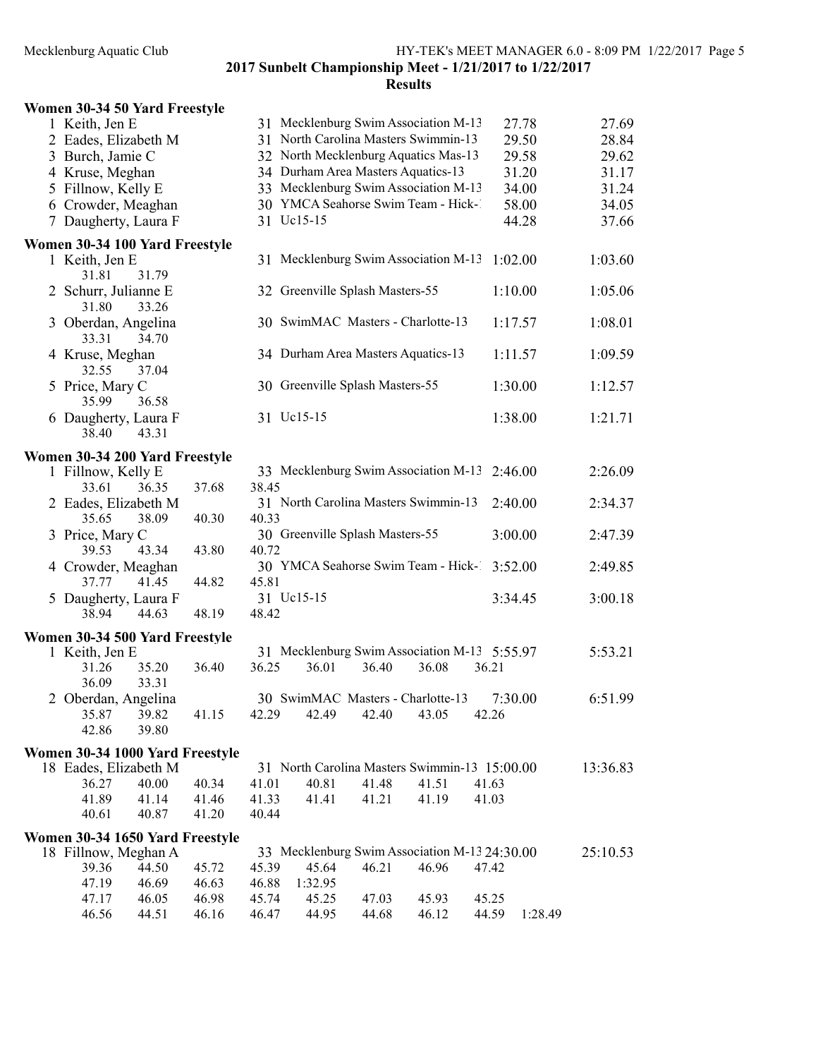## 2017 Sunbelt Championship Meet - 1/21/2017 to 1/22/2017

## Results

### Women 30-34 50 Yard Freestyle

| Place | Name | Age | Team | Seed Time | Finals Time |
|---|---|---|---|---|---|
| 1 | Keith, Jen E | 31 | Mecklenburg Swim Association M-13 | 27.78 | 27.69 |
| 2 | Eades, Elizabeth M | 31 | North Carolina Masters Swimmin-13 | 29.50 | 28.84 |
| 3 | Burch, Jamie C | 32 | North Mecklenburg Aquatics Mas-13 | 29.58 | 29.62 |
| 4 | Kruse, Meghan | 34 | Durham Area Masters Aquatics-13 | 31.20 | 31.17 |
| 5 | Fillnow, Kelly E | 33 | Mecklenburg Swim Association M-13 | 34.00 | 31.24 |
| 6 | Crowder, Meaghan | 30 | YMCA Seahorse Swim Team - Hick-1 | 58.00 | 34.05 |
| 7 | Daugherty, Laura F | 31 | Uc15-15 | 44.28 | 37.66 |

### Women 30-34 100 Yard Freestyle

| Place | Name | Age | Team | Seed Time | Finals Time |
|---|---|---|---|---|---|
| 1 | Keith, Jen E | 31 | Mecklenburg Swim Association M-13 | 1:02.00 | 1:03.60 |
| | 31.81  31.79 | | | | |
| 2 | Schurr, Julianne E | 32 | Greenville Splash Masters-55 | 1:10.00 | 1:05.06 |
| | 31.80  33.26 | | | | |
| 3 | Oberdan, Angelina | 30 | SwimMAC Masters - Charlotte-13 | 1:17.57 | 1:08.01 |
| | 33.31  34.70 | | | | |
| 4 | Kruse, Meghan | 34 | Durham Area Masters Aquatics-13 | 1:11.57 | 1:09.59 |
| | 32.55  37.04 | | | | |
| 5 | Price, Mary C | 30 | Greenville Splash Masters-55 | 1:30.00 | 1:12.57 |
| | 35.99  36.58 | | | | |
| 6 | Daugherty, Laura F | 31 | Uc15-15 | 1:38.00 | 1:21.71 |
| | 38.40  43.31 | | | | |

### Women 30-34 200 Yard Freestyle

| Place | Name | Age | Team | Seed Time | Finals Time |
|---|---|---|---|---|---|
| 1 | Fillnow, Kelly E | 33 | Mecklenburg Swim Association M-13 | 2:46.00 | 2:26.09 |
| | 33.61  36.35  37.68  38.45 | | | | |
| 2 | Eades, Elizabeth M | 31 | North Carolina Masters Swimmin-13 | 2:40.00 | 2:34.37 |
| | 35.65  38.09  40.30  40.33 | | | | |
| 3 | Price, Mary C | 30 | Greenville Splash Masters-55 | 3:00.00 | 2:47.39 |
| | 39.53  43.34  43.80  40.72 | | | | |
| 4 | Crowder, Meaghan | 30 | YMCA Seahorse Swim Team - Hick-1 | 3:52.00 | 2:49.85 |
| | 37.77  41.45  44.82  45.81 | | | | |
| 5 | Daugherty, Laura F | 31 | Uc15-15 | 3:34.45 | 3:00.18 |
| | 38.94  44.63  48.19  48.42 | | | | |

### Women 30-34 500 Yard Freestyle

| Place | Name | Age | Team | Seed Time | Finals Time |
|---|---|---|---|---|---|
| 1 | Keith, Jen E | 31 | Mecklenburg Swim Association M-13 | 5:55.97 | 5:53.21 |
| | 31.26  35.20  36.40  36.25  36.01  36.40  36.08  36.21  36.09  33.31 | | | | |
| 2 | Oberdan, Angelina | 30 | SwimMAC Masters - Charlotte-13 | 7:30.00 | 6:51.99 |
| | 35.87  39.82  41.15  42.29  42.49  42.40  43.05  42.26  42.86  39.80 | | | | |

### Women 30-34 1000 Yard Freestyle

| Place | Name | Age | Team | Seed Time | Finals Time |
|---|---|---|---|---|---|
| 18 | Eades, Elizabeth M | 31 | North Carolina Masters Swimmin-13 | 15:00.00 | 13:36.83 |
| | 36.27  40.00  40.34  41.01  40.81  41.48  41.51  41.63 | | | | |
| | 41.89  41.14  41.46  41.33  41.41  41.21  41.19  41.03 | | | | |
| | 40.61  40.87  41.20  40.44 | | | | |

### Women 30-34 1650 Yard Freestyle

| Place | Name | Age | Team | Seed Time | Finals Time |
|---|---|---|---|---|---|
| 18 | Fillnow, Meghan A | 33 | Mecklenburg Swim Association M-13 | 24:30.00 | 25:10.53 |
| | 39.36  44.50  45.72  45.39  45.64  46.21  46.96  47.42 | | | | |
| | 47.19  46.69  46.63  46.88  1:32.95 | | | | |
| | 47.17  46.05  46.98  45.74  45.25  47.03  45.93  45.25 | | | | |
| | 46.56  44.51  46.16  46.47  44.95  44.68  46.12  44.59  1:28.49 | | | | |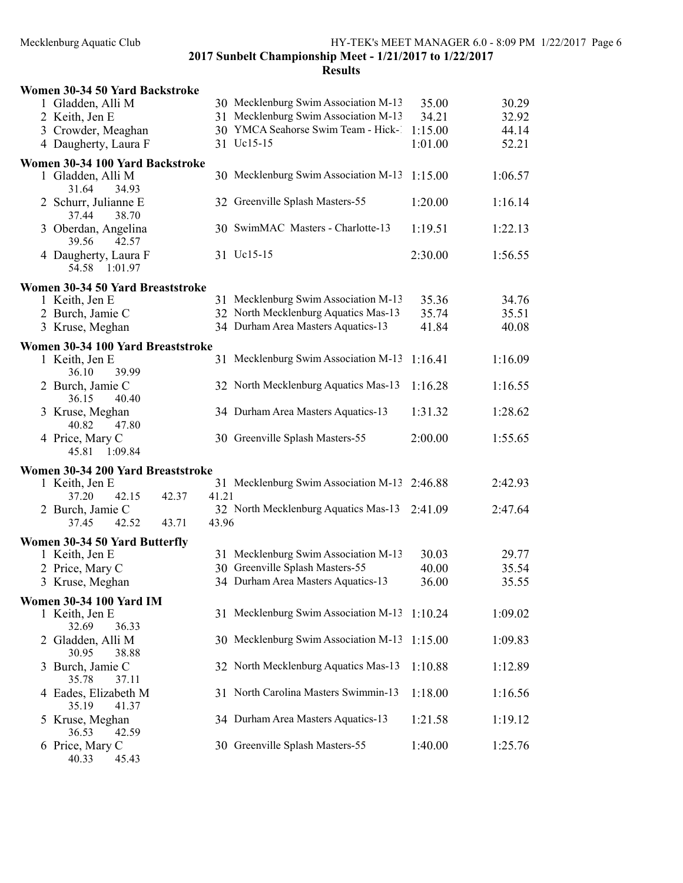## 2017 Sunbelt Championship Meet - 1/21/2017 to 1/22/2017

### Results

**Women 30-34 50 Yard Backstroke**

| Place | Name | Age | Team | Seed Time | Finals Time |
|---|---|---|---|---|---|
| 1 | Gladden, Alli M | 30 | Mecklenburg Swim Association M-13 | 35.00 | 30.29 |
| 2 | Keith, Jen E | 31 | Mecklenburg Swim Association M-13 | 34.21 | 32.92 |
| 3 | Crowder, Meaghan | 30 | YMCA Seahorse Swim Team - Hick-1 | 1:15.00 | 44.14 |
| 4 | Daugherty, Laura F | 31 | Uc15-15 | 1:01.00 | 52.21 |

**Women 30-34 100 Yard Backstroke**

| Place | Name | Age | Team | Seed Time | Finals Time |
|---|---|---|---|---|---|
| 1 | Gladden, Alli M | 30 | Mecklenburg Swim Association M-13 | 1:15.00 | 1:06.57 |
| | 31.64 34.93 | | | | |
| 2 | Schurr, Julianne E | 32 | Greenville Splash Masters-55 | 1:20.00 | 1:16.14 |
| | 37.44 38.70 | | | | |
| 3 | Oberdan, Angelina | 30 | SwimMAC Masters - Charlotte-13 | 1:19.51 | 1:22.13 |
| | 39.56 42.57 | | | | |
| 4 | Daugherty, Laura F | 31 | Uc15-15 | 2:30.00 | 1:56.55 |
| | 54.58 1:01.97 | | | | |

**Women 30-34 50 Yard Breaststroke**

| Place | Name | Age | Team | Seed Time | Finals Time |
|---|---|---|---|---|---|
| 1 | Keith, Jen E | 31 | Mecklenburg Swim Association M-13 | 35.36 | 34.76 |
| 2 | Burch, Jamie C | 32 | North Mecklenburg Aquatics Mas-13 | 35.74 | 35.51 |
| 3 | Kruse, Meghan | 34 | Durham Area Masters Aquatics-13 | 41.84 | 40.08 |

**Women 30-34 100 Yard Breaststroke**

| Place | Name | Age | Team | Seed Time | Finals Time |
|---|---|---|---|---|---|
| 1 | Keith, Jen E | 31 | Mecklenburg Swim Association M-13 | 1:16.41 | 1:16.09 |
| | 36.10 39.99 | | | | |
| 2 | Burch, Jamie C | 32 | North Mecklenburg Aquatics Mas-13 | 1:16.28 | 1:16.55 |
| | 36.15 40.40 | | | | |
| 3 | Kruse, Meghan | 34 | Durham Area Masters Aquatics-13 | 1:31.32 | 1:28.62 |
| | 40.82 47.80 | | | | |
| 4 | Price, Mary C | 30 | Greenville Splash Masters-55 | 2:00.00 | 1:55.65 |
| | 45.81 1:09.84 | | | | |

**Women 30-34 200 Yard Breaststroke**

| Place | Name | Age | Team | Seed Time | Finals Time |
|---|---|---|---|---|---|
| 1 | Keith, Jen E | 31 | Mecklenburg Swim Association M-13 | 2:46.88 | 2:42.93 |
| | 37.20 42.15 42.37 41.21 | | | | |
| 2 | Burch, Jamie C | 32 | North Mecklenburg Aquatics Mas-13 | 2:41.09 | 2:47.64 |
| | 37.45 42.52 43.71 43.96 | | | | |

**Women 30-34 50 Yard Butterfly**

| Place | Name | Age | Team | Seed Time | Finals Time |
|---|---|---|---|---|---|
| 1 | Keith, Jen E | 31 | Mecklenburg Swim Association M-13 | 30.03 | 29.77 |
| 2 | Price, Mary C | 30 | Greenville Splash Masters-55 | 40.00 | 35.54 |
| 3 | Kruse, Meghan | 34 | Durham Area Masters Aquatics-13 | 36.00 | 35.55 |

**Women 30-34 100 Yard IM**

| Place | Name | Age | Team | Seed Time | Finals Time |
|---|---|---|---|---|---|
| 1 | Keith, Jen E | 31 | Mecklenburg Swim Association M-13 | 1:10.24 | 1:09.02 |
| | 32.69 36.33 | | | | |
| 2 | Gladden, Alli M | 30 | Mecklenburg Swim Association M-13 | 1:15.00 | 1:09.83 |
| | 30.95 38.88 | | | | |
| 3 | Burch, Jamie C | 32 | North Mecklenburg Aquatics Mas-13 | 1:10.88 | 1:12.89 |
| | 35.78 37.11 | | | | |
| 4 | Eades, Elizabeth M | 31 | North Carolina Masters Swimmin-13 | 1:18.00 | 1:16.56 |
| | 35.19 41.37 | | | | |
| 5 | Kruse, Meghan | 34 | Durham Area Masters Aquatics-13 | 1:21.58 | 1:19.12 |
| | 36.53 42.59 | | | | |
| 6 | Price, Mary C | 30 | Greenville Splash Masters-55 | 1:40.00 | 1:25.76 |
| | 40.33 45.43 | | | | |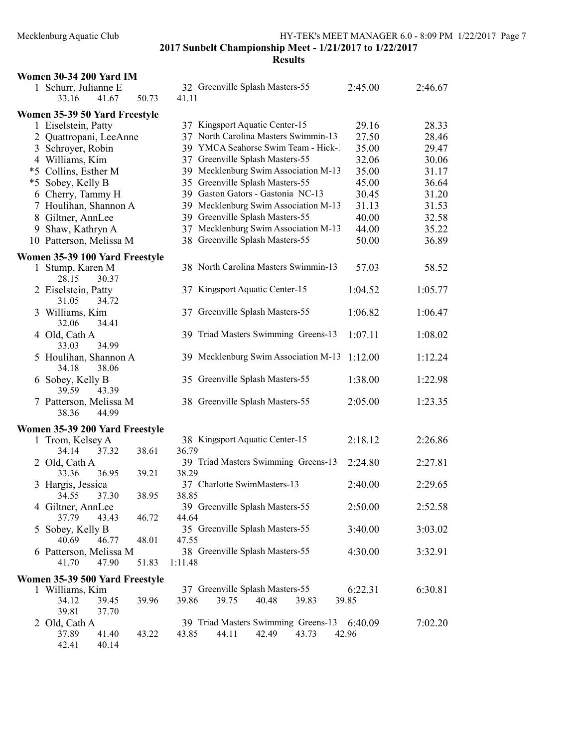## 2017 Sunbelt Championship Meet - 1/21/2017 to 1/22/2017

### Results

**Women 30-34 200 Yard IM**

| Place | Name | Age | Team | Seed Time | Finals Time |
|---|---|---|---|---|---|
| 1 | Schurr, Julianne E | 32 | Greenville Splash Masters-55 | 2:45.00 | 2:46.67 |
| | 33.16  41.67  50.73  41.11 | | | | |

**Women 35-39 50 Yard Freestyle**

| Place | Name | Age | Team | Seed Time | Finals Time |
|---|---|---|---|---|---|
| 1 | Eiselstein, Patty | 37 | Kingsport Aquatic Center-15 | 29.16 | 28.33 |
| 2 | Quattropani, LeeAnne | 37 | North Carolina Masters Swimmin-13 | 27.50 | 28.46 |
| 3 | Schroyer, Robin | 39 | YMCA Seahorse Swim Team - Hick-1 | 35.00 | 29.47 |
| 4 | Williams, Kim | 37 | Greenville Splash Masters-55 | 32.06 | 30.06 |
| *5 | Collins, Esther M | 39 | Mecklenburg Swim Association M-13 | 35.00 | 31.17 |
| *5 | Sobey, Kelly B | 35 | Greenville Splash Masters-55 | 45.00 | 36.64 |
| 6 | Cherry, Tammy H | 39 | Gaston Gators - Gastonia NC-13 | 30.45 | 31.20 |
| 7 | Houlihan, Shannon A | 39 | Mecklenburg Swim Association M-13 | 31.13 | 31.53 |
| 8 | Giltner, AnnLee | 39 | Greenville Splash Masters-55 | 40.00 | 32.58 |
| 9 | Shaw, Kathryn A | 37 | Mecklenburg Swim Association M-13 | 44.00 | 35.22 |
| 10 | Patterson, Melissa M | 38 | Greenville Splash Masters-55 | 50.00 | 36.89 |

**Women 35-39 100 Yard Freestyle**

| Place | Name | Age | Team | Seed Time | Finals Time |
|---|---|---|---|---|---|
| 1 | Stump, Karen M | 38 | North Carolina Masters Swimmin-13 | 57.03 | 58.52 |
| | 28.15  30.37 | | | | |
| 2 | Eiselstein, Patty | 37 | Kingsport Aquatic Center-15 | 1:04.52 | 1:05.77 |
| | 31.05  34.72 | | | | |
| 3 | Williams, Kim | 37 | Greenville Splash Masters-55 | 1:06.82 | 1:06.47 |
| | 32.06  34.41 | | | | |
| 4 | Old, Cath A | 39 | Triad Masters Swimming Greens-13 | 1:07.11 | 1:08.02 |
| | 33.03  34.99 | | | | |
| 5 | Houlihan, Shannon A | 39 | Mecklenburg Swim Association M-13 | 1:12.00 | 1:12.24 |
| | 34.18  38.06 | | | | |
| 6 | Sobey, Kelly B | 35 | Greenville Splash Masters-55 | 1:38.00 | 1:22.98 |
| | 39.59  43.39 | | | | |
| 7 | Patterson, Melissa M | 38 | Greenville Splash Masters-55 | 2:05.00 | 1:23.35 |
| | 38.36  44.99 | | | | |

**Women 35-39 200 Yard Freestyle**

| Place | Name | Age | Team | Seed Time | Finals Time |
|---|---|---|---|---|---|
| 1 | Trom, Kelsey A | 38 | Kingsport Aquatic Center-15 | 2:18.12 | 2:26.86 |
| | 34.14  37.32  38.61  36.79 | | | | |
| 2 | Old, Cath A | 39 | Triad Masters Swimming Greens-13 | 2:24.80 | 2:27.81 |
| | 33.36  36.95  39.21  38.29 | | | | |
| 3 | Hargis, Jessica | 37 | Charlotte SwimMasters-13 | 2:40.00 | 2:29.65 |
| | 34.55  37.30  38.95  38.85 | | | | |
| 4 | Giltner, AnnLee | 39 | Greenville Splash Masters-55 | 2:50.00 | 2:52.58 |
| | 37.79  43.43  46.72  44.64 | | | | |
| 5 | Sobey, Kelly B | 35 | Greenville Splash Masters-55 | 3:40.00 | 3:03.02 |
| | 40.69  46.77  48.01  47.55 | | | | |
| 6 | Patterson, Melissa M | 38 | Greenville Splash Masters-55 | 4:30.00 | 3:32.91 |
| | 41.70  47.90  51.83  1:11.48 | | | | |

**Women 35-39 500 Yard Freestyle**

| Place | Name | Age | Team | Seed Time | Finals Time |
|---|---|---|---|---|---|
| 1 | Williams, Kim | 37 | Greenville Splash Masters-55 | 6:22.31 | 6:30.81 |
| | 34.12  39.45  39.96  39.86  39.75  40.48  39.83  39.85  39.81  37.70 | | | | |
| 2 | Old, Cath A | 39 | Triad Masters Swimming Greens-13 | 6:40.09 | 7:02.20 |
| | 37.89  41.40  43.22  43.85  44.11  42.49  43.73  42.96  42.41  40.14 | | | | |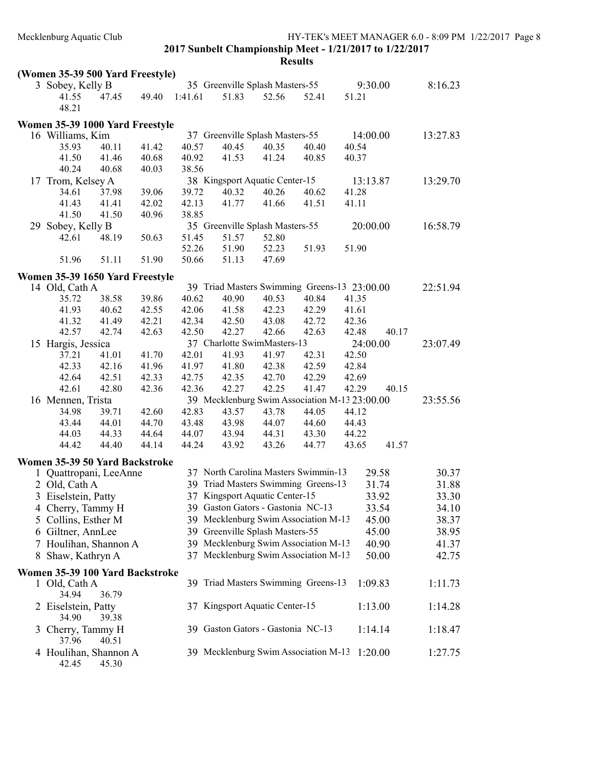**2017 Sunbelt Championship Meet - 1/21/2017 to 1/22/2017**

**Results**

### (Women 35-39 500 Yard Freestyle)

```
  3 Sobey, Kelly B               35 Greenville Splash Masters-55       9:30.00      8:16.23
       41.55     47.45     49.40   1:41.61     51.83     52.56     52.41     51.21
       48.21
```

### Women 35-39 1000 Yard Freestyle

```
 16 Williams, Kim                37 Greenville Splash Masters-55      14:00.00     13:27.83
       35.93     40.11     41.42     40.57     40.45     40.35     40.40     40.54
       41.50     41.46     40.68     40.92     41.53     41.24     40.85     40.37
       40.24     40.68     40.03     38.56
 17 Trom, Kelsey A               38 Kingsport Aquatic Center-15       13:13.87     13:29.70
       34.61     37.98     39.06     39.72     40.32     40.26     40.62     41.28
       41.43     41.41     42.02     42.13     41.77     41.66     41.51     41.11
       41.50     41.50     40.96     38.85
 29 Sobey, Kelly B               35 Greenville Splash Masters-55      20:00.00     16:58.79
       42.61     48.19     50.63     51.45     51.57     52.80
                                     52.26     51.90     52.23     51.93     51.90
       51.96     51.11     51.90     50.66     51.13     47.69
```

### Women 35-39 1650 Yard Freestyle

```
 14 Old, Cath A                  39 Triad Masters Swimming Greens-13 23:00.00     22:51.94
       35.72     38.58     39.86     40.62     40.90     40.53     40.84     41.35
       41.93     40.62     42.55     42.06     41.58     42.23     42.29     41.61
       41.32     41.49     42.21     42.34     42.50     43.08     42.72     42.36
       42.57     42.74     42.63     42.50     42.27     42.66     42.63     42.48     40.17
 15 Hargis, Jessica              37 Charlotte SwimMasters-13           24:00.00     23:07.49
       37.21     41.01     41.70     42.01     41.93     41.97     42.31     42.50
       42.33     42.16     41.96     41.97     41.80     42.38     42.59     42.84
       42.64     42.51     42.33     42.75     42.35     42.70     42.29     42.69
       42.61     42.80     42.36     42.36     42.27     42.25     41.47     42.29     40.15
 16 Mennen, Trista               39 Mecklenburg Swim Association M-13 23:00.00     23:55.56
       34.98     39.71     42.60     42.83     43.57     43.78     44.05     44.12
       43.44     44.01     44.70     43.48     43.98     44.07     44.60     44.43
       44.03     44.33     44.64     44.07     43.94     44.31     43.30     44.22
       44.42     44.40     44.14     44.24     43.92     43.26     44.77     43.65     41.57
```

### Women 35-39 50 Yard Backstroke

```
  1 Quattropani, LeeAnne         37 North Carolina Masters Swimmin-13      29.58        30.37
  2 Old, Cath A                  39 Triad Masters Swimming Greens-13       31.74        31.88
  3 Eiselstein, Patty            37 Kingsport Aquatic Center-15            33.92        33.30
  4 Cherry, Tammy H              39 Gaston Gators - Gastonia NC-13         33.54        34.10
  5 Collins, Esther M            39 Mecklenburg Swim Association M-13      45.00        38.37
  6 Giltner, AnnLee              39 Greenville Splash Masters-55           45.00        38.95
  7 Houlihan, Shannon A          39 Mecklenburg Swim Association M-13      40.90        41.37
  8 Shaw, Kathryn A              37 Mecklenburg Swim Association M-13      50.00        42.75
```

### Women 35-39 100 Yard Backstroke

```
  1 Old, Cath A                  39 Triad Masters Swimming Greens-13     1:09.83      1:11.73
       34.94     36.79
  2 Eiselstein, Patty            37 Kingsport Aquatic Center-15          1:13.00      1:14.28
       34.90     39.38
  3 Cherry, Tammy H              39 Gaston Gators - Gastonia NC-13       1:14.14      1:18.47
       37.96     40.51
  4 Houlihan, Shannon A          39 Mecklenburg Swim Association M-13    1:20.00      1:27.75
       42.45     45.30
```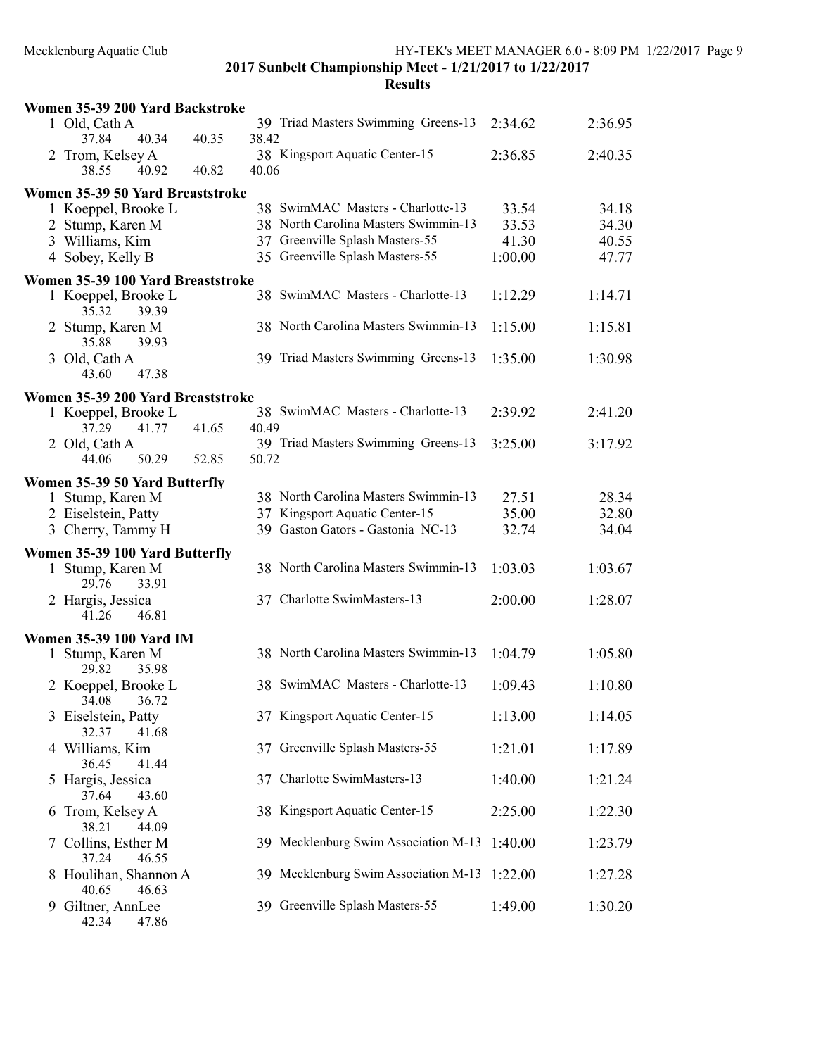## 2017 Sunbelt Championship Meet - 1/21/2017 to 1/22/2017

### Results

#### Women 35-39 200 Yard Backstroke

| Place | Name | Age | Team | Seed Time | Finals Time |
|---|---|---|---|---|---|
| 1 | Old, Cath A | 39 | Triad Masters Swimming Greens-13 | 2:34.62 | 2:36.95 |
| | 37.84 40.34 40.35 38.42 | | | | |
| 2 | Trom, Kelsey A | 38 | Kingsport Aquatic Center-15 | 2:36.85 | 2:40.35 |
| | 38.55 40.92 40.82 40.06 | | | | |

#### Women 35-39 50 Yard Breaststroke

| Place | Name | Age | Team | Seed Time | Finals Time |
|---|---|---|---|---|---|
| 1 | Koeppel, Brooke L | 38 | SwimMAC Masters - Charlotte-13 | 33.54 | 34.18 |
| 2 | Stump, Karen M | 38 | North Carolina Masters Swimmin-13 | 33.53 | 34.30 |
| 3 | Williams, Kim | 37 | Greenville Splash Masters-55 | 41.30 | 40.55 |
| 4 | Sobey, Kelly B | 35 | Greenville Splash Masters-55 | 1:00.00 | 47.77 |

#### Women 35-39 100 Yard Breaststroke

| Place | Name | Age | Team | Seed Time | Finals Time |
|---|---|---|---|---|---|
| 1 | Koeppel, Brooke L | 38 | SwimMAC Masters - Charlotte-13 | 1:12.29 | 1:14.71 |
| | 35.32 39.39 | | | | |
| 2 | Stump, Karen M | 38 | North Carolina Masters Swimmin-13 | 1:15.00 | 1:15.81 |
| | 35.88 39.93 | | | | |
| 3 | Old, Cath A | 39 | Triad Masters Swimming Greens-13 | 1:35.00 | 1:30.98 |
| | 43.60 47.38 | | | | |

#### Women 35-39 200 Yard Breaststroke

| Place | Name | Age | Team | Seed Time | Finals Time |
|---|---|---|---|---|---|
| 1 | Koeppel, Brooke L | 38 | SwimMAC Masters - Charlotte-13 | 2:39.92 | 2:41.20 |
| | 37.29 41.77 41.65 40.49 | | | | |
| 2 | Old, Cath A | 39 | Triad Masters Swimming Greens-13 | 3:25.00 | 3:17.92 |
| | 44.06 50.29 52.85 50.72 | | | | |

#### Women 35-39 50 Yard Butterfly

| Place | Name | Age | Team | Seed Time | Finals Time |
|---|---|---|---|---|---|
| 1 | Stump, Karen M | 38 | North Carolina Masters Swimmin-13 | 27.51 | 28.34 |
| 2 | Eiselstein, Patty | 37 | Kingsport Aquatic Center-15 | 35.00 | 32.80 |
| 3 | Cherry, Tammy H | 39 | Gaston Gators - Gastonia NC-13 | 32.74 | 34.04 |

#### Women 35-39 100 Yard Butterfly

| Place | Name | Age | Team | Seed Time | Finals Time |
|---|---|---|---|---|---|
| 1 | Stump, Karen M | 38 | North Carolina Masters Swimmin-13 | 1:03.03 | 1:03.67 |
| | 29.76 33.91 | | | | |
| 2 | Hargis, Jessica | 37 | Charlotte SwimMasters-13 | 2:00.00 | 1:28.07 |
| | 41.26 46.81 | | | | |

#### Women 35-39 100 Yard IM

| Place | Name | Age | Team | Seed Time | Finals Time |
|---|---|---|---|---|---|
| 1 | Stump, Karen M | 38 | North Carolina Masters Swimmin-13 | 1:04.79 | 1:05.80 |
| | 29.82 35.98 | | | | |
| 2 | Koeppel, Brooke L | 38 | SwimMAC Masters - Charlotte-13 | 1:09.43 | 1:10.80 |
| | 34.08 36.72 | | | | |
| 3 | Eiselstein, Patty | 37 | Kingsport Aquatic Center-15 | 1:13.00 | 1:14.05 |
| | 32.37 41.68 | | | | |
| 4 | Williams, Kim | 37 | Greenville Splash Masters-55 | 1:21.01 | 1:17.89 |
| | 36.45 41.44 | | | | |
| 5 | Hargis, Jessica | 37 | Charlotte SwimMasters-13 | 1:40.00 | 1:21.24 |
| | 37.64 43.60 | | | | |
| 6 | Trom, Kelsey A | 38 | Kingsport Aquatic Center-15 | 2:25.00 | 1:22.30 |
| | 38.21 44.09 | | | | |
| 7 | Collins, Esther M | 39 | Mecklenburg Swim Association M-13 | 1:40.00 | 1:23.79 |
| | 37.24 46.55 | | | | |
| 8 | Houlihan, Shannon A | 39 | Mecklenburg Swim Association M-13 | 1:22.00 | 1:27.28 |
| | 40.65 46.63 | | | | |
| 9 | Giltner, AnnLee | 39 | Greenville Splash Masters-55 | 1:49.00 | 1:30.20 |
| | 42.34 47.86 | | | | |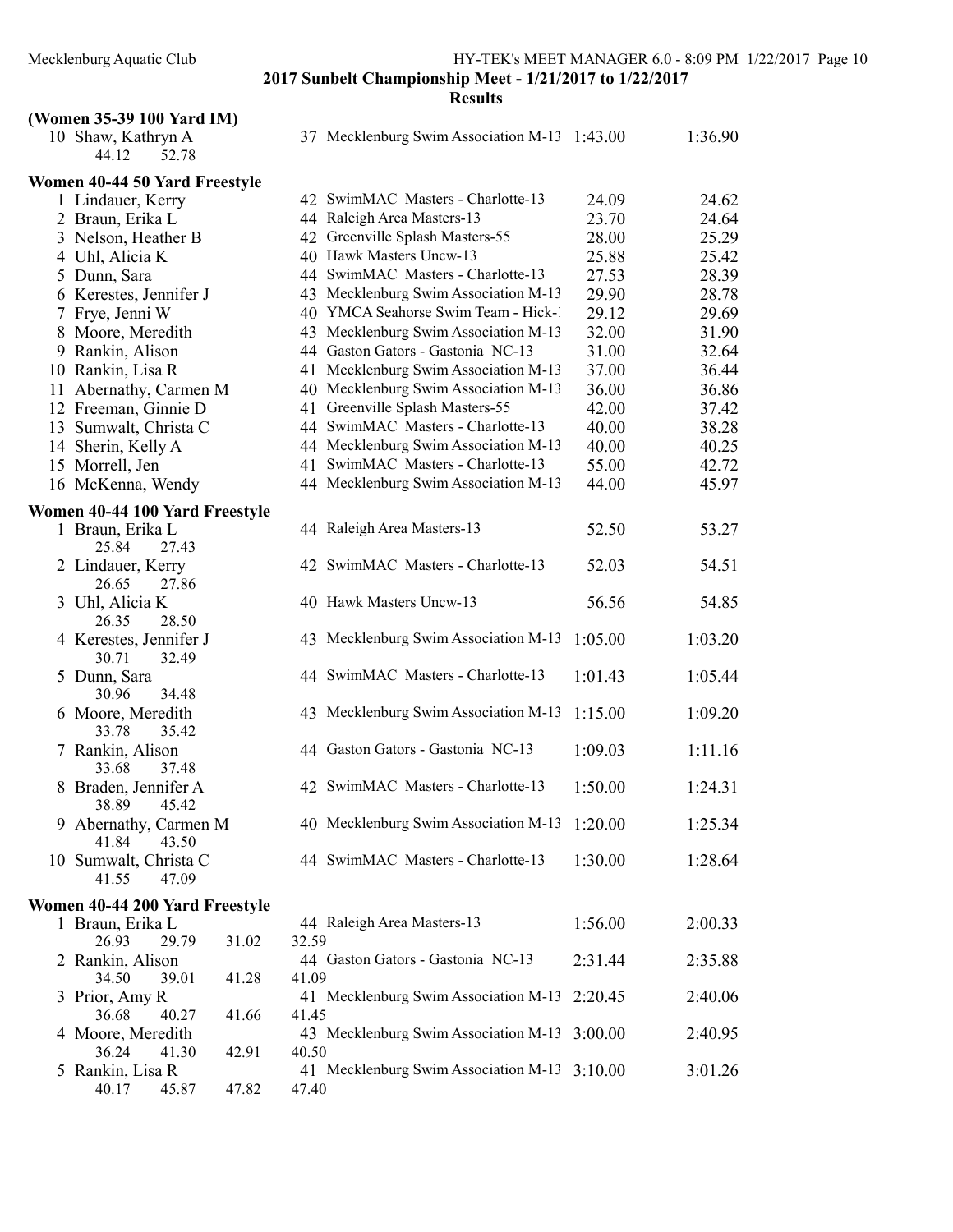**2017 Sunbelt Championship Meet - 1/21/2017 to 1/22/2017**

**Results**

### (Women 35-39 100 Yard IM)

| Place | Name | Age | Team | Seed Time | Finals Time |
|---|---|---|---|---|---|
| 10 | Shaw, Kathryn A | 37 | Mecklenburg Swim Association M-13 | 1:43.00 | 1:36.90 |
| | 44.12 52.78 | | | | |

### Women 40-44 50 Yard Freestyle

| Place | Name | Age | Team | Seed Time | Finals Time |
|---|---|---|---|---|---|
| 1 | Lindauer, Kerry | 42 | SwimMAC Masters - Charlotte-13 | 24.09 | 24.62 |
| 2 | Braun, Erika L | 44 | Raleigh Area Masters-13 | 23.70 | 24.64 |
| 3 | Nelson, Heather B | 42 | Greenville Splash Masters-55 | 28.00 | 25.29 |
| 4 | Uhl, Alicia K | 40 | Hawk Masters Uncw-13 | 25.88 | 25.42 |
| 5 | Dunn, Sara | 44 | SwimMAC Masters - Charlotte-13 | 27.53 | 28.39 |
| 6 | Kerestes, Jennifer J | 43 | Mecklenburg Swim Association M-13 | 29.90 | 28.78 |
| 7 | Frye, Jenni W | 40 | YMCA Seahorse Swim Team - Hick-1 | 29.12 | 29.69 |
| 8 | Moore, Meredith | 43 | Mecklenburg Swim Association M-13 | 32.00 | 31.90 |
| 9 | Rankin, Alison | 44 | Gaston Gators - Gastonia NC-13 | 31.00 | 32.64 |
| 10 | Rankin, Lisa R | 41 | Mecklenburg Swim Association M-13 | 37.00 | 36.44 |
| 11 | Abernathy, Carmen M | 40 | Mecklenburg Swim Association M-13 | 36.00 | 36.86 |
| 12 | Freeman, Ginnie D | 41 | Greenville Splash Masters-55 | 42.00 | 37.42 |
| 13 | Sumwalt, Christa C | 44 | SwimMAC Masters - Charlotte-13 | 40.00 | 38.28 |
| 14 | Sherin, Kelly A | 44 | Mecklenburg Swim Association M-13 | 40.00 | 40.25 |
| 15 | Morrell, Jen | 41 | SwimMAC Masters - Charlotte-13 | 55.00 | 42.72 |
| 16 | McKenna, Wendy | 44 | Mecklenburg Swim Association M-13 | 44.00 | 45.97 |

### Women 40-44 100 Yard Freestyle

| Place | Name | Age | Team | Seed Time | Finals Time |
|---|---|---|---|---|---|
| 1 | Braun, Erika L | 44 | Raleigh Area Masters-13 | 52.50 | 53.27 |
| | 25.84 27.43 | | | | |
| 2 | Lindauer, Kerry | 42 | SwimMAC Masters - Charlotte-13 | 52.03 | 54.51 |
| | 26.65 27.86 | | | | |
| 3 | Uhl, Alicia K | 40 | Hawk Masters Uncw-13 | 56.56 | 54.85 |
| | 26.35 28.50 | | | | |
| 4 | Kerestes, Jennifer J | 43 | Mecklenburg Swim Association M-13 | 1:05.00 | 1:03.20 |
| | 30.71 32.49 | | | | |
| 5 | Dunn, Sara | 44 | SwimMAC Masters - Charlotte-13 | 1:01.43 | 1:05.44 |
| | 30.96 34.48 | | | | |
| 6 | Moore, Meredith | 43 | Mecklenburg Swim Association M-13 | 1:15.00 | 1:09.20 |
| | 33.78 35.42 | | | | |
| 7 | Rankin, Alison | 44 | Gaston Gators - Gastonia NC-13 | 1:09.03 | 1:11.16 |
| | 33.68 37.48 | | | | |
| 8 | Braden, Jennifer A | 42 | SwimMAC Masters - Charlotte-13 | 1:50.00 | 1:24.31 |
| | 38.89 45.42 | | | | |
| 9 | Abernathy, Carmen M | 40 | Mecklenburg Swim Association M-13 | 1:20.00 | 1:25.34 |
| | 41.84 43.50 | | | | |
| 10 | Sumwalt, Christa C | 44 | SwimMAC Masters - Charlotte-13 | 1:30.00 | 1:28.64 |
| | 41.55 47.09 | | | | |

### Women 40-44 200 Yard Freestyle

| Place | Name | Age | Team | Seed Time | Finals Time |
|---|---|---|---|---|---|
| 1 | Braun, Erika L | 44 | Raleigh Area Masters-13 | 1:56.00 | 2:00.33 |
| | 26.93 29.79 31.02 32.59 | | | | |
| 2 | Rankin, Alison | 44 | Gaston Gators - Gastonia NC-13 | 2:31.44 | 2:35.88 |
| | 34.50 39.01 41.28 41.09 | | | | |
| 3 | Prior, Amy R | 41 | Mecklenburg Swim Association M-13 | 2:20.45 | 2:40.06 |
| | 36.68 40.27 41.66 41.45 | | | | |
| 4 | Moore, Meredith | 43 | Mecklenburg Swim Association M-13 | 3:00.00 | 2:40.95 |
| | 36.24 41.30 42.91 40.50 | | | | |
| 5 | Rankin, Lisa R | 41 | Mecklenburg Swim Association M-13 | 3:10.00 | 3:01.26 |
| | 40.17 45.87 47.82 47.40 | | | | |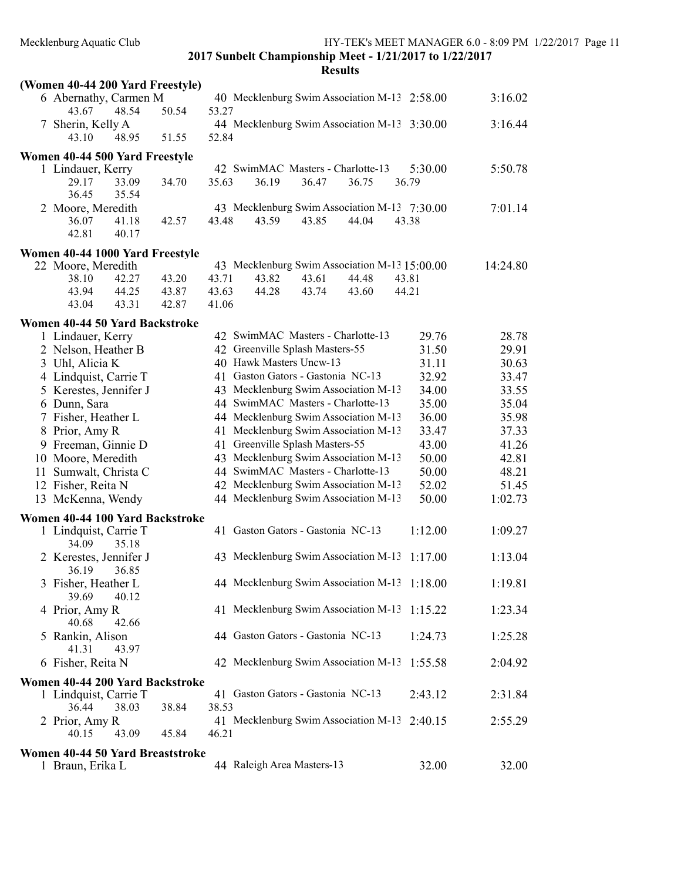## 2017 Sunbelt Championship Meet - 1/21/2017 to 1/22/2017

### Results

**(Women 40-44 200 Yard Freestyle)**

| Place | Name | Age | Team | Seed Time | Finals Time |
|---|---|---|---|---|---|
| 6 | Abernathy, Carmen M | 40 | Mecklenburg Swim Association M-13 | 2:58.00 | 3:16.02 |
| | 43.67 48.54 50.54 53.27 | | | | |
| 7 | Sherin, Kelly A | 44 | Mecklenburg Swim Association M-13 | 3:30.00 | 3:16.44 |
| | 43.10 48.95 51.55 52.84 | | | | |

**Women 40-44 500 Yard Freestyle**

| Place | Name | Age | Team | Seed Time | Finals Time |
|---|---|---|---|---|---|
| 1 | Lindauer, Kerry | 42 | SwimMAC Masters - Charlotte-13 | 5:30.00 | 5:50.78 |
| | 29.17 33.09 34.70 35.63 36.19 36.47 36.75 36.79 36.45 35.54 | | | | |
| 2 | Moore, Meredith | 43 | Mecklenburg Swim Association M-13 | 7:30.00 | 7:01.14 |
| | 36.07 41.18 42.57 43.48 43.59 43.85 44.04 43.38 42.81 40.17 | | | | |

**Women 40-44 1000 Yard Freestyle**

| Place | Name | Age | Team | Seed Time | Finals Time |
|---|---|---|---|---|---|
| 22 | Moore, Meredith | 43 | Mecklenburg Swim Association M-13 | 15:00.00 | 14:24.80 |
| | 38.10 42.27 43.20 43.71 43.82 43.61 44.48 43.81 43.94 44.25 43.87 43.63 44.28 43.74 43.60 44.21 43.04 43.31 42.87 41.06 | | | | |

**Women 40-44 50 Yard Backstroke**

| Place | Name | Age | Team | Seed Time | Finals Time |
|---|---|---|---|---|---|
| 1 | Lindauer, Kerry | 42 | SwimMAC Masters - Charlotte-13 | 29.76 | 28.78 |
| 2 | Nelson, Heather B | 42 | Greenville Splash Masters-55 | 31.50 | 29.91 |
| 3 | Uhl, Alicia K | 40 | Hawk Masters Uncw-13 | 31.11 | 30.63 |
| 4 | Lindquist, Carrie T | 41 | Gaston Gators - Gastonia NC-13 | 32.92 | 33.47 |
| 5 | Kerestes, Jennifer J | 43 | Mecklenburg Swim Association M-13 | 34.00 | 33.55 |
| 6 | Dunn, Sara | 44 | SwimMAC Masters - Charlotte-13 | 35.00 | 35.04 |
| 7 | Fisher, Heather L | 44 | Mecklenburg Swim Association M-13 | 36.00 | 35.98 |
| 8 | Prior, Amy R | 41 | Mecklenburg Swim Association M-13 | 33.47 | 37.33 |
| 9 | Freeman, Ginnie D | 41 | Greenville Splash Masters-55 | 43.00 | 41.26 |
| 10 | Moore, Meredith | 43 | Mecklenburg Swim Association M-13 | 50.00 | 42.81 |
| 11 | Sumwalt, Christa C | 44 | SwimMAC Masters - Charlotte-13 | 50.00 | 48.21 |
| 12 | Fisher, Reita N | 42 | Mecklenburg Swim Association M-13 | 52.02 | 51.45 |
| 13 | McKenna, Wendy | 44 | Mecklenburg Swim Association M-13 | 50.00 | 1:02.73 |

**Women 40-44 100 Yard Backstroke**

| Place | Name | Age | Team | Seed Time | Finals Time |
|---|---|---|---|---|---|
| 1 | Lindquist, Carrie T | 41 | Gaston Gators - Gastonia NC-13 | 1:12.00 | 1:09.27 |
| | 34.09 35.18 | | | | |
| 2 | Kerestes, Jennifer J | 43 | Mecklenburg Swim Association M-13 | 1:17.00 | 1:13.04 |
| | 36.19 36.85 | | | | |
| 3 | Fisher, Heather L | 44 | Mecklenburg Swim Association M-13 | 1:18.00 | 1:19.81 |
| | 39.69 40.12 | | | | |
| 4 | Prior, Amy R | 41 | Mecklenburg Swim Association M-13 | 1:15.22 | 1:23.34 |
| | 40.68 42.66 | | | | |
| 5 | Rankin, Alison | 44 | Gaston Gators - Gastonia NC-13 | 1:24.73 | 1:25.28 |
| | 41.31 43.97 | | | | |
| 6 | Fisher, Reita N | 42 | Mecklenburg Swim Association M-13 | 1:55.58 | 2:04.92 |

**Women 40-44 200 Yard Backstroke**

| Place | Name | Age | Team | Seed Time | Finals Time |
|---|---|---|---|---|---|
| 1 | Lindquist, Carrie T | 41 | Gaston Gators - Gastonia NC-13 | 2:43.12 | 2:31.84 |
| | 36.44 38.03 38.84 38.53 | | | | |
| 2 | Prior, Amy R | 41 | Mecklenburg Swim Association M-13 | 2:40.15 | 2:55.29 |
| | 40.15 43.09 45.84 46.21 | | | | |

**Women 40-44 50 Yard Breaststroke**

| Place | Name | Age | Team | Seed Time | Finals Time |
|---|---|---|---|---|---|
| 1 | Braun, Erika L | 44 | Raleigh Area Masters-13 | 32.00 | 32.00 |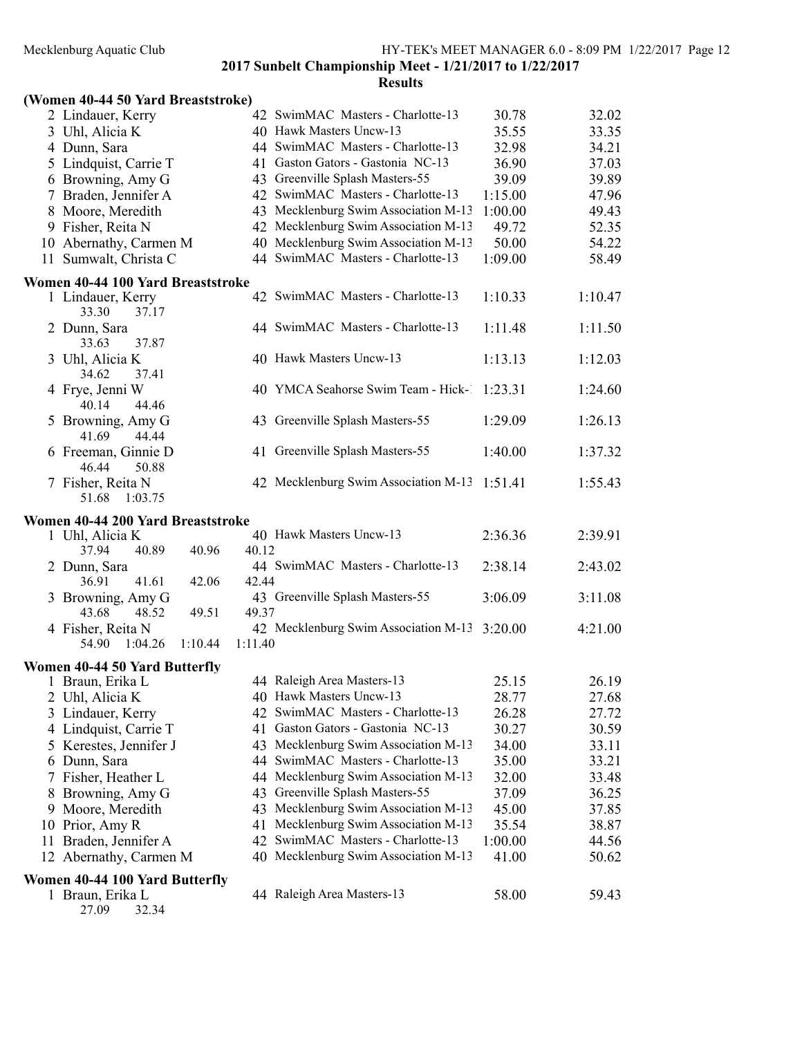## 2017 Sunbelt Championship Meet - 1/21/2017 to 1/22/2017

### Results

#### (Women 40-44 50 Yard Breaststroke)

| Place | Name | Age | Team | Seed Time | Finals Time |
|---|---|---|---|---|---|
| 2 | Lindauer, Kerry | 42 | SwimMAC Masters - Charlotte-13 | 30.78 | 32.02 |
| 3 | Uhl, Alicia K | 40 | Hawk Masters Uncw-13 | 35.55 | 33.35 |
| 4 | Dunn, Sara | 44 | SwimMAC Masters - Charlotte-13 | 32.98 | 34.21 |
| 5 | Lindquist, Carrie T | 41 | Gaston Gators - Gastonia NC-13 | 36.90 | 37.03 |
| 6 | Browning, Amy G | 43 | Greenville Splash Masters-55 | 39.09 | 39.89 |
| 7 | Braden, Jennifer A | 42 | SwimMAC Masters - Charlotte-13 | 1:15.00 | 47.96 |
| 8 | Moore, Meredith | 43 | Mecklenburg Swim Association M-13 | 1:00.00 | 49.43 |
| 9 | Fisher, Reita N | 42 | Mecklenburg Swim Association M-13 | 49.72 | 52.35 |
| 10 | Abernathy, Carmen M | 40 | Mecklenburg Swim Association M-13 | 50.00 | 54.22 |
| 11 | Sumwalt, Christa C | 44 | SwimMAC Masters - Charlotte-13 | 1:09.00 | 58.49 |

#### Women 40-44 100 Yard Breaststroke

| Place | Name | Age | Team | Seed Time | Finals Time |
|---|---|---|---|---|---|
| 1 | Lindauer, Kerry | 42 | SwimMAC Masters - Charlotte-13 | 1:10.33 | 1:10.47 |
| | 33.30 37.17 | | | | |
| 2 | Dunn, Sara | 44 | SwimMAC Masters - Charlotte-13 | 1:11.48 | 1:11.50 |
| | 33.63 37.87 | | | | |
| 3 | Uhl, Alicia K | 40 | Hawk Masters Uncw-13 | 1:13.13 | 1:12.03 |
| | 34.62 37.41 | | | | |
| 4 | Frye, Jenni W | 40 | YMCA Seahorse Swim Team - Hick-1 | 1:23.31 | 1:24.60 |
| | 40.14 44.46 | | | | |
| 5 | Browning, Amy G | 43 | Greenville Splash Masters-55 | 1:29.09 | 1:26.13 |
| | 41.69 44.44 | | | | |
| 6 | Freeman, Ginnie D | 41 | Greenville Splash Masters-55 | 1:40.00 | 1:37.32 |
| | 46.44 50.88 | | | | |
| 7 | Fisher, Reita N | 42 | Mecklenburg Swim Association M-13 | 1:51.41 | 1:55.43 |
| | 51.68 1:03.75 | | | | |

#### Women 40-44 200 Yard Breaststroke

| Place | Name | Age | Team | Seed Time | Finals Time |
|---|---|---|---|---|---|
| 1 | Uhl, Alicia K | 40 | Hawk Masters Uncw-13 | 2:36.36 | 2:39.91 |
| | 37.94 40.89 40.96 40.12 | | | | |
| 2 | Dunn, Sara | 44 | SwimMAC Masters - Charlotte-13 | 2:38.14 | 2:43.02 |
| | 36.91 41.61 42.06 42.44 | | | | |
| 3 | Browning, Amy G | 43 | Greenville Splash Masters-55 | 3:06.09 | 3:11.08 |
| | 43.68 48.52 49.51 49.37 | | | | |
| 4 | Fisher, Reita N | 42 | Mecklenburg Swim Association M-13 | 3:20.00 | 4:21.00 |
| | 54.90 1:04.26 1:10.44 1:11.40 | | | | |

#### Women 40-44 50 Yard Butterfly

| Place | Name | Age | Team | Seed Time | Finals Time |
|---|---|---|---|---|---|
| 1 | Braun, Erika L | 44 | Raleigh Area Masters-13 | 25.15 | 26.19 |
| 2 | Uhl, Alicia K | 40 | Hawk Masters Uncw-13 | 28.77 | 27.68 |
| 3 | Lindauer, Kerry | 42 | SwimMAC Masters - Charlotte-13 | 26.28 | 27.72 |
| 4 | Lindquist, Carrie T | 41 | Gaston Gators - Gastonia NC-13 | 30.27 | 30.59 |
| 5 | Kerestes, Jennifer J | 43 | Mecklenburg Swim Association M-13 | 34.00 | 33.11 |
| 6 | Dunn, Sara | 44 | SwimMAC Masters - Charlotte-13 | 35.00 | 33.21 |
| 7 | Fisher, Heather L | 44 | Mecklenburg Swim Association M-13 | 32.00 | 33.48 |
| 8 | Browning, Amy G | 43 | Greenville Splash Masters-55 | 37.09 | 36.25 |
| 9 | Moore, Meredith | 43 | Mecklenburg Swim Association M-13 | 45.00 | 37.85 |
| 10 | Prior, Amy R | 41 | Mecklenburg Swim Association M-13 | 35.54 | 38.87 |
| 11 | Braden, Jennifer A | 42 | SwimMAC Masters - Charlotte-13 | 1:00.00 | 44.56 |
| 12 | Abernathy, Carmen M | 40 | Mecklenburg Swim Association M-13 | 41.00 | 50.62 |

#### Women 40-44 100 Yard Butterfly

| Place | Name | Age | Team | Seed Time | Finals Time |
|---|---|---|---|---|---|
| 1 | Braun, Erika L | 44 | Raleigh Area Masters-13 | 58.00 | 59.43 |
| | 27.09 32.34 | | | | |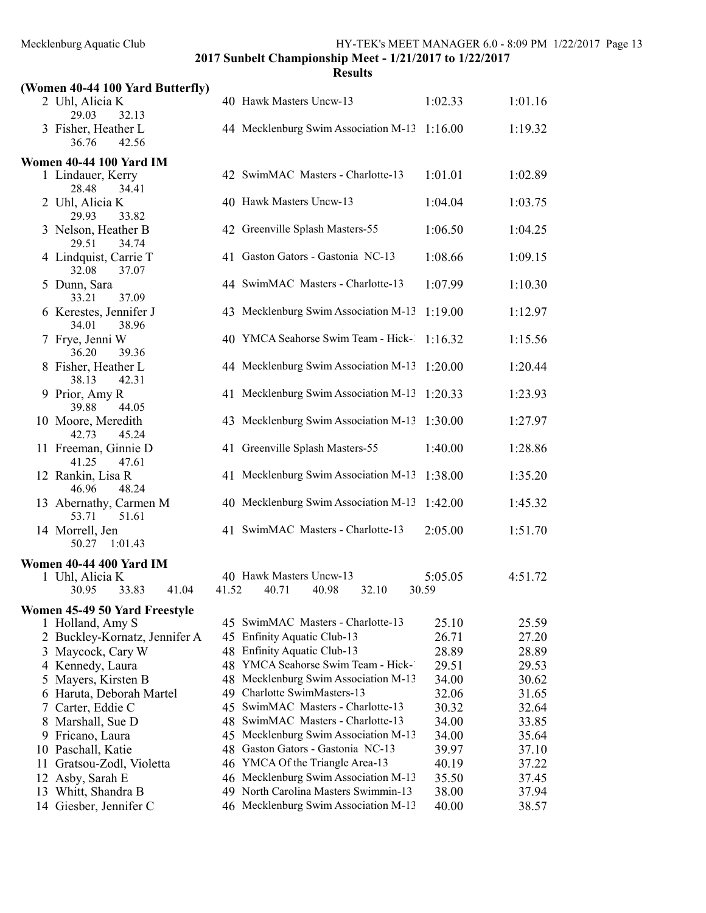# 2017 Sunbelt Championship Meet - 1/21/2017 to 1/22/2017

## Results

### (Women 40-44 100 Yard Butterfly)

| Place | Name | Age | Team | Seed Time | Finals Time |
|---|---|---|---|---|---|
| 2 | Uhl, Alicia K | 40 | Hawk Masters Uncw-13 | 1:02.33 | 1:01.16 |
| | 29.03 32.13 | | | | |
| 3 | Fisher, Heather L | 44 | Mecklenburg Swim Association M-13 | 1:16.00 | 1:19.32 |
| | 36.76 42.56 | | | | |

### Women 40-44 100 Yard IM

| Place | Name | Age | Team | Seed Time | Finals Time |
|---|---|---|---|---|---|
| 1 | Lindauer, Kerry | 42 | SwimMAC Masters - Charlotte-13 | 1:01.01 | 1:02.89 |
| | 28.48 34.41 | | | | |
| 2 | Uhl, Alicia K | 40 | Hawk Masters Uncw-13 | 1:04.04 | 1:03.75 |
| | 29.93 33.82 | | | | |
| 3 | Nelson, Heather B | 42 | Greenville Splash Masters-55 | 1:06.50 | 1:04.25 |
| | 29.51 34.74 | | | | |
| 4 | Lindquist, Carrie T | 41 | Gaston Gators - Gastonia NC-13 | 1:08.66 | 1:09.15 |
| | 32.08 37.07 | | | | |
| 5 | Dunn, Sara | 44 | SwimMAC Masters - Charlotte-13 | 1:07.99 | 1:10.30 |
| | 33.21 37.09 | | | | |
| 6 | Kerestes, Jennifer J | 43 | Mecklenburg Swim Association M-13 | 1:19.00 | 1:12.97 |
| | 34.01 38.96 | | | | |
| 7 | Frye, Jenni W | 40 | YMCA Seahorse Swim Team - Hick-1 | 1:16.32 | 1:15.56 |
| | 36.20 39.36 | | | | |
| 8 | Fisher, Heather L | 44 | Mecklenburg Swim Association M-13 | 1:20.00 | 1:20.44 |
| | 38.13 42.31 | | | | |
| 9 | Prior, Amy R | 41 | Mecklenburg Swim Association M-13 | 1:20.33 | 1:23.93 |
| | 39.88 44.05 | | | | |
| 10 | Moore, Meredith | 43 | Mecklenburg Swim Association M-13 | 1:30.00 | 1:27.97 |
| | 42.73 45.24 | | | | |
| 11 | Freeman, Ginnie D | 41 | Greenville Splash Masters-55 | 1:40.00 | 1:28.86 |
| | 41.25 47.61 | | | | |
| 12 | Rankin, Lisa R | 41 | Mecklenburg Swim Association M-13 | 1:38.00 | 1:35.20 |
| | 46.96 48.24 | | | | |
| 13 | Abernathy, Carmen M | 40 | Mecklenburg Swim Association M-13 | 1:42.00 | 1:45.32 |
| | 53.71 51.61 | | | | |
| 14 | Morrell, Jen | 41 | SwimMAC Masters - Charlotte-13 | 2:05.00 | 1:51.70 |
| | 50.27 1:01.43 | | | | |

### Women 40-44 400 Yard IM

| Place | Name | Age | Team | Seed Time | Finals Time |
|---|---|---|---|---|---|
| 1 | Uhl, Alicia K | 40 | Hawk Masters Uncw-13 | 5:05.05 | 4:51.72 |
| | 30.95 33.83 41.04 41.52 40.71 40.98 32.10 30.59 | | | | |

### Women 45-49 50 Yard Freestyle

| Place | Name | Age | Team | Seed Time | Finals Time |
|---|---|---|---|---|---|
| 1 | Holland, Amy S | 45 | SwimMAC Masters - Charlotte-13 | 25.10 | 25.59 |
| 2 | Buckley-Kornatz, Jennifer A | 45 | Enfinity Aquatic Club-13 | 26.71 | 27.20 |
| 3 | Maycock, Cary W | 48 | Enfinity Aquatic Club-13 | 28.89 | 28.89 |
| 4 | Kennedy, Laura | 48 | YMCA Seahorse Swim Team - Hick-1 | 29.51 | 29.53 |
| 5 | Mayers, Kirsten B | 48 | Mecklenburg Swim Association M-13 | 34.00 | 30.62 |
| 6 | Haruta, Deborah Martel | 49 | Charlotte SwimMasters-13 | 32.06 | 31.65 |
| 7 | Carter, Eddie C | 45 | SwimMAC Masters - Charlotte-13 | 30.32 | 32.64 |
| 8 | Marshall, Sue D | 48 | SwimMAC Masters - Charlotte-13 | 34.00 | 33.85 |
| 9 | Fricano, Laura | 45 | Mecklenburg Swim Association M-13 | 34.00 | 35.64 |
| 10 | Paschall, Katie | 48 | Gaston Gators - Gastonia NC-13 | 39.97 | 37.10 |
| 11 | Gratsou-Zodl, Violetta | 46 | YMCA Of the Triangle Area-13 | 40.19 | 37.22 |
| 12 | Asby, Sarah E | 46 | Mecklenburg Swim Association M-13 | 35.50 | 37.45 |
| 13 | Whitt, Shandra B | 49 | North Carolina Masters Swimmin-13 | 38.00 | 37.94 |
| 14 | Giesber, Jennifer C | 46 | Mecklenburg Swim Association M-13 | 40.00 | 38.57 |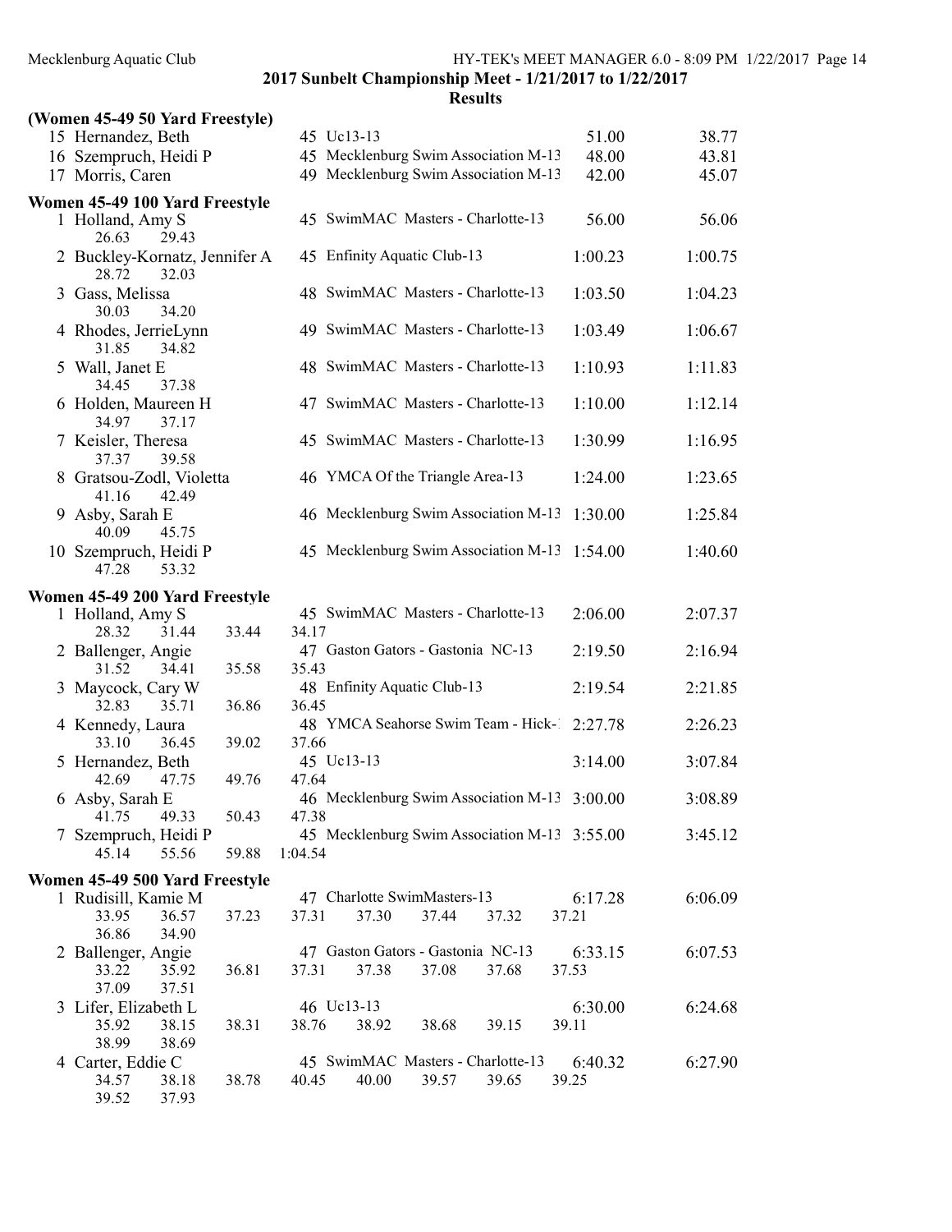## 2017 Sunbelt Championship Meet - 1/21/2017 to 1/22/2017

### Results

### (Women 45-49 50 Yard Freestyle)

| | Name | Age | Team | Seed Time | Finals Time |
|---|---|---|---|---|---|
| 15 | Hernandez, Beth | 45 | Uc13-13 | 51.00 | 38.77 |
| 16 | Szempruch, Heidi P | 45 | Mecklenburg Swim Association M-13 | 48.00 | 43.81 |
| 17 | Morris, Caren | 49 | Mecklenburg Swim Association M-13 | 42.00 | 45.07 |

### Women 45-49 100 Yard Freestyle

| | Name | Age | Team | Seed Time | Finals Time |
|---|---|---|---|---|---|
| 1 | Holland, Amy S | 45 | SwimMAC Masters - Charlotte-13 | 56.00 | 56.06 |
| | 26.63 29.43 | | | | |
| 2 | Buckley-Kornatz, Jennifer A | 45 | Enfinity Aquatic Club-13 | 1:00.23 | 1:00.75 |
| | 28.72 32.03 | | | | |
| 3 | Gass, Melissa | 48 | SwimMAC Masters - Charlotte-13 | 1:03.50 | 1:04.23 |
| | 30.03 34.20 | | | | |
| 4 | Rhodes, JerrieLynn | 49 | SwimMAC Masters - Charlotte-13 | 1:03.49 | 1:06.67 |
| | 31.85 34.82 | | | | |
| 5 | Wall, Janet E | 48 | SwimMAC Masters - Charlotte-13 | 1:10.93 | 1:11.83 |
| | 34.45 37.38 | | | | |
| 6 | Holden, Maureen H | 47 | SwimMAC Masters - Charlotte-13 | 1:10.00 | 1:12.14 |
| | 34.97 37.17 | | | | |
| 7 | Keisler, Theresa | 45 | SwimMAC Masters - Charlotte-13 | 1:30.99 | 1:16.95 |
| | 37.37 39.58 | | | | |
| 8 | Gratsou-Zodl, Violetta | 46 | YMCA Of the Triangle Area-13 | 1:24.00 | 1:23.65 |
| | 41.16 42.49 | | | | |
| 9 | Asby, Sarah E | 46 | Mecklenburg Swim Association M-13 | 1:30.00 | 1:25.84 |
| | 40.09 45.75 | | | | |
| 10 | Szempruch, Heidi P | 45 | Mecklenburg Swim Association M-13 | 1:54.00 | 1:40.60 |
| | 47.28 53.32 | | | | |

### Women 45-49 200 Yard Freestyle

| | Name | Age | Team | Seed Time | Finals Time |
|---|---|---|---|---|---|
| 1 | Holland, Amy S | 45 | SwimMAC Masters - Charlotte-13 | 2:06.00 | 2:07.37 |
| | 28.32 31.44 33.44 34.17 | | | | |
| 2 | Ballenger, Angie | 47 | Gaston Gators - Gastonia NC-13 | 2:19.50 | 2:16.94 |
| | 31.52 34.41 35.58 35.43 | | | | |
| 3 | Maycock, Cary W | 48 | Enfinity Aquatic Club-13 | 2:19.54 | 2:21.85 |
| | 32.83 35.71 36.86 36.45 | | | | |
| 4 | Kennedy, Laura | 48 | YMCA Seahorse Swim Team - Hick-1 | 2:27.78 | 2:26.23 |
| | 33.10 36.45 39.02 37.66 | | | | |
| 5 | Hernandez, Beth | 45 | Uc13-13 | 3:14.00 | 3:07.84 |
| | 42.69 47.75 49.76 47.64 | | | | |
| 6 | Asby, Sarah E | 46 | Mecklenburg Swim Association M-13 | 3:00.00 | 3:08.89 |
| | 41.75 49.33 50.43 47.38 | | | | |
| 7 | Szempruch, Heidi P | 45 | Mecklenburg Swim Association M-13 | 3:55.00 | 3:45.12 |
| | 45.14 55.56 59.88 1:04.54 | | | | |

### Women 45-49 500 Yard Freestyle

| | Name | Age | Team | Seed Time | Finals Time |
|---|---|---|---|---|---|
| 1 | Rudisill, Kamie M | 47 | Charlotte SwimMasters-13 | 6:17.28 | 6:06.09 |
| | 33.95 36.57 37.23 37.31 37.30 37.44 37.32 37.21 36.86 34.90 | | | | |
| 2 | Ballenger, Angie | 47 | Gaston Gators - Gastonia NC-13 | 6:33.15 | 6:07.53 |
| | 33.22 35.92 36.81 37.31 37.38 37.08 37.68 37.53 37.09 37.51 | | | | |
| 3 | Lifer, Elizabeth L | 46 | Uc13-13 | 6:30.00 | 6:24.68 |
| | 35.92 38.15 38.31 38.76 38.92 38.68 39.15 39.11 38.99 38.69 | | | | |
| 4 | Carter, Eddie C | 45 | SwimMAC Masters - Charlotte-13 | 6:40.32 | 6:27.90 |
| | 34.57 38.18 38.78 40.45 40.00 39.57 39.65 39.25 39.52 37.93 | | | | |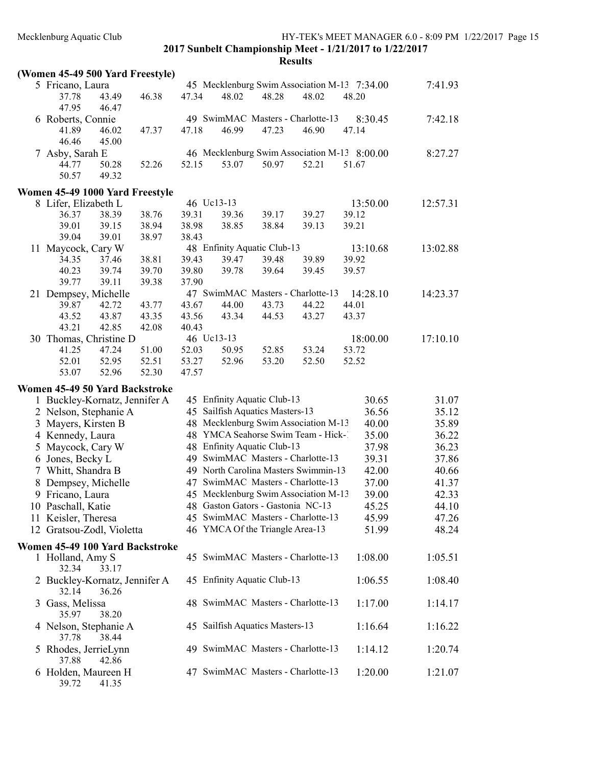## 2017 Sunbelt Championship Meet - 1/21/2017 to 1/22/2017

### Results

#### (Women 45-49 500 Yard Freestyle)

```
  5 Fricano, Laura                  45 Mecklenburg Swim Association M-13  7:34.00      7:41.93
       37.78     43.49     46.38     47.34     48.02     48.28     48.02     48.20
       47.95     46.47
  6 Roberts, Connie                 49 SwimMAC Masters - Charlotte-13     8:30.45      7:42.18
       41.89     46.02     47.37     47.18     46.99     47.23     46.90     47.14
       46.46     45.00
  7 Asby, Sarah E                   46 Mecklenburg Swim Association M-13  8:00.00      8:27.27
       44.77     50.28     52.26     52.15     53.07     50.97     52.21     51.67
       50.57     49.32
```

#### Women 45-49 1000 Yard Freestyle

```
  8 Lifer, Elizabeth L              46 Uc13-13                            13:50.00     12:57.31
       36.37     38.39     38.76     39.31     39.36     39.17     39.27     39.12
       39.01     39.15     38.94     38.98     38.85     38.84     39.13     39.21
       39.04     39.01     38.97     38.43
 11 Maycock, Cary W                 48 Enfinity Aquatic Club-13           13:10.68     13:02.88
       34.35     37.46     38.81     39.43     39.47     39.48     39.89     39.92
       40.23     39.74     39.70     39.80     39.78     39.64     39.45     39.57
       39.77     39.11     39.38     37.90
 21 Dempsey, Michelle               47 SwimMAC Masters - Charlotte-13     14:28.10     14:23.37
       39.87     42.72     43.77     43.67     44.00     43.73     44.22     44.01
       43.52     43.87     43.35     43.56     43.34     44.53     43.27     43.37
       43.21     42.85     42.08     40.43
 30 Thomas, Christine D             46 Uc13-13                            18:00.00     17:10.10
       41.25     47.24     51.00     52.03     50.95     52.85     53.24     53.72
       52.01     52.95     52.51     53.27     52.96     53.20     52.50     52.52
       53.07     52.96     52.30     47.57
```

#### Women 45-49 50 Yard Backstroke

```
  1 Buckley-Kornatz, Jennifer A     45 Enfinity Aquatic Club-13              30.65        31.07
  2 Nelson, Stephanie A             45 Sailfish Aquatics Masters-13          36.56        35.12
  3 Mayers, Kirsten B               48 Mecklenburg Swim Association M-13     40.00        35.89
  4 Kennedy, Laura                  48 YMCA Seahorse Swim Team - Hick-1      35.00        36.22
  5 Maycock, Cary W                 48 Enfinity Aquatic Club-13              37.98        36.23
  6 Jones, Becky L                  49 SwimMAC Masters - Charlotte-13        39.31        37.86
  7 Whitt, Shandra B                49 North Carolina Masters Swimmin-13     42.00        40.66
  8 Dempsey, Michelle               47 SwimMAC Masters - Charlotte-13        37.00        41.37
  9 Fricano, Laura                  45 Mecklenburg Swim Association M-13     39.00        42.33
 10 Paschall, Katie                 48 Gaston Gators - Gastonia NC-13        45.25        44.10
 11 Keisler, Theresa                45 SwimMAC Masters - Charlotte-13        45.99        47.26
 12 Gratsou-Zodl, Violetta          46 YMCA Of the Triangle Area-13          51.99        48.24
```

#### Women 45-49 100 Yard Backstroke

```
  1 Holland, Amy S                  45 SwimMAC Masters - Charlotte-13      1:08.00      1:05.51
       32.34     33.17
  2 Buckley-Kornatz, Jennifer A     45 Enfinity Aquatic Club-13            1:06.55      1:08.40
       32.14     36.26
  3 Gass, Melissa                   48 SwimMAC Masters - Charlotte-13      1:17.00      1:14.17
       35.97     38.20
  4 Nelson, Stephanie A             45 Sailfish Aquatics Masters-13        1:16.64      1:16.22
       37.78     38.44
  5 Rhodes, JerrieLynn              49 SwimMAC Masters - Charlotte-13      1:14.12      1:20.74
       37.88     42.86
  6 Holden, Maureen H               47 SwimMAC Masters - Charlotte-13      1:20.00      1:21.07
       39.72     41.35
```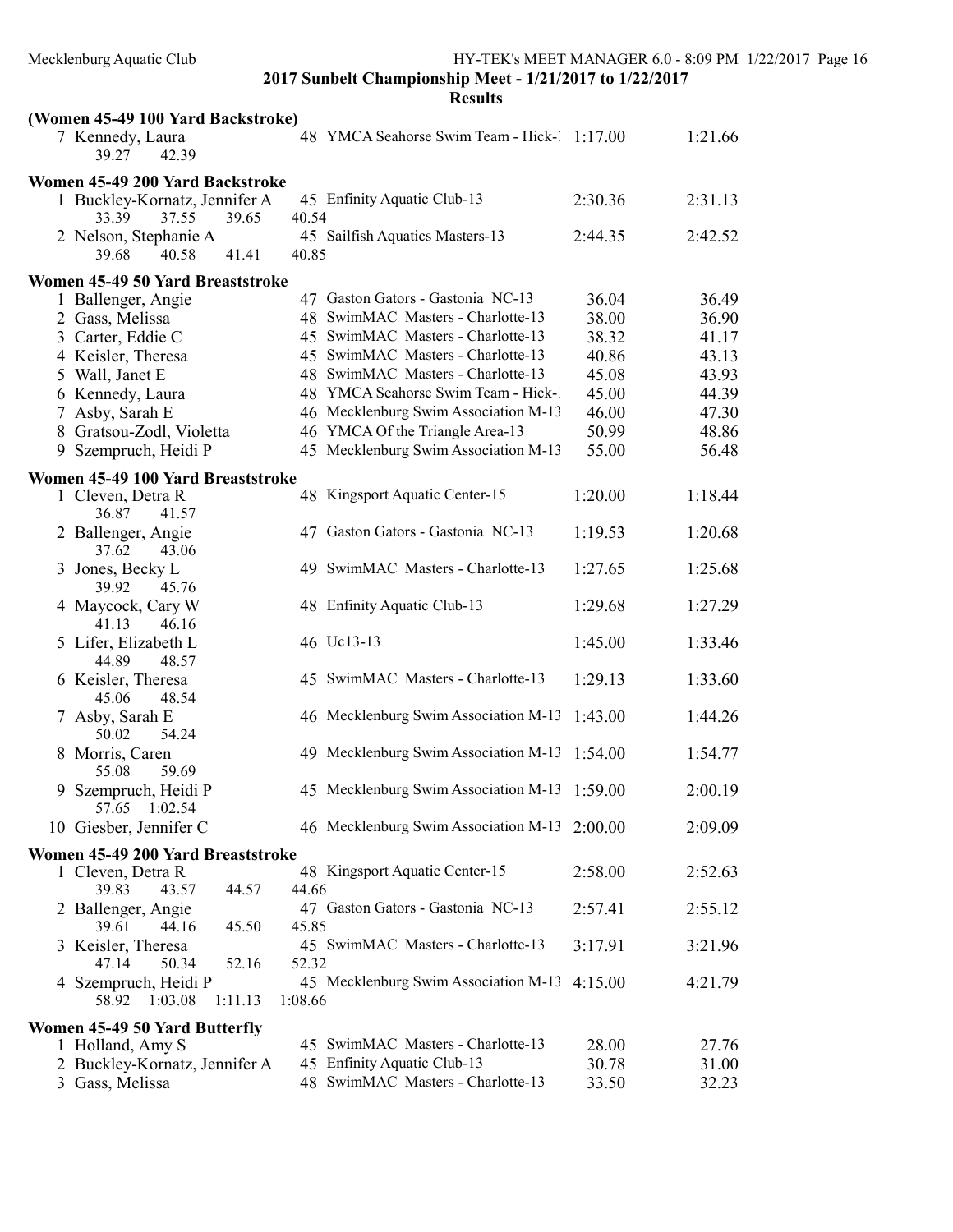## 2017 Sunbelt Championship Meet - 1/21/2017 to 1/22/2017

### Results

**(Women 45-49 100 Yard Backstroke)**

| Place | Name | Age | Team | Seed Time | Finals Time |
|---|---|---|---|---|---|
| 7 | Kennedy, Laura | 48 | YMCA Seahorse Swim Team - Hick-1 | 1:17.00 | 1:21.66 |
| | 39.27 42.39 | | | | |

**Women 45-49 200 Yard Backstroke**

| Place | Name | Age | Team | Seed Time | Finals Time |
|---|---|---|---|---|---|
| 1 | Buckley-Kornatz, Jennifer A | 45 | Enfinity Aquatic Club-13 | 2:30.36 | 2:31.13 |
| | 33.39 37.55 39.65 40.54 | | | | |
| 2 | Nelson, Stephanie A | 45 | Sailfish Aquatics Masters-13 | 2:44.35 | 2:42.52 |
| | 39.68 40.58 41.41 40.85 | | | | |

**Women 45-49 50 Yard Breaststroke**

| Place | Name | Age | Team | Seed Time | Finals Time |
|---|---|---|---|---|---|
| 1 | Ballenger, Angie | 47 | Gaston Gators - Gastonia NC-13 | 36.04 | 36.49 |
| 2 | Gass, Melissa | 48 | SwimMAC Masters - Charlotte-13 | 38.00 | 36.90 |
| 3 | Carter, Eddie C | 45 | SwimMAC Masters - Charlotte-13 | 38.32 | 41.17 |
| 4 | Keisler, Theresa | 45 | SwimMAC Masters - Charlotte-13 | 40.86 | 43.13 |
| 5 | Wall, Janet E | 48 | SwimMAC Masters - Charlotte-13 | 45.08 | 43.93 |
| 6 | Kennedy, Laura | 48 | YMCA Seahorse Swim Team - Hick-1 | 45.00 | 44.39 |
| 7 | Asby, Sarah E | 46 | Mecklenburg Swim Association M-13 | 46.00 | 47.30 |
| 8 | Gratsou-Zodl, Violetta | 46 | YMCA Of the Triangle Area-13 | 50.99 | 48.86 |
| 9 | Szempruch, Heidi P | 45 | Mecklenburg Swim Association M-13 | 55.00 | 56.48 |

**Women 45-49 100 Yard Breaststroke**

| Place | Name | Age | Team | Seed Time | Finals Time |
|---|---|---|---|---|---|
| 1 | Cleven, Detra R | 48 | Kingsport Aquatic Center-15 | 1:20.00 | 1:18.44 |
| | 36.87 41.57 | | | | |
| 2 | Ballenger, Angie | 47 | Gaston Gators - Gastonia NC-13 | 1:19.53 | 1:20.68 |
| | 37.62 43.06 | | | | |
| 3 | Jones, Becky L | 49 | SwimMAC Masters - Charlotte-13 | 1:27.65 | 1:25.68 |
| | 39.92 45.76 | | | | |
| 4 | Maycock, Cary W | 48 | Enfinity Aquatic Club-13 | 1:29.68 | 1:27.29 |
| | 41.13 46.16 | | | | |
| 5 | Lifer, Elizabeth L | 46 | Uc13-13 | 1:45.00 | 1:33.46 |
| | 44.89 48.57 | | | | |
| 6 | Keisler, Theresa | 45 | SwimMAC Masters - Charlotte-13 | 1:29.13 | 1:33.60 |
| | 45.06 48.54 | | | | |
| 7 | Asby, Sarah E | 46 | Mecklenburg Swim Association M-13 | 1:43.00 | 1:44.26 |
| | 50.02 54.24 | | | | |
| 8 | Morris, Caren | 49 | Mecklenburg Swim Association M-13 | 1:54.00 | 1:54.77 |
| | 55.08 59.69 | | | | |
| 9 | Szempruch, Heidi P | 45 | Mecklenburg Swim Association M-13 | 1:59.00 | 2:00.19 |
| | 57.65 1:02.54 | | | | |
| 10 | Giesber, Jennifer C | 46 | Mecklenburg Swim Association M-13 | 2:00.00 | 2:09.09 |

**Women 45-49 200 Yard Breaststroke**

| Place | Name | Age | Team | Seed Time | Finals Time |
|---|---|---|---|---|---|
| 1 | Cleven, Detra R | 48 | Kingsport Aquatic Center-15 | 2:58.00 | 2:52.63 |
| | 39.83 43.57 44.57 44.66 | | | | |
| 2 | Ballenger, Angie | 47 | Gaston Gators - Gastonia NC-13 | 2:57.41 | 2:55.12 |
| | 39.61 44.16 45.50 45.85 | | | | |
| 3 | Keisler, Theresa | 45 | SwimMAC Masters - Charlotte-13 | 3:17.91 | 3:21.96 |
| | 47.14 50.34 52.16 52.32 | | | | |
| 4 | Szempruch, Heidi P | 45 | Mecklenburg Swim Association M-13 | 4:15.00 | 4:21.79 |
| | 58.92 1:03.08 1:11.13 1:08.66 | | | | |

**Women 45-49 50 Yard Butterfly**

| Place | Name | Age | Team | Seed Time | Finals Time |
|---|---|---|---|---|---|
| 1 | Holland, Amy S | 45 | SwimMAC Masters - Charlotte-13 | 28.00 | 27.76 |
| 2 | Buckley-Kornatz, Jennifer A | 45 | Enfinity Aquatic Club-13 | 30.78 | 31.00 |
| 3 | Gass, Melissa | 48 | SwimMAC Masters - Charlotte-13 | 33.50 | 32.23 |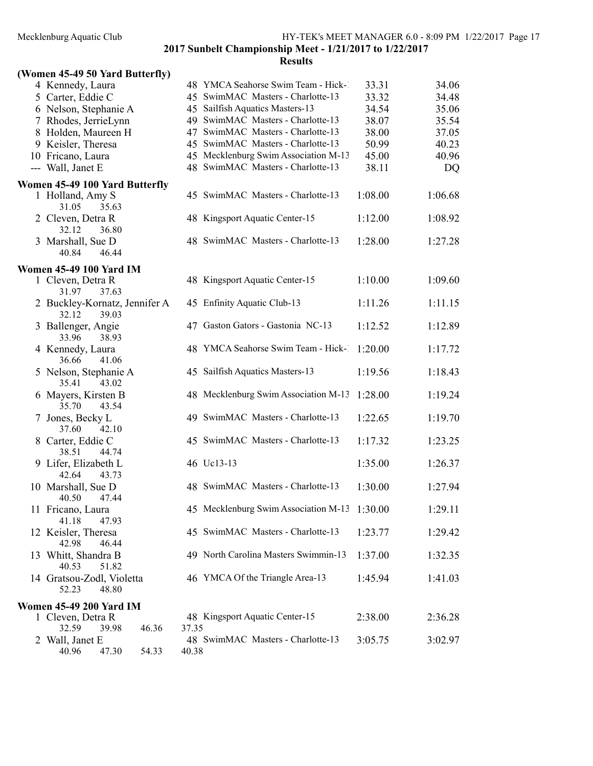## 2017 Sunbelt Championship Meet - 1/21/2017 to 1/22/2017

### Results

### (Women 45-49 50 Yard Butterfly)

| Place | Name | Age | Team | Seed Time | Finals Time |
|---|---|---|---|---|---|
| 4 | Kennedy, Laura | 48 | YMCA Seahorse Swim Team - Hick-1 | 33.31 | 34.06 |
| 5 | Carter, Eddie C | 45 | SwimMAC Masters - Charlotte-13 | 33.32 | 34.48 |
| 6 | Nelson, Stephanie A | 45 | Sailfish Aquatics Masters-13 | 34.54 | 35.06 |
| 7 | Rhodes, JerrieLynn | 49 | SwimMAC Masters - Charlotte-13 | 38.07 | 35.54 |
| 8 | Holden, Maureen H | 47 | SwimMAC Masters - Charlotte-13 | 38.00 | 37.05 |
| 9 | Keisler, Theresa | 45 | SwimMAC Masters - Charlotte-13 | 50.99 | 40.23 |
| 10 | Fricano, Laura | 45 | Mecklenburg Swim Association M-13 | 45.00 | 40.96 |
| --- | Wall, Janet E | 48 | SwimMAC Masters - Charlotte-13 | 38.11 | DQ |

### Women 45-49 100 Yard Butterfly

| Place | Name | Age | Team | Seed Time | Finals Time |
|---|---|---|---|---|---|
| 1 | Holland, Amy S | 45 | SwimMAC Masters - Charlotte-13 | 1:08.00 | 1:06.68 |
| | 31.05  35.63 | | | | |
| 2 | Cleven, Detra R | 48 | Kingsport Aquatic Center-15 | 1:12.00 | 1:08.92 |
| | 32.12  36.80 | | | | |
| 3 | Marshall, Sue D | 48 | SwimMAC Masters - Charlotte-13 | 1:28.00 | 1:27.28 |
| | 40.84  46.44 | | | | |

### Women 45-49 100 Yard IM

| Place | Name | Age | Team | Seed Time | Finals Time |
|---|---|---|---|---|---|
| 1 | Cleven, Detra R | 48 | Kingsport Aquatic Center-15 | 1:10.00 | 1:09.60 |
| | 31.97  37.63 | | | | |
| 2 | Buckley-Kornatz, Jennifer A | 45 | Enfinity Aquatic Club-13 | 1:11.26 | 1:11.15 |
| | 32.12  39.03 | | | | |
| 3 | Ballenger, Angie | 47 | Gaston Gators - Gastonia NC-13 | 1:12.52 | 1:12.89 |
| | 33.96  38.93 | | | | |
| 4 | Kennedy, Laura | 48 | YMCA Seahorse Swim Team - Hick-1 | 1:20.00 | 1:17.72 |
| | 36.66  41.06 | | | | |
| 5 | Nelson, Stephanie A | 45 | Sailfish Aquatics Masters-13 | 1:19.56 | 1:18.43 |
| | 35.41  43.02 | | | | |
| 6 | Mayers, Kirsten B | 48 | Mecklenburg Swim Association M-13 | 1:28.00 | 1:19.24 |
| | 35.70  43.54 | | | | |
| 7 | Jones, Becky L | 49 | SwimMAC Masters - Charlotte-13 | 1:22.65 | 1:19.70 |
| | 37.60  42.10 | | | | |
| 8 | Carter, Eddie C | 45 | SwimMAC Masters - Charlotte-13 | 1:17.32 | 1:23.25 |
| | 38.51  44.74 | | | | |
| 9 | Lifer, Elizabeth L | 46 | Uc13-13 | 1:35.00 | 1:26.37 |
| | 42.64  43.73 | | | | |
| 10 | Marshall, Sue D | 48 | SwimMAC Masters - Charlotte-13 | 1:30.00 | 1:27.94 |
| | 40.50  47.44 | | | | |
| 11 | Fricano, Laura | 45 | Mecklenburg Swim Association M-13 | 1:30.00 | 1:29.11 |
| | 41.18  47.93 | | | | |
| 12 | Keisler, Theresa | 45 | SwimMAC Masters - Charlotte-13 | 1:23.77 | 1:29.42 |
| | 42.98  46.44 | | | | |
| 13 | Whitt, Shandra B | 49 | North Carolina Masters Swimmin-13 | 1:37.00 | 1:32.35 |
| | 40.53  51.82 | | | | |
| 14 | Gratsou-Zodl, Violetta | 46 | YMCA Of the Triangle Area-13 | 1:45.94 | 1:41.03 |
| | 52.23  48.80 | | | | |

### Women 45-49 200 Yard IM

| Place | Name | Age | Team | Seed Time | Finals Time |
|---|---|---|---|---|---|
| 1 | Cleven, Detra R | 48 | Kingsport Aquatic Center-15 | 2:38.00 | 2:36.28 |
| | 32.59  39.98  46.36  37.35 | | | | |
| 2 | Wall, Janet E | 48 | SwimMAC Masters - Charlotte-13 | 3:05.75 | 3:02.97 |
| | 40.96  47.30  54.33  40.38 | | | | |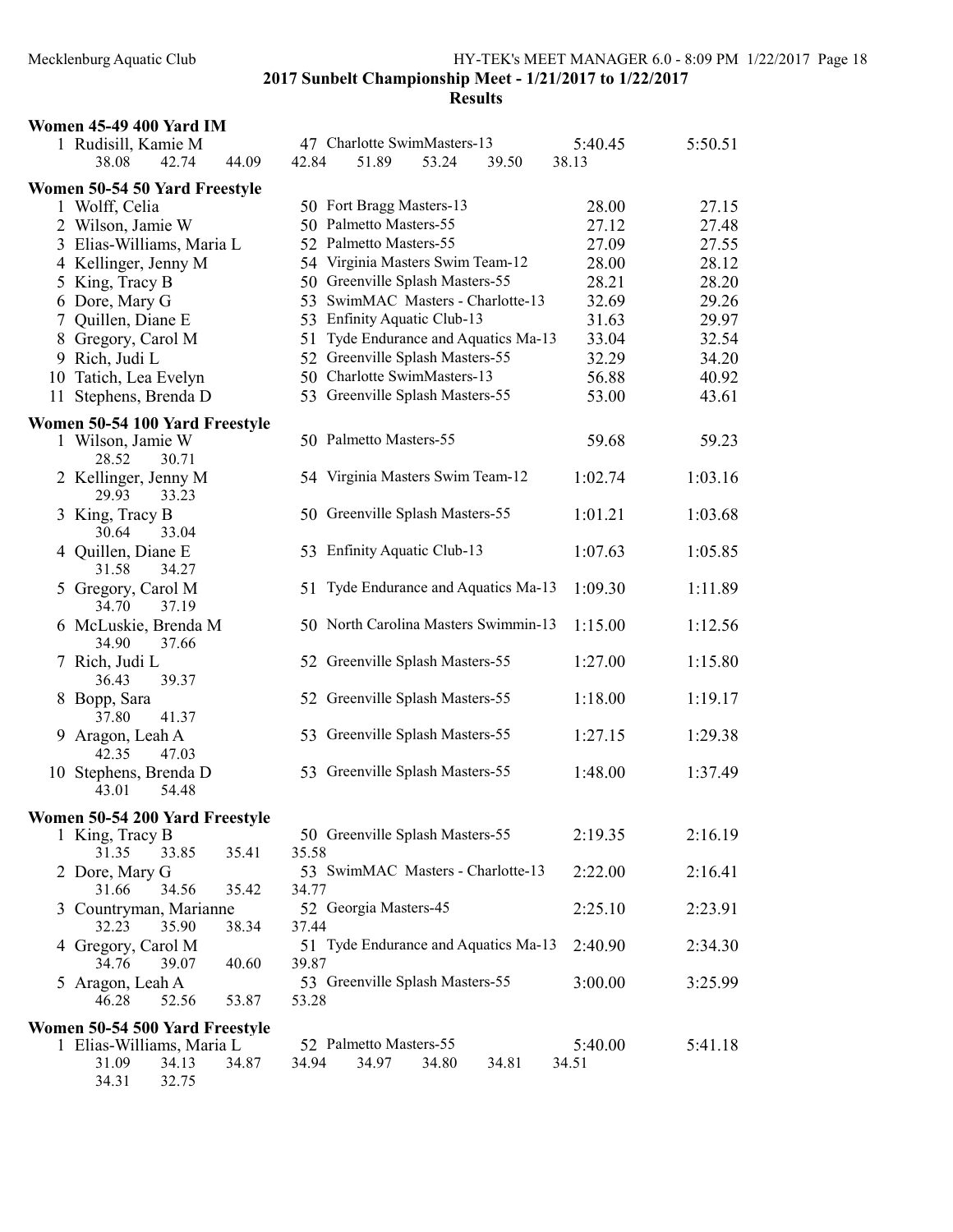# 2017 Sunbelt Championship Meet - 1/21/2017 to 1/22/2017

## Results

### Women 45-49 400 Yard IM

| Place | Name | Age | Team | Seed Time | Finals Time |
|---|---|---|---|---|---|
| 1 | Rudisill, Kamie M | 47 | Charlotte SwimMasters-13 | 5:40.45 | 5:50.51 |

Splits: 38.08, 42.74, 44.09, 42.84, 51.89, 53.24, 39.50, 38.13

### Women 50-54 50 Yard Freestyle

| Place | Name | Age | Team | Seed Time | Finals Time |
|---|---|---|---|---|---|
| 1 | Wolff, Celia | 50 | Fort Bragg Masters-13 | 28.00 | 27.15 |
| 2 | Wilson, Jamie W | 50 | Palmetto Masters-55 | 27.12 | 27.48 |
| 3 | Elias-Williams, Maria L | 52 | Palmetto Masters-55 | 27.09 | 27.55 |
| 4 | Kellinger, Jenny M | 54 | Virginia Masters Swim Team-12 | 28.00 | 28.12 |
| 5 | King, Tracy B | 50 | Greenville Splash Masters-55 | 28.21 | 28.20 |
| 6 | Dore, Mary G | 53 | SwimMAC Masters - Charlotte-13 | 32.69 | 29.26 |
| 7 | Quillen, Diane E | 53 | Enfinity Aquatic Club-13 | 31.63 | 29.97 |
| 8 | Gregory, Carol M | 51 | Tyde Endurance and Aquatics Ma-13 | 33.04 | 32.54 |
| 9 | Rich, Judi L | 52 | Greenville Splash Masters-55 | 32.29 | 34.20 |
| 10 | Tatich, Lea Evelyn | 50 | Charlotte SwimMasters-13 | 56.88 | 40.92 |
| 11 | Stephens, Brenda D | 53 | Greenville Splash Masters-55 | 53.00 | 43.61 |

### Women 50-54 100 Yard Freestyle

| Place | Name | Age | Team | Seed Time | Finals Time | Splits |
|---|---|---|---|---|---|---|
| 1 | Wilson, Jamie W | 50 | Palmetto Masters-55 | 59.68 | 59.23 | 28.52, 30.71 |
| 2 | Kellinger, Jenny M | 54 | Virginia Masters Swim Team-12 | 1:02.74 | 1:03.16 | 29.93, 33.23 |
| 3 | King, Tracy B | 50 | Greenville Splash Masters-55 | 1:01.21 | 1:03.68 | 30.64, 33.04 |
| 4 | Quillen, Diane E | 53 | Enfinity Aquatic Club-13 | 1:07.63 | 1:05.85 | 31.58, 34.27 |
| 5 | Gregory, Carol M | 51 | Tyde Endurance and Aquatics Ma-13 | 1:09.30 | 1:11.89 | 34.70, 37.19 |
| 6 | McLuskie, Brenda M | 50 | North Carolina Masters Swimmin-13 | 1:15.00 | 1:12.56 | 34.90, 37.66 |
| 7 | Rich, Judi L | 52 | Greenville Splash Masters-55 | 1:27.00 | 1:15.80 | 36.43, 39.37 |
| 8 | Bopp, Sara | 52 | Greenville Splash Masters-55 | 1:18.00 | 1:19.17 | 37.80, 41.37 |
| 9 | Aragon, Leah A | 53 | Greenville Splash Masters-55 | 1:27.15 | 1:29.38 | 42.35, 47.03 |
| 10 | Stephens, Brenda D | 53 | Greenville Splash Masters-55 | 1:48.00 | 1:37.49 | 43.01, 54.48 |

### Women 50-54 200 Yard Freestyle

| Place | Name | Age | Team | Seed Time | Finals Time | Splits |
|---|---|---|---|---|---|---|
| 1 | King, Tracy B | 50 | Greenville Splash Masters-55 | 2:19.35 | 2:16.19 | 31.35, 33.85, 35.41, 35.58 |
| 2 | Dore, Mary G | 53 | SwimMAC Masters - Charlotte-13 | 2:22.00 | 2:16.41 | 31.66, 34.56, 35.42, 34.77 |
| 3 | Countryman, Marianne | 52 | Georgia Masters-45 | 2:25.10 | 2:23.91 | 32.23, 35.90, 38.34, 37.44 |
| 4 | Gregory, Carol M | 51 | Tyde Endurance and Aquatics Ma-13 | 2:40.90 | 2:34.30 | 34.76, 39.07, 40.60, 39.87 |
| 5 | Aragon, Leah A | 53 | Greenville Splash Masters-55 | 3:00.00 | 3:25.99 | 46.28, 52.56, 53.87, 53.28 |

### Women 50-54 500 Yard Freestyle

| Place | Name | Age | Team | Seed Time | Finals Time |
|---|---|---|---|---|---|
| 1 | Elias-Williams, Maria L | 52 | Palmetto Masters-55 | 5:40.00 | 5:41.18 |

Splits: 31.09, 34.13, 34.87, 34.94, 34.97, 34.80, 34.81, 34.51, 34.31, 32.75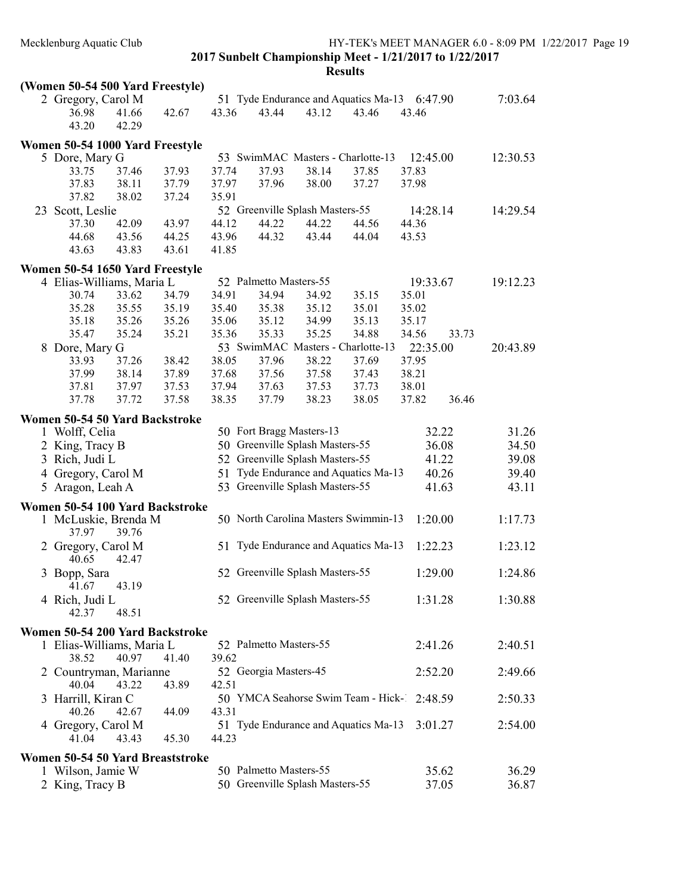**2017 Sunbelt Championship Meet - 1/21/2017 to 1/22/2017**

**Results**

### (Women 50-54 500 Yard Freestyle)

2 Gregory, Carol M — 51 Tyde Endurance and Aquatics Ma-13 — Seed 6:47.90 — Finals 7:03.64

36.98 41.66 42.67 43.36 43.44 43.12 43.46 43.46
43.20 42.29

### Women 50-54 1000 Yard Freestyle

5 Dore, Mary G — 53 SwimMAC Masters - Charlotte-13 — Seed 12:45.00 — Finals 12:30.53

33.75 37.46 37.93 37.74 37.93 38.14 37.85 37.83
37.83 38.11 37.79 37.97 37.96 38.00 37.27 37.98
37.82 38.02 37.24 35.91

23 Scott, Leslie — 52 Greenville Splash Masters-55 — Seed 14:28.14 — Finals 14:29.54

37.30 42.09 43.97 44.12 44.22 44.22 44.56 44.36
44.68 43.56 44.25 43.96 44.32 43.44 44.04 43.53
43.63 43.83 43.61 41.85

### Women 50-54 1650 Yard Freestyle

4 Elias-Williams, Maria L — 52 Palmetto Masters-55 — Seed 19:33.67 — Finals 19:12.23

30.74 33.62 34.79 34.91 34.94 34.92 35.15 35.01
35.28 35.55 35.19 35.40 35.38 35.12 35.01 35.02
35.18 35.26 35.26 35.06 35.12 34.99 35.13 35.17
35.47 35.24 35.21 35.36 35.33 35.25 34.88 34.56 33.73

8 Dore, Mary G — 53 SwimMAC Masters - Charlotte-13 — Seed 22:35.00 — Finals 20:43.89

33.93 37.26 38.42 38.05 37.96 38.22 37.69 37.95
37.99 38.14 37.89 37.68 37.56 37.58 37.43 38.21
37.81 37.97 37.53 37.94 37.63 37.53 37.73 38.01
37.78 37.72 37.58 38.35 37.79 38.23 38.05 37.82 36.46

### Women 50-54 50 Yard Backstroke

| Place | Name | Age | Team | Seed | Finals |
|---|---|---|---|---|---|
| 1 | Wolff, Celia | 50 | Fort Bragg Masters-13 | 32.22 | 31.26 |
| 2 | King, Tracy B | 50 | Greenville Splash Masters-55 | 36.08 | 34.50 |
| 3 | Rich, Judi L | 52 | Greenville Splash Masters-55 | 41.22 | 39.08 |
| 4 | Gregory, Carol M | 51 | Tyde Endurance and Aquatics Ma-13 | 40.26 | 39.40 |
| 5 | Aragon, Leah A | 53 | Greenville Splash Masters-55 | 41.63 | 43.11 |

### Women 50-54 100 Yard Backstroke

| Place | Name | Age | Team | Seed | Finals | Splits |
|---|---|---|---|---|---|---|
| 1 | McLuskie, Brenda M | 50 | North Carolina Masters Swimmin-13 | 1:20.00 | 1:17.73 | 37.97 39.76 |
| 2 | Gregory, Carol M | 51 | Tyde Endurance and Aquatics Ma-13 | 1:22.23 | 1:23.12 | 40.65 42.47 |
| 3 | Bopp, Sara | 52 | Greenville Splash Masters-55 | 1:29.00 | 1:24.86 | 41.67 43.19 |
| 4 | Rich, Judi L | 52 | Greenville Splash Masters-55 | 1:31.28 | 1:30.88 | 42.37 48.51 |

### Women 50-54 200 Yard Backstroke

| Place | Name | Age | Team | Seed | Finals | Splits |
|---|---|---|---|---|---|---|
| 1 | Elias-Williams, Maria L | 52 | Palmetto Masters-55 | 2:41.26 | 2:40.51 | 38.52 40.97 41.40 39.62 |
| 2 | Countryman, Marianne | 52 | Georgia Masters-45 | 2:52.20 | 2:49.66 | 40.04 43.22 43.89 42.51 |
| 3 | Harrill, Kiran C | 50 | YMCA Seahorse Swim Team - Hick-1 | 2:48.59 | 2:50.33 | 40.26 42.67 44.09 43.31 |
| 4 | Gregory, Carol M | 51 | Tyde Endurance and Aquatics Ma-13 | 3:01.27 | 2:54.00 | 41.04 43.43 45.30 44.23 |

### Women 50-54 50 Yard Breaststroke

| Place | Name | Age | Team | Seed | Finals |
|---|---|---|---|---|---|
| 1 | Wilson, Jamie W | 50 | Palmetto Masters-55 | 35.62 | 36.29 |
| 2 | King, Tracy B | 50 | Greenville Splash Masters-55 | 37.05 | 36.87 |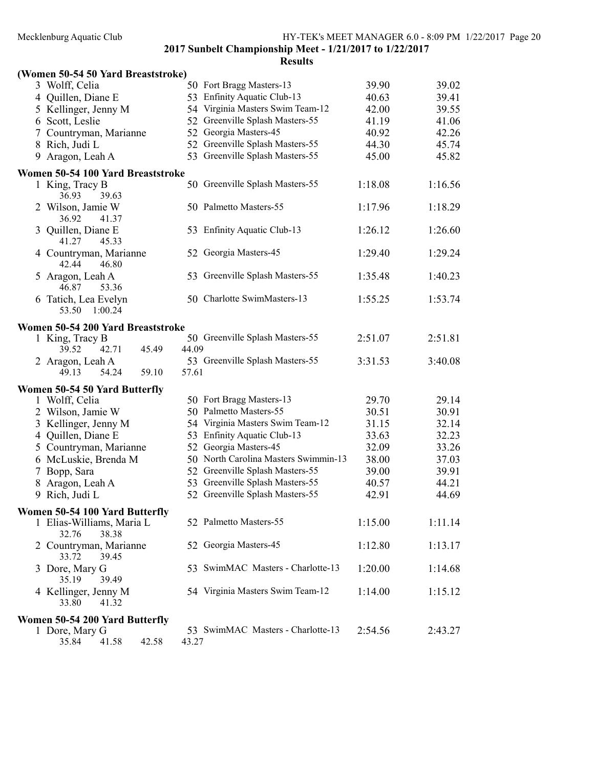**2017 Sunbelt Championship Meet - 1/21/2017 to 1/22/2017**

**Results**

### (Women 50-54 50 Yard Breaststroke)

| Place | Name | Age | Team | Seed Time | Finals Time |
|---|---|---|---|---|---|
| 3 | Wolff, Celia | 50 | Fort Bragg Masters-13 | 39.90 | 39.02 |
| 4 | Quillen, Diane E | 53 | Enfinity Aquatic Club-13 | 40.63 | 39.41 |
| 5 | Kellinger, Jenny M | 54 | Virginia Masters Swim Team-12 | 42.00 | 39.55 |
| 6 | Scott, Leslie | 52 | Greenville Splash Masters-55 | 41.19 | 41.06 |
| 7 | Countryman, Marianne | 52 | Georgia Masters-45 | 40.92 | 42.26 |
| 8 | Rich, Judi L | 52 | Greenville Splash Masters-55 | 44.30 | 45.74 |
| 9 | Aragon, Leah A | 53 | Greenville Splash Masters-55 | 45.00 | 45.82 |

### Women 50-54 100 Yard Breaststroke

| Place | Name | Age | Team | Seed Time | Finals Time |
|---|---|---|---|---|---|
| 1 | King, Tracy B | 50 | Greenville Splash Masters-55 | 1:18.08 | 1:16.56 |
| | 36.93 39.63 | | | | |
| 2 | Wilson, Jamie W | 50 | Palmetto Masters-55 | 1:17.96 | 1:18.29 |
| | 36.92 41.37 | | | | |
| 3 | Quillen, Diane E | 53 | Enfinity Aquatic Club-13 | 1:26.12 | 1:26.60 |
| | 41.27 45.33 | | | | |
| 4 | Countryman, Marianne | 52 | Georgia Masters-45 | 1:29.40 | 1:29.24 |
| | 42.44 46.80 | | | | |
| 5 | Aragon, Leah A | 53 | Greenville Splash Masters-55 | 1:35.48 | 1:40.23 |
| | 46.87 53.36 | | | | |
| 6 | Tatich, Lea Evelyn | 50 | Charlotte SwimMasters-13 | 1:55.25 | 1:53.74 |
| | 53.50 1:00.24 | | | | |

### Women 50-54 200 Yard Breaststroke

| Place | Name | Age | Team | Seed Time | Finals Time |
|---|---|---|---|---|---|
| 1 | King, Tracy B | 50 | Greenville Splash Masters-55 | 2:51.07 | 2:51.81 |
| | 39.52 42.71 45.49 44.09 | | | | |
| 2 | Aragon, Leah A | 53 | Greenville Splash Masters-55 | 3:31.53 | 3:40.08 |
| | 49.13 54.24 59.10 57.61 | | | | |

### Women 50-54 50 Yard Butterfly

| Place | Name | Age | Team | Seed Time | Finals Time |
|---|---|---|---|---|---|
| 1 | Wolff, Celia | 50 | Fort Bragg Masters-13 | 29.70 | 29.14 |
| 2 | Wilson, Jamie W | 50 | Palmetto Masters-55 | 30.51 | 30.91 |
| 3 | Kellinger, Jenny M | 54 | Virginia Masters Swim Team-12 | 31.15 | 32.14 |
| 4 | Quillen, Diane E | 53 | Enfinity Aquatic Club-13 | 33.63 | 32.23 |
| 5 | Countryman, Marianne | 52 | Georgia Masters-45 | 32.09 | 33.26 |
| 6 | McLuskie, Brenda M | 50 | North Carolina Masters Swimmin-13 | 38.00 | 37.03 |
| 7 | Bopp, Sara | 52 | Greenville Splash Masters-55 | 39.00 | 39.91 |
| 8 | Aragon, Leah A | 53 | Greenville Splash Masters-55 | 40.57 | 44.21 |
| 9 | Rich, Judi L | 52 | Greenville Splash Masters-55 | 42.91 | 44.69 |

### Women 50-54 100 Yard Butterfly

| Place | Name | Age | Team | Seed Time | Finals Time |
|---|---|---|---|---|---|
| 1 | Elias-Williams, Maria L | 52 | Palmetto Masters-55 | 1:15.00 | 1:11.14 |
| | 32.76 38.38 | | | | |
| 2 | Countryman, Marianne | 52 | Georgia Masters-45 | 1:12.80 | 1:13.17 |
| | 33.72 39.45 | | | | |
| 3 | Dore, Mary G | 53 | SwimMAC Masters - Charlotte-13 | 1:20.00 | 1:14.68 |
| | 35.19 39.49 | | | | |
| 4 | Kellinger, Jenny M | 54 | Virginia Masters Swim Team-12 | 1:14.00 | 1:15.12 |
| | 33.80 41.32 | | | | |

### Women 50-54 200 Yard Butterfly

| Place | Name | Age | Team | Seed Time | Finals Time |
|---|---|---|---|---|---|
| 1 | Dore, Mary G | 53 | SwimMAC Masters - Charlotte-13 | 2:54.56 | 2:43.27 |
| | 35.84 41.58 42.58 43.27 | | | | |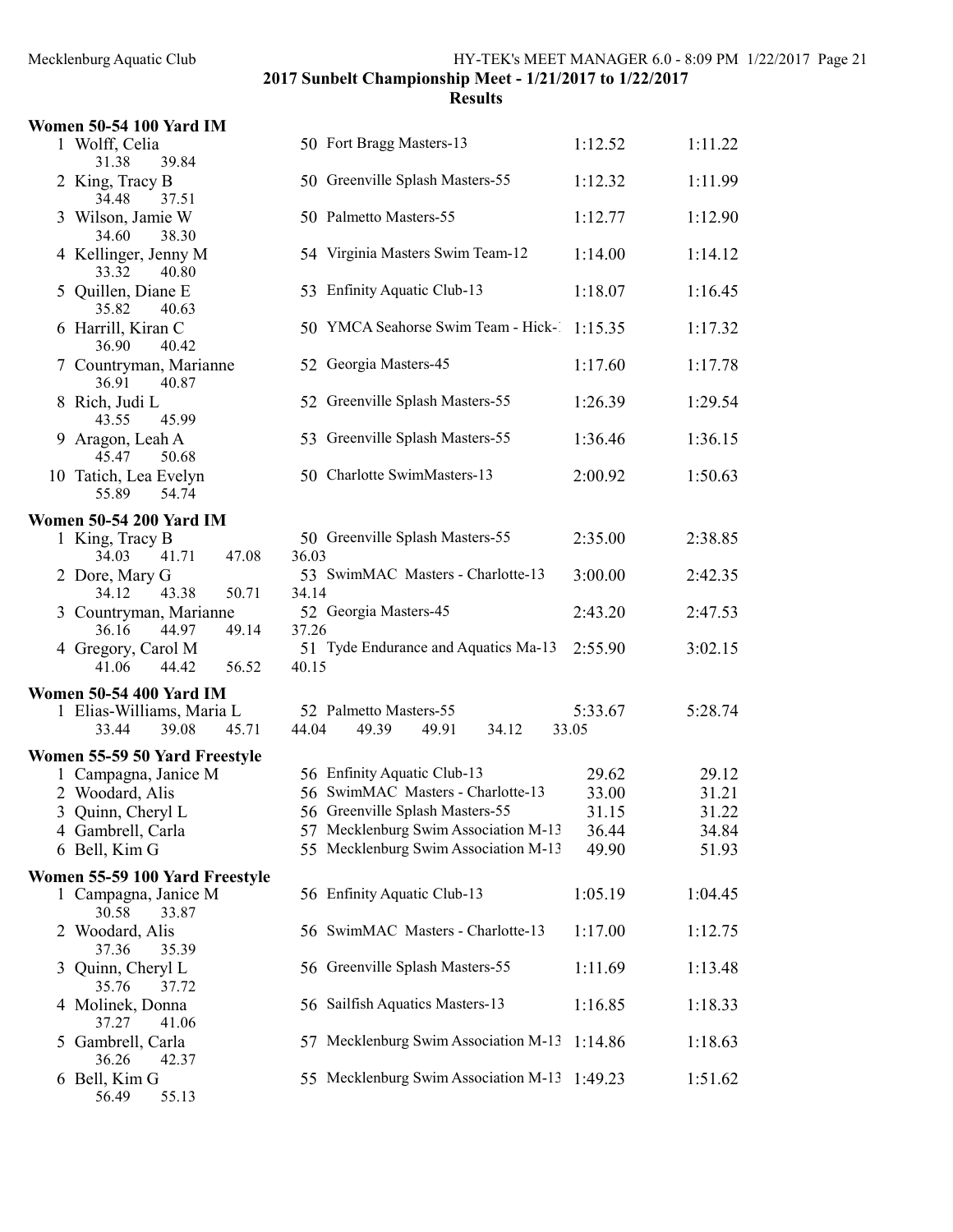**2017 Sunbelt Championship Meet - 1/21/2017 to 1/22/2017**

**Results**

### Women 50-54 100 Yard IM

| Place | Name | Age | Team | Seed Time | Finals Time |
|---|---|---|---|---|---|
| 1 | Wolff, Celia | 50 | Fort Bragg Masters-13 | 1:12.52 | 1:11.22 |
| | 31.38 39.84 | | | | |
| 2 | King, Tracy B | 50 | Greenville Splash Masters-55 | 1:12.32 | 1:11.99 |
| | 34.48 37.51 | | | | |
| 3 | Wilson, Jamie W | 50 | Palmetto Masters-55 | 1:12.77 | 1:12.90 |
| | 34.60 38.30 | | | | |
| 4 | Kellinger, Jenny M | 54 | Virginia Masters Swim Team-12 | 1:14.00 | 1:14.12 |
| | 33.32 40.80 | | | | |
| 5 | Quillen, Diane E | 53 | Enfinity Aquatic Club-13 | 1:18.07 | 1:16.45 |
| | 35.82 40.63 | | | | |
| 6 | Harrill, Kiran C | 50 | YMCA Seahorse Swim Team - Hick-1 | 1:15.35 | 1:17.32 |
| | 36.90 40.42 | | | | |
| 7 | Countryman, Marianne | 52 | Georgia Masters-45 | 1:17.60 | 1:17.78 |
| | 36.91 40.87 | | | | |
| 8 | Rich, Judi L | 52 | Greenville Splash Masters-55 | 1:26.39 | 1:29.54 |
| | 43.55 45.99 | | | | |
| 9 | Aragon, Leah A | 53 | Greenville Splash Masters-55 | 1:36.46 | 1:36.15 |
| | 45.47 50.68 | | | | |
| 10 | Tatich, Lea Evelyn | 50 | Charlotte SwimMasters-13 | 2:00.92 | 1:50.63 |
| | 55.89 54.74 | | | | |

### Women 50-54 200 Yard IM

| Place | Name | Age | Team | Seed Time | Finals Time |
|---|---|---|---|---|---|
| 1 | King, Tracy B | 50 | Greenville Splash Masters-55 | 2:35.00 | 2:38.85 |
| | 34.03 41.71 47.08 36.03 | | | | |
| 2 | Dore, Mary G | 53 | SwimMAC Masters - Charlotte-13 | 3:00.00 | 2:42.35 |
| | 34.12 43.38 50.71 34.14 | | | | |
| 3 | Countryman, Marianne | 52 | Georgia Masters-45 | 2:43.20 | 2:47.53 |
| | 36.16 44.97 49.14 37.26 | | | | |
| 4 | Gregory, Carol M | 51 | Tyde Endurance and Aquatics Ma-13 | 2:55.90 | 3:02.15 |
| | 41.06 44.42 56.52 40.15 | | | | |

### Women 50-54 400 Yard IM

| Place | Name | Age | Team | Seed Time | Finals Time |
|---|---|---|---|---|---|
| 1 | Elias-Williams, Maria L | 52 | Palmetto Masters-55 | 5:33.67 | 5:28.74 |
| | 33.44 39.08 45.71 44.04 49.39 49.91 34.12 33.05 | | | | |

### Women 55-59 50 Yard Freestyle

| Place | Name | Age | Team | Seed Time | Finals Time |
|---|---|---|---|---|---|
| 1 | Campagna, Janice M | 56 | Enfinity Aquatic Club-13 | 29.62 | 29.12 |
| 2 | Woodard, Alis | 56 | SwimMAC Masters - Charlotte-13 | 33.00 | 31.21 |
| 3 | Quinn, Cheryl L | 56 | Greenville Splash Masters-55 | 31.15 | 31.22 |
| 4 | Gambrell, Carla | 57 | Mecklenburg Swim Association M-13 | 36.44 | 34.84 |
| 6 | Bell, Kim G | 55 | Mecklenburg Swim Association M-13 | 49.90 | 51.93 |

### Women 55-59 100 Yard Freestyle

| Place | Name | Age | Team | Seed Time | Finals Time |
|---|---|---|---|---|---|
| 1 | Campagna, Janice M | 56 | Enfinity Aquatic Club-13 | 1:05.19 | 1:04.45 |
| | 30.58 33.87 | | | | |
| 2 | Woodard, Alis | 56 | SwimMAC Masters - Charlotte-13 | 1:17.00 | 1:12.75 |
| | 37.36 35.39 | | | | |
| 3 | Quinn, Cheryl L | 56 | Greenville Splash Masters-55 | 1:11.69 | 1:13.48 |
| | 35.76 37.72 | | | | |
| 4 | Molinek, Donna | 56 | Sailfish Aquatics Masters-13 | 1:16.85 | 1:18.33 |
| | 37.27 41.06 | | | | |
| 5 | Gambrell, Carla | 57 | Mecklenburg Swim Association M-13 | 1:14.86 | 1:18.63 |
| | 36.26 42.37 | | | | |
| 6 | Bell, Kim G | 55 | Mecklenburg Swim Association M-13 | 1:49.23 | 1:51.62 |
| | 56.49 55.13 | | | | |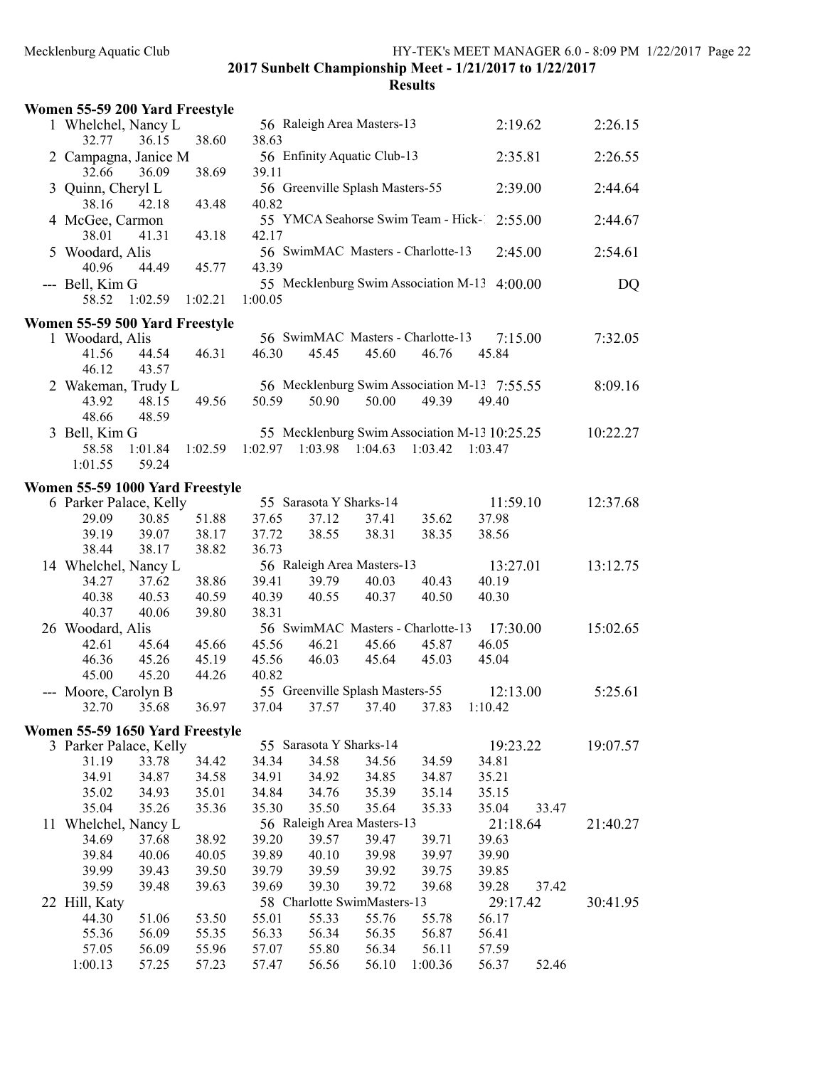**2017 Sunbelt Championship Meet - 1/21/2017 to 1/22/2017**

**Results**

### Women 55-59 200 Yard Freestyle

```
  1 Whelchel, Nancy L             56 Raleigh Area Masters-13            2:19.62       2:26.15
      32.77     36.15     38.60     38.63
  2 Campagna, Janice M            56 Enfinity Aquatic Club-13           2:35.81       2:26.55
      32.66     36.09     38.69     39.11
  3 Quinn, Cheryl L               56 Greenville Splash Masters-55       2:39.00       2:44.64
      38.16     42.18     43.48     40.82
  4 McGee, Carmon                 55 YMCA Seahorse Swim Team - Hick-1   2:55.00       2:44.67
      38.01     41.31     43.18     42.17
  5 Woodard, Alis                 56 SwimMAC  Masters - Charlotte-13    2:45.00       2:54.61
      40.96     44.49     45.77     43.39
--- Bell, Kim G                   55 Mecklenburg Swim Association M-13  4:00.00            DQ
      58.52   1:02.59   1:02.21   1:00.05
```

### Women 55-59 500 Yard Freestyle

```
  1 Woodard, Alis                 56 SwimMAC  Masters - Charlotte-13    7:15.00       7:32.05
      41.56     44.54     46.31     46.30     45.45     45.60     46.76     45.84
      46.12     43.57
  2 Wakeman, Trudy L              56 Mecklenburg Swim Association M-13  7:55.55       8:09.16
      43.92     48.15     49.56     50.59     50.90     50.00     49.39     49.40
      48.66     48.59
  3 Bell, Kim G                   55 Mecklenburg Swim Association M-13 10:25.25      10:22.27
      58.58   1:01.84   1:02.59   1:02.97   1:03.98   1:04.63   1:03.42   1:03.47
    1:01.55     59.24
```

### Women 55-59 1000 Yard Freestyle

```
  6 Parker Palace, Kelly          55 Sarasota Y Sharks-14              11:59.10      12:37.68
      29.09     30.85     51.88     37.65     37.12     37.41     35.62     37.98
      39.19     39.07     38.17     37.72     38.55     38.31     38.35     38.56
      38.44     38.17     38.82     36.73
 14 Whelchel, Nancy L             56 Raleigh Area Masters-13           13:27.01      13:12.75
      34.27     37.62     38.86     39.41     39.79     40.03     40.43     40.19
      40.38     40.53     40.59     40.39     40.55     40.37     40.50     40.30
      40.37     40.06     39.80     38.31
 26 Woodard, Alis                 56 SwimMAC  Masters - Charlotte-13   17:30.00      15:02.65
      42.61     45.64     45.66     45.56     46.21     45.66     45.87     46.05
      46.36     45.26     45.19     45.56     46.03     45.64     45.03     45.04
      45.00     45.20     44.26     40.82
--- Moore, Carolyn B              55 Greenville Splash Masters-55      12:13.00       5:25.61
      32.70     35.68     36.97     37.04     37.57     37.40     37.83   1:10.42
```

### Women 55-59 1650 Yard Freestyle

```
  3 Parker Palace, Kelly          55 Sarasota Y Sharks-14              19:23.22      19:07.57
      31.19     33.78     34.42     34.34     34.58     34.56     34.59     34.81
      34.91     34.87     34.58     34.91     34.92     34.85     34.87     35.21
      35.02     34.93     35.01     34.84     34.76     35.39     35.14     35.15
      35.04     35.26     35.36     35.30     35.50     35.64     35.33     35.04     33.47
 11 Whelchel, Nancy L             56 Raleigh Area Masters-13           21:18.64      21:40.27
      34.69     37.68     38.92     39.20     39.57     39.47     39.71     39.63
      39.84     40.06     40.05     39.89     40.10     39.98     39.97     39.90
      39.99     39.43     39.50     39.79     39.59     39.92     39.75     39.85
      39.59     39.48     39.63     39.69     39.30     39.72     39.68     39.28     37.42
 22 Hill, Katy                    58 Charlotte SwimMasters-13          29:17.42      30:41.95
      44.30     51.06     53.50     55.01     55.33     55.76     55.78     56.17
      55.36     56.09     55.35     56.33     56.34     56.35     56.87     56.41
      57.05     56.09     55.96     57.07     55.80     56.34     56.11     57.59
    1:00.13     57.25     57.23     57.47     56.56     56.10   1:00.36     56.37     52.46
```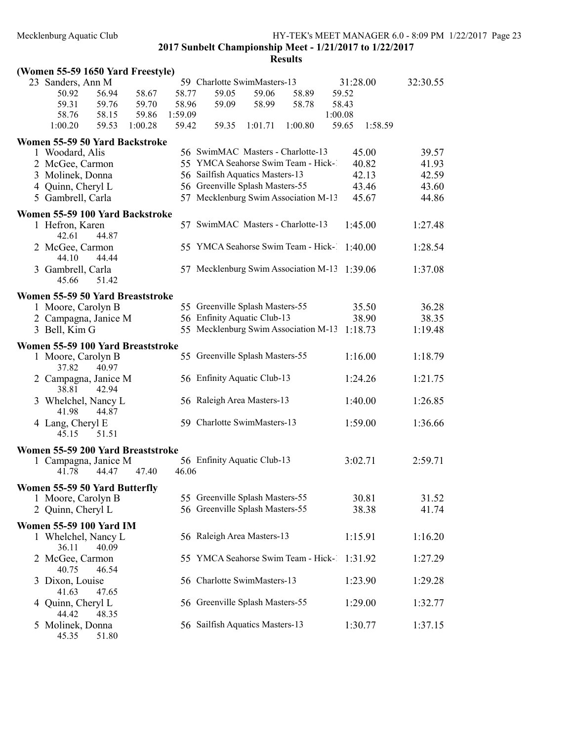## 2017 Sunbelt Championship Meet - 1/21/2017 to 1/22/2017

### Results

### (Women 55-59 1650 Yard Freestyle)

| Place | Name | Age | Team | Seed Time | Finals Time |
|---|---|---|---|---|---|
| 23 | Sanders, Ann M | 59 | Charlotte SwimMasters-13 | 31:28.00 | 32:30.55 |

Splits: 50.92, 56.94, 58.67, 58.77, 59.05, 59.06, 58.89, 59.52, 59.31, 59.76, 59.70, 58.96, 59.09, 58.99, 58.78, 58.43, 58.76, 58.15, 59.86, 1:59.09, 1:00.08, 1:00.20, 59.53, 1:00.28, 59.42, 59.35, 1:01.71, 1:00.80, 59.65, 1:58.59

### Women 55-59 50 Yard Backstroke

| Place | Name | Age | Team | Seed Time | Finals Time |
|---|---|---|---|---|---|
| 1 | Woodard, Alis | 56 | SwimMAC Masters - Charlotte-13 | 45.00 | 39.57 |
| 2 | McGee, Carmon | 55 | YMCA Seahorse Swim Team - Hick-1 | 40.82 | 41.93 |
| 3 | Molinek, Donna | 56 | Sailfish Aquatics Masters-13 | 42.13 | 42.59 |
| 4 | Quinn, Cheryl L | 56 | Greenville Splash Masters-55 | 43.46 | 43.60 |
| 5 | Gambrell, Carla | 57 | Mecklenburg Swim Association M-13 | 45.67 | 44.86 |

### Women 55-59 100 Yard Backstroke

| Place | Name | Age | Team | Seed Time | Finals Time | Splits |
|---|---|---|---|---|---|---|
| 1 | Hefron, Karen | 57 | SwimMAC Masters - Charlotte-13 | 1:45.00 | 1:27.48 | 42.61, 44.87 |
| 2 | McGee, Carmon | 55 | YMCA Seahorse Swim Team - Hick-1 | 1:40.00 | 1:28.54 | 44.10, 44.44 |
| 3 | Gambrell, Carla | 57 | Mecklenburg Swim Association M-13 | 1:39.06 | 1:37.08 | 45.66, 51.42 |

### Women 55-59 50 Yard Breaststroke

| Place | Name | Age | Team | Seed Time | Finals Time |
|---|---|---|---|---|---|
| 1 | Moore, Carolyn B | 55 | Greenville Splash Masters-55 | 35.50 | 36.28 |
| 2 | Campagna, Janice M | 56 | Enfinity Aquatic Club-13 | 38.90 | 38.35 |
| 3 | Bell, Kim G | 55 | Mecklenburg Swim Association M-13 | 1:18.73 | 1:19.48 |

### Women 55-59 100 Yard Breaststroke

| Place | Name | Age | Team | Seed Time | Finals Time | Splits |
|---|---|---|---|---|---|---|
| 1 | Moore, Carolyn B | 55 | Greenville Splash Masters-55 | 1:16.00 | 1:18.79 | 37.82, 40.97 |
| 2 | Campagna, Janice M | 56 | Enfinity Aquatic Club-13 | 1:24.26 | 1:21.75 | 38.81, 42.94 |
| 3 | Whelchel, Nancy L | 56 | Raleigh Area Masters-13 | 1:40.00 | 1:26.85 | 41.98, 44.87 |
| 4 | Lang, Cheryl E | 59 | Charlotte SwimMasters-13 | 1:59.00 | 1:36.66 | 45.15, 51.51 |

### Women 55-59 200 Yard Breaststroke

| Place | Name | Age | Team | Seed Time | Finals Time | Splits |
|---|---|---|---|---|---|---|
| 1 | Campagna, Janice M | 56 | Enfinity Aquatic Club-13 | 3:02.71 | 2:59.71 | 41.78, 44.47, 47.40, 46.06 |

### Women 55-59 50 Yard Butterfly

| Place | Name | Age | Team | Seed Time | Finals Time |
|---|---|---|---|---|---|
| 1 | Moore, Carolyn B | 55 | Greenville Splash Masters-55 | 30.81 | 31.52 |
| 2 | Quinn, Cheryl L | 56 | Greenville Splash Masters-55 | 38.38 | 41.74 |

### Women 55-59 100 Yard IM

| Place | Name | Age | Team | Seed Time | Finals Time | Splits |
|---|---|---|---|---|---|---|
| 1 | Whelchel, Nancy L | 56 | Raleigh Area Masters-13 | 1:15.91 | 1:16.20 | 36.11, 40.09 |
| 2 | McGee, Carmon | 55 | YMCA Seahorse Swim Team - Hick-1 | 1:31.92 | 1:27.29 | 40.75, 46.54 |
| 3 | Dixon, Louise | 56 | Charlotte SwimMasters-13 | 1:23.90 | 1:29.28 | 41.63, 47.65 |
| 4 | Quinn, Cheryl L | 56 | Greenville Splash Masters-55 | 1:29.00 | 1:32.77 | 44.42, 48.35 |
| 5 | Molinek, Donna | 56 | Sailfish Aquatics Masters-13 | 1:30.77 | 1:37.15 | 45.35, 51.80 |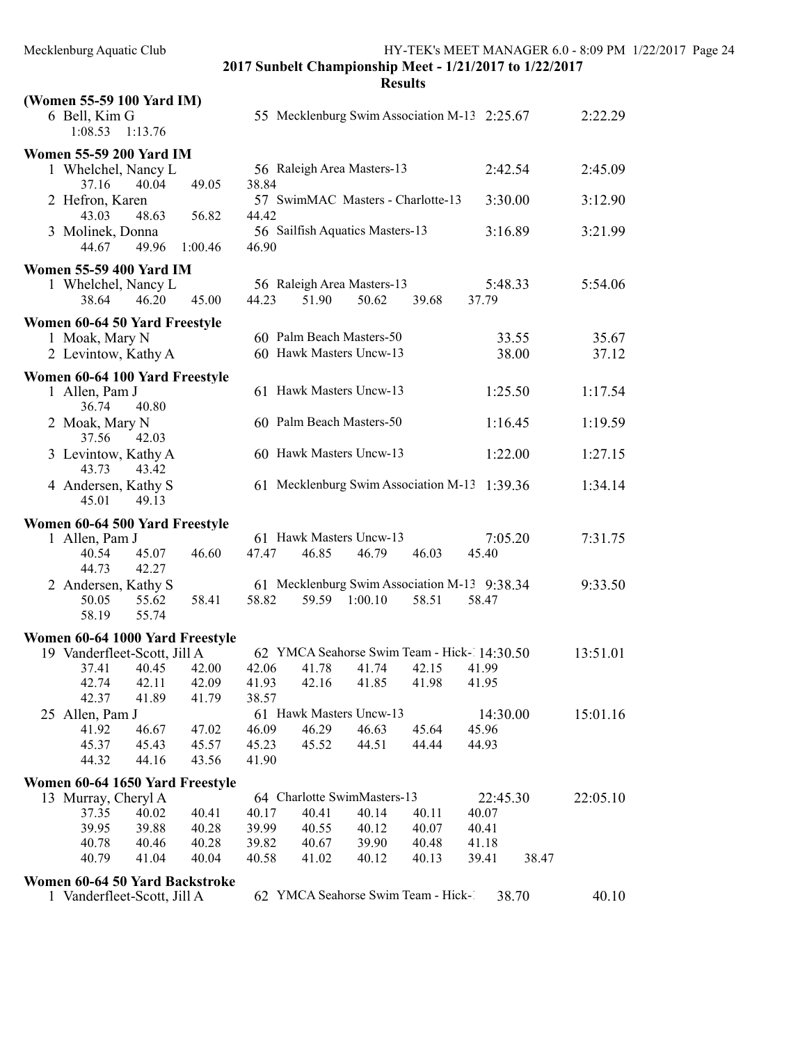**2017 Sunbelt Championship Meet - 1/21/2017 to 1/22/2017**

**Results**

### (Women 55-59 100 Yard IM)

```
  6 Bell, Kim G                     55 Mecklenburg Swim Association M-13  2:25.67      2:22.29
      1:08.53   1:13.76
```

### Women 55-59 200 Yard IM

```
  1 Whelchel, Nancy L               56 Raleigh Area Masters-13            2:42.54      2:45.09
      37.16     40.04     49.05     38.84
  2 Hefron, Karen                   57 SwimMAC Masters - Charlotte-13     3:30.00      3:12.90
      43.03     48.63     56.82     44.42
  3 Molinek, Donna                  56 Sailfish Aquatics Masters-13       3:16.89      3:21.99
      44.67     49.96   1:00.46     46.90
```

### Women 55-59 400 Yard IM

```
  1 Whelchel, Nancy L               56 Raleigh Area Masters-13            5:48.33      5:54.06
      38.64     46.20     45.00     44.23     51.90     50.62     39.68     37.79
```

### Women 60-64 50 Yard Freestyle

```
  1 Moak, Mary N                    60 Palm Beach Masters-50                33.55        35.67
  2 Levintow, Kathy A               60 Hawk Masters Uncw-13                 38.00        37.12
```

### Women 60-64 100 Yard Freestyle

```
  1 Allen, Pam J                    61 Hawk Masters Uncw-13               1:25.50      1:17.54
      36.74     40.80
  2 Moak, Mary N                    60 Palm Beach Masters-50              1:16.45      1:19.59
      37.56     42.03
  3 Levintow, Kathy A               60 Hawk Masters Uncw-13               1:22.00      1:27.15
      43.73     43.42
  4 Andersen, Kathy S               61 Mecklenburg Swim Association M-13  1:39.36      1:34.14
      45.01     49.13
```

### Women 60-64 500 Yard Freestyle

```
  1 Allen, Pam J                    61 Hawk Masters Uncw-13               7:05.20      7:31.75
      40.54     45.07     46.60     47.47     46.85     46.79     46.03     45.40
      44.73     42.27
  2 Andersen, Kathy S               61 Mecklenburg Swim Association M-13  9:38.34      9:33.50
      50.05     55.62     58.41     58.82     59.59   1:00.10     58.51     58.47
      58.19     55.74
```

### Women 60-64 1000 Yard Freestyle

```
 19 Vanderfleet-Scott, Jill A       62 YMCA Seahorse Swim Team - Hick-1  14:30.50     13:51.01
      37.41     40.45     42.00     42.06     41.78     41.74     42.15     41.99
      42.74     42.11     42.09     41.93     42.16     41.85     41.98     41.95
      42.37     41.89     41.79     38.57
 25 Allen, Pam J                    61 Hawk Masters Uncw-13              14:30.00     15:01.16
      41.92     46.67     47.02     46.09     46.29     46.63     45.64     45.96
      45.37     45.43     45.57     45.23     45.52     44.51     44.44     44.93
      44.32     44.16     43.56     41.90
```

### Women 60-64 1650 Yard Freestyle

```
 13 Murray, Cheryl A                64 Charlotte SwimMasters-13          22:45.30     22:05.10
      37.35     40.02     40.41     40.17     40.41     40.14     40.11     40.07
      39.95     39.88     40.28     39.99     40.55     40.12     40.07     40.41
      40.78     40.46     40.28     39.82     40.67     39.90     40.48     41.18
      40.79     41.04     40.04     40.58     41.02     40.12     40.13     39.41     38.47
```

### Women 60-64 50 Yard Backstroke

```
  1 Vanderfleet-Scott, Jill A       62 YMCA Seahorse Swim Team - Hick-1     38.70        40.10
```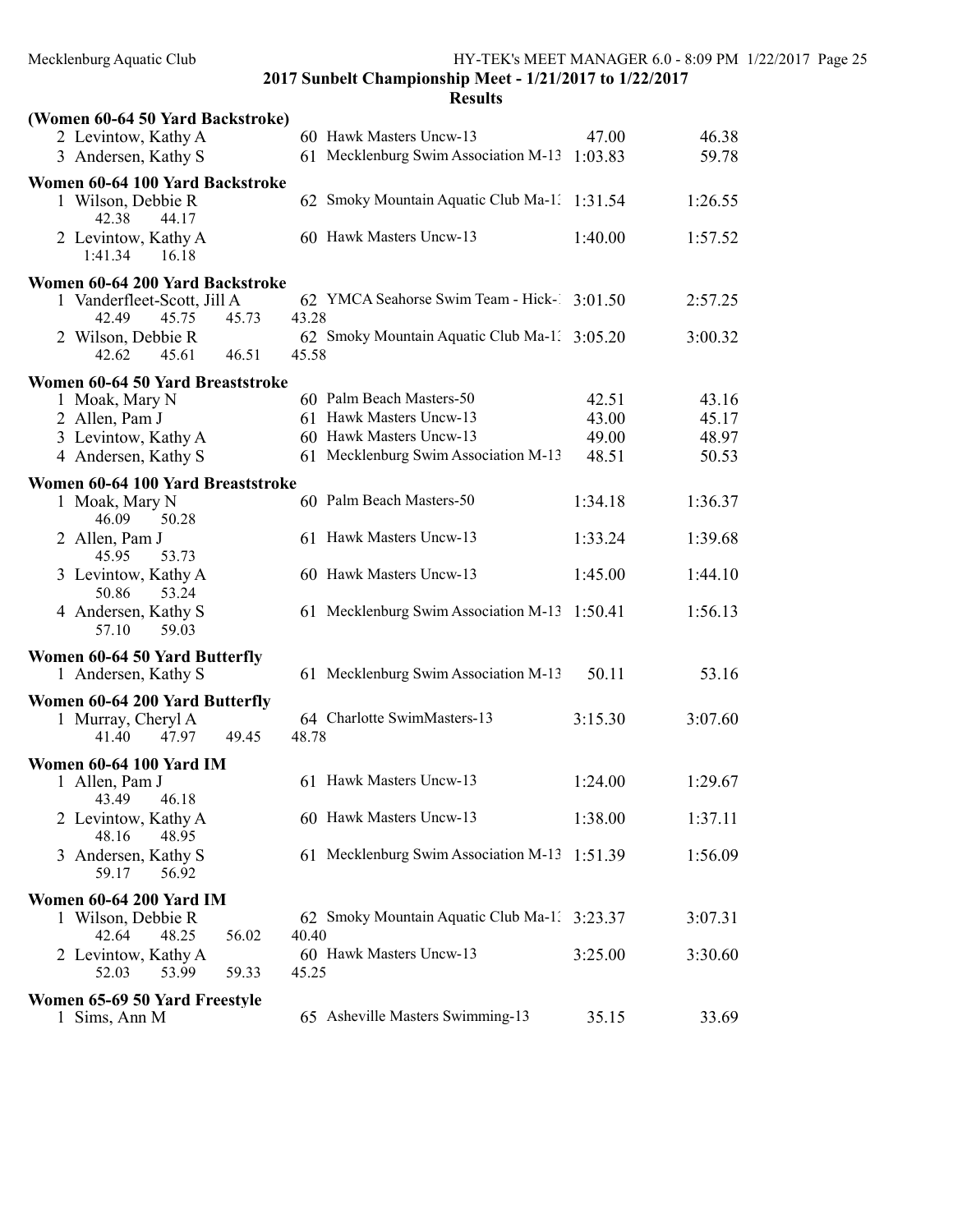## 2017 Sunbelt Championship Meet - 1/21/2017 to 1/22/2017

### Results

**(Women 60-64 50 Yard Backstroke)**

| Place | Name | Age | Team | Seed Time | Finals Time |
|---|---|---|---|---|---|
| 2 | Levintow, Kathy A | 60 | Hawk Masters Uncw-13 | 47.00 | 46.38 |
| 3 | Andersen, Kathy S | 61 | Mecklenburg Swim Association M-13 | 1:03.83 | 59.78 |

**Women 60-64 100 Yard Backstroke**

| Place | Name | Age | Team | Seed Time | Finals Time |
|---|---|---|---|---|---|
| 1 | Wilson, Debbie R | 62 | Smoky Mountain Aquatic Club Ma-13 | 1:31.54 | 1:26.55 |
| | 42.38 44.17 | | | | |
| 2 | Levintow, Kathy A | 60 | Hawk Masters Uncw-13 | 1:40.00 | 1:57.52 |
| | 1:41.34 16.18 | | | | |

**Women 60-64 200 Yard Backstroke**

| Place | Name | Age | Team | Seed Time | Finals Time |
|---|---|---|---|---|---|
| 1 | Vanderfleet-Scott, Jill A | 62 | YMCA Seahorse Swim Team - Hick-1 | 3:01.50 | 2:57.25 |
| | 42.49 45.75 45.73 43.28 | | | | |
| 2 | Wilson, Debbie R | 62 | Smoky Mountain Aquatic Club Ma-13 | 3:05.20 | 3:00.32 |
| | 42.62 45.61 46.51 45.58 | | | | |

**Women 60-64 50 Yard Breaststroke**

| Place | Name | Age | Team | Seed Time | Finals Time |
|---|---|---|---|---|---|
| 1 | Moak, Mary N | 60 | Palm Beach Masters-50 | 42.51 | 43.16 |
| 2 | Allen, Pam J | 61 | Hawk Masters Uncw-13 | 43.00 | 45.17 |
| 3 | Levintow, Kathy A | 60 | Hawk Masters Uncw-13 | 49.00 | 48.97 |
| 4 | Andersen, Kathy S | 61 | Mecklenburg Swim Association M-13 | 48.51 | 50.53 |

**Women 60-64 100 Yard Breaststroke**

| Place | Name | Age | Team | Seed Time | Finals Time |
|---|---|---|---|---|---|
| 1 | Moak, Mary N | 60 | Palm Beach Masters-50 | 1:34.18 | 1:36.37 |
| | 46.09 50.28 | | | | |
| 2 | Allen, Pam J | 61 | Hawk Masters Uncw-13 | 1:33.24 | 1:39.68 |
| | 45.95 53.73 | | | | |
| 3 | Levintow, Kathy A | 60 | Hawk Masters Uncw-13 | 1:45.00 | 1:44.10 |
| | 50.86 53.24 | | | | |
| 4 | Andersen, Kathy S | 61 | Mecklenburg Swim Association M-13 | 1:50.41 | 1:56.13 |
| | 57.10 59.03 | | | | |

**Women 60-64 50 Yard Butterfly**

| Place | Name | Age | Team | Seed Time | Finals Time |
|---|---|---|---|---|---|
| 1 | Andersen, Kathy S | 61 | Mecklenburg Swim Association M-13 | 50.11 | 53.16 |

**Women 60-64 200 Yard Butterfly**

| Place | Name | Age | Team | Seed Time | Finals Time |
|---|---|---|---|---|---|
| 1 | Murray, Cheryl A | 64 | Charlotte SwimMasters-13 | 3:15.30 | 3:07.60 |
| | 41.40 47.97 49.45 48.78 | | | | |

**Women 60-64 100 Yard IM**

| Place | Name | Age | Team | Seed Time | Finals Time |
|---|---|---|---|---|---|
| 1 | Allen, Pam J | 61 | Hawk Masters Uncw-13 | 1:24.00 | 1:29.67 |
| | 43.49 46.18 | | | | |
| 2 | Levintow, Kathy A | 60 | Hawk Masters Uncw-13 | 1:38.00 | 1:37.11 |
| | 48.16 48.95 | | | | |
| 3 | Andersen, Kathy S | 61 | Mecklenburg Swim Association M-13 | 1:51.39 | 1:56.09 |
| | 59.17 56.92 | | | | |

**Women 60-64 200 Yard IM**

| Place | Name | Age | Team | Seed Time | Finals Time |
|---|---|---|---|---|---|
| 1 | Wilson, Debbie R | 62 | Smoky Mountain Aquatic Club Ma-13 | 3:23.37 | 3:07.31 |
| | 42.64 48.25 56.02 40.40 | | | | |
| 2 | Levintow, Kathy A | 60 | Hawk Masters Uncw-13 | 3:25.00 | 3:30.60 |
| | 52.03 53.99 59.33 45.25 | | | | |

**Women 65-69 50 Yard Freestyle**

| Place | Name | Age | Team | Seed Time | Finals Time |
|---|---|---|---|---|---|
| 1 | Sims, Ann M | 65 | Asheville Masters Swimming-13 | 35.15 | 33.69 |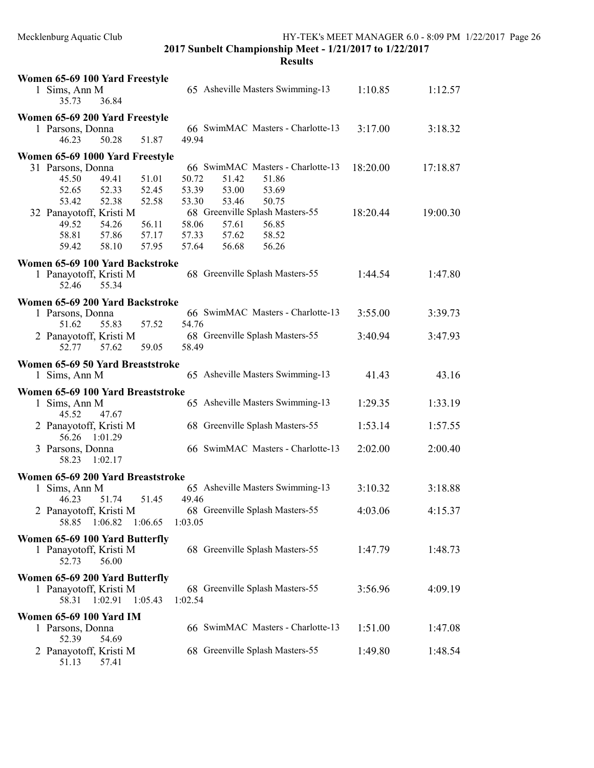## 2017 Sunbelt Championship Meet - 1/21/2017 to 1/22/2017

### Results

**Women 65-69 100 Yard Freestyle**

```
  1 Sims, Ann M                   65 Asheville Masters Swimming-13      1:10.85      1:12.57
      35.73     36.84
```

**Women 65-69 200 Yard Freestyle**

```
  1 Parsons, Donna                66 SwimMAC  Masters - Charlotte-13    3:17.00      3:18.32
      46.23     50.28     51.87     49.94
```

**Women 65-69 1000 Yard Freestyle**

```
 31 Parsons, Donna                66 SwimMAC  Masters - Charlotte-13   18:20.00     17:18.87
      45.50     49.41     51.01     50.72     51.42     51.86
      52.65     52.33     52.45     53.39     53.00     53.69
      53.42     52.38     52.58     53.30     53.46     50.75
 32 Panayotoff, Kristi M          68 Greenville Splash Masters-55      18:20.44     19:00.30
      49.52     54.26     56.11     58.06     57.61     56.85
      58.81     57.86     57.17     57.33     57.62     58.52
      59.42     58.10     57.95     57.64     56.68     56.26
```

**Women 65-69 100 Yard Backstroke**

```
  1 Panayotoff, Kristi M          68 Greenville Splash Masters-55       1:44.54      1:47.80
      52.46     55.34
```

**Women 65-69 200 Yard Backstroke**

```
  1 Parsons, Donna                66 SwimMAC  Masters - Charlotte-13    3:55.00      3:39.73
      51.62     55.83     57.52     54.76
  2 Panayotoff, Kristi M          68 Greenville Splash Masters-55       3:40.94      3:47.93
      52.77     57.62     59.05     58.49
```

**Women 65-69 50 Yard Breaststroke**

```
  1 Sims, Ann M                   65 Asheville Masters Swimming-13        41.43        43.16
```

**Women 65-69 100 Yard Breaststroke**

```
  1 Sims, Ann M                   65 Asheville Masters Swimming-13      1:29.35      1:33.19
      45.52     47.67
  2 Panayotoff, Kristi M          68 Greenville Splash Masters-55       1:53.14      1:57.55
      56.26   1:01.29
  3 Parsons, Donna                66 SwimMAC  Masters - Charlotte-13    2:02.00      2:00.40
      58.23   1:02.17
```

**Women 65-69 200 Yard Breaststroke**

```
  1 Sims, Ann M                   65 Asheville Masters Swimming-13      3:10.32      3:18.88
      46.23     51.74     51.45     49.46
  2 Panayotoff, Kristi M          68 Greenville Splash Masters-55       4:03.06      4:15.37
      58.85   1:06.82   1:06.65   1:03.05
```

**Women 65-69 100 Yard Butterfly**

```
  1 Panayotoff, Kristi M          68 Greenville Splash Masters-55       1:47.79      1:48.73
      52.73     56.00
```

**Women 65-69 200 Yard Butterfly**

```
  1 Panayotoff, Kristi M          68 Greenville Splash Masters-55       3:56.96      4:09.19
      58.31   1:02.91   1:05.43   1:02.54
```

**Women 65-69 100 Yard IM**

```
  1 Parsons, Donna                66 SwimMAC  Masters - Charlotte-13    1:51.00      1:47.08
      52.39     54.69
  2 Panayotoff, Kristi M          68 Greenville Splash Masters-55       1:49.80      1:48.54
      51.13     57.41
```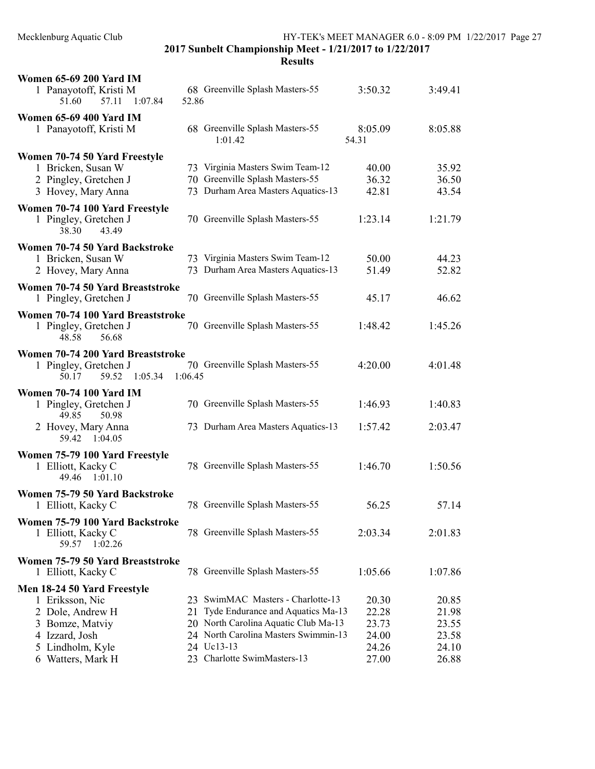# 2017 Sunbelt Championship Meet - 1/21/2017 to 1/22/2017

## Results

### Women 65-69 200 Yard IM

1 Panayotoff, Kristi M — 68 Greenville Splash Masters-55 — 3:50.32 — 3:49.41
51.60 57.11 1:07.84 52.86

### Women 65-69 400 Yard IM

1 Panayotoff, Kristi M — 68 Greenville Splash Masters-55 — 8:05.09 — 8:05.88
1:01.42 54.31

### Women 70-74 50 Yard Freestyle

| Place | Name | Age | Team | Seed Time | Finals Time |
|---|---|---|---|---|---|
| 1 | Bricken, Susan W | 73 | Virginia Masters Swim Team-12 | 40.00 | 35.92 |
| 2 | Pingley, Gretchen J | 70 | Greenville Splash Masters-55 | 36.32 | 36.50 |
| 3 | Hovey, Mary Anna | 73 | Durham Area Masters Aquatics-13 | 42.81 | 43.54 |

### Women 70-74 100 Yard Freestyle

1 Pingley, Gretchen J — 70 Greenville Splash Masters-55 — 1:23.14 — 1:21.79
38.30 43.49

### Women 70-74 50 Yard Backstroke

| Place | Name | Age | Team | Seed Time | Finals Time |
|---|---|---|---|---|---|
| 1 | Bricken, Susan W | 73 | Virginia Masters Swim Team-12 | 50.00 | 44.23 |
| 2 | Hovey, Mary Anna | 73 | Durham Area Masters Aquatics-13 | 51.49 | 52.82 |

### Women 70-74 50 Yard Breaststroke

1 Pingley, Gretchen J — 70 Greenville Splash Masters-55 — 45.17 — 46.62

### Women 70-74 100 Yard Breaststroke

1 Pingley, Gretchen J — 70 Greenville Splash Masters-55 — 1:48.42 — 1:45.26
48.58 56.68

### Women 70-74 200 Yard Breaststroke

1 Pingley, Gretchen J — 70 Greenville Splash Masters-55 — 4:20.00 — 4:01.48
50.17 59.52 1:05.34 1:06.45

### Women 70-74 100 Yard IM

1 Pingley, Gretchen J — 70 Greenville Splash Masters-55 — 1:46.93 — 1:40.83
49.85 50.98

2 Hovey, Mary Anna — 73 Durham Area Masters Aquatics-13 — 1:57.42 — 2:03.47
59.42 1:04.05

### Women 75-79 100 Yard Freestyle

1 Elliott, Kacky C — 78 Greenville Splash Masters-55 — 1:46.70 — 1:50.56
49.46 1:01.10

### Women 75-79 50 Yard Backstroke

1 Elliott, Kacky C — 78 Greenville Splash Masters-55 — 56.25 — 57.14

### Women 75-79 100 Yard Backstroke

1 Elliott, Kacky C — 78 Greenville Splash Masters-55 — 2:03.34 — 2:01.83
59.57 1:02.26

### Women 75-79 50 Yard Breaststroke

1 Elliott, Kacky C — 78 Greenville Splash Masters-55 — 1:05.66 — 1:07.86

### Men 18-24 50 Yard Freestyle

| Place | Name | Age | Team | Seed Time | Finals Time |
|---|---|---|---|---|---|
| 1 | Eriksson, Nic | 23 | SwimMAC Masters - Charlotte-13 | 20.30 | 20.85 |
| 2 | Dole, Andrew H | 21 | Tyde Endurance and Aquatics Ma-13 | 22.28 | 21.98 |
| 3 | Bomze, Matviy | 20 | North Carolina Aquatic Club Ma-13 | 23.73 | 23.55 |
| 4 | Izzard, Josh | 24 | North Carolina Masters Swimmin-13 | 24.00 | 23.58 |
| 5 | Lindholm, Kyle | 24 | Uc13-13 | 24.26 | 24.10 |
| 6 | Watters, Mark H | 23 | Charlotte SwimMasters-13 | 27.00 | 26.88 |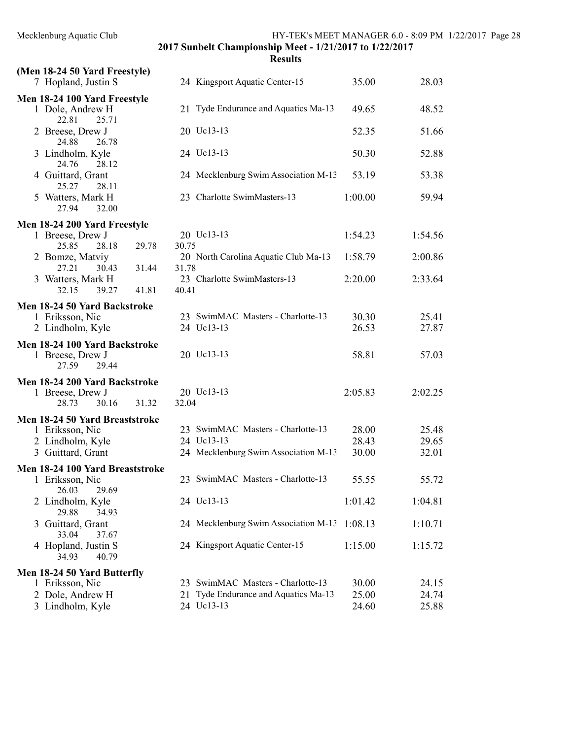## 2017 Sunbelt Championship Meet - 1/21/2017 to 1/22/2017

### Results

**(Men 18-24 50 Yard Freestyle)**

| Place | Name | Age | Team | Seed Time | Finals Time |
|---|---|---|---|---|---|
| 7 | Hopland, Justin S | 24 | Kingsport Aquatic Center-15 | 35.00 | 28.03 |

**Men 18-24 100 Yard Freestyle**

| Place | Name | Age | Team | Seed Time | Finals Time |
|---|---|---|---|---|---|
| 1 | Dole, Andrew H | 21 | Tyde Endurance and Aquatics Ma-13 | 49.65 | 48.52 |
| | 22.81 25.71 | | | | |
| 2 | Breese, Drew J | 20 | Uc13-13 | 52.35 | 51.66 |
| | 24.88 26.78 | | | | |
| 3 | Lindholm, Kyle | 24 | Uc13-13 | 50.30 | 52.88 |
| | 24.76 28.12 | | | | |
| 4 | Guittard, Grant | 24 | Mecklenburg Swim Association M-13 | 53.19 | 53.38 |
| | 25.27 28.11 | | | | |
| 5 | Watters, Mark H | 23 | Charlotte SwimMasters-13 | 1:00.00 | 59.94 |
| | 27.94 32.00 | | | | |

**Men 18-24 200 Yard Freestyle**

| Place | Name | Age | Team | Seed Time | Finals Time |
|---|---|---|---|---|---|
| 1 | Breese, Drew J | 20 | Uc13-13 | 1:54.23 | 1:54.56 |
| | 25.85 28.18 29.78 30.75 | | | | |
| 2 | Bomze, Matviy | 20 | North Carolina Aquatic Club Ma-13 | 1:58.79 | 2:00.86 |
| | 27.21 30.43 31.44 31.78 | | | | |
| 3 | Watters, Mark H | 23 | Charlotte SwimMasters-13 | 2:20.00 | 2:33.64 |
| | 32.15 39.27 41.81 40.41 | | | | |

**Men 18-24 50 Yard Backstroke**

| Place | Name | Age | Team | Seed Time | Finals Time |
|---|---|---|---|---|---|
| 1 | Eriksson, Nic | 23 | SwimMAC Masters - Charlotte-13 | 30.30 | 25.41 |
| 2 | Lindholm, Kyle | 24 | Uc13-13 | 26.53 | 27.87 |

**Men 18-24 100 Yard Backstroke**

| Place | Name | Age | Team | Seed Time | Finals Time |
|---|---|---|---|---|---|
| 1 | Breese, Drew J | 20 | Uc13-13 | 58.81 | 57.03 |
| | 27.59 29.44 | | | | |

**Men 18-24 200 Yard Backstroke**

| Place | Name | Age | Team | Seed Time | Finals Time |
|---|---|---|---|---|---|
| 1 | Breese, Drew J | 20 | Uc13-13 | 2:05.83 | 2:02.25 |
| | 28.73 30.16 31.32 32.04 | | | | |

**Men 18-24 50 Yard Breaststroke**

| Place | Name | Age | Team | Seed Time | Finals Time |
|---|---|---|---|---|---|
| 1 | Eriksson, Nic | 23 | SwimMAC Masters - Charlotte-13 | 28.00 | 25.48 |
| 2 | Lindholm, Kyle | 24 | Uc13-13 | 28.43 | 29.65 |
| 3 | Guittard, Grant | 24 | Mecklenburg Swim Association M-13 | 30.00 | 32.01 |

**Men 18-24 100 Yard Breaststroke**

| Place | Name | Age | Team | Seed Time | Finals Time |
|---|---|---|---|---|---|
| 1 | Eriksson, Nic | 23 | SwimMAC Masters - Charlotte-13 | 55.55 | 55.72 |
| | 26.03 29.69 | | | | |
| 2 | Lindholm, Kyle | 24 | Uc13-13 | 1:01.42 | 1:04.81 |
| | 29.88 34.93 | | | | |
| 3 | Guittard, Grant | 24 | Mecklenburg Swim Association M-13 | 1:08.13 | 1:10.71 |
| | 33.04 37.67 | | | | |
| 4 | Hopland, Justin S | 24 | Kingsport Aquatic Center-15 | 1:15.00 | 1:15.72 |
| | 34.93 40.79 | | | | |

**Men 18-24 50 Yard Butterfly**

| Place | Name | Age | Team | Seed Time | Finals Time |
|---|---|---|---|---|---|
| 1 | Eriksson, Nic | 23 | SwimMAC Masters - Charlotte-13 | 30.00 | 24.15 |
| 2 | Dole, Andrew H | 21 | Tyde Endurance and Aquatics Ma-13 | 25.00 | 24.74 |
| 3 | Lindholm, Kyle | 24 | Uc13-13 | 24.60 | 25.88 |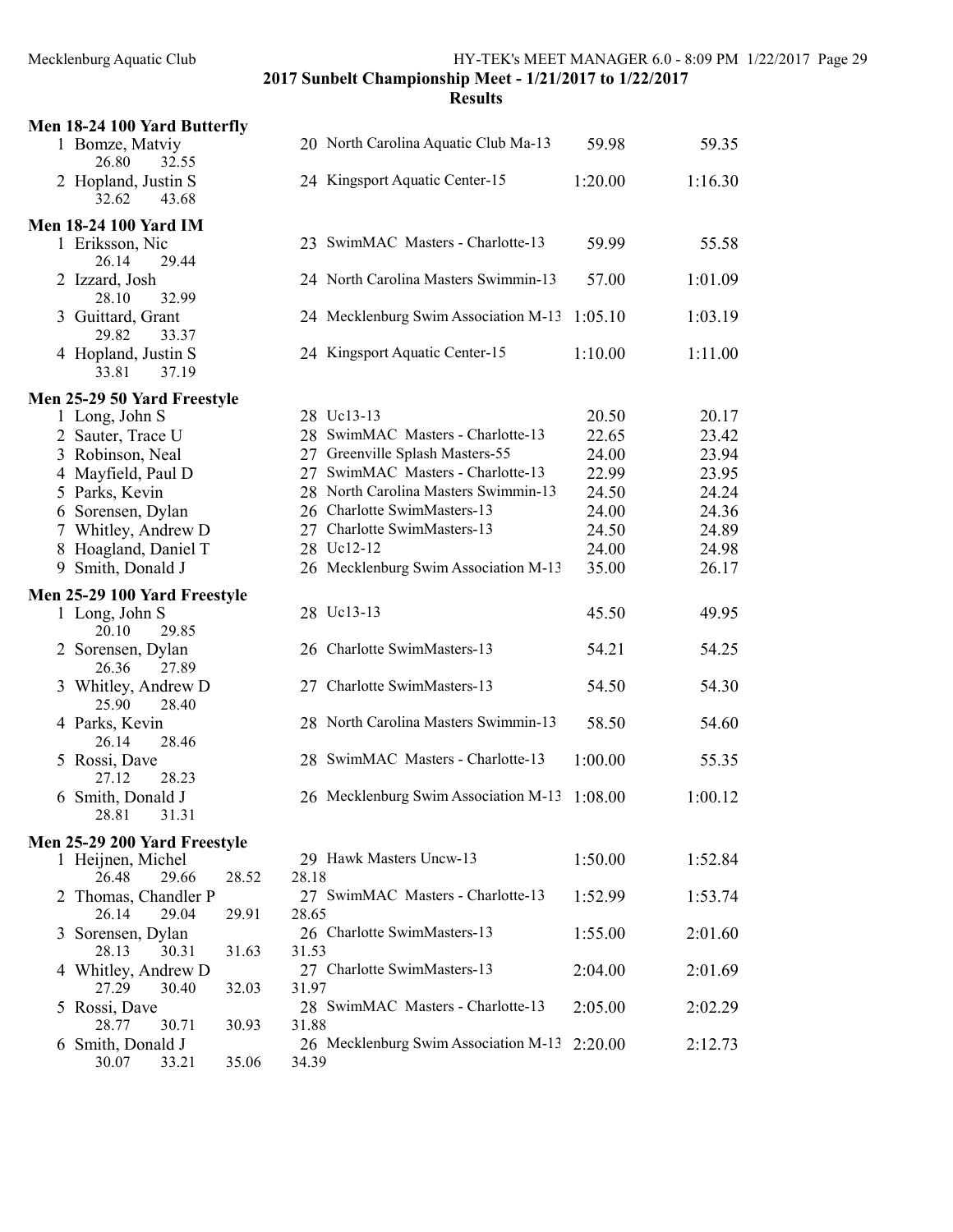## 2017 Sunbelt Championship Meet - 1/21/2017 to 1/22/2017

### Results

**Men 18-24 100 Yard Butterfly**

| Place | Name | Age | Team | Seed Time | Finals Time |
|---|---|---|---|---|---|
| 1 | Bomze, Matviy | 20 | North Carolina Aquatic Club Ma-13 | 59.98 | 59.35 |
| | 26.80 32.55 | | | | |
| 2 | Hopland, Justin S | 24 | Kingsport Aquatic Center-15 | 1:20.00 | 1:16.30 |
| | 32.62 43.68 | | | | |

**Men 18-24 100 Yard IM**

| Place | Name | Age | Team | Seed Time | Finals Time |
|---|---|---|---|---|---|
| 1 | Eriksson, Nic | 23 | SwimMAC Masters - Charlotte-13 | 59.99 | 55.58 |
| | 26.14 29.44 | | | | |
| 2 | Izzard, Josh | 24 | North Carolina Masters Swimmin-13 | 57.00 | 1:01.09 |
| | 28.10 32.99 | | | | |
| 3 | Guittard, Grant | 24 | Mecklenburg Swim Association M-13 | 1:05.10 | 1:03.19 |
| | 29.82 33.37 | | | | |
| 4 | Hopland, Justin S | 24 | Kingsport Aquatic Center-15 | 1:10.00 | 1:11.00 |
| | 33.81 37.19 | | | | |

**Men 25-29 50 Yard Freestyle**

| Place | Name | Age | Team | Seed Time | Finals Time |
|---|---|---|---|---|---|
| 1 | Long, John S | 28 | Uc13-13 | 20.50 | 20.17 |
| 2 | Sauter, Trace U | 28 | SwimMAC Masters - Charlotte-13 | 22.65 | 23.42 |
| 3 | Robinson, Neal | 27 | Greenville Splash Masters-55 | 24.00 | 23.94 |
| 4 | Mayfield, Paul D | 27 | SwimMAC Masters - Charlotte-13 | 22.99 | 23.95 |
| 5 | Parks, Kevin | 28 | North Carolina Masters Swimmin-13 | 24.50 | 24.24 |
| 6 | Sorensen, Dylan | 26 | Charlotte SwimMasters-13 | 24.00 | 24.36 |
| 7 | Whitley, Andrew D | 27 | Charlotte SwimMasters-13 | 24.50 | 24.89 |
| 8 | Hoagland, Daniel T | 28 | Uc12-12 | 24.00 | 24.98 |
| 9 | Smith, Donald J | 26 | Mecklenburg Swim Association M-13 | 35.00 | 26.17 |

**Men 25-29 100 Yard Freestyle**

| Place | Name | Age | Team | Seed Time | Finals Time |
|---|---|---|---|---|---|
| 1 | Long, John S | 28 | Uc13-13 | 45.50 | 49.95 |
| | 20.10 29.85 | | | | |
| 2 | Sorensen, Dylan | 26 | Charlotte SwimMasters-13 | 54.21 | 54.25 |
| | 26.36 27.89 | | | | |
| 3 | Whitley, Andrew D | 27 | Charlotte SwimMasters-13 | 54.50 | 54.30 |
| | 25.90 28.40 | | | | |
| 4 | Parks, Kevin | 28 | North Carolina Masters Swimmin-13 | 58.50 | 54.60 |
| | 26.14 28.46 | | | | |
| 5 | Rossi, Dave | 28 | SwimMAC Masters - Charlotte-13 | 1:00.00 | 55.35 |
| | 27.12 28.23 | | | | |
| 6 | Smith, Donald J | 26 | Mecklenburg Swim Association M-13 | 1:08.00 | 1:00.12 |
| | 28.81 31.31 | | | | |

**Men 25-29 200 Yard Freestyle**

| Place | Name | Age | Team | Seed Time | Finals Time |
|---|---|---|---|---|---|
| 1 | Heijnen, Michel | 29 | Hawk Masters Uncw-13 | 1:50.00 | 1:52.84 |
| | 26.48 29.66 28.52 28.18 | | | | |
| 2 | Thomas, Chandler P | 27 | SwimMAC Masters - Charlotte-13 | 1:52.99 | 1:53.74 |
| | 26.14 29.04 29.91 28.65 | | | | |
| 3 | Sorensen, Dylan | 26 | Charlotte SwimMasters-13 | 1:55.00 | 2:01.60 |
| | 28.13 30.31 31.63 31.53 | | | | |
| 4 | Whitley, Andrew D | 27 | Charlotte SwimMasters-13 | 2:04.00 | 2:01.69 |
| | 27.29 30.40 32.03 31.97 | | | | |
| 5 | Rossi, Dave | 28 | SwimMAC Masters - Charlotte-13 | 2:05.00 | 2:02.29 |
| | 28.77 30.71 30.93 31.88 | | | | |
| 6 | Smith, Donald J | 26 | Mecklenburg Swim Association M-13 | 2:20.00 | 2:12.73 |
| | 30.07 33.21 35.06 34.39 | | | | |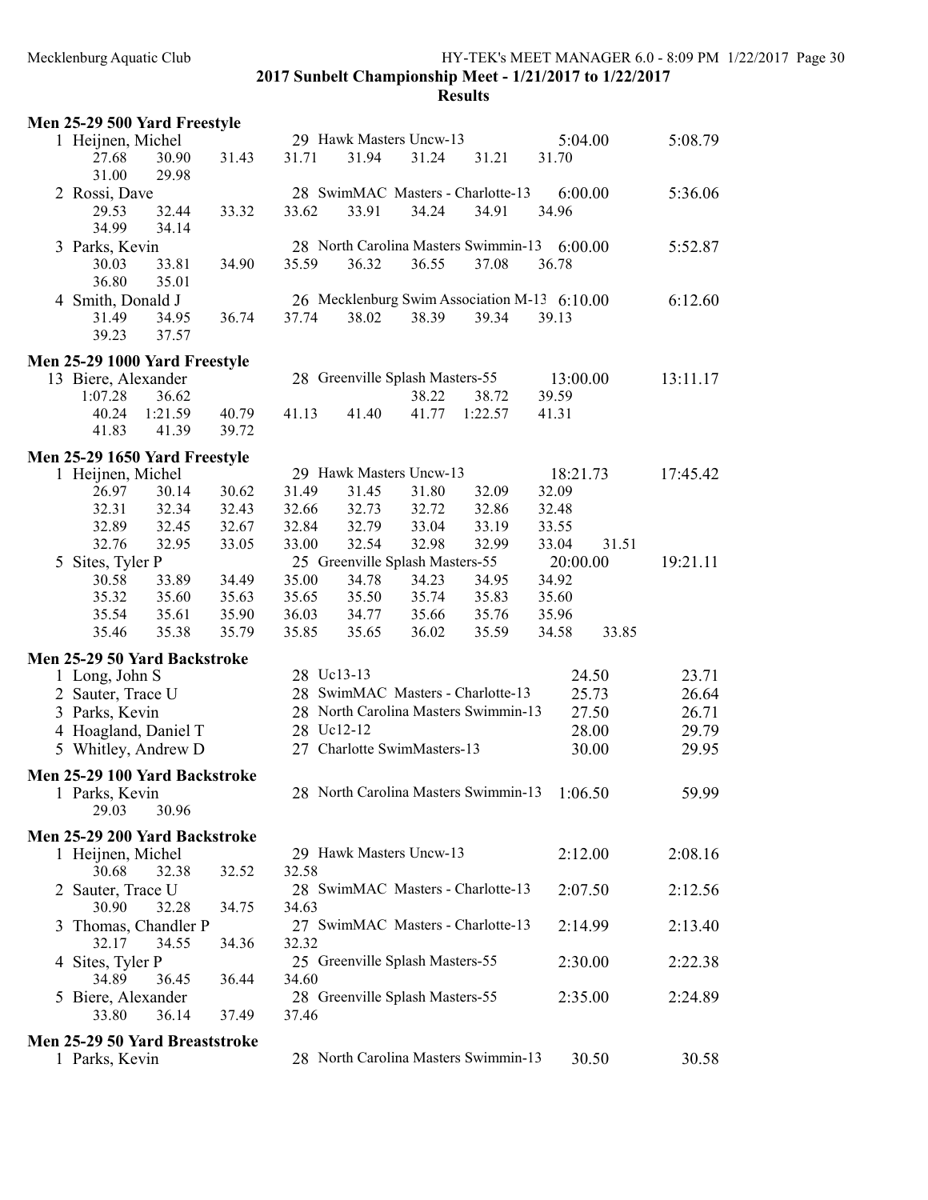**2017 Sunbelt Championship Meet - 1/21/2017 to 1/22/2017**

**Results**

### Men 25-29 500 Yard Freestyle

```
 1 Heijnen, Michel                29 Hawk Masters Uncw-13              5:04.00      5:08.79
      27.68     30.90     31.43     31.71     31.94     31.24     31.21     31.70
      31.00     29.98
 2 Rossi, Dave                    28 SwimMAC Masters - Charlotte-13    6:00.00      5:36.06
      29.53     32.44     33.32     33.62     33.91     34.24     34.91     34.96
      34.99     34.14
 3 Parks, Kevin                   28 North Carolina Masters Swimmin-13 6:00.00      5:52.87
      30.03     33.81     34.90     35.59     36.32     36.55     37.08     36.78
      36.80     35.01
 4 Smith, Donald J                26 Mecklenburg Swim Association M-13 6:10.00      6:12.60
      31.49     34.95     36.74     37.74     38.02     38.39     39.34     39.13
      39.23     37.57
```

### Men 25-29 1000 Yard Freestyle

```
13 Biere, Alexander               28 Greenville Splash Masters-55     13:00.00     13:11.17
    1:07.28     36.62                                   38.22     38.72     39.59
      40.24   1:21.59     40.79     41.13     41.40     41.77   1:22.57     41.31
      41.83     41.39     39.72
```

### Men 25-29 1650 Yard Freestyle

```
 1 Heijnen, Michel                29 Hawk Masters Uncw-13             18:21.73     17:45.42
      26.97     30.14     30.62     31.49     31.45     31.80     32.09     32.09
      32.31     32.34     32.43     32.66     32.73     32.72     32.86     32.48
      32.89     32.45     32.67     32.84     32.79     33.04     33.19     33.55
      32.76     32.95     33.05     33.00     32.54     32.98     32.99     33.04     31.51
 5 Sites, Tyler P                 25 Greenville Splash Masters-55     20:00.00     19:21.11
      30.58     33.89     34.49     35.00     34.78     34.23     34.95     34.92
      35.32     35.60     35.63     35.65     35.50     35.74     35.83     35.60
      35.54     35.61     35.90     36.03     34.77     35.66     35.76     35.96
      35.46     35.38     35.79     35.85     35.65     36.02     35.59     34.58     33.85
```

### Men 25-29 50 Yard Backstroke

```
 1 Long, John S                   28 Uc13-13                             24.50        23.71
 2 Sauter, Trace U                28 SwimMAC Masters - Charlotte-13      25.73        26.64
 3 Parks, Kevin                   28 North Carolina Masters Swimmin-13   27.50        26.71
 4 Hoagland, Daniel T             28 Uc12-12                             28.00        29.79
 5 Whitley, Andrew D              27 Charlotte SwimMasters-13            30.00        29.95
```

### Men 25-29 100 Yard Backstroke

```
 1 Parks, Kevin                   28 North Carolina Masters Swimmin-13 1:06.50        59.99
      29.03     30.96
```

### Men 25-29 200 Yard Backstroke

```
 1 Heijnen, Michel                29 Hawk Masters Uncw-13              2:12.00      2:08.16
      30.68     32.38     32.52     32.58
 2 Sauter, Trace U                28 SwimMAC Masters - Charlotte-13    2:07.50      2:12.56
      30.90     32.28     34.75     34.63
 3 Thomas, Chandler P             27 SwimMAC Masters - Charlotte-13    2:14.99      2:13.40
      32.17     34.55     34.36     32.32
 4 Sites, Tyler P                 25 Greenville Splash Masters-55      2:30.00      2:22.38
      34.89     36.45     36.44     34.60
 5 Biere, Alexander               28 Greenville Splash Masters-55      2:35.00      2:24.89
      33.80     36.14     37.49     37.46
```

### Men 25-29 50 Yard Breaststroke

```
 1 Parks, Kevin                   28 North Carolina Masters Swimmin-13   30.50        30.58
```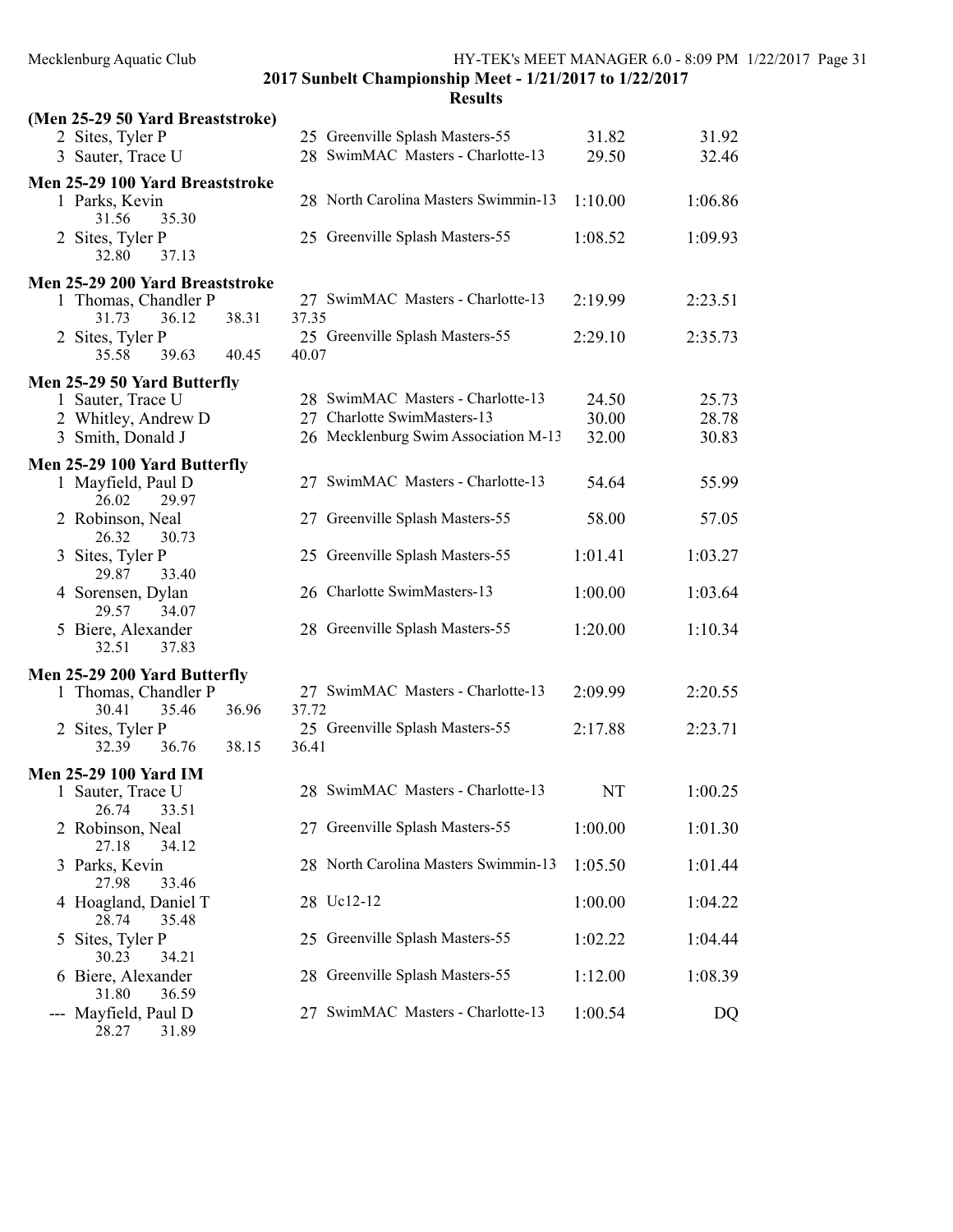## 2017 Sunbelt Championship Meet - 1/21/2017 to 1/22/2017

### Results

**(Men 25-29 50 Yard Breaststroke)**

| Place | Name | Age | Team | Seed Time | Finals Time |
|---|---|---|---|---|---|
| 2 | Sites, Tyler P | 25 | Greenville Splash Masters-55 | 31.82 | 31.92 |
| 3 | Sauter, Trace U | 28 | SwimMAC Masters - Charlotte-13 | 29.50 | 32.46 |

**Men 25-29 100 Yard Breaststroke**

| Place | Name | Age | Team | Seed Time | Finals Time |
|---|---|---|---|---|---|
| 1 | Parks, Kevin | 28 | North Carolina Masters Swimmin-13 | 1:10.00 | 1:06.86 |
| | 31.56 35.30 | | | | |
| 2 | Sites, Tyler P | 25 | Greenville Splash Masters-55 | 1:08.52 | 1:09.93 |
| | 32.80 37.13 | | | | |

**Men 25-29 200 Yard Breaststroke**

| Place | Name | Age | Team | Seed Time | Finals Time |
|---|---|---|---|---|---|
| 1 | Thomas, Chandler P | 27 | SwimMAC Masters - Charlotte-13 | 2:19.99 | 2:23.51 |
| | 31.73 36.12 38.31 37.35 | | | | |
| 2 | Sites, Tyler P | 25 | Greenville Splash Masters-55 | 2:29.10 | 2:35.73 |
| | 35.58 39.63 40.45 40.07 | | | | |

**Men 25-29 50 Yard Butterfly**

| Place | Name | Age | Team | Seed Time | Finals Time |
|---|---|---|---|---|---|
| 1 | Sauter, Trace U | 28 | SwimMAC Masters - Charlotte-13 | 24.50 | 25.73 |
| 2 | Whitley, Andrew D | 27 | Charlotte SwimMasters-13 | 30.00 | 28.78 |
| 3 | Smith, Donald J | 26 | Mecklenburg Swim Association M-13 | 32.00 | 30.83 |

**Men 25-29 100 Yard Butterfly**

| Place | Name | Age | Team | Seed Time | Finals Time |
|---|---|---|---|---|---|
| 1 | Mayfield, Paul D | 27 | SwimMAC Masters - Charlotte-13 | 54.64 | 55.99 |
| | 26.02 29.97 | | | | |
| 2 | Robinson, Neal | 27 | Greenville Splash Masters-55 | 58.00 | 57.05 |
| | 26.32 30.73 | | | | |
| 3 | Sites, Tyler P | 25 | Greenville Splash Masters-55 | 1:01.41 | 1:03.27 |
| | 29.87 33.40 | | | | |
| 4 | Sorensen, Dylan | 26 | Charlotte SwimMasters-13 | 1:00.00 | 1:03.64 |
| | 29.57 34.07 | | | | |
| 5 | Biere, Alexander | 28 | Greenville Splash Masters-55 | 1:20.00 | 1:10.34 |
| | 32.51 37.83 | | | | |

**Men 25-29 200 Yard Butterfly**

| Place | Name | Age | Team | Seed Time | Finals Time |
|---|---|---|---|---|---|
| 1 | Thomas, Chandler P | 27 | SwimMAC Masters - Charlotte-13 | 2:09.99 | 2:20.55 |
| | 30.41 35.46 36.96 37.72 | | | | |
| 2 | Sites, Tyler P | 25 | Greenville Splash Masters-55 | 2:17.88 | 2:23.71 |
| | 32.39 36.76 38.15 36.41 | | | | |

**Men 25-29 100 Yard IM**

| Place | Name | Age | Team | Seed Time | Finals Time |
|---|---|---|---|---|---|
| 1 | Sauter, Trace U | 28 | SwimMAC Masters - Charlotte-13 | NT | 1:00.25 |
| | 26.74 33.51 | | | | |
| 2 | Robinson, Neal | 27 | Greenville Splash Masters-55 | 1:00.00 | 1:01.30 |
| | 27.18 34.12 | | | | |
| 3 | Parks, Kevin | 28 | North Carolina Masters Swimmin-13 | 1:05.50 | 1:01.44 |
| | 27.98 33.46 | | | | |
| 4 | Hoagland, Daniel T | 28 | Uc12-12 | 1:00.00 | 1:04.22 |
| | 28.74 35.48 | | | | |
| 5 | Sites, Tyler P | 25 | Greenville Splash Masters-55 | 1:02.22 | 1:04.44 |
| | 30.23 34.21 | | | | |
| 6 | Biere, Alexander | 28 | Greenville Splash Masters-55 | 1:12.00 | 1:08.39 |
| | 31.80 36.59 | | | | |
| --- | Mayfield, Paul D | 27 | SwimMAC Masters - Charlotte-13 | 1:00.54 | DQ |
| | 28.27 31.89 | | | | |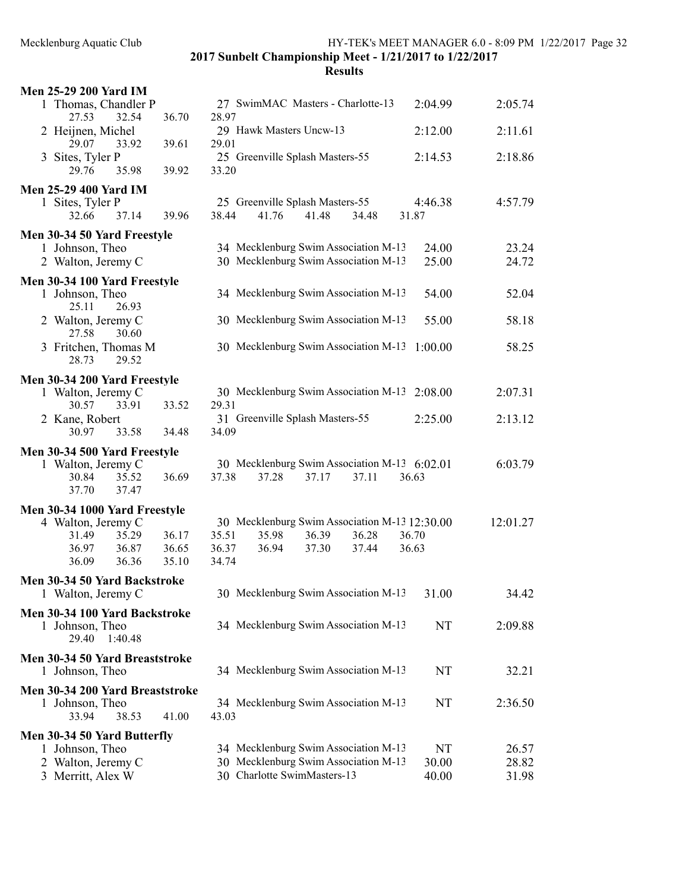**2017 Sunbelt Championship Meet - 1/21/2017 to 1/22/2017**

**Results**

### Men 25-29 200 Yard IM

| Place | Name | Age | Team | Seed | Finals |
|---|---|---|---|---|---|
| 1 | Thomas, Chandler P | 27 | SwimMAC Masters - Charlotte-13 | 2:04.99 | 2:05.74 |
| | 27.53 32.54 36.70 28.97 | | | | |
| 2 | Heijnen, Michel | 29 | Hawk Masters Uncw-13 | 2:12.00 | 2:11.61 |
| | 29.07 33.92 39.61 29.01 | | | | |
| 3 | Sites, Tyler P | 25 | Greenville Splash Masters-55 | 2:14.53 | 2:18.86 |
| | 29.76 35.98 39.92 33.20 | | | | |

### Men 25-29 400 Yard IM

| Place | Name | Age | Team | Seed | Finals |
|---|---|---|---|---|---|
| 1 | Sites, Tyler P | 25 | Greenville Splash Masters-55 | 4:46.38 | 4:57.79 |
| | 32.66 37.14 39.96 38.44 41.76 41.48 34.48 31.87 | | | | |

### Men 30-34 50 Yard Freestyle

| Place | Name | Age | Team | Seed | Finals |
|---|---|---|---|---|---|
| 1 | Johnson, Theo | 34 | Mecklenburg Swim Association M-13 | 24.00 | 23.24 |
| 2 | Walton, Jeremy C | 30 | Mecklenburg Swim Association M-13 | 25.00 | 24.72 |

### Men 30-34 100 Yard Freestyle

| Place | Name | Age | Team | Seed | Finals |
|---|---|---|---|---|---|
| 1 | Johnson, Theo | 34 | Mecklenburg Swim Association M-13 | 54.00 | 52.04 |
| | 25.11 26.93 | | | | |
| 2 | Walton, Jeremy C | 30 | Mecklenburg Swim Association M-13 | 55.00 | 58.18 |
| | 27.58 30.60 | | | | |
| 3 | Fritchen, Thomas M | 30 | Mecklenburg Swim Association M-13 | 1:00.00 | 58.25 |
| | 28.73 29.52 | | | | |

### Men 30-34 200 Yard Freestyle

| Place | Name | Age | Team | Seed | Finals |
|---|---|---|---|---|---|
| 1 | Walton, Jeremy C | 30 | Mecklenburg Swim Association M-13 | 2:08.00 | 2:07.31 |
| | 30.57 33.91 33.52 29.31 | | | | |
| 2 | Kane, Robert | 31 | Greenville Splash Masters-55 | 2:25.00 | 2:13.12 |
| | 30.97 33.58 34.48 34.09 | | | | |

### Men 30-34 500 Yard Freestyle

| Place | Name | Age | Team | Seed | Finals |
|---|---|---|---|---|---|
| 1 | Walton, Jeremy C | 30 | Mecklenburg Swim Association M-13 | 6:02.01 | 6:03.79 |
| | 30.84 35.52 36.69 37.38 37.28 37.17 37.11 36.63 | | | | |
| | 37.70 37.47 | | | | |

### Men 30-34 1000 Yard Freestyle

| Place | Name | Age | Team | Seed | Finals |
|---|---|---|---|---|---|
| 4 | Walton, Jeremy C | 30 | Mecklenburg Swim Association M-13 | 12:30.00 | 12:01.27 |
| | 31.49 35.29 36.17 35.51 35.98 36.39 36.28 36.70 | | | | |
| | 36.97 36.87 36.65 36.37 36.94 37.30 37.44 36.63 | | | | |
| | 36.09 36.36 35.10 34.74 | | | | |

### Men 30-34 50 Yard Backstroke

| Place | Name | Age | Team | Seed | Finals |
|---|---|---|---|---|---|
| 1 | Walton, Jeremy C | 30 | Mecklenburg Swim Association M-13 | 31.00 | 34.42 |

### Men 30-34 100 Yard Backstroke

| Place | Name | Age | Team | Seed | Finals |
|---|---|---|---|---|---|
| 1 | Johnson, Theo | 34 | Mecklenburg Swim Association M-13 | NT | 2:09.88 |
| | 29.40 1:40.48 | | | | |

### Men 30-34 50 Yard Breaststroke

| Place | Name | Age | Team | Seed | Finals |
|---|---|---|---|---|---|
| 1 | Johnson, Theo | 34 | Mecklenburg Swim Association M-13 | NT | 32.21 |

### Men 30-34 200 Yard Breaststroke

| Place | Name | Age | Team | Seed | Finals |
|---|---|---|---|---|---|
| 1 | Johnson, Theo | 34 | Mecklenburg Swim Association M-13 | NT | 2:36.50 |
| | 33.94 38.53 41.00 43.03 | | | | |

### Men 30-34 50 Yard Butterfly

| Place | Name | Age | Team | Seed | Finals |
|---|---|---|---|---|---|
| 1 | Johnson, Theo | 34 | Mecklenburg Swim Association M-13 | NT | 26.57 |
| 2 | Walton, Jeremy C | 30 | Mecklenburg Swim Association M-13 | 30.00 | 28.82 |
| 3 | Merritt, Alex W | 30 | Charlotte SwimMasters-13 | 40.00 | 31.98 |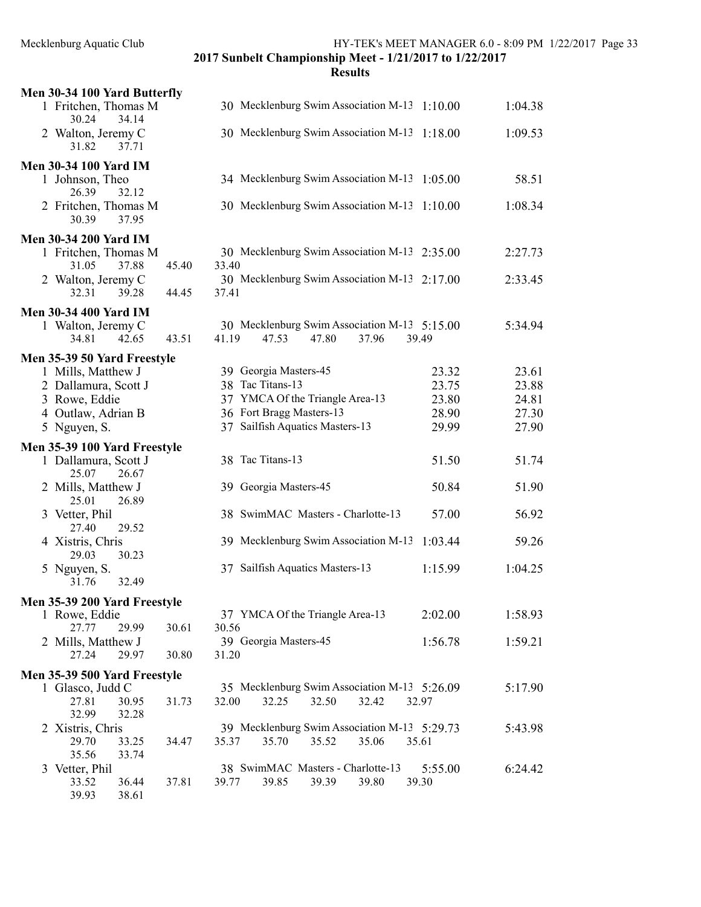## 2017 Sunbelt Championship Meet - 1/21/2017 to 1/22/2017

### Results

**Men 30-34 100 Yard Butterfly**

| Place | Name | Age | Team | Seed Time | Finals Time |
|---|---|---|---|---|---|
| 1 | Fritchen, Thomas M | 30 | Mecklenburg Swim Association M-13 | 1:10.00 | 1:04.38 |
| | 30.24 34.14 | | | | |
| 2 | Walton, Jeremy C | 30 | Mecklenburg Swim Association M-13 | 1:18.00 | 1:09.53 |
| | 31.82 37.71 | | | | |

**Men 30-34 100 Yard IM**

| Place | Name | Age | Team | Seed Time | Finals Time |
|---|---|---|---|---|---|
| 1 | Johnson, Theo | 34 | Mecklenburg Swim Association M-13 | 1:05.00 | 58.51 |
| | 26.39 32.12 | | | | |
| 2 | Fritchen, Thomas M | 30 | Mecklenburg Swim Association M-13 | 1:10.00 | 1:08.34 |
| | 30.39 37.95 | | | | |

**Men 30-34 200 Yard IM**

| Place | Name | Age | Team | Seed Time | Finals Time |
|---|---|---|---|---|---|
| 1 | Fritchen, Thomas M | 30 | Mecklenburg Swim Association M-13 | 2:35.00 | 2:27.73 |
| | 31.05 37.88 45.40 33.40 | | | | |
| 2 | Walton, Jeremy C | 30 | Mecklenburg Swim Association M-13 | 2:17.00 | 2:33.45 |
| | 32.31 39.28 44.45 37.41 | | | | |

**Men 30-34 400 Yard IM**

| Place | Name | Age | Team | Seed Time | Finals Time |
|---|---|---|---|---|---|
| 1 | Walton, Jeremy C | 30 | Mecklenburg Swim Association M-13 | 5:15.00 | 5:34.94 |
| | 34.81 42.65 43.51 41.19 47.53 47.80 37.96 39.49 | | | | |

**Men 35-39 50 Yard Freestyle**

| Place | Name | Age | Team | Seed Time | Finals Time |
|---|---|---|---|---|---|
| 1 | Mills, Matthew J | 39 | Georgia Masters-45 | 23.32 | 23.61 |
| 2 | Dallamura, Scott J | 38 | Tac Titans-13 | 23.75 | 23.88 |
| 3 | Rowe, Eddie | 37 | YMCA Of the Triangle Area-13 | 23.80 | 24.81 |
| 4 | Outlaw, Adrian B | 36 | Fort Bragg Masters-13 | 28.90 | 27.30 |
| 5 | Nguyen, S. | 37 | Sailfish Aquatics Masters-13 | 29.99 | 27.90 |

**Men 35-39 100 Yard Freestyle**

| Place | Name | Age | Team | Seed Time | Finals Time |
|---|---|---|---|---|---|
| 1 | Dallamura, Scott J | 38 | Tac Titans-13 | 51.50 | 51.74 |
| | 25.07 26.67 | | | | |
| 2 | Mills, Matthew J | 39 | Georgia Masters-45 | 50.84 | 51.90 |
| | 25.01 26.89 | | | | |
| 3 | Vetter, Phil | 38 | SwimMAC Masters - Charlotte-13 | 57.00 | 56.92 |
| | 27.40 29.52 | | | | |
| 4 | Xistris, Chris | 39 | Mecklenburg Swim Association M-13 | 1:03.44 | 59.26 |
| | 29.03 30.23 | | | | |
| 5 | Nguyen, S. | 37 | Sailfish Aquatics Masters-13 | 1:15.99 | 1:04.25 |
| | 31.76 32.49 | | | | |

**Men 35-39 200 Yard Freestyle**

| Place | Name | Age | Team | Seed Time | Finals Time |
|---|---|---|---|---|---|
| 1 | Rowe, Eddie | 37 | YMCA Of the Triangle Area-13 | 2:02.00 | 1:58.93 |
| | 27.77 29.99 30.61 30.56 | | | | |
| 2 | Mills, Matthew J | 39 | Georgia Masters-45 | 1:56.78 | 1:59.21 |
| | 27.24 29.97 30.80 31.20 | | | | |

**Men 35-39 500 Yard Freestyle**

| Place | Name | Age | Team | Seed Time | Finals Time |
|---|---|---|---|---|---|
| 1 | Glasco, Judd C | 35 | Mecklenburg Swim Association M-13 | 5:26.09 | 5:17.90 |
| | 27.81 30.95 31.73 32.00 32.25 32.50 32.42 32.97 32.99 32.28 | | | | |
| 2 | Xistris, Chris | 39 | Mecklenburg Swim Association M-13 | 5:29.73 | 5:43.98 |
| | 29.70 33.25 34.47 35.37 35.70 35.52 35.06 35.61 35.56 33.74 | | | | |
| 3 | Vetter, Phil | 38 | SwimMAC Masters - Charlotte-13 | 5:55.00 | 6:24.42 |
| | 33.52 36.44 37.81 39.77 39.85 39.39 39.80 39.30 39.93 38.61 | | | | |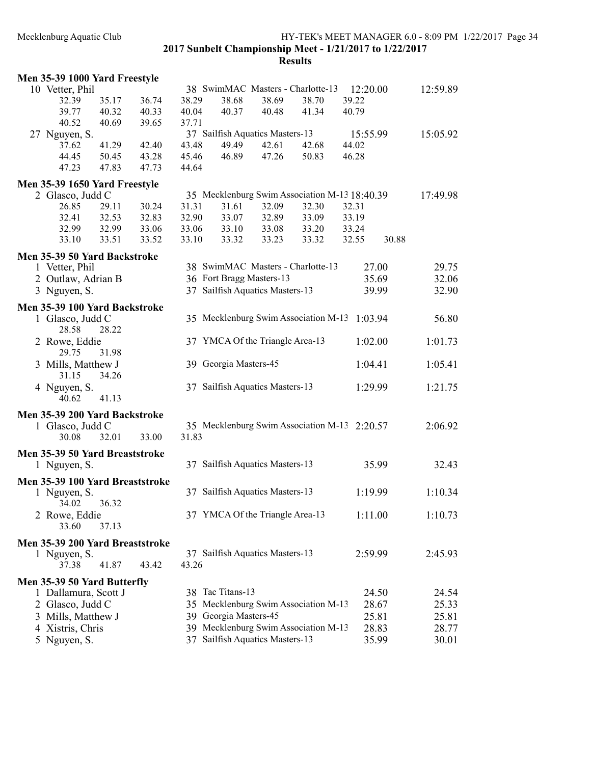**2017 Sunbelt Championship Meet - 1/21/2017 to 1/22/2017**

**Results**

### Men 35-39 1000 Yard Freestyle

| Place | Name | Age | Team | Seed Time | Finals Time |
|---|---|---|---|---|---|
| 10 | Vetter, Phil | 38 | SwimMAC Masters - Charlotte-13 | 12:20.00 | 12:59.89 |
| | 32.39 35.17 36.74 38.29 38.68 38.69 38.70 39.22 | | | | |
| | 39.77 40.32 40.33 40.04 40.37 40.48 41.34 40.79 | | | | |
| | 40.52 40.69 39.65 37.71 | | | | |
| 27 | Nguyen, S. | 37 | Sailfish Aquatics Masters-13 | 15:55.99 | 15:05.92 |
| | 37.62 41.29 42.40 43.48 49.49 42.61 42.68 44.02 | | | | |
| | 44.45 50.45 43.28 45.46 46.89 47.26 50.83 46.28 | | | | |
| | 47.23 47.83 47.73 44.64 | | | | |

### Men 35-39 1650 Yard Freestyle

| Place | Name | Age | Team | Seed Time | Finals Time |
|---|---|---|---|---|---|
| 2 | Glasco, Judd C | 35 | Mecklenburg Swim Association M-13 | 18:40.39 | 17:49.98 |
| | 26.85 29.11 30.24 31.31 31.61 32.09 32.30 32.31 | | | | |
| | 32.41 32.53 32.83 32.90 33.07 32.89 33.09 33.19 | | | | |
| | 32.99 32.99 33.06 33.06 33.10 33.08 33.20 33.24 | | | | |
| | 33.10 33.51 33.52 33.10 33.32 33.23 33.32 32.55 30.88 | | | | |

### Men 35-39 50 Yard Backstroke

| Place | Name | Age | Team | Seed Time | Finals Time |
|---|---|---|---|---|---|
| 1 | Vetter, Phil | 38 | SwimMAC Masters - Charlotte-13 | 27.00 | 29.75 |
| 2 | Outlaw, Adrian B | 36 | Fort Bragg Masters-13 | 35.69 | 32.06 |
| 3 | Nguyen, S. | 37 | Sailfish Aquatics Masters-13 | 39.99 | 32.90 |

### Men 35-39 100 Yard Backstroke

| Place | Name | Age | Team | Seed Time | Finals Time |
|---|---|---|---|---|---|
| 1 | Glasco, Judd C | 35 | Mecklenburg Swim Association M-13 | 1:03.94 | 56.80 |
| | 28.58 28.22 | | | | |
| 2 | Rowe, Eddie | 37 | YMCA Of the Triangle Area-13 | 1:02.00 | 1:01.73 |
| | 29.75 31.98 | | | | |
| 3 | Mills, Matthew J | 39 | Georgia Masters-45 | 1:04.41 | 1:05.41 |
| | 31.15 34.26 | | | | |
| 4 | Nguyen, S. | 37 | Sailfish Aquatics Masters-13 | 1:29.99 | 1:21.75 |
| | 40.62 41.13 | | | | |

### Men 35-39 200 Yard Backstroke

| Place | Name | Age | Team | Seed Time | Finals Time |
|---|---|---|---|---|---|
| 1 | Glasco, Judd C | 35 | Mecklenburg Swim Association M-13 | 2:20.57 | 2:06.92 |
| | 30.08 32.01 33.00 31.83 | | | | |

### Men 35-39 50 Yard Breaststroke

| Place | Name | Age | Team | Seed Time | Finals Time |
|---|---|---|---|---|---|
| 1 | Nguyen, S. | 37 | Sailfish Aquatics Masters-13 | 35.99 | 32.43 |

### Men 35-39 100 Yard Breaststroke

| Place | Name | Age | Team | Seed Time | Finals Time |
|---|---|---|---|---|---|
| 1 | Nguyen, S. | 37 | Sailfish Aquatics Masters-13 | 1:19.99 | 1:10.34 |
| | 34.02 36.32 | | | | |
| 2 | Rowe, Eddie | 37 | YMCA Of the Triangle Area-13 | 1:11.00 | 1:10.73 |
| | 33.60 37.13 | | | | |

### Men 35-39 200 Yard Breaststroke

| Place | Name | Age | Team | Seed Time | Finals Time |
|---|---|---|---|---|---|
| 1 | Nguyen, S. | 37 | Sailfish Aquatics Masters-13 | 2:59.99 | 2:45.93 |
| | 37.38 41.87 43.42 43.26 | | | | |

### Men 35-39 50 Yard Butterfly

| Place | Name | Age | Team | Seed Time | Finals Time |
|---|---|---|---|---|---|
| 1 | Dallamura, Scott J | 38 | Tac Titans-13 | 24.50 | 24.54 |
| 2 | Glasco, Judd C | 35 | Mecklenburg Swim Association M-13 | 28.67 | 25.33 |
| 3 | Mills, Matthew J | 39 | Georgia Masters-45 | 25.81 | 25.81 |
| 4 | Xistris, Chris | 39 | Mecklenburg Swim Association M-13 | 28.83 | 28.77 |
| 5 | Nguyen, S. | 37 | Sailfish Aquatics Masters-13 | 35.99 | 30.01 |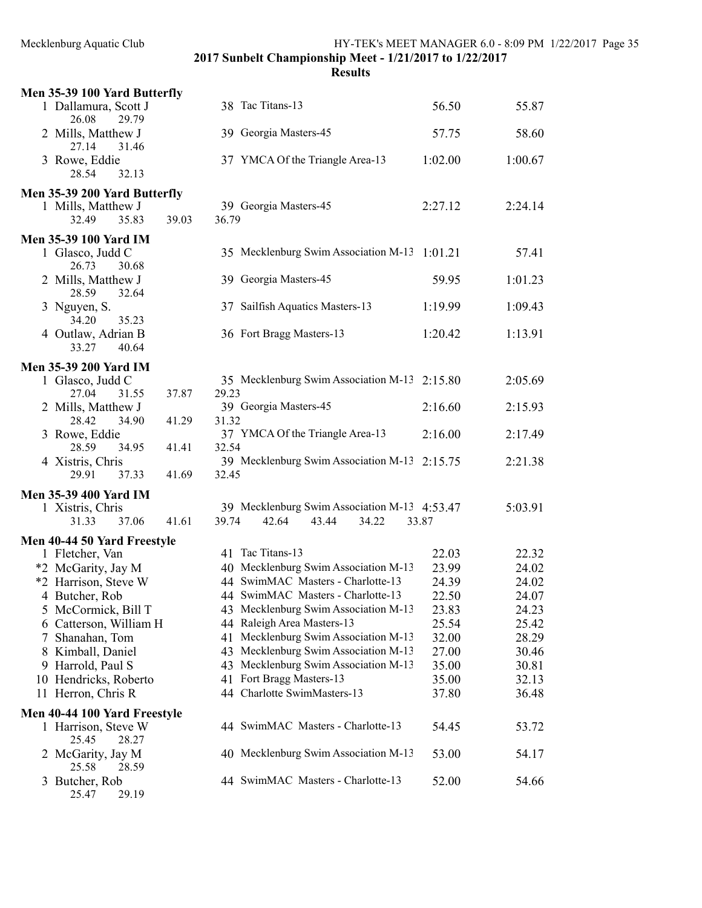## 2017 Sunbelt Championship Meet - 1/21/2017 to 1/22/2017

### Results

**Men 35-39 100 Yard Butterfly**

| Place | Name | Age | Team | Seed Time | Finals Time |
|---|---|---|---|---|---|
| 1 | Dallamura, Scott J | 38 | Tac Titans-13 | 56.50 | 55.87 |
| | 26.08 29.79 | | | | |
| 2 | Mills, Matthew J | 39 | Georgia Masters-45 | 57.75 | 58.60 |
| | 27.14 31.46 | | | | |
| 3 | Rowe, Eddie | 37 | YMCA Of the Triangle Area-13 | 1:02.00 | 1:00.67 |
| | 28.54 32.13 | | | | |

**Men 35-39 200 Yard Butterfly**

| Place | Name | Age | Team | Seed Time | Finals Time |
|---|---|---|---|---|---|
| 1 | Mills, Matthew J | 39 | Georgia Masters-45 | 2:27.12 | 2:24.14 |
| | 32.49 35.83 39.03 36.79 | | | | |

**Men 35-39 100 Yard IM**

| Place | Name | Age | Team | Seed Time | Finals Time |
|---|---|---|---|---|---|
| 1 | Glasco, Judd C | 35 | Mecklenburg Swim Association M-13 | 1:01.21 | 57.41 |
| | 26.73 30.68 | | | | |
| 2 | Mills, Matthew J | 39 | Georgia Masters-45 | 59.95 | 1:01.23 |
| | 28.59 32.64 | | | | |
| 3 | Nguyen, S. | 37 | Sailfish Aquatics Masters-13 | 1:19.99 | 1:09.43 |
| | 34.20 35.23 | | | | |
| 4 | Outlaw, Adrian B | 36 | Fort Bragg Masters-13 | 1:20.42 | 1:13.91 |
| | 33.27 40.64 | | | | |

**Men 35-39 200 Yard IM**

| Place | Name | Age | Team | Seed Time | Finals Time |
|---|---|---|---|---|---|
| 1 | Glasco, Judd C | 35 | Mecklenburg Swim Association M-13 | 2:15.80 | 2:05.69 |
| | 27.04 31.55 37.87 29.23 | | | | |
| 2 | Mills, Matthew J | 39 | Georgia Masters-45 | 2:16.60 | 2:15.93 |
| | 28.42 34.90 41.29 31.32 | | | | |
| 3 | Rowe, Eddie | 37 | YMCA Of the Triangle Area-13 | 2:16.00 | 2:17.49 |
| | 28.59 34.95 41.41 32.54 | | | | |
| 4 | Xistris, Chris | 39 | Mecklenburg Swim Association M-13 | 2:15.75 | 2:21.38 |
| | 29.91 37.33 41.69 32.45 | | | | |

**Men 35-39 400 Yard IM**

| Place | Name | Age | Team | Seed Time | Finals Time |
|---|---|---|---|---|---|
| 1 | Xistris, Chris | 39 | Mecklenburg Swim Association M-13 | 4:53.47 | 5:03.91 |
| | 31.33 37.06 41.61 39.74 42.64 43.44 34.22 33.87 | | | | |

**Men 40-44 50 Yard Freestyle**

| Place | Name | Age | Team | Seed Time | Finals Time |
|---|---|---|---|---|---|
| 1 | Fletcher, Van | 41 | Tac Titans-13 | 22.03 | 22.32 |
| *2 | McGarity, Jay M | 40 | Mecklenburg Swim Association M-13 | 23.99 | 24.02 |
| *2 | Harrison, Steve W | 44 | SwimMAC Masters - Charlotte-13 | 24.39 | 24.02 |
| 4 | Butcher, Rob | 44 | SwimMAC Masters - Charlotte-13 | 22.50 | 24.07 |
| 5 | McCormick, Bill T | 43 | Mecklenburg Swim Association M-13 | 23.83 | 24.23 |
| 6 | Catterson, William H | 44 | Raleigh Area Masters-13 | 25.54 | 25.42 |
| 7 | Shanahan, Tom | 41 | Mecklenburg Swim Association M-13 | 32.00 | 28.29 |
| 8 | Kimball, Daniel | 43 | Mecklenburg Swim Association M-13 | 27.00 | 30.46 |
| 9 | Harrold, Paul S | 43 | Mecklenburg Swim Association M-13 | 35.00 | 30.81 |
| 10 | Hendricks, Roberto | 41 | Fort Bragg Masters-13 | 35.00 | 32.13 |
| 11 | Herron, Chris R | 44 | Charlotte SwimMasters-13 | 37.80 | 36.48 |

**Men 40-44 100 Yard Freestyle**

| Place | Name | Age | Team | Seed Time | Finals Time |
|---|---|---|---|---|---|
| 1 | Harrison, Steve W | 44 | SwimMAC Masters - Charlotte-13 | 54.45 | 53.72 |
| | 25.45 28.27 | | | | |
| 2 | McGarity, Jay M | 40 | Mecklenburg Swim Association M-13 | 53.00 | 54.17 |
| | 25.58 28.59 | | | | |
| 3 | Butcher, Rob | 44 | SwimMAC Masters - Charlotte-13 | 52.00 | 54.66 |
| | 25.47 29.19 | | | | |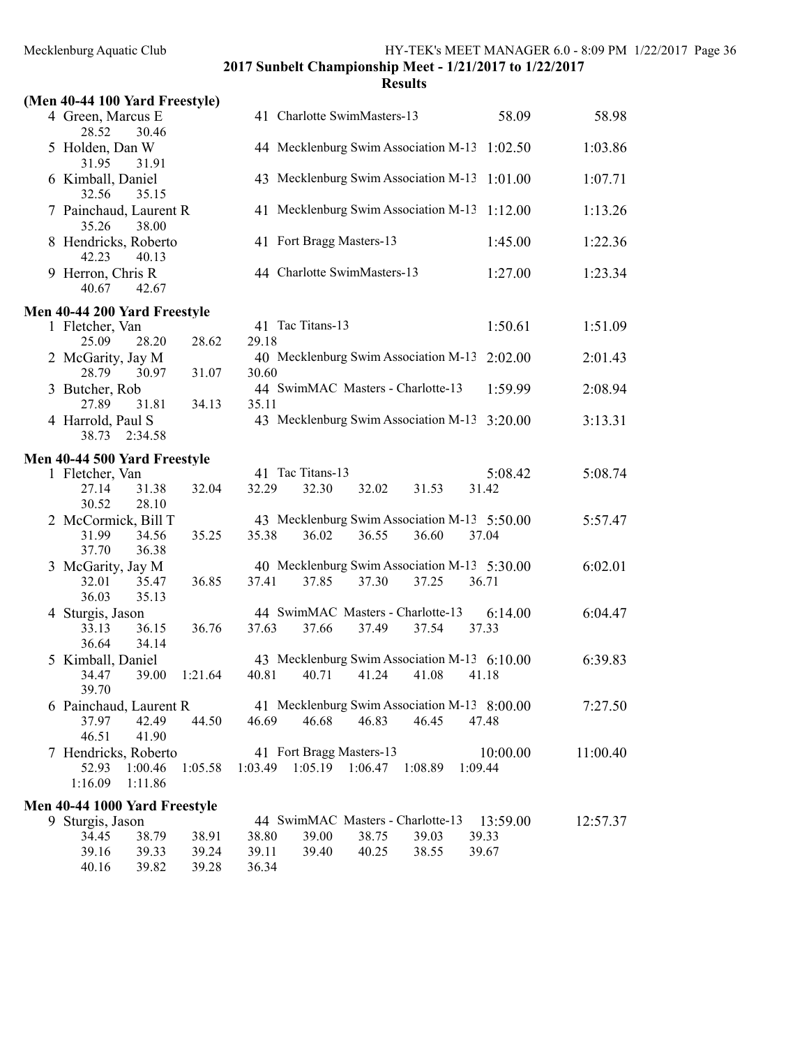## 2017 Sunbelt Championship Meet - 1/21/2017 to 1/22/2017

### Results

**(Men 40-44 100 Yard Freestyle)**

| Place | Name | Age | Team | Seed Time | Finals Time |
|---|---|---|---|---|---|
| 4 | Green, Marcus E | 41 | Charlotte SwimMasters-13 | 58.09 | 58.98 |
| | 28.52 30.46 | | | | |
| 5 | Holden, Dan W | 44 | Mecklenburg Swim Association M-13 | 1:02.50 | 1:03.86 |
| | 31.95 31.91 | | | | |
| 6 | Kimball, Daniel | 43 | Mecklenburg Swim Association M-13 | 1:01.00 | 1:07.71 |
| | 32.56 35.15 | | | | |
| 7 | Painchaud, Laurent R | 41 | Mecklenburg Swim Association M-13 | 1:12.00 | 1:13.26 |
| | 35.26 38.00 | | | | |
| 8 | Hendricks, Roberto | 41 | Fort Bragg Masters-13 | 1:45.00 | 1:22.36 |
| | 42.23 40.13 | | | | |
| 9 | Herron, Chris R | 44 | Charlotte SwimMasters-13 | 1:27.00 | 1:23.34 |
| | 40.67 42.67 | | | | |

**Men 40-44 200 Yard Freestyle**

| Place | Name | Age | Team | Seed Time | Finals Time |
|---|---|---|---|---|---|
| 1 | Fletcher, Van | 41 | Tac Titans-13 | 1:50.61 | 1:51.09 |
| | 25.09 28.20 28.62 29.18 | | | | |
| 2 | McGarity, Jay M | 40 | Mecklenburg Swim Association M-13 | 2:02.00 | 2:01.43 |
| | 28.79 30.97 31.07 30.60 | | | | |
| 3 | Butcher, Rob | 44 | SwimMAC Masters - Charlotte-13 | 1:59.99 | 2:08.94 |
| | 27.89 31.81 34.13 35.11 | | | | |
| 4 | Harrold, Paul S | 43 | Mecklenburg Swim Association M-13 | 3:20.00 | 3:13.31 |
| | 38.73 2:34.58 | | | | |

**Men 40-44 500 Yard Freestyle**

| Place | Name | Age | Team | Seed Time | Finals Time |
|---|---|---|---|---|---|
| 1 | Fletcher, Van | 41 | Tac Titans-13 | 5:08.42 | 5:08.74 |
| | 27.14 31.38 32.04 32.29 32.30 32.02 31.53 31.42 30.52 28.10 | | | | |
| 2 | McCormick, Bill T | 43 | Mecklenburg Swim Association M-13 | 5:50.00 | 5:57.47 |
| | 31.99 34.56 35.25 35.38 36.02 36.55 36.60 37.04 37.70 36.38 | | | | |
| 3 | McGarity, Jay M | 40 | Mecklenburg Swim Association M-13 | 5:30.00 | 6:02.01 |
| | 32.01 35.47 36.85 37.41 37.85 37.30 37.25 36.71 36.03 35.13 | | | | |
| 4 | Sturgis, Jason | 44 | SwimMAC Masters - Charlotte-13 | 6:14.00 | 6:04.47 |
| | 33.13 36.15 36.76 37.63 37.66 37.49 37.54 37.33 36.64 34.14 | | | | |
| 5 | Kimball, Daniel | 43 | Mecklenburg Swim Association M-13 | 6:10.00 | 6:39.83 |
| | 34.47 39.00 1:21.64 40.81 40.71 41.24 41.08 41.18 39.70 | | | | |
| 6 | Painchaud, Laurent R | 41 | Mecklenburg Swim Association M-13 | 8:00.00 | 7:27.50 |
| | 37.97 42.49 44.50 46.69 46.68 46.83 46.45 47.48 46.51 41.90 | | | | |
| 7 | Hendricks, Roberto | 41 | Fort Bragg Masters-13 | 10:00.00 | 11:00.40 |
| | 52.93 1:00.46 1:05.58 1:03.49 1:05.19 1:06.47 1:08.89 1:09.44 1:16.09 1:11.86 | | | | |

**Men 40-44 1000 Yard Freestyle**

| Place | Name | Age | Team | Seed Time | Finals Time |
|---|---|---|---|---|---|
| 9 | Sturgis, Jason | 44 | SwimMAC Masters - Charlotte-13 | 13:59.00 | 12:57.37 |
| | 34.45 38.79 38.91 38.80 39.00 38.75 39.03 39.33 39.16 39.33 39.24 39.11 39.40 40.25 38.55 39.67 40.16 39.82 39.28 36.34 | | | | |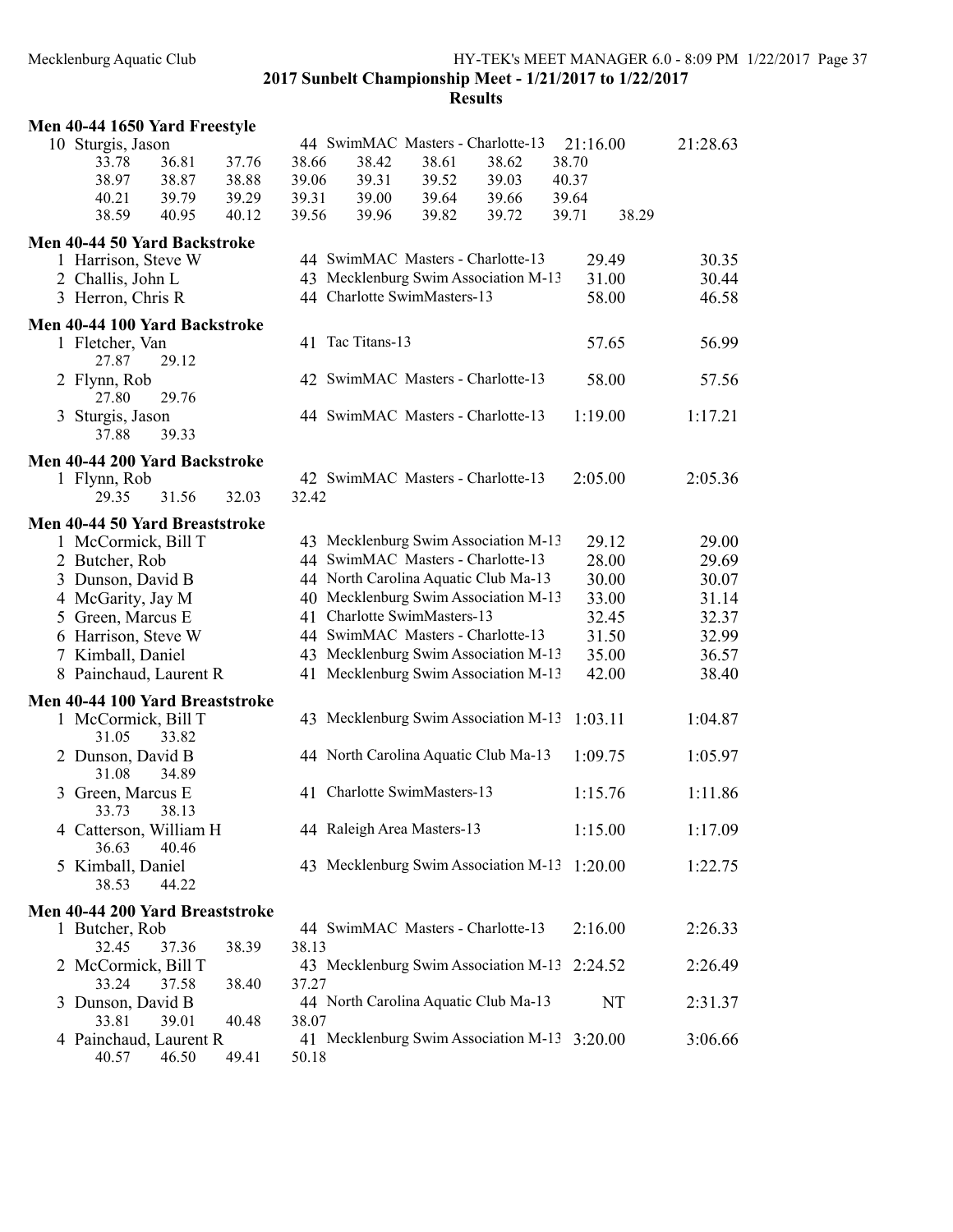**2017 Sunbelt Championship Meet - 1/21/2017 to 1/22/2017**

**Results**

### Men 40-44 1650 Yard Freestyle

| Place | Name | Age | Team | Seed Time | Finals Time |
|---|---|---|---|---|---|
| 10 | Sturgis, Jason | 44 | SwimMAC Masters - Charlotte-13 | 21:16.00 | 21:28.63 |

Splits: 33.78, 36.81, 37.76, 38.66, 38.42, 38.61, 38.62, 38.70, 38.97, 38.87, 38.88, 39.06, 39.31, 39.52, 39.03, 40.37, 40.21, 39.79, 39.29, 39.31, 39.00, 39.64, 39.66, 39.64, 38.59, 40.95, 40.12, 39.56, 39.96, 39.82, 39.72, 39.71, 38.29

### Men 40-44 50 Yard Backstroke

| Place | Name | Age | Team | Seed Time | Finals Time |
|---|---|---|---|---|---|
| 1 | Harrison, Steve W | 44 | SwimMAC Masters - Charlotte-13 | 29.49 | 30.35 |
| 2 | Challis, John L | 43 | Mecklenburg Swim Association M-13 | 31.00 | 30.44 |
| 3 | Herron, Chris R | 44 | Charlotte SwimMasters-13 | 58.00 | 46.58 |

### Men 40-44 100 Yard Backstroke

| Place | Name | Age | Team | Seed Time | Finals Time | Splits |
|---|---|---|---|---|---|---|
| 1 | Fletcher, Van | 41 | Tac Titans-13 | 57.65 | 56.99 | 27.87, 29.12 |
| 2 | Flynn, Rob | 42 | SwimMAC Masters - Charlotte-13 | 58.00 | 57.56 | 27.80, 29.76 |
| 3 | Sturgis, Jason | 44 | SwimMAC Masters - Charlotte-13 | 1:19.00 | 1:17.21 | 37.88, 39.33 |

### Men 40-44 200 Yard Backstroke

| Place | Name | Age | Team | Seed Time | Finals Time | Splits |
|---|---|---|---|---|---|---|
| 1 | Flynn, Rob | 42 | SwimMAC Masters - Charlotte-13 | 2:05.00 | 2:05.36 | 29.35, 31.56, 32.03, 32.42 |

### Men 40-44 50 Yard Breaststroke

| Place | Name | Age | Team | Seed Time | Finals Time |
|---|---|---|---|---|---|
| 1 | McCormick, Bill T | 43 | Mecklenburg Swim Association M-13 | 29.12 | 29.00 |
| 2 | Butcher, Rob | 44 | SwimMAC Masters - Charlotte-13 | 28.00 | 29.69 |
| 3 | Dunson, David B | 44 | North Carolina Aquatic Club Ma-13 | 30.00 | 30.07 |
| 4 | McGarity, Jay M | 40 | Mecklenburg Swim Association M-13 | 33.00 | 31.14 |
| 5 | Green, Marcus E | 41 | Charlotte SwimMasters-13 | 32.45 | 32.37 |
| 6 | Harrison, Steve W | 44 | SwimMAC Masters - Charlotte-13 | 31.50 | 32.99 |
| 7 | Kimball, Daniel | 43 | Mecklenburg Swim Association M-13 | 35.00 | 36.57 |
| 8 | Painchaud, Laurent R | 41 | Mecklenburg Swim Association M-13 | 42.00 | 38.40 |

### Men 40-44 100 Yard Breaststroke

| Place | Name | Age | Team | Seed Time | Finals Time | Splits |
|---|---|---|---|---|---|---|
| 1 | McCormick, Bill T | 43 | Mecklenburg Swim Association M-13 | 1:03.11 | 1:04.87 | 31.05, 33.82 |
| 2 | Dunson, David B | 44 | North Carolina Aquatic Club Ma-13 | 1:09.75 | 1:05.97 | 31.08, 34.89 |
| 3 | Green, Marcus E | 41 | Charlotte SwimMasters-13 | 1:15.76 | 1:11.86 | 33.73, 38.13 |
| 4 | Catterson, William H | 44 | Raleigh Area Masters-13 | 1:15.00 | 1:17.09 | 36.63, 40.46 |
| 5 | Kimball, Daniel | 43 | Mecklenburg Swim Association M-13 | 1:20.00 | 1:22.75 | 38.53, 44.22 |

### Men 40-44 200 Yard Breaststroke

| Place | Name | Age | Team | Seed Time | Finals Time | Splits |
|---|---|---|---|---|---|---|
| 1 | Butcher, Rob | 44 | SwimMAC Masters - Charlotte-13 | 2:16.00 | 2:26.33 | 32.45, 37.36, 38.39, 38.13 |
| 2 | McCormick, Bill T | 43 | Mecklenburg Swim Association M-13 | 2:24.52 | 2:26.49 | 33.24, 37.58, 38.40, 37.27 |
| 3 | Dunson, David B | 44 | North Carolina Aquatic Club Ma-13 | NT | 2:31.37 | 33.81, 39.01, 40.48, 38.07 |
| 4 | Painchaud, Laurent R | 41 | Mecklenburg Swim Association M-13 | 3:20.00 | 3:06.66 | 40.57, 46.50, 49.41, 50.18 |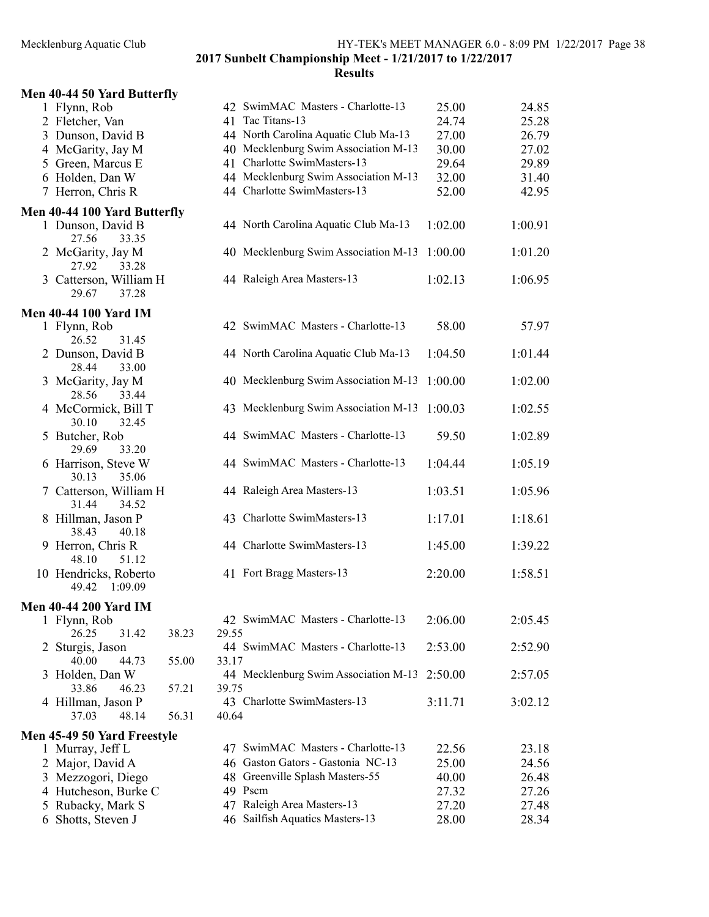**2017 Sunbelt Championship Meet - 1/21/2017 to 1/22/2017**

**Results**

### Men 40-44 50 Yard Butterfly

| Place | Name | Age | Team | Seed Time | Finals Time |
|---|---|---|---|---|---|
| 1 | Flynn, Rob | 42 | SwimMAC Masters - Charlotte-13 | 25.00 | 24.85 |
| 2 | Fletcher, Van | 41 | Tac Titans-13 | 24.74 | 25.28 |
| 3 | Dunson, David B | 44 | North Carolina Aquatic Club Ma-13 | 27.00 | 26.79 |
| 4 | McGarity, Jay M | 40 | Mecklenburg Swim Association M-13 | 30.00 | 27.02 |
| 5 | Green, Marcus E | 41 | Charlotte SwimMasters-13 | 29.64 | 29.89 |
| 6 | Holden, Dan W | 44 | Mecklenburg Swim Association M-13 | 32.00 | 31.40 |
| 7 | Herron, Chris R | 44 | Charlotte SwimMasters-13 | 52.00 | 42.95 |

### Men 40-44 100 Yard Butterfly

| Place | Name | Age | Team | Seed Time | Finals Time |
|---|---|---|---|---|---|
| 1 | Dunson, David B | 44 | North Carolina Aquatic Club Ma-13 | 1:02.00 | 1:00.91 |
| | 27.56 33.35 | | | | |
| 2 | McGarity, Jay M | 40 | Mecklenburg Swim Association M-13 | 1:00.00 | 1:01.20 |
| | 27.92 33.28 | | | | |
| 3 | Catterson, William H | 44 | Raleigh Area Masters-13 | 1:02.13 | 1:06.95 |
| | 29.67 37.28 | | | | |

### Men 40-44 100 Yard IM

| Place | Name | Age | Team | Seed Time | Finals Time |
|---|---|---|---|---|---|
| 1 | Flynn, Rob | 42 | SwimMAC Masters - Charlotte-13 | 58.00 | 57.97 |
| | 26.52 31.45 | | | | |
| 2 | Dunson, David B | 44 | North Carolina Aquatic Club Ma-13 | 1:04.50 | 1:01.44 |
| | 28.44 33.00 | | | | |
| 3 | McGarity, Jay M | 40 | Mecklenburg Swim Association M-13 | 1:00.00 | 1:02.00 |
| | 28.56 33.44 | | | | |
| 4 | McCormick, Bill T | 43 | Mecklenburg Swim Association M-13 | 1:00.03 | 1:02.55 |
| | 30.10 32.45 | | | | |
| 5 | Butcher, Rob | 44 | SwimMAC Masters - Charlotte-13 | 59.50 | 1:02.89 |
| | 29.69 33.20 | | | | |
| 6 | Harrison, Steve W | 44 | SwimMAC Masters - Charlotte-13 | 1:04.44 | 1:05.19 |
| | 30.13 35.06 | | | | |
| 7 | Catterson, William H | 44 | Raleigh Area Masters-13 | 1:03.51 | 1:05.96 |
| | 31.44 34.52 | | | | |
| 8 | Hillman, Jason P | 43 | Charlotte SwimMasters-13 | 1:17.01 | 1:18.61 |
| | 38.43 40.18 | | | | |
| 9 | Herron, Chris R | 44 | Charlotte SwimMasters-13 | 1:45.00 | 1:39.22 |
| | 48.10 51.12 | | | | |
| 10 | Hendricks, Roberto | 41 | Fort Bragg Masters-13 | 2:20.00 | 1:58.51 |
| | 49.42 1:09.09 | | | | |

### Men 40-44 200 Yard IM

| Place | Name | Age | Team | Seed Time | Finals Time |
|---|---|---|---|---|---|
| 1 | Flynn, Rob | 42 | SwimMAC Masters - Charlotte-13 | 2:06.00 | 2:05.45 |
| | 26.25 31.42 38.23 29.55 | | | | |
| 2 | Sturgis, Jason | 44 | SwimMAC Masters - Charlotte-13 | 2:53.00 | 2:52.90 |
| | 40.00 44.73 55.00 33.17 | | | | |
| 3 | Holden, Dan W | 44 | Mecklenburg Swim Association M-13 | 2:50.00 | 2:57.05 |
| | 33.86 46.23 57.21 39.75 | | | | |
| 4 | Hillman, Jason P | 43 | Charlotte SwimMasters-13 | 3:11.71 | 3:02.12 |
| | 37.03 48.14 56.31 40.64 | | | | |

### Men 45-49 50 Yard Freestyle

| Place | Name | Age | Team | Seed Time | Finals Time |
|---|---|---|---|---|---|
| 1 | Murray, Jeff L | 47 | SwimMAC Masters - Charlotte-13 | 22.56 | 23.18 |
| 2 | Major, David A | 46 | Gaston Gators - Gastonia NC-13 | 25.00 | 24.56 |
| 3 | Mezzogori, Diego | 48 | Greenville Splash Masters-55 | 40.00 | 26.48 |
| 4 | Hutcheson, Burke C | 49 | Pscm | 27.32 | 27.26 |
| 5 | Rubacky, Mark S | 47 | Raleigh Area Masters-13 | 27.20 | 27.48 |
| 6 | Shotts, Steven J | 46 | Sailfish Aquatics Masters-13 | 28.00 | 28.34 |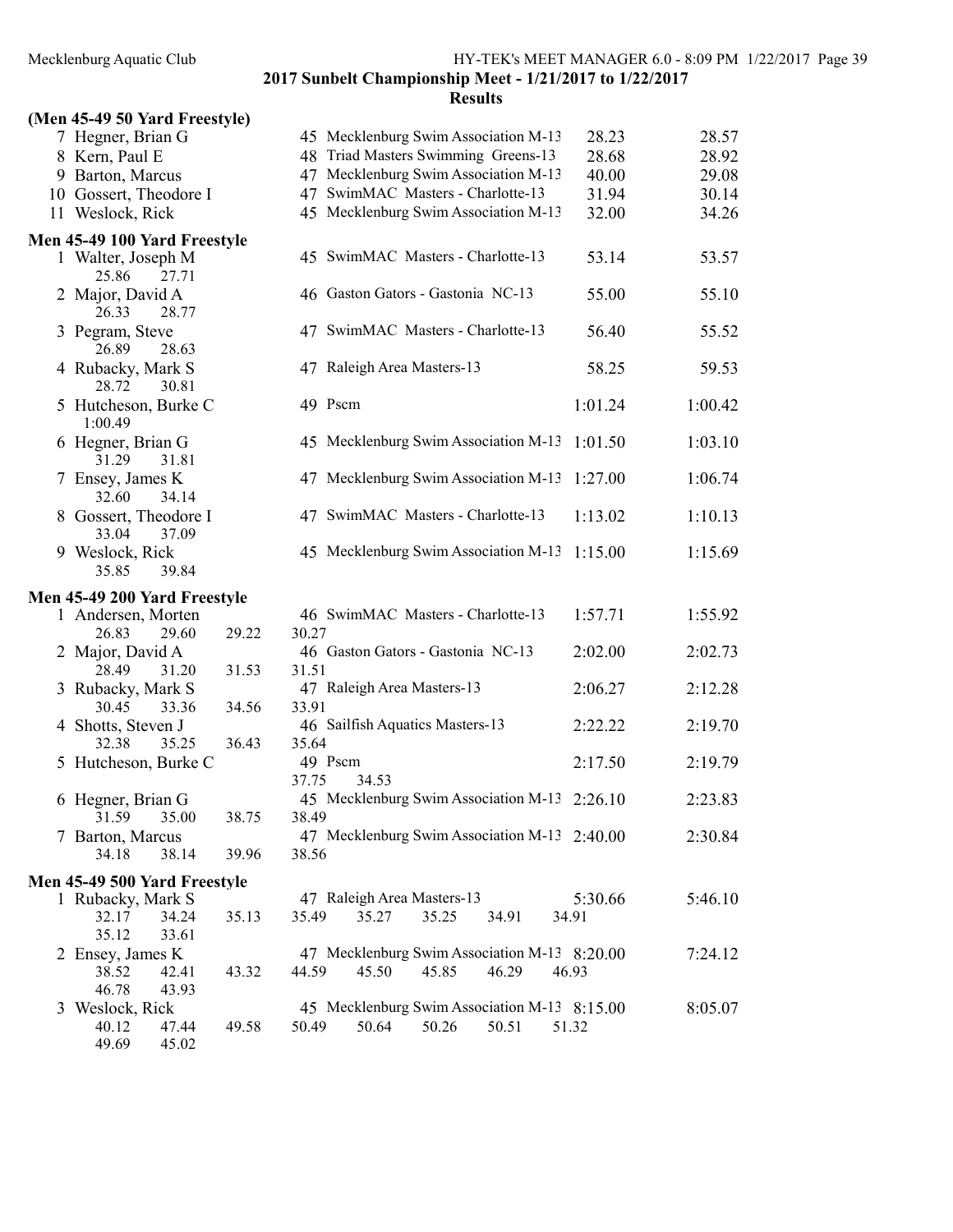## 2017 Sunbelt Championship Meet - 1/21/2017 to 1/22/2017

### Results

### (Men 45-49 50 Yard Freestyle)

| Place | Name | Age | Team | Seed Time | Finals Time |
|---|---|---|---|---|---|
| 7 | Hegner, Brian G | 45 | Mecklenburg Swim Association M-13 | 28.23 | 28.57 |
| 8 | Kern, Paul E | 48 | Triad Masters Swimming Greens-13 | 28.68 | 28.92 |
| 9 | Barton, Marcus | 47 | Mecklenburg Swim Association M-13 | 40.00 | 29.08 |
| 10 | Gossert, Theodore I | 47 | SwimMAC Masters - Charlotte-13 | 31.94 | 30.14 |
| 11 | Weslock, Rick | 45 | Mecklenburg Swim Association M-13 | 32.00 | 34.26 |

### Men 45-49 100 Yard Freestyle

| Place | Name | Age | Team | Seed Time | Finals Time | Splits |
|---|---|---|---|---|---|---|
| 1 | Walter, Joseph M | 45 | SwimMAC Masters - Charlotte-13 | 53.14 | 53.57 | 25.86, 27.71 |
| 2 | Major, David A | 46 | Gaston Gators - Gastonia NC-13 | 55.00 | 55.10 | 26.33, 28.77 |
| 3 | Pegram, Steve | 47 | SwimMAC Masters - Charlotte-13 | 56.40 | 55.52 | 26.89, 28.63 |
| 4 | Rubacky, Mark S | 47 | Raleigh Area Masters-13 | 58.25 | 59.53 | 28.72, 30.81 |
| 5 | Hutcheson, Burke C | 49 | Pscm | 1:01.24 | 1:00.42 | 1:00.49 |
| 6 | Hegner, Brian G | 45 | Mecklenburg Swim Association M-13 | 1:01.50 | 1:03.10 | 31.29, 31.81 |
| 7 | Ensey, James K | 47 | Mecklenburg Swim Association M-13 | 1:27.00 | 1:06.74 | 32.60, 34.14 |
| 8 | Gossert, Theodore I | 47 | SwimMAC Masters - Charlotte-13 | 1:13.02 | 1:10.13 | 33.04, 37.09 |
| 9 | Weslock, Rick | 45 | Mecklenburg Swim Association M-13 | 1:15.00 | 1:15.69 | 35.85, 39.84 |

### Men 45-49 200 Yard Freestyle

| Place | Name | Age | Team | Seed Time | Finals Time | Splits |
|---|---|---|---|---|---|---|
| 1 | Andersen, Morten | 46 | SwimMAC Masters - Charlotte-13 | 1:57.71 | 1:55.92 | 26.83, 29.60, 29.22, 30.27 |
| 2 | Major, David A | 46 | Gaston Gators - Gastonia NC-13 | 2:02.00 | 2:02.73 | 28.49, 31.20, 31.53, 31.51 |
| 3 | Rubacky, Mark S | 47 | Raleigh Area Masters-13 | 2:06.27 | 2:12.28 | 30.45, 33.36, 34.56, 33.91 |
| 4 | Shotts, Steven J | 46 | Sailfish Aquatics Masters-13 | 2:22.22 | 2:19.70 | 32.38, 35.25, 36.43, 35.64 |
| 5 | Hutcheson, Burke C | 49 | Pscm | 2:17.50 | 2:19.79 | 37.75, 34.53 |
| 6 | Hegner, Brian G | 45 | Mecklenburg Swim Association M-13 | 2:26.10 | 2:23.83 | 31.59, 35.00, 38.75, 38.49 |
| 7 | Barton, Marcus | 47 | Mecklenburg Swim Association M-13 | 2:40.00 | 2:30.84 | 34.18, 38.14, 39.96, 38.56 |

### Men 45-49 500 Yard Freestyle

| Place | Name | Age | Team | Seed Time | Finals Time | Splits |
|---|---|---|---|---|---|---|
| 1 | Rubacky, Mark S | 47 | Raleigh Area Masters-13 | 5:30.66 | 5:46.10 | 32.17, 34.24, 35.13, 35.49, 35.27, 35.25, 34.91, 34.91, 35.12, 33.61 |
| 2 | Ensey, James K | 47 | Mecklenburg Swim Association M-13 | 8:20.00 | 7:24.12 | 38.52, 42.41, 43.32, 44.59, 45.50, 45.85, 46.29, 46.93, 46.78, 43.93 |
| 3 | Weslock, Rick | 45 | Mecklenburg Swim Association M-13 | 8:15.00 | 8:05.07 | 40.12, 47.44, 49.58, 50.49, 50.64, 50.26, 50.51, 51.32, 49.69, 45.02 |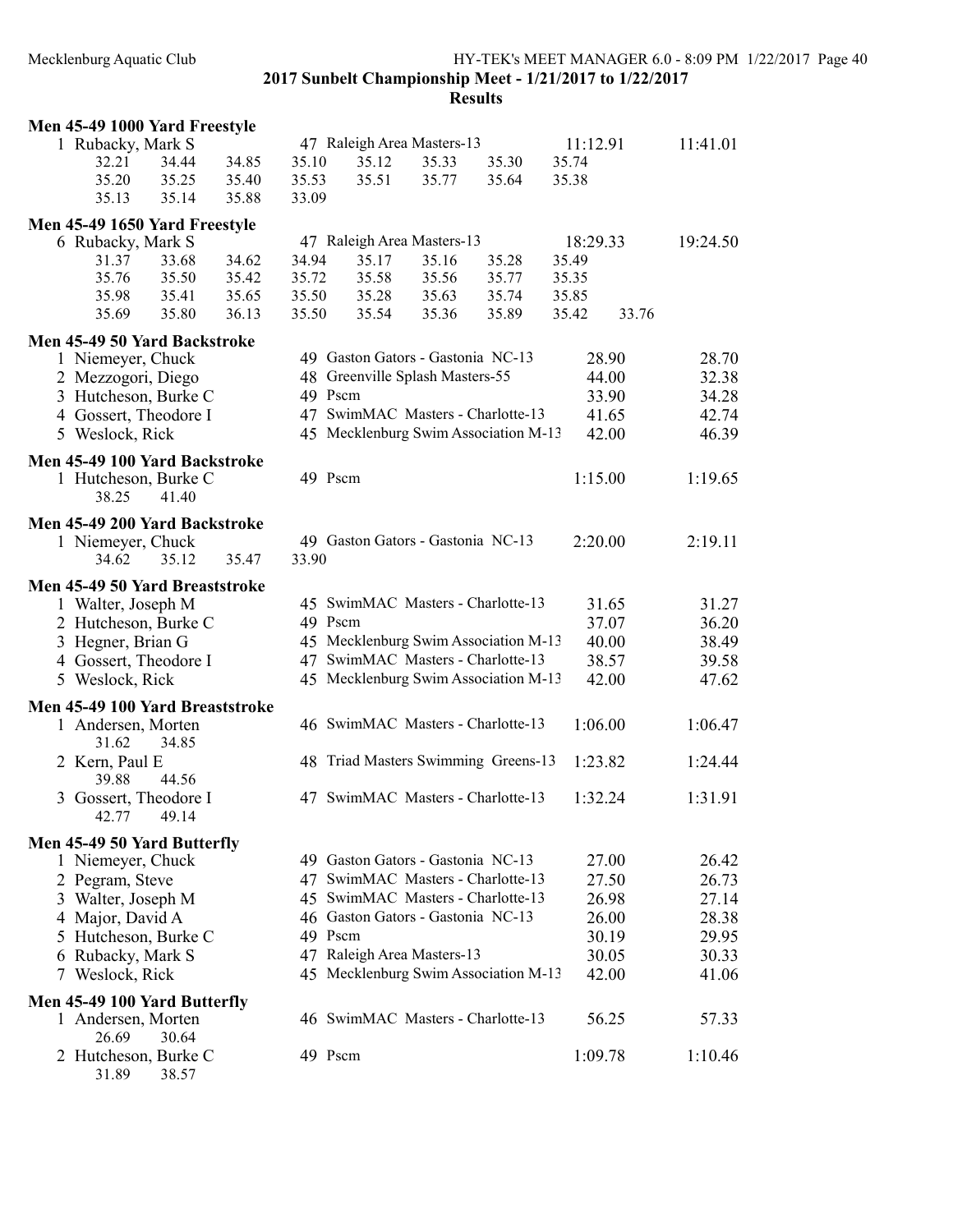## 2017 Sunbelt Championship Meet - 1/21/2017 to 1/22/2017

## Results

### Men 45-49 1000 Yard Freestyle

1 Rubacky, Mark S — 47 Raleigh Area Masters-13 — 11:12.91 — 11:41.01

32.21 34.44 34.85 35.10 35.12 35.33 35.30 35.74
35.20 35.25 35.40 35.53 35.51 35.77 35.64 35.38
35.13 35.14 35.88 33.09

### Men 45-49 1650 Yard Freestyle

6 Rubacky, Mark S — 47 Raleigh Area Masters-13 — 18:29.33 — 19:24.50

31.37 33.68 34.62 34.94 35.17 35.16 35.28 35.49
35.76 35.50 35.42 35.72 35.58 35.56 35.77 35.35
35.98 35.41 35.65 35.50 35.28 35.63 35.74 35.85
35.69 35.80 36.13 35.50 35.54 35.36 35.89 35.42 33.76

### Men 45-49 50 Yard Backstroke

| Place | Name | Age | Team | Seed | Finals |
|---|---|---|---|---|---|
| 1 | Niemeyer, Chuck | 49 | Gaston Gators - Gastonia NC-13 | 28.90 | 28.70 |
| 2 | Mezzogori, Diego | 48 | Greenville Splash Masters-55 | 44.00 | 32.38 |
| 3 | Hutcheson, Burke C | 49 | Pscm | 33.90 | 34.28 |
| 4 | Gossert, Theodore I | 47 | SwimMAC Masters - Charlotte-13 | 41.65 | 42.74 |
| 5 | Weslock, Rick | 45 | Mecklenburg Swim Association M-13 | 42.00 | 46.39 |

### Men 45-49 100 Yard Backstroke

1 Hutcheson, Burke C — 49 Pscm — 1:15.00 — 1:19.65

38.25 41.40

### Men 45-49 200 Yard Backstroke

1 Niemeyer, Chuck — 49 Gaston Gators - Gastonia NC-13 — 2:20.00 — 2:19.11

34.62 35.12 35.47 33.90

### Men 45-49 50 Yard Breaststroke

| Place | Name | Age | Team | Seed | Finals |
|---|---|---|---|---|---|
| 1 | Walter, Joseph M | 45 | SwimMAC Masters - Charlotte-13 | 31.65 | 31.27 |
| 2 | Hutcheson, Burke C | 49 | Pscm | 37.07 | 36.20 |
| 3 | Hegner, Brian G | 45 | Mecklenburg Swim Association M-13 | 40.00 | 38.49 |
| 4 | Gossert, Theodore I | 47 | SwimMAC Masters - Charlotte-13 | 38.57 | 39.58 |
| 5 | Weslock, Rick | 45 | Mecklenburg Swim Association M-13 | 42.00 | 47.62 |

### Men 45-49 100 Yard Breaststroke

1 Andersen, Morten — 46 SwimMAC Masters - Charlotte-13 — 1:06.00 — 1:06.47

31.62 34.85

2 Kern, Paul E — 48 Triad Masters Swimming Greens-13 — 1:23.82 — 1:24.44

39.88 44.56

3 Gossert, Theodore I — 47 SwimMAC Masters - Charlotte-13 — 1:32.24 — 1:31.91

42.77 49.14

### Men 45-49 50 Yard Butterfly

| Place | Name | Age | Team | Seed | Finals |
|---|---|---|---|---|---|
| 1 | Niemeyer, Chuck | 49 | Gaston Gators - Gastonia NC-13 | 27.00 | 26.42 |
| 2 | Pegram, Steve | 47 | SwimMAC Masters - Charlotte-13 | 27.50 | 26.73 |
| 3 | Walter, Joseph M | 45 | SwimMAC Masters - Charlotte-13 | 26.98 | 27.14 |
| 4 | Major, David A | 46 | Gaston Gators - Gastonia NC-13 | 26.00 | 28.38 |
| 5 | Hutcheson, Burke C | 49 | Pscm | 30.19 | 29.95 |
| 6 | Rubacky, Mark S | 47 | Raleigh Area Masters-13 | 30.05 | 30.33 |
| 7 | Weslock, Rick | 45 | Mecklenburg Swim Association M-13 | 42.00 | 41.06 |

### Men 45-49 100 Yard Butterfly

1 Andersen, Morten — 46 SwimMAC Masters - Charlotte-13 — 56.25 — 57.33

26.69 30.64

2 Hutcheson, Burke C — 49 Pscm — 1:09.78 — 1:10.46

31.89 38.57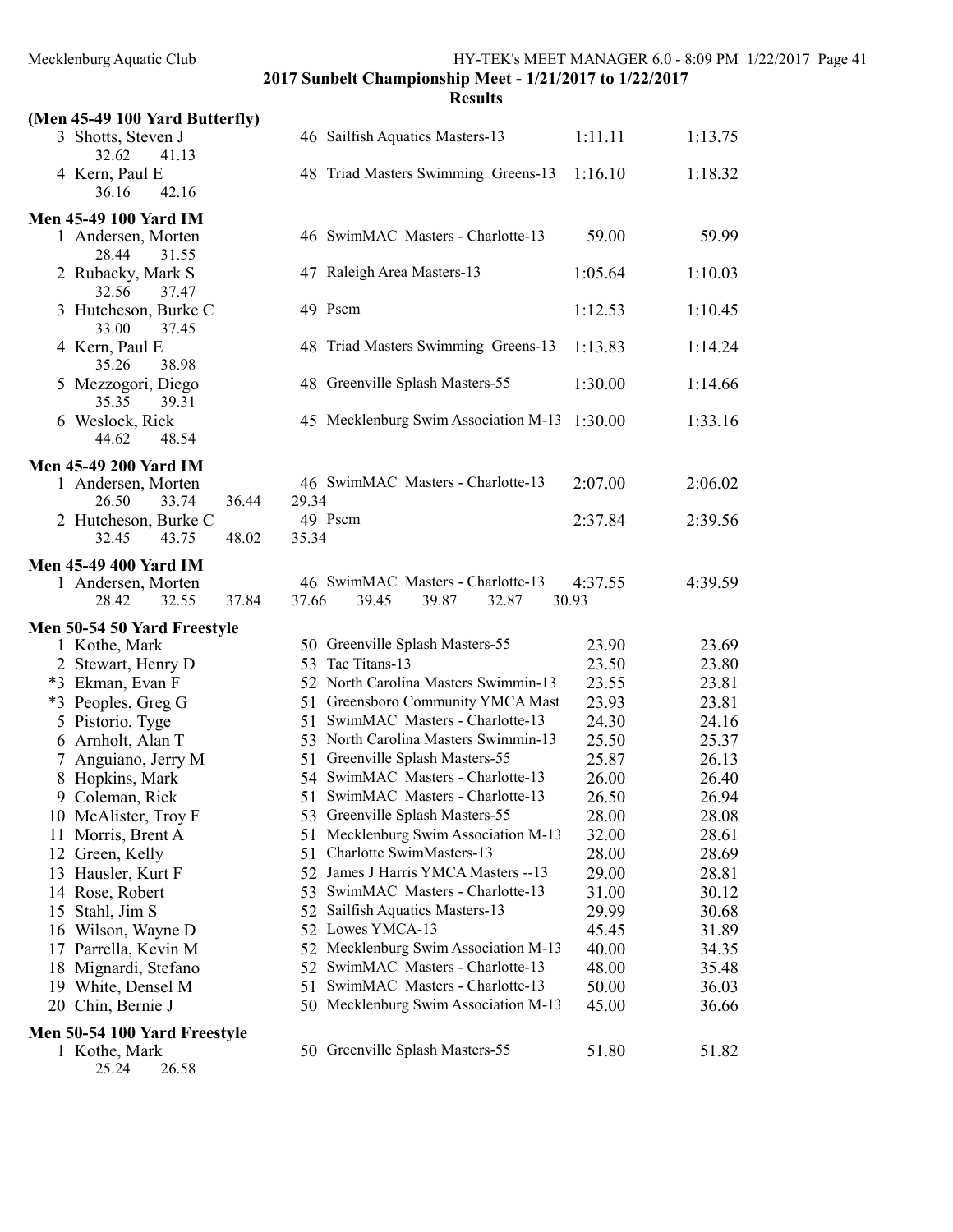**2017 Sunbelt Championship Meet - 1/21/2017 to 1/22/2017**

**Results**

### (Men 45-49 100 Yard Butterfly)

| Place | Name | Age | Team | Seed Time | Finals Time |
|---|---|---|---|---|---|
| 3 | Shotts, Steven J | 46 | Sailfish Aquatics Masters-13 | 1:11.11 | 1:13.75 |
| | 32.62 41.13 | | | | |
| 4 | Kern, Paul E | 48 | Triad Masters Swimming Greens-13 | 1:16.10 | 1:18.32 |
| | 36.16 42.16 | | | | |

### Men 45-49 100 Yard IM

| Place | Name | Age | Team | Seed Time | Finals Time |
|---|---|---|---|---|---|
| 1 | Andersen, Morten | 46 | SwimMAC Masters - Charlotte-13 | 59.00 | 59.99 |
| | 28.44 31.55 | | | | |
| 2 | Rubacky, Mark S | 47 | Raleigh Area Masters-13 | 1:05.64 | 1:10.03 |
| | 32.56 37.47 | | | | |
| 3 | Hutcheson, Burke C | 49 | Pscm | 1:12.53 | 1:10.45 |
| | 33.00 37.45 | | | | |
| 4 | Kern, Paul E | 48 | Triad Masters Swimming Greens-13 | 1:13.83 | 1:14.24 |
| | 35.26 38.98 | | | | |
| 5 | Mezzogori, Diego | 48 | Greenville Splash Masters-55 | 1:30.00 | 1:14.66 |
| | 35.35 39.31 | | | | |
| 6 | Weslock, Rick | 45 | Mecklenburg Swim Association M-13 | 1:30.00 | 1:33.16 |
| | 44.62 48.54 | | | | |

### Men 45-49 200 Yard IM

| Place | Name | Age | Team | Seed Time | Finals Time |
|---|---|---|---|---|---|
| 1 | Andersen, Morten | 46 | SwimMAC Masters - Charlotte-13 | 2:07.00 | 2:06.02 |
| | 26.50 33.74 36.44 29.34 | | | | |
| 2 | Hutcheson, Burke C | 49 | Pscm | 2:37.84 | 2:39.56 |
| | 32.45 43.75 48.02 35.34 | | | | |

### Men 45-49 400 Yard IM

| Place | Name | Age | Team | Seed Time | Finals Time |
|---|---|---|---|---|---|
| 1 | Andersen, Morten | 46 | SwimMAC Masters - Charlotte-13 | 4:37.55 | 4:39.59 |
| | 28.42 32.55 37.84 37.66 39.45 39.87 32.87 30.93 | | | | |

### Men 50-54 50 Yard Freestyle

| Place | Name | Age | Team | Seed Time | Finals Time |
|---|---|---|---|---|---|
| 1 | Kothe, Mark | 50 | Greenville Splash Masters-55 | 23.90 | 23.69 |
| 2 | Stewart, Henry D | 53 | Tac Titans-13 | 23.50 | 23.80 |
| *3 | Ekman, Evan F | 52 | North Carolina Masters Swimmin-13 | 23.55 | 23.81 |
| *3 | Peoples, Greg G | 51 | Greensboro Community YMCA Mast | 23.93 | 23.81 |
| 5 | Pistorio, Tyge | 51 | SwimMAC Masters - Charlotte-13 | 24.30 | 24.16 |
| 6 | Arnholt, Alan T | 53 | North Carolina Masters Swimmin-13 | 25.50 | 25.37 |
| 7 | Anguiano, Jerry M | 51 | Greenville Splash Masters-55 | 25.87 | 26.13 |
| 8 | Hopkins, Mark | 54 | SwimMAC Masters - Charlotte-13 | 26.00 | 26.40 |
| 9 | Coleman, Rick | 51 | SwimMAC Masters - Charlotte-13 | 26.50 | 26.94 |
| 10 | McAlister, Troy F | 53 | Greenville Splash Masters-55 | 28.00 | 28.08 |
| 11 | Morris, Brent A | 51 | Mecklenburg Swim Association M-13 | 32.00 | 28.61 |
| 12 | Green, Kelly | 51 | Charlotte SwimMasters-13 | 28.00 | 28.69 |
| 13 | Hausler, Kurt F | 52 | James J Harris YMCA Masters --13 | 29.00 | 28.81 |
| 14 | Rose, Robert | 53 | SwimMAC Masters - Charlotte-13 | 31.00 | 30.12 |
| 15 | Stahl, Jim S | 52 | Sailfish Aquatics Masters-13 | 29.99 | 30.68 |
| 16 | Wilson, Wayne D | 52 | Lowes YMCA-13 | 45.45 | 31.89 |
| 17 | Parrella, Kevin M | 52 | Mecklenburg Swim Association M-13 | 40.00 | 34.35 |
| 18 | Mignardi, Stefano | 52 | SwimMAC Masters - Charlotte-13 | 48.00 | 35.48 |
| 19 | White, Densel M | 51 | SwimMAC Masters - Charlotte-13 | 50.00 | 36.03 |
| 20 | Chin, Bernie J | 50 | Mecklenburg Swim Association M-13 | 45.00 | 36.66 |

### Men 50-54 100 Yard Freestyle

| Place | Name | Age | Team | Seed Time | Finals Time |
|---|---|---|---|---|---|
| 1 | Kothe, Mark | 50 | Greenville Splash Masters-55 | 51.80 | 51.82 |
| | 25.24 26.58 | | | | |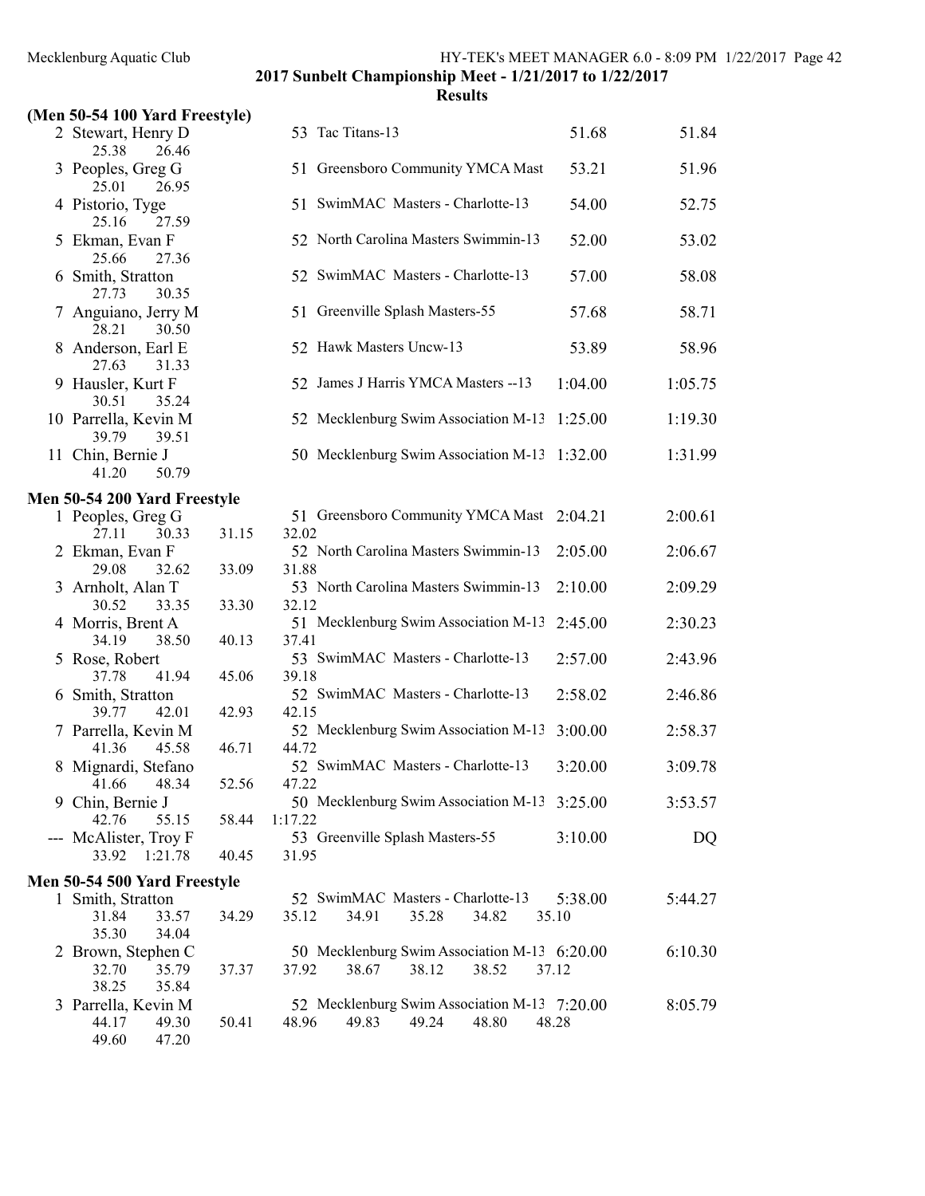## (Men 50-54 100 Yard Freestyle)

| Place | Name | Age | Team | Seed Time | Finals Time |
|---|---|---|---|---|---|
| 2 | Stewart, Henry D | 53 | Tac Titans-13 | 51.68 | 51.84 |
| | 25.38 26.46 | | | | |
| 3 | Peoples, Greg G | 51 | Greensboro Community YMCA Mast | 53.21 | 51.96 |
| | 25.01 26.95 | | | | |
| 4 | Pistorio, Tyge | 51 | SwimMAC Masters - Charlotte-13 | 54.00 | 52.75 |
| | 25.16 27.59 | | | | |
| 5 | Ekman, Evan F | 52 | North Carolina Masters Swimmin-13 | 52.00 | 53.02 |
| | 25.66 27.36 | | | | |
| 6 | Smith, Stratton | 52 | SwimMAC Masters - Charlotte-13 | 57.00 | 58.08 |
| | 27.73 30.35 | | | | |
| 7 | Anguiano, Jerry M | 51 | Greenville Splash Masters-55 | 57.68 | 58.71 |
| | 28.21 30.50 | | | | |
| 8 | Anderson, Earl E | 52 | Hawk Masters Uncw-13 | 53.89 | 58.96 |
| | 27.63 31.33 | | | | |
| 9 | Hausler, Kurt F | 52 | James J Harris YMCA Masters --13 | 1:04.00 | 1:05.75 |
| | 30.51 35.24 | | | | |
| 10 | Parrella, Kevin M | 52 | Mecklenburg Swim Association M-13 | 1:25.00 | 1:19.30 |
| | 39.79 39.51 | | | | |
| 11 | Chin, Bernie J | 50 | Mecklenburg Swim Association M-13 | 1:32.00 | 1:31.99 |
| | 41.20 50.79 | | | | |

## Men 50-54 200 Yard Freestyle

| Place | Name | Age | Team | Seed Time | Finals Time |
|---|---|---|---|---|---|
| 1 | Peoples, Greg G | 51 | Greensboro Community YMCA Mast | 2:04.21 | 2:00.61 |
| | 27.11 30.33 31.15 32.02 | | | | |
| 2 | Ekman, Evan F | 52 | North Carolina Masters Swimmin-13 | 2:05.00 | 2:06.67 |
| | 29.08 32.62 33.09 31.88 | | | | |
| 3 | Arnholt, Alan T | 53 | North Carolina Masters Swimmin-13 | 2:10.00 | 2:09.29 |
| | 30.52 33.35 33.30 32.12 | | | | |
| 4 | Morris, Brent A | 51 | Mecklenburg Swim Association M-13 | 2:45.00 | 2:30.23 |
| | 34.19 38.50 40.13 37.41 | | | | |
| 5 | Rose, Robert | 53 | SwimMAC Masters - Charlotte-13 | 2:57.00 | 2:43.96 |
| | 37.78 41.94 45.06 39.18 | | | | |
| 6 | Smith, Stratton | 52 | SwimMAC Masters - Charlotte-13 | 2:58.02 | 2:46.86 |
| | 39.77 42.01 42.93 42.15 | | | | |
| 7 | Parrella, Kevin M | 52 | Mecklenburg Swim Association M-13 | 3:00.00 | 2:58.37 |
| | 41.36 45.58 46.71 44.72 | | | | |
| 8 | Mignardi, Stefano | 52 | SwimMAC Masters - Charlotte-13 | 3:20.00 | 3:09.78 |
| | 41.66 48.34 52.56 47.22 | | | | |
| 9 | Chin, Bernie J | 50 | Mecklenburg Swim Association M-13 | 3:25.00 | 3:53.57 |
| | 42.76 55.15 58.44 1:17.22 | | | | |
| --- | McAlister, Troy F | 53 | Greenville Splash Masters-55 | 3:10.00 | DQ |
| | 33.92 1:21.78 40.45 31.95 | | | | |

## Men 50-54 500 Yard Freestyle

| Place | Name | Age | Team | Seed Time | Finals Time |
|---|---|---|---|---|---|
| 1 | Smith, Stratton | 52 | SwimMAC Masters - Charlotte-13 | 5:38.00 | 5:44.27 |
| | 31.84 33.57 34.29 35.12 34.91 35.28 34.82 35.10 35.30 34.04 | | | | |
| 2 | Brown, Stephen C | 50 | Mecklenburg Swim Association M-13 | 6:20.00 | 6:10.30 |
| | 32.70 35.79 37.37 37.92 38.67 38.12 38.52 37.12 38.25 35.84 | | | | |
| 3 | Parrella, Kevin M | 52 | Mecklenburg Swim Association M-13 | 7:20.00 | 8:05.79 |
| | 44.17 49.30 50.41 48.96 49.83 49.24 48.80 48.28 49.60 47.20 | | | | |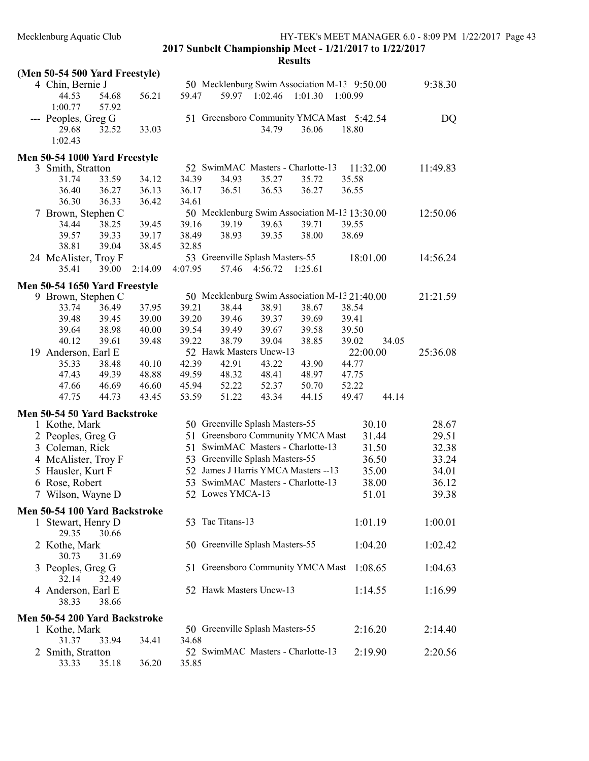2017 Sunbelt Championship Meet - 1/21/2017 to 1/22/2017

Results

## (Men 50-54 500 Yard Freestyle)

4 Chin, Bernie J — 50 Mecklenburg Swim Association M-13 — 9:50.00 — 9:38.30
44.53 54.68 56.21 59.47 59.97 1:02.46 1:01.30 1:00.99
1:00.77 57.92

--- Peoples, Greg G — 51 Greensboro Community YMCA Mast — 5:42.54 — DQ
29.68 32.52 33.03 34.79 36.06 18.80
1:02.43

## Men 50-54 1000 Yard Freestyle

3 Smith, Stratton — 52 SwimMAC Masters - Charlotte-13 — 11:32.00 — 11:49.83
31.74 33.59 34.12 34.39 34.93 35.27 35.72 35.58
36.40 36.27 36.13 36.17 36.51 36.53 36.27 36.55
36.30 36.33 36.42 34.61

7 Brown, Stephen C — 50 Mecklenburg Swim Association M-13 — 13:30.00 — 12:50.06
34.44 38.25 39.45 39.16 39.19 39.63 39.71 39.55
39.57 39.33 39.17 38.49 38.93 39.35 38.00 38.69
38.81 39.04 38.45 32.85

24 McAlister, Troy F — 53 Greenville Splash Masters-55 — 18:01.00 — 14:56.24
35.41 39.00 2:14.09 4:07.95 57.46 4:56.72 1:25.61

## Men 50-54 1650 Yard Freestyle

9 Brown, Stephen C — 50 Mecklenburg Swim Association M-13 — 21:40.00 — 21:21.59
33.74 36.49 37.95 39.21 38.44 38.91 38.67 38.54
39.48 39.45 39.00 39.20 39.46 39.37 39.69 39.41
39.64 38.98 40.00 39.54 39.49 39.67 39.58 39.50
40.12 39.61 39.48 39.22 38.79 39.04 38.85 39.02 34.05

19 Anderson, Earl E — 52 Hawk Masters Uncw-13 — 22:00.00 — 25:36.08
35.33 38.48 40.10 42.39 42.91 43.22 43.90 44.77
47.43 49.39 48.88 49.59 48.32 48.41 48.97 47.75
47.66 46.69 46.60 45.94 52.22 52.37 50.70 52.22
47.75 44.73 43.45 53.59 51.22 43.34 44.15 49.47 44.14

## Men 50-54 50 Yard Backstroke

| Place | Name | Age | Team | Seed Time | Finals Time |
|---|---|---|---|---|---|
| 1 | Kothe, Mark | 50 | Greenville Splash Masters-55 | 30.10 | 28.67 |
| 2 | Peoples, Greg G | 51 | Greensboro Community YMCA Mast | 31.44 | 29.51 |
| 3 | Coleman, Rick | 51 | SwimMAC Masters - Charlotte-13 | 31.50 | 32.38 |
| 4 | McAlister, Troy F | 53 | Greenville Splash Masters-55 | 36.50 | 33.24 |
| 5 | Hausler, Kurt F | 52 | James J Harris YMCA Masters --13 | 35.00 | 34.01 |
| 6 | Rose, Robert | 53 | SwimMAC Masters - Charlotte-13 | 38.00 | 36.12 |
| 7 | Wilson, Wayne D | 52 | Lowes YMCA-13 | 51.01 | 39.38 |

## Men 50-54 100 Yard Backstroke

1 Stewart, Henry D — 53 Tac Titans-13 — 1:01.19 — 1:00.01
29.35 30.66

2 Kothe, Mark — 50 Greenville Splash Masters-55 — 1:04.20 — 1:02.42
30.73 31.69

3 Peoples, Greg G — 51 Greensboro Community YMCA Mast — 1:08.65 — 1:04.63
32.14 32.49

4 Anderson, Earl E — 52 Hawk Masters Uncw-13 — 1:14.55 — 1:16.99
38.33 38.66

## Men 50-54 200 Yard Backstroke

1 Kothe, Mark — 50 Greenville Splash Masters-55 — 2:16.20 — 2:14.40
31.37 33.94 34.41 34.68

2 Smith, Stratton — 52 SwimMAC Masters - Charlotte-13 — 2:19.90 — 2:20.56
33.33 35.18 36.20 35.85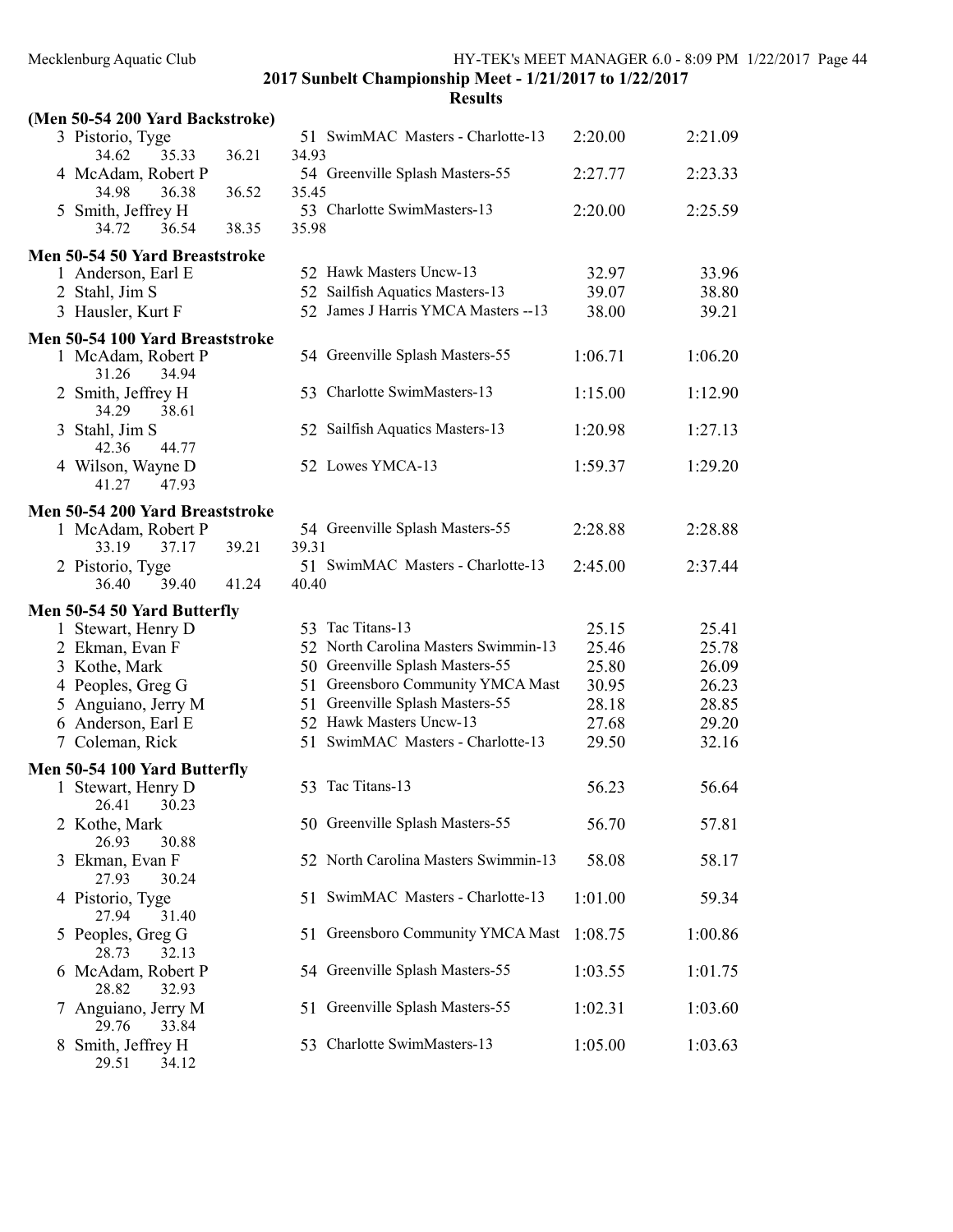## 2017 Sunbelt Championship Meet - 1/21/2017 to 1/22/2017

### Results

**(Men 50-54 200 Yard Backstroke)**

| Place | Name | Age | Team | Seed Time | Finals Time |
|---|---|---|---|---|---|
| 3 | Pistorio, Tyge | 51 | SwimMAC Masters - Charlotte-13 | 2:20.00 | 2:21.09 |
| | 34.62 35.33 36.21 34.93 | | | | |
| 4 | McAdam, Robert P | 54 | Greenville Splash Masters-55 | 2:27.77 | 2:23.33 |
| | 34.98 36.38 36.52 35.45 | | | | |
| 5 | Smith, Jeffrey H | 53 | Charlotte SwimMasters-13 | 2:20.00 | 2:25.59 |
| | 34.72 36.54 38.35 35.98 | | | | |

**Men 50-54 50 Yard Breaststroke**

| Place | Name | Age | Team | Seed Time | Finals Time |
|---|---|---|---|---|---|
| 1 | Anderson, Earl E | 52 | Hawk Masters Uncw-13 | 32.97 | 33.96 |
| 2 | Stahl, Jim S | 52 | Sailfish Aquatics Masters-13 | 39.07 | 38.80 |
| 3 | Hausler, Kurt F | 52 | James J Harris YMCA Masters --13 | 38.00 | 39.21 |

**Men 50-54 100 Yard Breaststroke**

| Place | Name | Age | Team | Seed Time | Finals Time |
|---|---|---|---|---|---|
| 1 | McAdam, Robert P | 54 | Greenville Splash Masters-55 | 1:06.71 | 1:06.20 |
| | 31.26 34.94 | | | | |
| 2 | Smith, Jeffrey H | 53 | Charlotte SwimMasters-13 | 1:15.00 | 1:12.90 |
| | 34.29 38.61 | | | | |
| 3 | Stahl, Jim S | 52 | Sailfish Aquatics Masters-13 | 1:20.98 | 1:27.13 |
| | 42.36 44.77 | | | | |
| 4 | Wilson, Wayne D | 52 | Lowes YMCA-13 | 1:59.37 | 1:29.20 |
| | 41.27 47.93 | | | | |

**Men 50-54 200 Yard Breaststroke**

| Place | Name | Age | Team | Seed Time | Finals Time |
|---|---|---|---|---|---|
| 1 | McAdam, Robert P | 54 | Greenville Splash Masters-55 | 2:28.88 | 2:28.88 |
| | 33.19 37.17 39.21 39.31 | | | | |
| 2 | Pistorio, Tyge | 51 | SwimMAC Masters - Charlotte-13 | 2:45.00 | 2:37.44 |
| | 36.40 39.40 41.24 40.40 | | | | |

**Men 50-54 50 Yard Butterfly**

| Place | Name | Age | Team | Seed Time | Finals Time |
|---|---|---|---|---|---|
| 1 | Stewart, Henry D | 53 | Tac Titans-13 | 25.15 | 25.41 |
| 2 | Ekman, Evan F | 52 | North Carolina Masters Swimmin-13 | 25.46 | 25.78 |
| 3 | Kothe, Mark | 50 | Greenville Splash Masters-55 | 25.80 | 26.09 |
| 4 | Peoples, Greg G | 51 | Greensboro Community YMCA Mast | 30.95 | 26.23 |
| 5 | Anguiano, Jerry M | 51 | Greenville Splash Masters-55 | 28.18 | 28.85 |
| 6 | Anderson, Earl E | 52 | Hawk Masters Uncw-13 | 27.68 | 29.20 |
| 7 | Coleman, Rick | 51 | SwimMAC Masters - Charlotte-13 | 29.50 | 32.16 |

**Men 50-54 100 Yard Butterfly**

| Place | Name | Age | Team | Seed Time | Finals Time |
|---|---|---|---|---|---|
| 1 | Stewart, Henry D | 53 | Tac Titans-13 | 56.23 | 56.64 |
| | 26.41 30.23 | | | | |
| 2 | Kothe, Mark | 50 | Greenville Splash Masters-55 | 56.70 | 57.81 |
| | 26.93 30.88 | | | | |
| 3 | Ekman, Evan F | 52 | North Carolina Masters Swimmin-13 | 58.08 | 58.17 |
| | 27.93 30.24 | | | | |
| 4 | Pistorio, Tyge | 51 | SwimMAC Masters - Charlotte-13 | 1:01.00 | 59.34 |
| | 27.94 31.40 | | | | |
| 5 | Peoples, Greg G | 51 | Greensboro Community YMCA Mast | 1:08.75 | 1:00.86 |
| | 28.73 32.13 | | | | |
| 6 | McAdam, Robert P | 54 | Greenville Splash Masters-55 | 1:03.55 | 1:01.75 |
| | 28.82 32.93 | | | | |
| 7 | Anguiano, Jerry M | 51 | Greenville Splash Masters-55 | 1:02.31 | 1:03.60 |
| | 29.76 33.84 | | | | |
| 8 | Smith, Jeffrey H | 53 | Charlotte SwimMasters-13 | 1:05.00 | 1:03.63 |
| | 29.51 34.12 | | | | |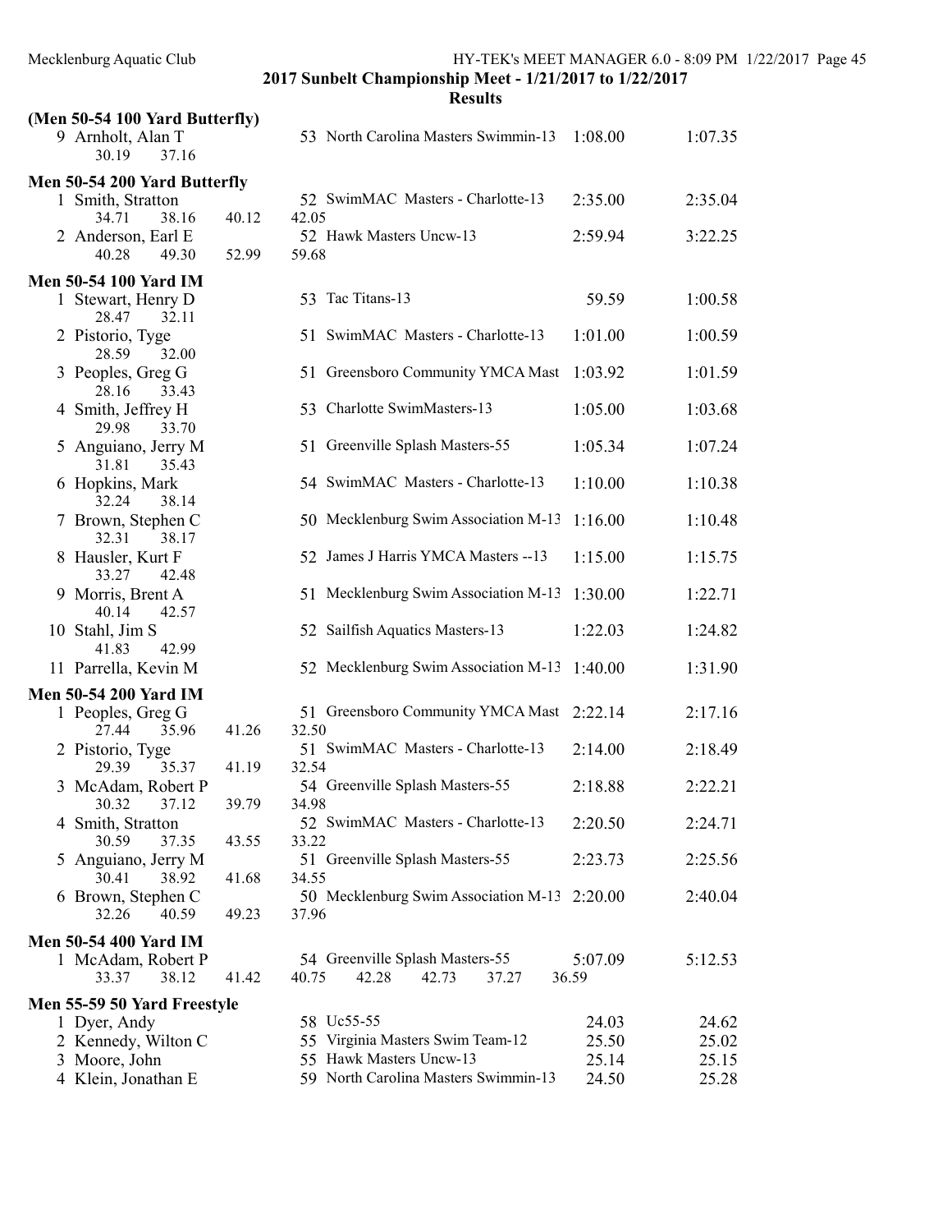## 2017 Sunbelt Championship Meet - 1/21/2017 to 1/22/2017

### Results

**(Men 50-54 100 Yard Butterfly)**

| | Name | Age | Team | Seed Time | Finals Time |
|---|---|---|---|---|---|
| 9 | Arnholt, Alan T | 53 | North Carolina Masters Swimmin-13 | 1:08.00 | 1:07.35 |
| | 30.19 37.16 | | | | |

**Men 50-54 200 Yard Butterfly**

| | Name | Age | Team | Seed Time | Finals Time |
|---|---|---|---|---|---|
| 1 | Smith, Stratton | 52 | SwimMAC Masters - Charlotte-13 | 2:35.00 | 2:35.04 |
| | 34.71 38.16 40.12 42.05 | | | | |
| 2 | Anderson, Earl E | 52 | Hawk Masters Uncw-13 | 2:59.94 | 3:22.25 |
| | 40.28 49.30 52.99 59.68 | | | | |

**Men 50-54 100 Yard IM**

| | Name | Age | Team | Seed Time | Finals Time |
|---|---|---|---|---|---|
| 1 | Stewart, Henry D | 53 | Tac Titans-13 | 59.59 | 1:00.58 |
| | 28.47 32.11 | | | | |
| 2 | Pistorio, Tyge | 51 | SwimMAC Masters - Charlotte-13 | 1:01.00 | 1:00.59 |
| | 28.59 32.00 | | | | |
| 3 | Peoples, Greg G | 51 | Greensboro Community YMCA Mast | 1:03.92 | 1:01.59 |
| | 28.16 33.43 | | | | |
| 4 | Smith, Jeffrey H | 53 | Charlotte SwimMasters-13 | 1:05.00 | 1:03.68 |
| | 29.98 33.70 | | | | |
| 5 | Anguiano, Jerry M | 51 | Greenville Splash Masters-55 | 1:05.34 | 1:07.24 |
| | 31.81 35.43 | | | | |
| 6 | Hopkins, Mark | 54 | SwimMAC Masters - Charlotte-13 | 1:10.00 | 1:10.38 |
| | 32.24 38.14 | | | | |
| 7 | Brown, Stephen C | 50 | Mecklenburg Swim Association M-13 | 1:16.00 | 1:10.48 |
| | 32.31 38.17 | | | | |
| 8 | Hausler, Kurt F | 52 | James J Harris YMCA Masters --13 | 1:15.00 | 1:15.75 |
| | 33.27 42.48 | | | | |
| 9 | Morris, Brent A | 51 | Mecklenburg Swim Association M-13 | 1:30.00 | 1:22.71 |
| | 40.14 42.57 | | | | |
| 10 | Stahl, Jim S | 52 | Sailfish Aquatics Masters-13 | 1:22.03 | 1:24.82 |
| | 41.83 42.99 | | | | |
| 11 | Parrella, Kevin M | 52 | Mecklenburg Swim Association M-13 | 1:40.00 | 1:31.90 |

**Men 50-54 200 Yard IM**

| | Name | Age | Team | Seed Time | Finals Time |
|---|---|---|---|---|---|
| 1 | Peoples, Greg G | 51 | Greensboro Community YMCA Mast | 2:22.14 | 2:17.16 |
| | 27.44 35.96 41.26 32.50 | | | | |
| 2 | Pistorio, Tyge | 51 | SwimMAC Masters - Charlotte-13 | 2:14.00 | 2:18.49 |
| | 29.39 35.37 41.19 32.54 | | | | |
| 3 | McAdam, Robert P | 54 | Greenville Splash Masters-55 | 2:18.88 | 2:22.21 |
| | 30.32 37.12 39.79 34.98 | | | | |
| 4 | Smith, Stratton | 52 | SwimMAC Masters - Charlotte-13 | 2:20.50 | 2:24.71 |
| | 30.59 37.35 43.55 33.22 | | | | |
| 5 | Anguiano, Jerry M | 51 | Greenville Splash Masters-55 | 2:23.73 | 2:25.56 |
| | 30.41 38.92 41.68 34.55 | | | | |
| 6 | Brown, Stephen C | 50 | Mecklenburg Swim Association M-13 | 2:20.00 | 2:40.04 |
| | 32.26 40.59 49.23 37.96 | | | | |

**Men 50-54 400 Yard IM**

| | Name | Age | Team | Seed Time | Finals Time |
|---|---|---|---|---|---|
| 1 | McAdam, Robert P | 54 | Greenville Splash Masters-55 | 5:07.09 | 5:12.53 |
| | 33.37 38.12 41.42 40.75 42.28 42.73 37.27 36.59 | | | | |

**Men 55-59 50 Yard Freestyle**

| | Name | Age | Team | Seed Time | Finals Time |
|---|---|---|---|---|---|
| 1 | Dyer, Andy | 58 | Uc55-55 | 24.03 | 24.62 |
| 2 | Kennedy, Wilton C | 55 | Virginia Masters Swim Team-12 | 25.50 | 25.02 |
| 3 | Moore, John | 55 | Hawk Masters Uncw-13 | 25.14 | 25.15 |
| 4 | Klein, Jonathan E | 59 | North Carolina Masters Swimmin-13 | 24.50 | 25.28 |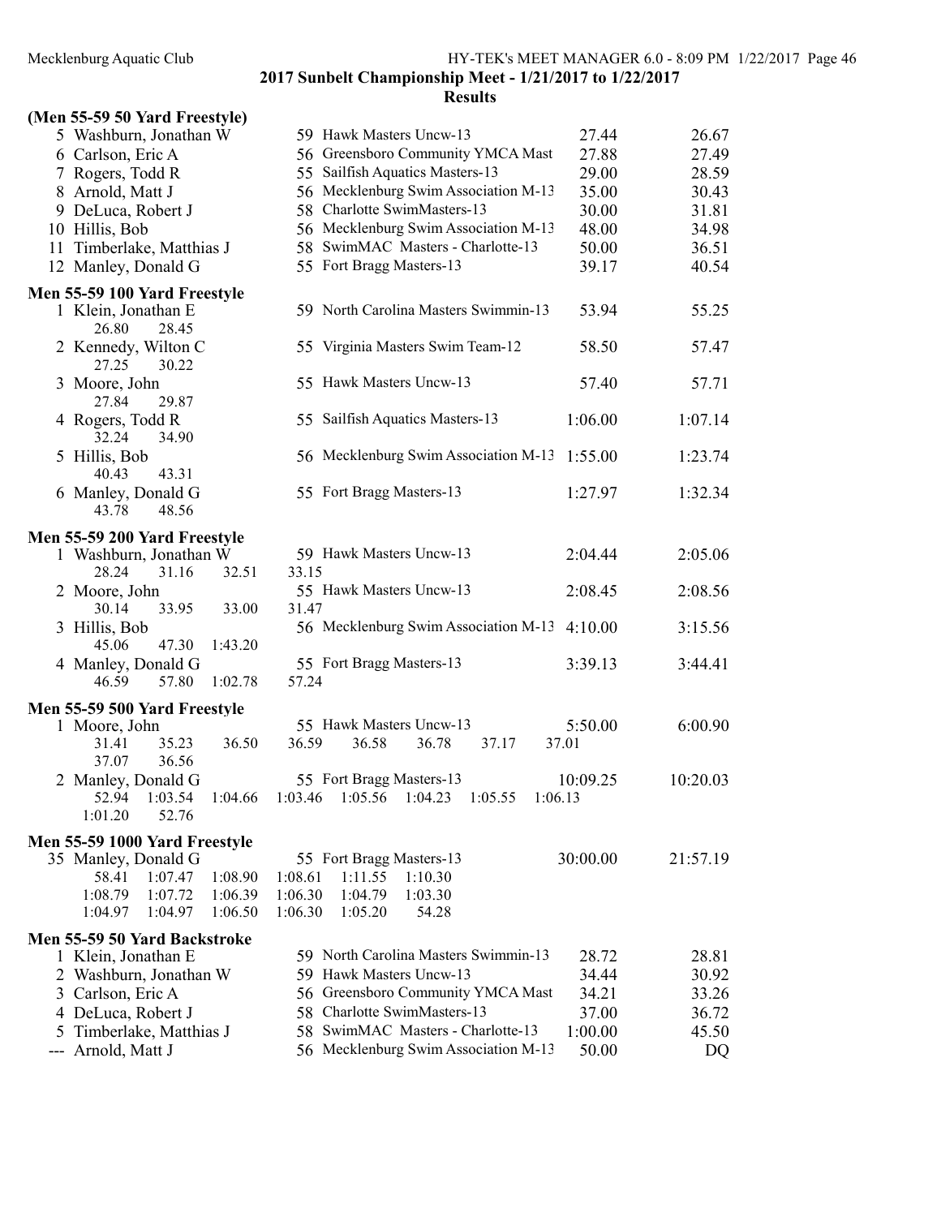**2017 Sunbelt Championship Meet - 1/21/2017 to 1/22/2017**

**Results**

### (Men 55-59 50 Yard Freestyle)

| Place | Name | Age | Team | Seed Time | Finals Time |
|---|---|---|---|---|---|
| 5 | Washburn, Jonathan W | 59 | Hawk Masters Uncw-13 | 27.44 | 26.67 |
| 6 | Carlson, Eric A | 56 | Greensboro Community YMCA Mast | 27.88 | 27.49 |
| 7 | Rogers, Todd R | 55 | Sailfish Aquatics Masters-13 | 29.00 | 28.59 |
| 8 | Arnold, Matt J | 56 | Mecklenburg Swim Association M-13 | 35.00 | 30.43 |
| 9 | DeLuca, Robert J | 58 | Charlotte SwimMasters-13 | 30.00 | 31.81 |
| 10 | Hillis, Bob | 56 | Mecklenburg Swim Association M-13 | 48.00 | 34.98 |
| 11 | Timberlake, Matthias J | 58 | SwimMAC Masters - Charlotte-13 | 50.00 | 36.51 |
| 12 | Manley, Donald G | 55 | Fort Bragg Masters-13 | 39.17 | 40.54 |

### Men 55-59 100 Yard Freestyle

| Place | Name | Age | Team | Seed Time | Finals Time |
|---|---|---|---|---|---|
| 1 | Klein, Jonathan E | 59 | North Carolina Masters Swimmin-13 | 53.94 | 55.25 |
| | 26.80 28.45 | | | | |
| 2 | Kennedy, Wilton C | 55 | Virginia Masters Swim Team-12 | 58.50 | 57.47 |
| | 27.25 30.22 | | | | |
| 3 | Moore, John | 55 | Hawk Masters Uncw-13 | 57.40 | 57.71 |
| | 27.84 29.87 | | | | |
| 4 | Rogers, Todd R | 55 | Sailfish Aquatics Masters-13 | 1:06.00 | 1:07.14 |
| | 32.24 34.90 | | | | |
| 5 | Hillis, Bob | 56 | Mecklenburg Swim Association M-13 | 1:55.00 | 1:23.74 |
| | 40.43 43.31 | | | | |
| 6 | Manley, Donald G | 55 | Fort Bragg Masters-13 | 1:27.97 | 1:32.34 |
| | 43.78 48.56 | | | | |

### Men 55-59 200 Yard Freestyle

| Place | Name | Age | Team | Seed Time | Finals Time |
|---|---|---|---|---|---|
| 1 | Washburn, Jonathan W | 59 | Hawk Masters Uncw-13 | 2:04.44 | 2:05.06 |
| | 28.24 31.16 32.51 33.15 | | | | |
| 2 | Moore, John | 55 | Hawk Masters Uncw-13 | 2:08.45 | 2:08.56 |
| | 30.14 33.95 33.00 31.47 | | | | |
| 3 | Hillis, Bob | 56 | Mecklenburg Swim Association M-13 | 4:10.00 | 3:15.56 |
| | 45.06 47.30 1:43.20 | | | | |
| 4 | Manley, Donald G | 55 | Fort Bragg Masters-13 | 3:39.13 | 3:44.41 |
| | 46.59 57.80 1:02.78 57.24 | | | | |

### Men 55-59 500 Yard Freestyle

| Place | Name | Age | Team | Seed Time | Finals Time |
|---|---|---|---|---|---|
| 1 | Moore, John | 55 | Hawk Masters Uncw-13 | 5:50.00 | 6:00.90 |
| | 31.41 35.23 36.50 36.59 36.58 36.78 37.17 37.01 37.07 36.56 | | | | |
| 2 | Manley, Donald G | 55 | Fort Bragg Masters-13 | 10:09.25 | 10:20.03 |
| | 52.94 1:03.54 1:04.66 1:03.46 1:05.56 1:04.23 1:05.55 1:06.13 1:01.20 52.76 | | | | |

### Men 55-59 1000 Yard Freestyle

| Place | Name | Age | Team | Seed Time | Finals Time |
|---|---|---|---|---|---|
| 35 | Manley, Donald G | 55 | Fort Bragg Masters-13 | 30:00.00 | 21:57.19 |
| | 58.41 1:07.47 1:08.90 1:08.61 1:11.55 1:10.30 | | | | |
| | 1:08.79 1:07.72 1:06.39 1:06.30 1:04.79 1:03.30 | | | | |
| | 1:04.97 1:04.97 1:06.50 1:06.30 1:05.20 54.28 | | | | |

### Men 55-59 50 Yard Backstroke

| Place | Name | Age | Team | Seed Time | Finals Time |
|---|---|---|---|---|---|
| 1 | Klein, Jonathan E | 59 | North Carolina Masters Swimmin-13 | 28.72 | 28.81 |
| 2 | Washburn, Jonathan W | 59 | Hawk Masters Uncw-13 | 34.44 | 30.92 |
| 3 | Carlson, Eric A | 56 | Greensboro Community YMCA Mast | 34.21 | 33.26 |
| 4 | DeLuca, Robert J | 58 | Charlotte SwimMasters-13 | 37.00 | 36.72 |
| 5 | Timberlake, Matthias J | 58 | SwimMAC Masters - Charlotte-13 | 1:00.00 | 45.50 |
| --- | Arnold, Matt J | 56 | Mecklenburg Swim Association M-13 | 50.00 | DQ |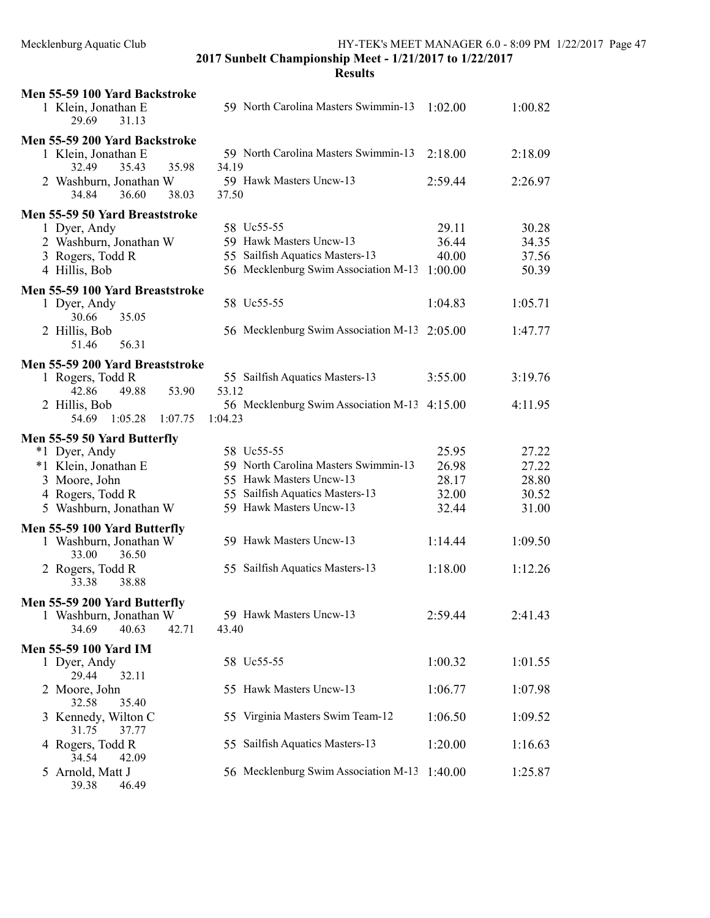## 2017 Sunbelt Championship Meet - 1/21/2017 to 1/22/2017

### Results

**Men 55-59 100 Yard Backstroke**

| Place | Name | Age | Team | Seed Time | Finals Time |
|---|---|---|---|---|---|
| 1 | Klein, Jonathan E | 59 | North Carolina Masters Swimmin-13 | 1:02.00 | 1:00.82 |
| | 29.69 31.13 | | | | |

**Men 55-59 200 Yard Backstroke**

| Place | Name | Age | Team | Seed Time | Finals Time |
|---|---|---|---|---|---|
| 1 | Klein, Jonathan E | 59 | North Carolina Masters Swimmin-13 | 2:18.00 | 2:18.09 |
| | 32.49 35.43 35.98 34.19 | | | | |
| 2 | Washburn, Jonathan W | 59 | Hawk Masters Uncw-13 | 2:59.44 | 2:26.97 |
| | 34.84 36.60 38.03 37.50 | | | | |

**Men 55-59 50 Yard Breaststroke**

| Place | Name | Age | Team | Seed Time | Finals Time |
|---|---|---|---|---|---|
| 1 | Dyer, Andy | 58 | Uc55-55 | 29.11 | 30.28 |
| 2 | Washburn, Jonathan W | 59 | Hawk Masters Uncw-13 | 36.44 | 34.35 |
| 3 | Rogers, Todd R | 55 | Sailfish Aquatics Masters-13 | 40.00 | 37.56 |
| 4 | Hillis, Bob | 56 | Mecklenburg Swim Association M-13 | 1:00.00 | 50.39 |

**Men 55-59 100 Yard Breaststroke**

| Place | Name | Age | Team | Seed Time | Finals Time |
|---|---|---|---|---|---|
| 1 | Dyer, Andy | 58 | Uc55-55 | 1:04.83 | 1:05.71 |
| | 30.66 35.05 | | | | |
| 2 | Hillis, Bob | 56 | Mecklenburg Swim Association M-13 | 2:05.00 | 1:47.77 |
| | 51.46 56.31 | | | | |

**Men 55-59 200 Yard Breaststroke**

| Place | Name | Age | Team | Seed Time | Finals Time |
|---|---|---|---|---|---|
| 1 | Rogers, Todd R | 55 | Sailfish Aquatics Masters-13 | 3:55.00 | 3:19.76 |
| | 42.86 49.88 53.90 53.12 | | | | |
| 2 | Hillis, Bob | 56 | Mecklenburg Swim Association M-13 | 4:15.00 | 4:11.95 |
| | 54.69 1:05.28 1:07.75 1:04.23 | | | | |

**Men 55-59 50 Yard Butterfly**

| Place | Name | Age | Team | Seed Time | Finals Time |
|---|---|---|---|---|---|
| *1 | Dyer, Andy | 58 | Uc55-55 | 25.95 | 27.22 |
| *1 | Klein, Jonathan E | 59 | North Carolina Masters Swimmin-13 | 26.98 | 27.22 |
| 3 | Moore, John | 55 | Hawk Masters Uncw-13 | 28.17 | 28.80 |
| 4 | Rogers, Todd R | 55 | Sailfish Aquatics Masters-13 | 32.00 | 30.52 |
| 5 | Washburn, Jonathan W | 59 | Hawk Masters Uncw-13 | 32.44 | 31.00 |

**Men 55-59 100 Yard Butterfly**

| Place | Name | Age | Team | Seed Time | Finals Time |
|---|---|---|---|---|---|
| 1 | Washburn, Jonathan W | 59 | Hawk Masters Uncw-13 | 1:14.44 | 1:09.50 |
| | 33.00 36.50 | | | | |
| 2 | Rogers, Todd R | 55 | Sailfish Aquatics Masters-13 | 1:18.00 | 1:12.26 |
| | 33.38 38.88 | | | | |

**Men 55-59 200 Yard Butterfly**

| Place | Name | Age | Team | Seed Time | Finals Time |
|---|---|---|---|---|---|
| 1 | Washburn, Jonathan W | 59 | Hawk Masters Uncw-13 | 2:59.44 | 2:41.43 |
| | 34.69 40.63 42.71 43.40 | | | | |

**Men 55-59 100 Yard IM**

| Place | Name | Age | Team | Seed Time | Finals Time |
|---|---|---|---|---|---|
| 1 | Dyer, Andy | 58 | Uc55-55 | 1:00.32 | 1:01.55 |
| | 29.44 32.11 | | | | |
| 2 | Moore, John | 55 | Hawk Masters Uncw-13 | 1:06.77 | 1:07.98 |
| | 32.58 35.40 | | | | |
| 3 | Kennedy, Wilton C | 55 | Virginia Masters Swim Team-12 | 1:06.50 | 1:09.52 |
| | 31.75 37.77 | | | | |
| 4 | Rogers, Todd R | 55 | Sailfish Aquatics Masters-13 | 1:20.00 | 1:16.63 |
| | 34.54 42.09 | | | | |
| 5 | Arnold, Matt J | 56 | Mecklenburg Swim Association M-13 | 1:40.00 | 1:25.87 |
| | 39.38 46.49 | | | | |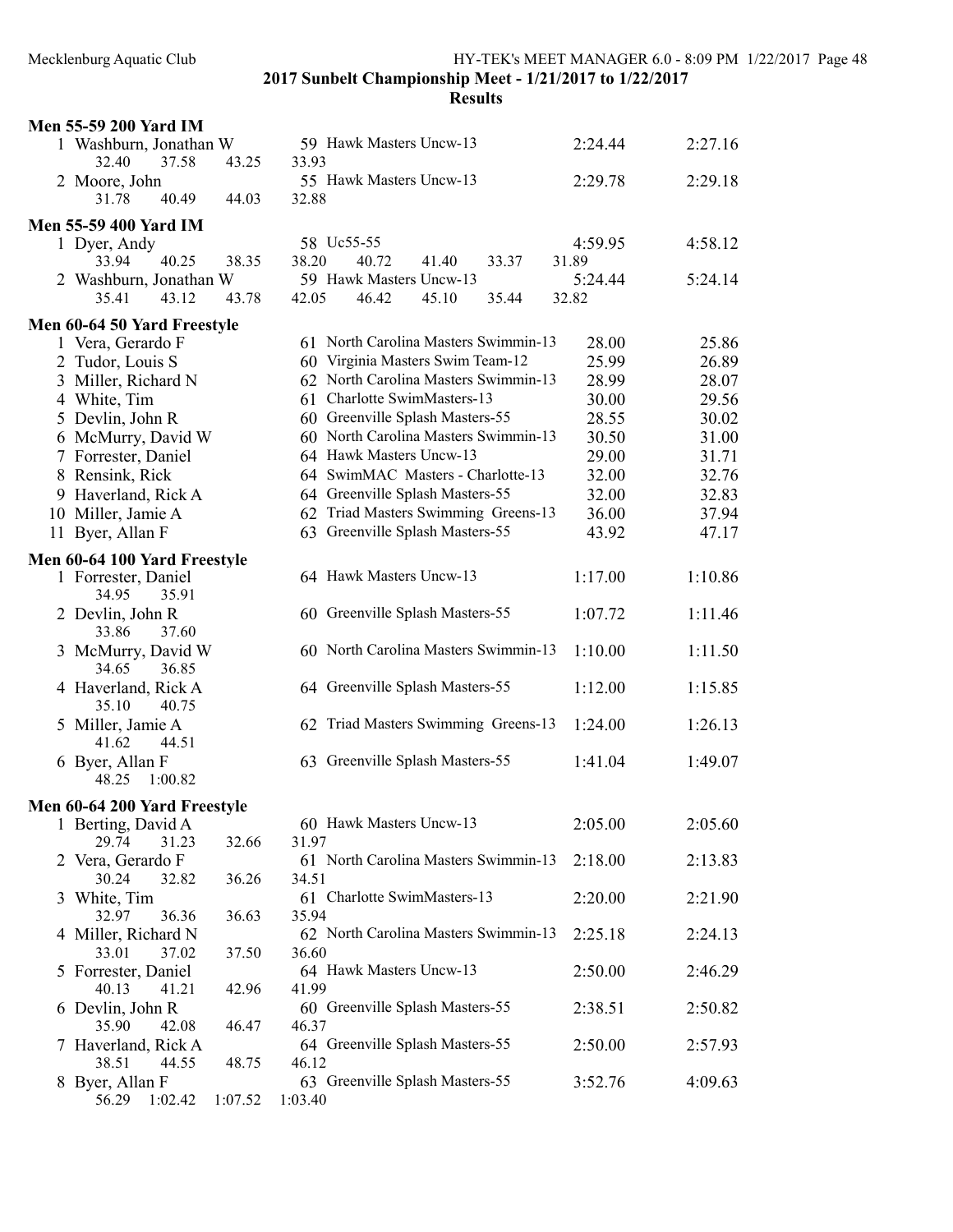## 2017 Sunbelt Championship Meet - 1/21/2017 to 1/22/2017

### Results

#### Men 55-59 200 Yard IM

| Place | Name | Age | Team | Seed Time | Finals Time |
|---|---|---|---|---|---|
| 1 | Washburn, Jonathan W | 59 | Hawk Masters Uncw-13 | 2:24.44 | 2:27.16 |
| | 32.40 37.58 43.25 33.93 | | | | |
| 2 | Moore, John | 55 | Hawk Masters Uncw-13 | 2:29.78 | 2:29.18 |
| | 31.78 40.49 44.03 32.88 | | | | |

#### Men 55-59 400 Yard IM

| Place | Name | Age | Team | Seed Time | Finals Time |
|---|---|---|---|---|---|
| 1 | Dyer, Andy | 58 | Uc55-55 | 4:59.95 | 4:58.12 |
| | 33.94 40.25 38.35 38.20 40.72 41.40 33.37 31.89 | | | | |
| 2 | Washburn, Jonathan W | 59 | Hawk Masters Uncw-13 | 5:24.44 | 5:24.14 |
| | 35.41 43.12 43.78 42.05 46.42 45.10 35.44 32.82 | | | | |

#### Men 60-64 50 Yard Freestyle

| Place | Name | Age | Team | Seed Time | Finals Time |
|---|---|---|---|---|---|
| 1 | Vera, Gerardo F | 61 | North Carolina Masters Swimmin-13 | 28.00 | 25.86 |
| 2 | Tudor, Louis S | 60 | Virginia Masters Swim Team-12 | 25.99 | 26.89 |
| 3 | Miller, Richard N | 62 | North Carolina Masters Swimmin-13 | 28.99 | 28.07 |
| 4 | White, Tim | 61 | Charlotte SwimMasters-13 | 30.00 | 29.56 |
| 5 | Devlin, John R | 60 | Greenville Splash Masters-55 | 28.55 | 30.02 |
| 6 | McMurry, David W | 60 | North Carolina Masters Swimmin-13 | 30.50 | 31.00 |
| 7 | Forrester, Daniel | 64 | Hawk Masters Uncw-13 | 29.00 | 31.71 |
| 8 | Rensink, Rick | 64 | SwimMAC Masters - Charlotte-13 | 32.00 | 32.76 |
| 9 | Haverland, Rick A | 64 | Greenville Splash Masters-55 | 32.00 | 32.83 |
| 10 | Miller, Jamie A | 62 | Triad Masters Swimming Greens-13 | 36.00 | 37.94 |
| 11 | Byer, Allan F | 63 | Greenville Splash Masters-55 | 43.92 | 47.17 |

#### Men 60-64 100 Yard Freestyle

| Place | Name | Age | Team | Seed Time | Finals Time |
|---|---|---|---|---|---|
| 1 | Forrester, Daniel | 64 | Hawk Masters Uncw-13 | 1:17.00 | 1:10.86 |
| | 34.95 35.91 | | | | |
| 2 | Devlin, John R | 60 | Greenville Splash Masters-55 | 1:07.72 | 1:11.46 |
| | 33.86 37.60 | | | | |
| 3 | McMurry, David W | 60 | North Carolina Masters Swimmin-13 | 1:10.00 | 1:11.50 |
| | 34.65 36.85 | | | | |
| 4 | Haverland, Rick A | 64 | Greenville Splash Masters-55 | 1:12.00 | 1:15.85 |
| | 35.10 40.75 | | | | |
| 5 | Miller, Jamie A | 62 | Triad Masters Swimming Greens-13 | 1:24.00 | 1:26.13 |
| | 41.62 44.51 | | | | |
| 6 | Byer, Allan F | 63 | Greenville Splash Masters-55 | 1:41.04 | 1:49.07 |
| | 48.25 1:00.82 | | | | |

#### Men 60-64 200 Yard Freestyle

| Place | Name | Age | Team | Seed Time | Finals Time |
|---|---|---|---|---|---|
| 1 | Berting, David A | 60 | Hawk Masters Uncw-13 | 2:05.00 | 2:05.60 |
| | 29.74 31.23 32.66 31.97 | | | | |
| 2 | Vera, Gerardo F | 61 | North Carolina Masters Swimmin-13 | 2:18.00 | 2:13.83 |
| | 30.24 32.82 36.26 34.51 | | | | |
| 3 | White, Tim | 61 | Charlotte SwimMasters-13 | 2:20.00 | 2:21.90 |
| | 32.97 36.36 36.63 35.94 | | | | |
| 4 | Miller, Richard N | 62 | North Carolina Masters Swimmin-13 | 2:25.18 | 2:24.13 |
| | 33.01 37.02 37.50 36.60 | | | | |
| 5 | Forrester, Daniel | 64 | Hawk Masters Uncw-13 | 2:50.00 | 2:46.29 |
| | 40.13 41.21 42.96 41.99 | | | | |
| 6 | Devlin, John R | 60 | Greenville Splash Masters-55 | 2:38.51 | 2:50.82 |
| | 35.90 42.08 46.47 46.37 | | | | |
| 7 | Haverland, Rick A | 64 | Greenville Splash Masters-55 | 2:50.00 | 2:57.93 |
| | 38.51 44.55 48.75 46.12 | | | | |
| 8 | Byer, Allan F | 63 | Greenville Splash Masters-55 | 3:52.76 | 4:09.63 |
| | 56.29 1:02.42 1:07.52 1:03.40 | | | | |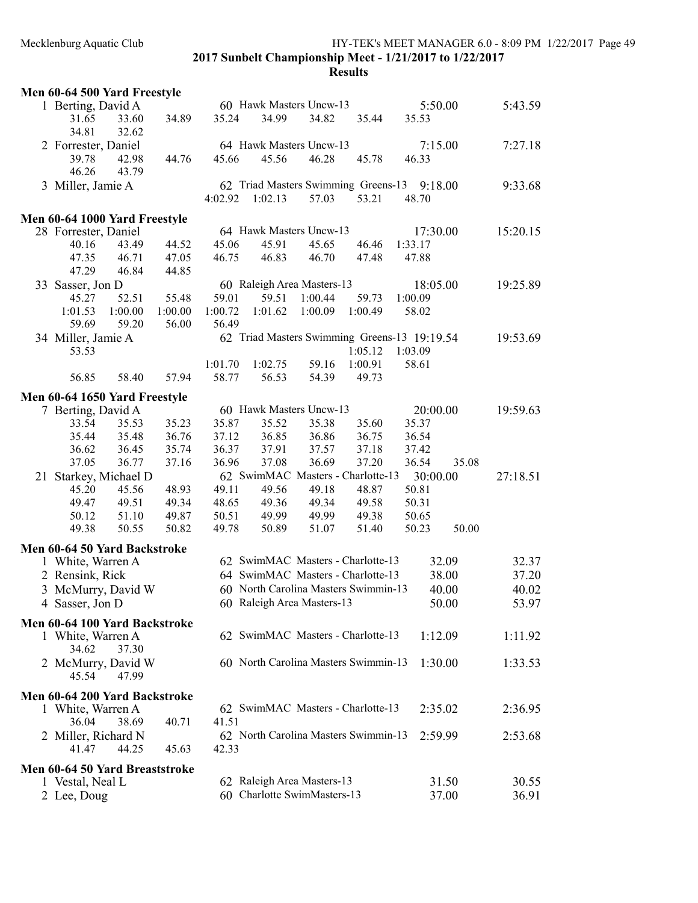Mecklenburg Aquatic Club HY-TEK's MEET MANAGER 6.0 - 8:09 PM 1/22/2017 Page 49

## 2017 Sunbelt Championship Meet - 1/21/2017 to 1/22/2017

### Results

**Men 60-64 500 Yard Freestyle**

```
  1 Berting, David A                60 Hawk Masters Uncw-13                 5:50.00       5:43.59
       31.65     33.60     34.89     35.24     34.99     34.82     35.44     35.53
       34.81     32.62
  2 Forrester, Daniel               64 Hawk Masters Uncw-13                 7:15.00       7:27.18
       39.78     42.98     44.76     45.66     45.56     46.28     45.78     46.33
       46.26     43.79
  3 Miller, Jamie A                 62 Triad Masters Swimming Greens-13     9:18.00       9:33.68
                                   4:02.92   1:02.13     57.03     53.21     48.70
```

**Men 60-64 1000 Yard Freestyle**

```
 28 Forrester, Daniel               64 Hawk Masters Uncw-13                17:30.00      15:20.15
       40.16     43.49     44.52     45.06     45.91     45.65     46.46   1:33.17
       47.35     46.71     47.05     46.75     46.83     46.70     47.48     47.88
       47.29     46.84     44.85
 33 Sasser, Jon D                   60 Raleigh Area Masters-13             18:05.00      19:25.89
       45.27     52.51     55.48     59.01     59.51   1:00.44     59.73   1:00.09
     1:01.53   1:00.00   1:00.00   1:00.72   1:01.62   1:00.09   1:00.49     58.02
       59.69     59.20     56.00     56.49
 34 Miller, Jamie A                 62 Triad Masters Swimming Greens-13    19:19.54      19:53.69
       53.53                                                   1:05.12   1:03.09
                                   1:01.70   1:02.75     59.16   1:00.91     58.61
       56.85     58.40     57.94     58.77     56.53     54.39     49.73
```

**Men 60-64 1650 Yard Freestyle**

```
  7 Berting, David A                60 Hawk Masters Uncw-13                20:00.00      19:59.63
       33.54     35.53     35.23     35.87     35.52     35.38     35.60     35.37
       35.44     35.48     36.76     37.12     36.85     36.86     36.75     36.54
       36.62     36.45     35.74     36.37     37.91     37.57     37.18     37.42
       37.05     36.77     37.16     36.96     37.08     36.69     37.20     36.54     35.08
 21 Starkey, Michael D              62 SwimMAC Masters - Charlotte-13      30:00.00      27:18.51
       45.20     45.56     48.93     49.11     49.56     49.18     48.87     50.81
       49.47     49.51     49.34     48.65     49.36     49.34     49.58     50.31
       50.12     51.10     49.87     50.51     49.99     49.99     49.38     50.65
       49.38     50.55     50.82     49.78     50.89     51.07     51.40     50.23     50.00
```

**Men 60-64 50 Yard Backstroke**

```
  1 White, Warren A                 62 SwimMAC Masters - Charlotte-13         32.09         32.37
  2 Rensink, Rick                   64 SwimMAC Masters - Charlotte-13         38.00         37.20
  3 McMurry, David W                60 North Carolina Masters Swimmin-13      40.00         40.02
  4 Sasser, Jon D                   60 Raleigh Area Masters-13                50.00         53.97
```

**Men 60-64 100 Yard Backstroke**

```
  1 White, Warren A                 62 SwimMAC Masters - Charlotte-13       1:12.09       1:11.92
       34.62     37.30
  2 McMurry, David W                60 North Carolina Masters Swimmin-13    1:30.00       1:33.53
       45.54     47.99
```

**Men 60-64 200 Yard Backstroke**

```
  1 White, Warren A                 62 SwimMAC Masters - Charlotte-13       2:35.02       2:36.95
       36.04     38.69     40.71     41.51
  2 Miller, Richard N               62 North Carolina Masters Swimmin-13    2:59.99       2:53.68
       41.47     44.25     45.63     42.33
```

**Men 60-64 50 Yard Breaststroke**

```
  1 Vestal, Neal L                  62 Raleigh Area Masters-13                31.50         30.55
  2 Lee, Doug                       60 Charlotte SwimMasters-13               37.00         36.91
```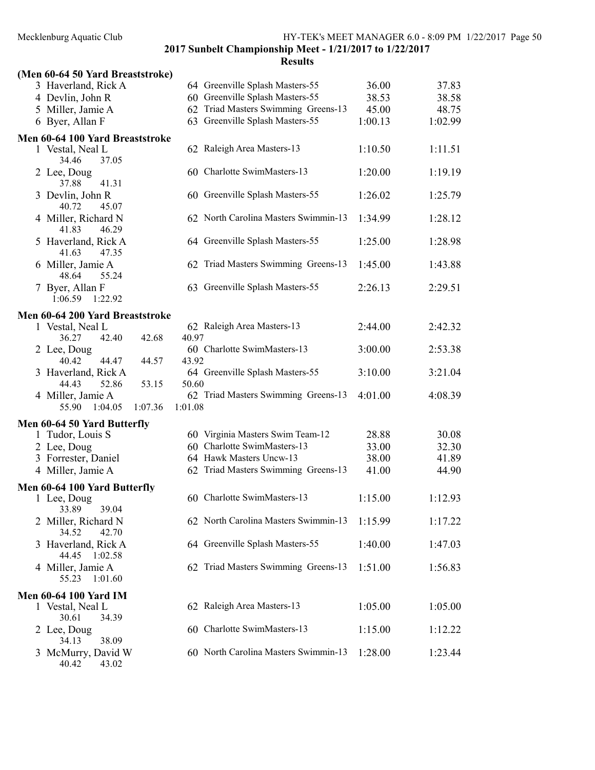## 2017 Sunbelt Championship Meet - 1/21/2017 to 1/22/2017

### Results

**(Men 60-64 50 Yard Breaststroke)**

| Place | Name | Age | Team | Seed Time | Finals Time |
|---|---|---|---|---|---|
| 3 | Haverland, Rick A | 64 | Greenville Splash Masters-55 | 36.00 | 37.83 |
| 4 | Devlin, John R | 60 | Greenville Splash Masters-55 | 38.53 | 38.58 |
| 5 | Miller, Jamie A | 62 | Triad Masters Swimming Greens-13 | 45.00 | 48.75 |
| 6 | Byer, Allan F | 63 | Greenville Splash Masters-55 | 1:00.13 | 1:02.99 |

**Men 60-64 100 Yard Breaststroke**

| Place | Name | Age | Team | Seed Time | Finals Time |
|---|---|---|---|---|---|
| 1 | Vestal, Neal L | 62 | Raleigh Area Masters-13 | 1:10.50 | 1:11.51 |
| | 34.46 37.05 | | | | |
| 2 | Lee, Doug | 60 | Charlotte SwimMasters-13 | 1:20.00 | 1:19.19 |
| | 37.88 41.31 | | | | |
| 3 | Devlin, John R | 60 | Greenville Splash Masters-55 | 1:26.02 | 1:25.79 |
| | 40.72 45.07 | | | | |
| 4 | Miller, Richard N | 62 | North Carolina Masters Swimmin-13 | 1:34.99 | 1:28.12 |
| | 41.83 46.29 | | | | |
| 5 | Haverland, Rick A | 64 | Greenville Splash Masters-55 | 1:25.00 | 1:28.98 |
| | 41.63 47.35 | | | | |
| 6 | Miller, Jamie A | 62 | Triad Masters Swimming Greens-13 | 1:45.00 | 1:43.88 |
| | 48.64 55.24 | | | | |
| 7 | Byer, Allan F | 63 | Greenville Splash Masters-55 | 2:26.13 | 2:29.51 |
| | 1:06.59 1:22.92 | | | | |

**Men 60-64 200 Yard Breaststroke**

| Place | Name | Age | Team | Seed Time | Finals Time |
|---|---|---|---|---|---|
| 1 | Vestal, Neal L | 62 | Raleigh Area Masters-13 | 2:44.00 | 2:42.32 |
| | 36.27 42.40 42.68 40.97 | | | | |
| 2 | Lee, Doug | 60 | Charlotte SwimMasters-13 | 3:00.00 | 2:53.38 |
| | 40.42 44.47 44.57 43.92 | | | | |
| 3 | Haverland, Rick A | 64 | Greenville Splash Masters-55 | 3:10.00 | 3:21.04 |
| | 44.43 52.86 53.15 50.60 | | | | |
| 4 | Miller, Jamie A | 62 | Triad Masters Swimming Greens-13 | 4:01.00 | 4:08.39 |
| | 55.90 1:04.05 1:07.36 1:01.08 | | | | |

**Men 60-64 50 Yard Butterfly**

| Place | Name | Age | Team | Seed Time | Finals Time |
|---|---|---|---|---|---|
| 1 | Tudor, Louis S | 60 | Virginia Masters Swim Team-12 | 28.88 | 30.08 |
| 2 | Lee, Doug | 60 | Charlotte SwimMasters-13 | 33.00 | 32.30 |
| 3 | Forrester, Daniel | 64 | Hawk Masters Uncw-13 | 38.00 | 41.89 |
| 4 | Miller, Jamie A | 62 | Triad Masters Swimming Greens-13 | 41.00 | 44.90 |

**Men 60-64 100 Yard Butterfly**

| Place | Name | Age | Team | Seed Time | Finals Time |
|---|---|---|---|---|---|
| 1 | Lee, Doug | 60 | Charlotte SwimMasters-13 | 1:15.00 | 1:12.93 |
| | 33.89 39.04 | | | | |
| 2 | Miller, Richard N | 62 | North Carolina Masters Swimmin-13 | 1:15.99 | 1:17.22 |
| | 34.52 42.70 | | | | |
| 3 | Haverland, Rick A | 64 | Greenville Splash Masters-55 | 1:40.00 | 1:47.03 |
| | 44.45 1:02.58 | | | | |
| 4 | Miller, Jamie A | 62 | Triad Masters Swimming Greens-13 | 1:51.00 | 1:56.83 |
| | 55.23 1:01.60 | | | | |

**Men 60-64 100 Yard IM**

| Place | Name | Age | Team | Seed Time | Finals Time |
|---|---|---|---|---|---|
| 1 | Vestal, Neal L | 62 | Raleigh Area Masters-13 | 1:05.00 | 1:05.00 |
| | 30.61 34.39 | | | | |
| 2 | Lee, Doug | 60 | Charlotte SwimMasters-13 | 1:15.00 | 1:12.22 |
| | 34.13 38.09 | | | | |
| 3 | McMurry, David W | 60 | North Carolina Masters Swimmin-13 | 1:28.00 | 1:23.44 |
| | 40.42 43.02 | | | | |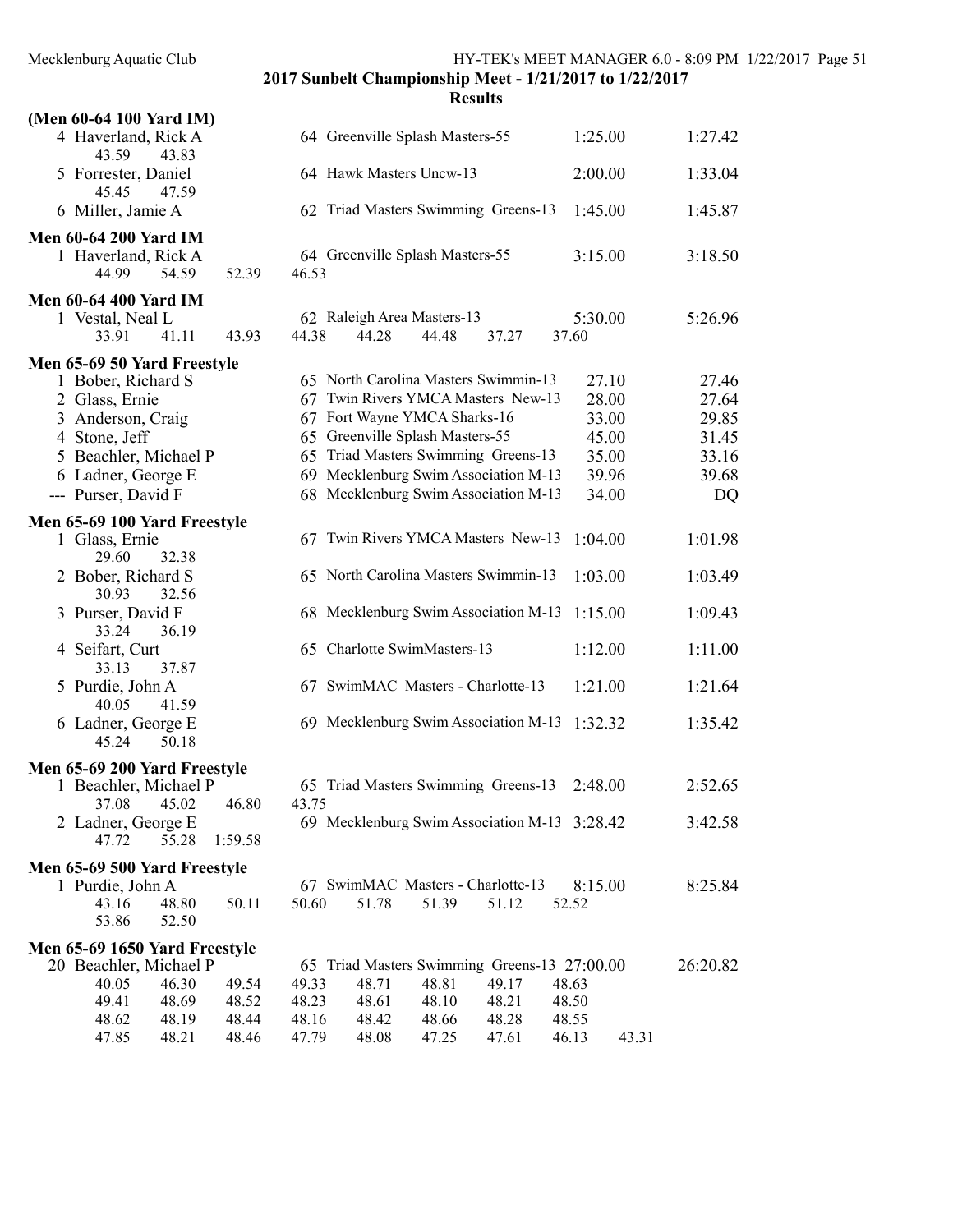**2017 Sunbelt Championship Meet - 1/21/2017 to 1/22/2017**

**Results**

### (Men 60-64 100 Yard IM)

```
  4 Haverland, Rick A           64 Greenville Splash Masters-55          1:25.00      1:27.42
      43.59     43.83
  5 Forrester, Daniel           64 Hawk Masters Uncw-13                  2:00.00      1:33.04
      45.45     47.59
  6 Miller, Jamie A             62 Triad Masters Swimming  Greens-13     1:45.00      1:45.87
```

### Men 60-64 200 Yard IM

```
  1 Haverland, Rick A           64 Greenville Splash Masters-55          3:15.00      3:18.50
      44.99     54.59     52.39     46.53
```

### Men 60-64 400 Yard IM

```
  1 Vestal, Neal L              62 Raleigh Area Masters-13               5:30.00      5:26.96
      33.91     41.11     43.93     44.38     44.28     44.48     37.27     37.60
```

### Men 65-69 50 Yard Freestyle

```
  1 Bober, Richard S            65 North Carolina Masters Swimmin-13       27.10        27.46
  2 Glass, Ernie                67 Twin Rivers YMCA Masters  New-13        28.00        27.64
  3 Anderson, Craig             67 Fort Wayne YMCA Sharks-16               33.00        29.85
  4 Stone, Jeff                 65 Greenville Splash Masters-55            45.00        31.45
  5 Beachler, Michael P         65 Triad Masters Swimming  Greens-13       35.00        33.16
  6 Ladner, George E            69 Mecklenburg Swim Association M-13       39.96        39.68
--- Purser, David F             68 Mecklenburg Swim Association M-13       34.00           DQ
```

### Men 65-69 100 Yard Freestyle

```
  1 Glass, Ernie                67 Twin Rivers YMCA Masters  New-13      1:04.00      1:01.98
      29.60     32.38
  2 Bober, Richard S            65 North Carolina Masters Swimmin-13     1:03.00      1:03.49
      30.93     32.56
  3 Purser, David F             68 Mecklenburg Swim Association M-13     1:15.00      1:09.43
      33.24     36.19
  4 Seifart, Curt               65 Charlotte SwimMasters-13              1:12.00      1:11.00
      33.13     37.87
  5 Purdie, John A              67 SwimMAC  Masters - Charlotte-13       1:21.00      1:21.64
      40.05     41.59
  6 Ladner, George E            69 Mecklenburg Swim Association M-13     1:32.32      1:35.42
      45.24     50.18
```

### Men 65-69 200 Yard Freestyle

```
  1 Beachler, Michael P         65 Triad Masters Swimming  Greens-13     2:48.00      2:52.65
      37.08     45.02     46.80     43.75
  2 Ladner, George E            69 Mecklenburg Swim Association M-13     3:28.42      3:42.58
      47.72     55.28   1:59.58
```

### Men 65-69 500 Yard Freestyle

```
  1 Purdie, John A              67 SwimMAC  Masters - Charlotte-13       8:15.00      8:25.84
      43.16     48.80     50.11     50.60     51.78     51.39     51.12     52.52
      53.86     52.50
```

### Men 65-69 1650 Yard Freestyle

```
 20 Beachler, Michael P         65 Triad Masters Swimming  Greens-13    27:00.00     26:20.82
      40.05     46.30     49.54     49.33     48.71     48.81     49.17     48.63
      49.41     48.69     48.52     48.23     48.61     48.10     48.21     48.50
      48.62     48.19     48.44     48.16     48.42     48.66     48.28     48.55
      47.85     48.21     48.46     47.79     48.08     47.25     47.61     46.13     43.31
```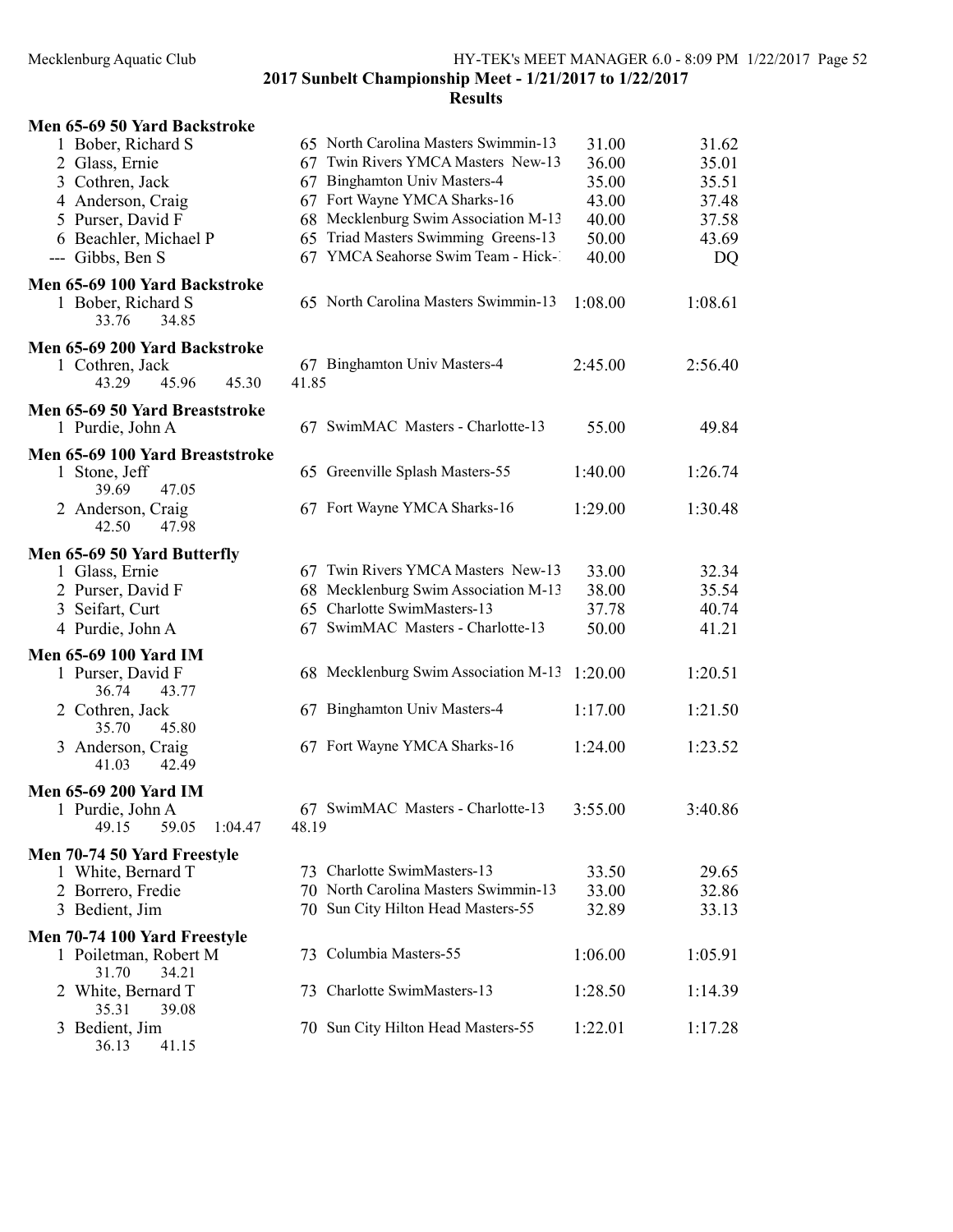**2017 Sunbelt Championship Meet - 1/21/2017 to 1/22/2017**

**Results**

### Men 65-69 50 Yard Backstroke

| Place | Name | Age | Team | Seed Time | Finals Time |
|---|---|---|---|---|---|
| 1 | Bober, Richard S | 65 | North Carolina Masters Swimmin-13 | 31.00 | 31.62 |
| 2 | Glass, Ernie | 67 | Twin Rivers YMCA Masters New-13 | 36.00 | 35.01 |
| 3 | Cothren, Jack | 67 | Binghamton Univ Masters-4 | 35.00 | 35.51 |
| 4 | Anderson, Craig | 67 | Fort Wayne YMCA Sharks-16 | 43.00 | 37.48 |
| 5 | Purser, David F | 68 | Mecklenburg Swim Association M-13 | 40.00 | 37.58 |
| 6 | Beachler, Michael P | 65 | Triad Masters Swimming Greens-13 | 50.00 | 43.69 |
| --- | Gibbs, Ben S | 67 | YMCA Seahorse Swim Team - Hick-1 | 40.00 | DQ |

### Men 65-69 100 Yard Backstroke

| Place | Name | Age | Team | Seed Time | Finals Time |
|---|---|---|---|---|---|
| 1 | Bober, Richard S | 65 | North Carolina Masters Swimmin-13 | 1:08.00 | 1:08.61 |
| | 33.76 34.85 | | | | |

### Men 65-69 200 Yard Backstroke

| Place | Name | Age | Team | Seed Time | Finals Time |
|---|---|---|---|---|---|
| 1 | Cothren, Jack | 67 | Binghamton Univ Masters-4 | 2:45.00 | 2:56.40 |
| | 43.29 45.96 45.30 41.85 | | | | |

### Men 65-69 50 Yard Breaststroke

| Place | Name | Age | Team | Seed Time | Finals Time |
|---|---|---|---|---|---|
| 1 | Purdie, John A | 67 | SwimMAC Masters - Charlotte-13 | 55.00 | 49.84 |

### Men 65-69 100 Yard Breaststroke

| Place | Name | Age | Team | Seed Time | Finals Time |
|---|---|---|---|---|---|
| 1 | Stone, Jeff | 65 | Greenville Splash Masters-55 | 1:40.00 | 1:26.74 |
| | 39.69 47.05 | | | | |
| 2 | Anderson, Craig | 67 | Fort Wayne YMCA Sharks-16 | 1:29.00 | 1:30.48 |
| | 42.50 47.98 | | | | |

### Men 65-69 50 Yard Butterfly

| Place | Name | Age | Team | Seed Time | Finals Time |
|---|---|---|---|---|---|
| 1 | Glass, Ernie | 67 | Twin Rivers YMCA Masters New-13 | 33.00 | 32.34 |
| 2 | Purser, David F | 68 | Mecklenburg Swim Association M-13 | 38.00 | 35.54 |
| 3 | Seifart, Curt | 65 | Charlotte SwimMasters-13 | 37.78 | 40.74 |
| 4 | Purdie, John A | 67 | SwimMAC Masters - Charlotte-13 | 50.00 | 41.21 |

### Men 65-69 100 Yard IM

| Place | Name | Age | Team | Seed Time | Finals Time |
|---|---|---|---|---|---|
| 1 | Purser, David F | 68 | Mecklenburg Swim Association M-13 | 1:20.00 | 1:20.51 |
| | 36.74 43.77 | | | | |
| 2 | Cothren, Jack | 67 | Binghamton Univ Masters-4 | 1:17.00 | 1:21.50 |
| | 35.70 45.80 | | | | |
| 3 | Anderson, Craig | 67 | Fort Wayne YMCA Sharks-16 | 1:24.00 | 1:23.52 |
| | 41.03 42.49 | | | | |

### Men 65-69 200 Yard IM

| Place | Name | Age | Team | Seed Time | Finals Time |
|---|---|---|---|---|---|
| 1 | Purdie, John A | 67 | SwimMAC Masters - Charlotte-13 | 3:55.00 | 3:40.86 |
| | 49.15 59.05 1:04.47 48.19 | | | | |

### Men 70-74 50 Yard Freestyle

| Place | Name | Age | Team | Seed Time | Finals Time |
|---|---|---|---|---|---|
| 1 | White, Bernard T | 73 | Charlotte SwimMasters-13 | 33.50 | 29.65 |
| 2 | Borrero, Fredie | 70 | North Carolina Masters Swimmin-13 | 33.00 | 32.86 |
| 3 | Bedient, Jim | 70 | Sun City Hilton Head Masters-55 | 32.89 | 33.13 |

### Men 70-74 100 Yard Freestyle

| Place | Name | Age | Team | Seed Time | Finals Time |
|---|---|---|---|---|---|
| 1 | Poiletman, Robert M | 73 | Columbia Masters-55 | 1:06.00 | 1:05.91 |
| | 31.70 34.21 | | | | |
| 2 | White, Bernard T | 73 | Charlotte SwimMasters-13 | 1:28.50 | 1:14.39 |
| | 35.31 39.08 | | | | |
| 3 | Bedient, Jim | 70 | Sun City Hilton Head Masters-55 | 1:22.01 | 1:17.28 |
| | 36.13 41.15 | | | | |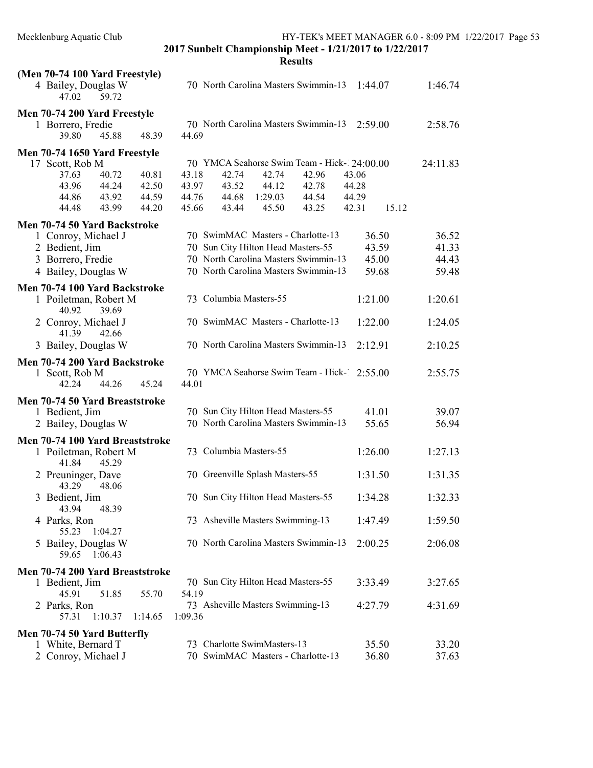## 2017 Sunbelt Championship Meet - 1/21/2017 to 1/22/2017

### Results

**(Men 70-74 100 Yard Freestyle)**

| Place | Name | Age | Team | Seed Time | Finals Time |
|---|---|---|---|---|---|
| 4 | Bailey, Douglas W | 70 | North Carolina Masters Swimmin-13 | 1:44.07 | 1:46.74 |

47.02 59.72

**Men 70-74 200 Yard Freestyle**

| Place | Name | Age | Team | Seed Time | Finals Time |
|---|---|---|---|---|---|
| 1 | Borrero, Fredie | 70 | North Carolina Masters Swimmin-13 | 2:59.00 | 2:58.76 |

39.80 45.88 48.39 44.69

**Men 70-74 1650 Yard Freestyle**

| Place | Name | Age | Team | Seed Time | Finals Time |
|---|---|---|---|---|---|
| 17 | Scott, Rob M | 70 | YMCA Seahorse Swim Team - Hick- | 24:00.00 | 24:11.83 |

37.63 40.72 40.81 43.18 42.74 42.74 42.96 43.06
43.96 44.24 42.50 43.97 43.52 44.12 42.78 44.28
44.86 43.92 44.59 44.76 44.68 1:29.03 44.54 44.29
44.48 43.99 44.20 45.66 43.44 45.50 43.25 42.31 15.12

**Men 70-74 50 Yard Backstroke**

| Place | Name | Age | Team | Seed Time | Finals Time |
|---|---|---|---|---|---|
| 1 | Conroy, Michael J | 70 | SwimMAC Masters - Charlotte-13 | 36.50 | 36.52 |
| 2 | Bedient, Jim | 70 | Sun City Hilton Head Masters-55 | 43.59 | 41.33 |
| 3 | Borrero, Fredie | 70 | North Carolina Masters Swimmin-13 | 45.00 | 44.43 |
| 4 | Bailey, Douglas W | 70 | North Carolina Masters Swimmin-13 | 59.68 | 59.48 |

**Men 70-74 100 Yard Backstroke**

| Place | Name | Age | Team | Seed Time | Finals Time |
|---|---|---|---|---|---|
| 1 | Poiletman, Robert M | 73 | Columbia Masters-55 | 1:21.00 | 1:20.61 |
| | 40.92 39.69 | | | | |
| 2 | Conroy, Michael J | 70 | SwimMAC Masters - Charlotte-13 | 1:22.00 | 1:24.05 |
| | 41.39 42.66 | | | | |
| 3 | Bailey, Douglas W | 70 | North Carolina Masters Swimmin-13 | 2:12.91 | 2:10.25 |

**Men 70-74 200 Yard Backstroke**

| Place | Name | Age | Team | Seed Time | Finals Time |
|---|---|---|---|---|---|
| 1 | Scott, Rob M | 70 | YMCA Seahorse Swim Team - Hick- | 2:55.00 | 2:55.75 |

42.24 44.26 45.24 44.01

**Men 70-74 50 Yard Breaststroke**

| Place | Name | Age | Team | Seed Time | Finals Time |
|---|---|---|---|---|---|
| 1 | Bedient, Jim | 70 | Sun City Hilton Head Masters-55 | 41.01 | 39.07 |
| 2 | Bailey, Douglas W | 70 | North Carolina Masters Swimmin-13 | 55.65 | 56.94 |

**Men 70-74 100 Yard Breaststroke**

| Place | Name | Age | Team | Seed Time | Finals Time |
|---|---|---|---|---|---|
| 1 | Poiletman, Robert M | 73 | Columbia Masters-55 | 1:26.00 | 1:27.13 |
| | 41.84 45.29 | | | | |
| 2 | Preuninger, Dave | 70 | Greenville Splash Masters-55 | 1:31.50 | 1:31.35 |
| | 43.29 48.06 | | | | |
| 3 | Bedient, Jim | 70 | Sun City Hilton Head Masters-55 | 1:34.28 | 1:32.33 |
| | 43.94 48.39 | | | | |
| 4 | Parks, Ron | 73 | Asheville Masters Swimming-13 | 1:47.49 | 1:59.50 |
| | 55.23 1:04.27 | | | | |
| 5 | Bailey, Douglas W | 70 | North Carolina Masters Swimmin-13 | 2:00.25 | 2:06.08 |
| | 59.65 1:06.43 | | | | |

**Men 70-74 200 Yard Breaststroke**

| Place | Name | Age | Team | Seed Time | Finals Time |
|---|---|---|---|---|---|
| 1 | Bedient, Jim | 70 | Sun City Hilton Head Masters-55 | 3:33.49 | 3:27.65 |
| | 45.91 51.85 55.70 54.19 | | | | |
| 2 | Parks, Ron | 73 | Asheville Masters Swimming-13 | 4:27.79 | 4:31.69 |
| | 57.31 1:10.37 1:14.65 1:09.36 | | | | |

**Men 70-74 50 Yard Butterfly**

| Place | Name | Age | Team | Seed Time | Finals Time |
|---|---|---|---|---|---|
| 1 | White, Bernard T | 73 | Charlotte SwimMasters-13 | 35.50 | 33.20 |
| 2 | Conroy, Michael J | 70 | SwimMAC Masters - Charlotte-13 | 36.80 | 37.63 |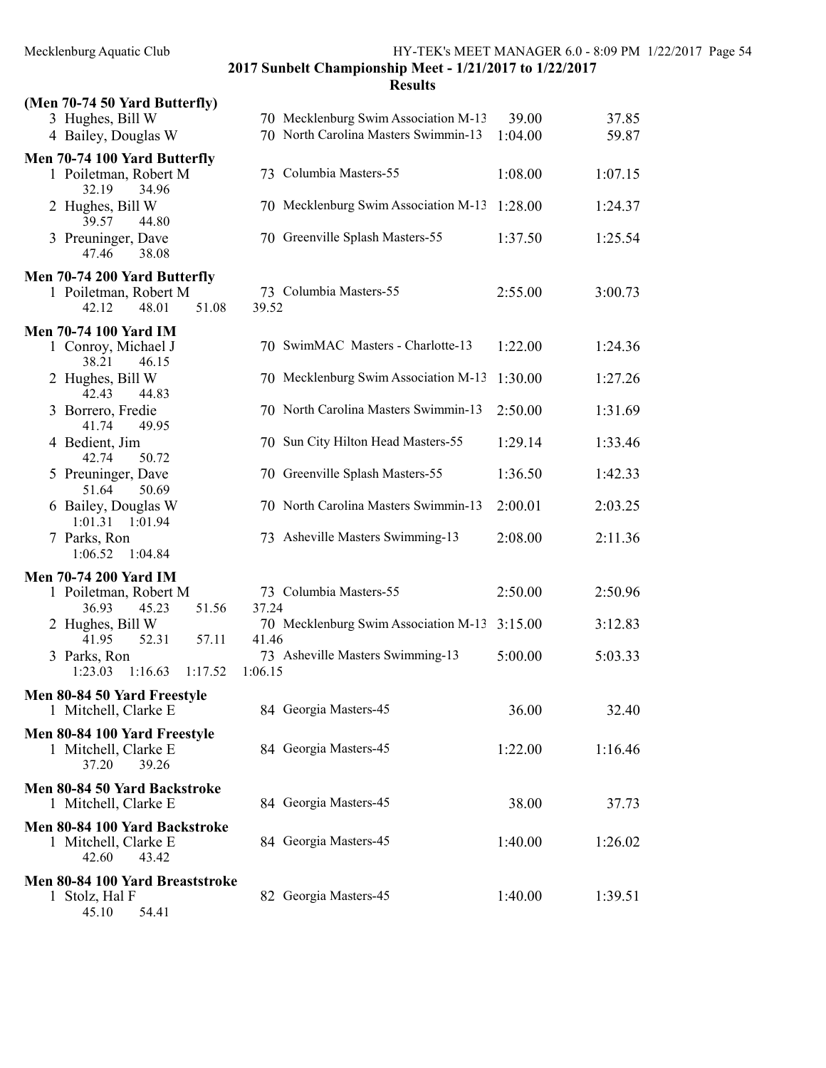**2017 Sunbelt Championship Meet - 1/21/2017 to 1/22/2017**

**Results**

### (Men 70-74 50 Yard Butterfly)

| Place | Name | Age | Team | Seed Time | Finals Time |
|---|---|---|---|---|---|
| 3 | Hughes, Bill W | 70 | Mecklenburg Swim Association M-13 | 39.00 | 37.85 |
| 4 | Bailey, Douglas W | 70 | North Carolina Masters Swimmin-13 | 1:04.00 | 59.87 |

### Men 70-74 100 Yard Butterfly

| Place | Name | Age | Team | Seed Time | Finals Time |
|---|---|---|---|---|---|
| 1 | Poiletman, Robert M | 73 | Columbia Masters-55 | 1:08.00 | 1:07.15 |
| | 32.19 34.96 | | | | |
| 2 | Hughes, Bill W | 70 | Mecklenburg Swim Association M-13 | 1:28.00 | 1:24.37 |
| | 39.57 44.80 | | | | |
| 3 | Preuninger, Dave | 70 | Greenville Splash Masters-55 | 1:37.50 | 1:25.54 |
| | 47.46 38.08 | | | | |

### Men 70-74 200 Yard Butterfly

| Place | Name | Age | Team | Seed Time | Finals Time |
|---|---|---|---|---|---|
| 1 | Poiletman, Robert M | 73 | Columbia Masters-55 | 2:55.00 | 3:00.73 |
| | 42.12 48.01 51.08 39.52 | | | | |

### Men 70-74 100 Yard IM

| Place | Name | Age | Team | Seed Time | Finals Time |
|---|---|---|---|---|---|
| 1 | Conroy, Michael J | 70 | SwimMAC Masters - Charlotte-13 | 1:22.00 | 1:24.36 |
| | 38.21 46.15 | | | | |
| 2 | Hughes, Bill W | 70 | Mecklenburg Swim Association M-13 | 1:30.00 | 1:27.26 |
| | 42.43 44.83 | | | | |
| 3 | Borrero, Fredie | 70 | North Carolina Masters Swimmin-13 | 2:50.00 | 1:31.69 |
| | 41.74 49.95 | | | | |
| 4 | Bedient, Jim | 70 | Sun City Hilton Head Masters-55 | 1:29.14 | 1:33.46 |
| | 42.74 50.72 | | | | |
| 5 | Preuninger, Dave | 70 | Greenville Splash Masters-55 | 1:36.50 | 1:42.33 |
| | 51.64 50.69 | | | | |
| 6 | Bailey, Douglas W | 70 | North Carolina Masters Swimmin-13 | 2:00.01 | 2:03.25 |
| | 1:01.31 1:01.94 | | | | |
| 7 | Parks, Ron | 73 | Asheville Masters Swimming-13 | 2:08.00 | 2:11.36 |
| | 1:06.52 1:04.84 | | | | |

### Men 70-74 200 Yard IM

| Place | Name | Age | Team | Seed Time | Finals Time |
|---|---|---|---|---|---|
| 1 | Poiletman, Robert M | 73 | Columbia Masters-55 | 2:50.00 | 2:50.96 |
| | 36.93 45.23 51.56 37.24 | | | | |
| 2 | Hughes, Bill W | 70 | Mecklenburg Swim Association M-13 | 3:15.00 | 3:12.83 |
| | 41.95 52.31 57.11 41.46 | | | | |
| 3 | Parks, Ron | 73 | Asheville Masters Swimming-13 | 5:00.00 | 5:03.33 |
| | 1:23.03 1:16.63 1:17.52 1:06.15 | | | | |

### Men 80-84 50 Yard Freestyle

| Place | Name | Age | Team | Seed Time | Finals Time |
|---|---|---|---|---|---|
| 1 | Mitchell, Clarke E | 84 | Georgia Masters-45 | 36.00 | 32.40 |

### Men 80-84 100 Yard Freestyle

| Place | Name | Age | Team | Seed Time | Finals Time |
|---|---|---|---|---|---|
| 1 | Mitchell, Clarke E | 84 | Georgia Masters-45 | 1:22.00 | 1:16.46 |
| | 37.20 39.26 | | | | |

### Men 80-84 50 Yard Backstroke

| Place | Name | Age | Team | Seed Time | Finals Time |
|---|---|---|---|---|---|
| 1 | Mitchell, Clarke E | 84 | Georgia Masters-45 | 38.00 | 37.73 |

### Men 80-84 100 Yard Backstroke

| Place | Name | Age | Team | Seed Time | Finals Time |
|---|---|---|---|---|---|
| 1 | Mitchell, Clarke E | 84 | Georgia Masters-45 | 1:40.00 | 1:26.02 |
| | 42.60 43.42 | | | | |

### Men 80-84 100 Yard Breaststroke

| Place | Name | Age | Team | Seed Time | Finals Time |
|---|---|---|---|---|---|
| 1 | Stolz, Hal F | 82 | Georgia Masters-45 | 1:40.00 | 1:39.51 |
| | 45.10 54.41 | | | | |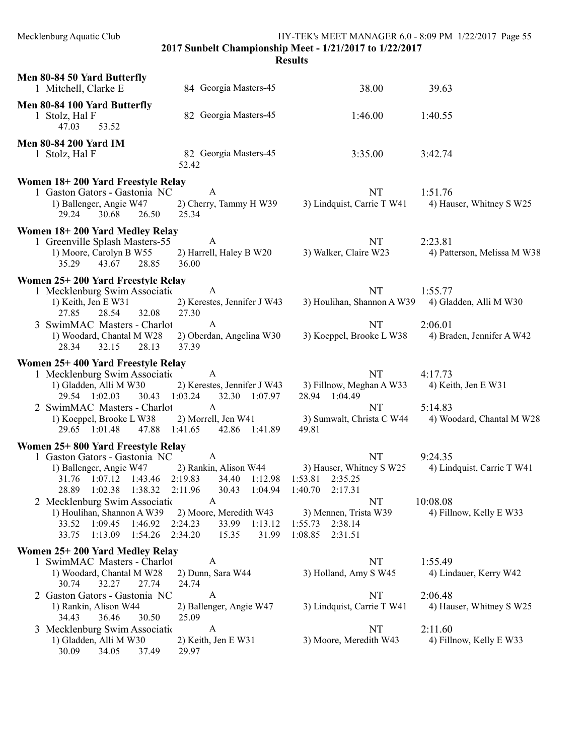**2017 Sunbelt Championship Meet - 1/21/2017 to 1/22/2017**

**Results**

**Men 80-84 50 Yard Butterfly**

1 Mitchell, Clarke E — 84 Georgia Masters-45 — 38.00 — 39.63

**Men 80-84 100 Yard Butterfly**

1 Stolz, Hal F — 82 Georgia Masters-45 — 1:46.00 — 1:40.55
47.03 53.52

**Men 80-84 200 Yard IM**

1 Stolz, Hal F — 82 Georgia Masters-45 — 3:35.00 — 3:42.74
52.42

**Women 18+ 200 Yard Freestyle Relay**

1 Gaston Gators - Gastonia NC — A — NT — 1:51.76
1) Ballenger, Angie W47 2) Cherry, Tammy H W39 3) Lindquist, Carrie T W41 4) Hauser, Whitney S W25
29.24 30.68 26.50 25.34

**Women 18+ 200 Yard Medley Relay**

1 Greenville Splash Masters-55 — A — NT — 2:23.81
1) Moore, Carolyn B W55 2) Harrell, Haley B W20 3) Walker, Claire W23 4) Patterson, Melissa M W38
35.29 43.67 28.85 36.00

**Women 25+ 200 Yard Freestyle Relay**

1 Mecklenburg Swim Associatio — A — NT — 1:55.77
1) Keith, Jen E W31 2) Kerestes, Jennifer J W43 3) Houlihan, Shannon A W39 4) Gladden, Alli M W30
27.85 28.54 32.08 27.30

3 SwimMAC Masters - Charlot — A — NT — 2:06.01
1) Woodard, Chantal M W28 2) Oberdan, Angelina W30 3) Koeppel, Brooke L W38 4) Braden, Jennifer A W42
28.34 32.15 28.13 37.39

**Women 25+ 400 Yard Freestyle Relay**

1 Mecklenburg Swim Associatio — A — NT — 4:17.73
1) Gladden, Alli M W30 2) Kerestes, Jennifer J W43 3) Fillnow, Meghan A W33 4) Keith, Jen E W31
29.54 1:02.03 30.43 1:03.24 32.30 1:07.97 28.94 1:04.49

2 SwimMAC Masters - Charlot — A — NT — 5:14.83
1) Koeppel, Brooke L W38 2) Morrell, Jen W41 3) Sumwalt, Christa C W44 4) Woodard, Chantal M W28
29.65 1:01.48 47.88 1:41.65 42.86 1:41.89 49.81

**Women 25+ 800 Yard Freestyle Relay**

1 Gaston Gators - Gastonia NC — A — NT — 9:24.35
1) Ballenger, Angie W47 2) Rankin, Alison W44 3) Hauser, Whitney S W25 4) Lindquist, Carrie T W41
31.76 1:07.12 1:43.46 2:19.83 34.40 1:12.98 1:53.81 2:35.25
28.89 1:02.38 1:38.32 2:11.96 30.43 1:04.94 1:40.70 2:17.31

2 Mecklenburg Swim Associatio — A — NT — 10:08.08
1) Houlihan, Shannon A W39 2) Moore, Meredith W43 3) Mennen, Trista W39 4) Fillnow, Kelly E W33
33.52 1:09.45 1:46.92 2:24.23 33.99 1:13.12 1:55.73 2:38.14
33.75 1:13.09 1:54.26 2:34.20 15.35 31.99 1:08.85 2:31.51

**Women 25+ 200 Yard Medley Relay**

1 SwimMAC Masters - Charlot — A — NT — 1:55.49
1) Woodard, Chantal M W28 2) Dunn, Sara W44 3) Holland, Amy S W45 4) Lindauer, Kerry W42
30.74 32.27 27.74 24.74

2 Gaston Gators - Gastonia NC — A — NT — 2:06.48
1) Rankin, Alison W44 2) Ballenger, Angie W47 3) Lindquist, Carrie T W41 4) Hauser, Whitney S W25
34.43 36.46 30.50 25.09

3 Mecklenburg Swim Associatio — A — NT — 2:11.60
1) Gladden, Alli M W30 2) Keith, Jen E W31 3) Moore, Meredith W43 4) Fillnow, Kelly E W33
30.09 34.05 37.49 29.97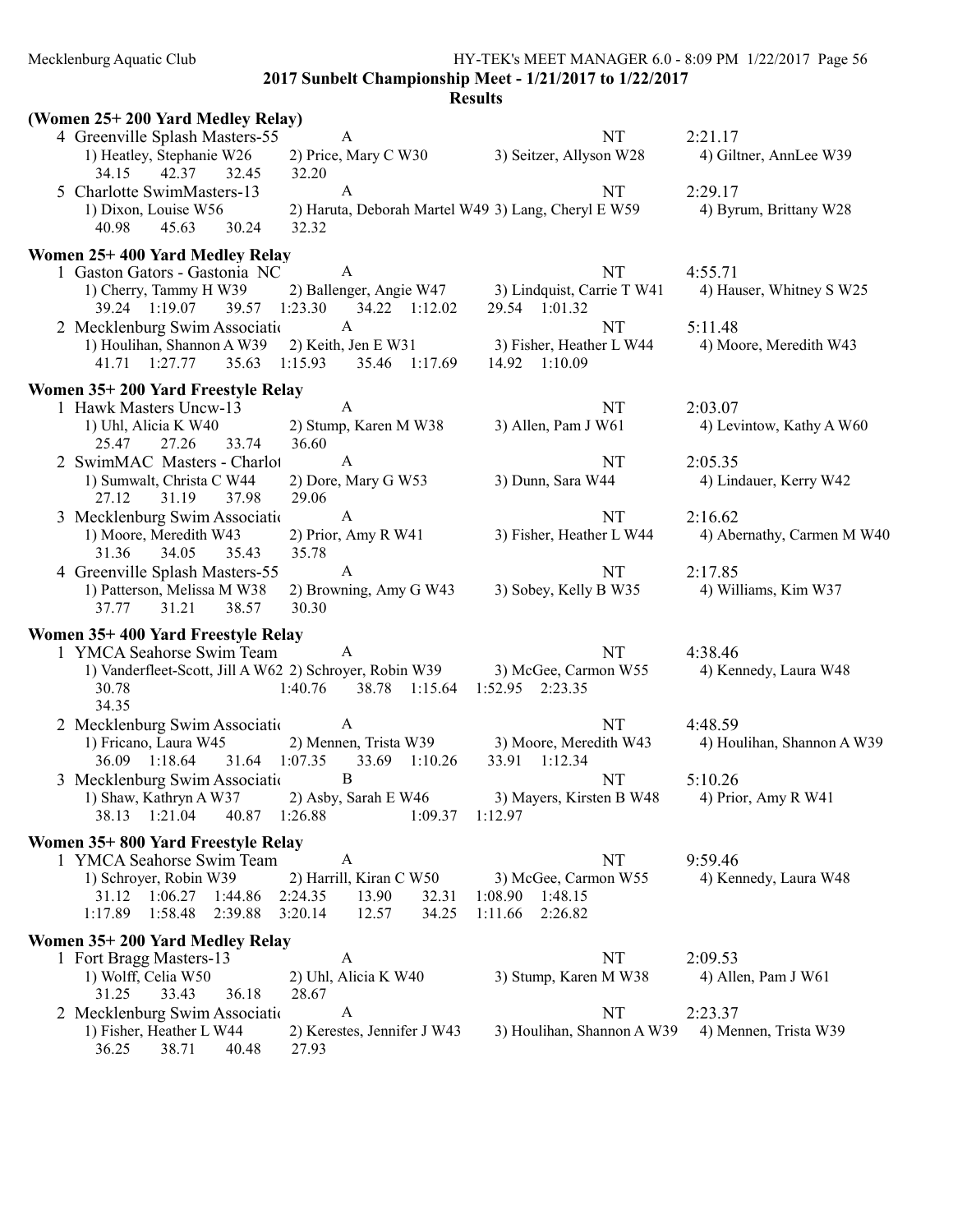## 2017 Sunbelt Championship Meet - 1/21/2017 to 1/22/2017

### Results

### (Women 25+ 200 Yard Medley Relay)

4 Greenville Splash Masters-55 — A — NT — 2:21.17
1) Heatley, Stephanie W26 2) Price, Mary C W30 3) Seitzer, Allyson W28 4) Giltner, AnnLee W39
34.15 42.37 32.45 32.20

5 Charlotte SwimMasters-13 — A — NT — 2:29.17
1) Dixon, Louise W56 2) Haruta, Deborah Martel W49 3) Lang, Cheryl E W59 4) Byrum, Brittany W28
40.98 45.63 30.24 32.32

### Women 25+ 400 Yard Medley Relay

1 Gaston Gators - Gastonia NC — A — NT — 4:55.71
1) Cherry, Tammy H W39 2) Ballenger, Angie W47 3) Lindquist, Carrie T W41 4) Hauser, Whitney S W25
39.24 1:19.07 39.57 1:23.30 34.22 1:12.02 29.54 1:01.32

2 Mecklenburg Swim Associatio — A — NT — 5:11.48
1) Houlihan, Shannon A W39 2) Keith, Jen E W31 3) Fisher, Heather L W44 4) Moore, Meredith W43
41.71 1:27.77 35.63 1:15.93 35.46 1:17.69 14.92 1:10.09

### Women 35+ 200 Yard Freestyle Relay

1 Hawk Masters Uncw-13 — A — NT — 2:03.07
1) Uhl, Alicia K W40 2) Stump, Karen M W38 3) Allen, Pam J W61 4) Levintow, Kathy A W60
25.47 27.26 33.74 36.60

2 SwimMAC Masters - Charlot — A — NT — 2:05.35
1) Sumwalt, Christa C W44 2) Dore, Mary G W53 3) Dunn, Sara W44 4) Lindauer, Kerry W42
27.12 31.19 37.98 29.06

3 Mecklenburg Swim Associatio — A — NT — 2:16.62
1) Moore, Meredith W43 2) Prior, Amy R W41 3) Fisher, Heather L W44 4) Abernathy, Carmen M W40
31.36 34.05 35.43 35.78

4 Greenville Splash Masters-55 — A — NT — 2:17.85
1) Patterson, Melissa M W38 2) Browning, Amy G W43 3) Sobey, Kelly B W35 4) Williams, Kim W37
37.77 31.21 38.57 30.30

### Women 35+ 400 Yard Freestyle Relay

1 YMCA Seahorse Swim Team — A — NT — 4:38.46
1) Vanderfleet-Scott, Jill A W62 2) Schroyer, Robin W39 3) McGee, Carmon W55 4) Kennedy, Laura W48
30.78 1:40.76 38.78 1:15.64 1:52.95 2:23.35
34.35

2 Mecklenburg Swim Associatio — A — NT — 4:48.59
1) Fricano, Laura W45 2) Mennen, Trista W39 3) Moore, Meredith W43 4) Houlihan, Shannon A W39
36.09 1:18.64 31.64 1:07.35 33.69 1:10.26 33.91 1:12.34

3 Mecklenburg Swim Associatio — B — NT — 5:10.26
1) Shaw, Kathryn A W37 2) Asby, Sarah E W46 3) Mayers, Kirsten B W48 4) Prior, Amy R W41
38.13 1:21.04 40.87 1:26.88 1:09.37 1:12.97

### Women 35+ 800 Yard Freestyle Relay

1 YMCA Seahorse Swim Team — A — NT — 9:59.46
1) Schroyer, Robin W39 2) Harrill, Kiran C W50 3) McGee, Carmon W55 4) Kennedy, Laura W48
31.12 1:06.27 1:44.86 2:24.35 13.90 32.31 1:08.90 1:48.15
1:17.89 1:58.48 2:39.88 3:20.14 12.57 34.25 1:11.66 2:26.82

### Women 35+ 200 Yard Medley Relay

1 Fort Bragg Masters-13 — A — NT — 2:09.53
1) Wolff, Celia W50 2) Uhl, Alicia K W40 3) Stump, Karen M W38 4) Allen, Pam J W61
31.25 33.43 36.18 28.67

2 Mecklenburg Swim Associatio — A — NT — 2:23.37
1) Fisher, Heather L W44 2) Kerestes, Jennifer J W43 3) Houlihan, Shannon A W39 4) Mennen, Trista W39
36.25 38.71 40.48 27.93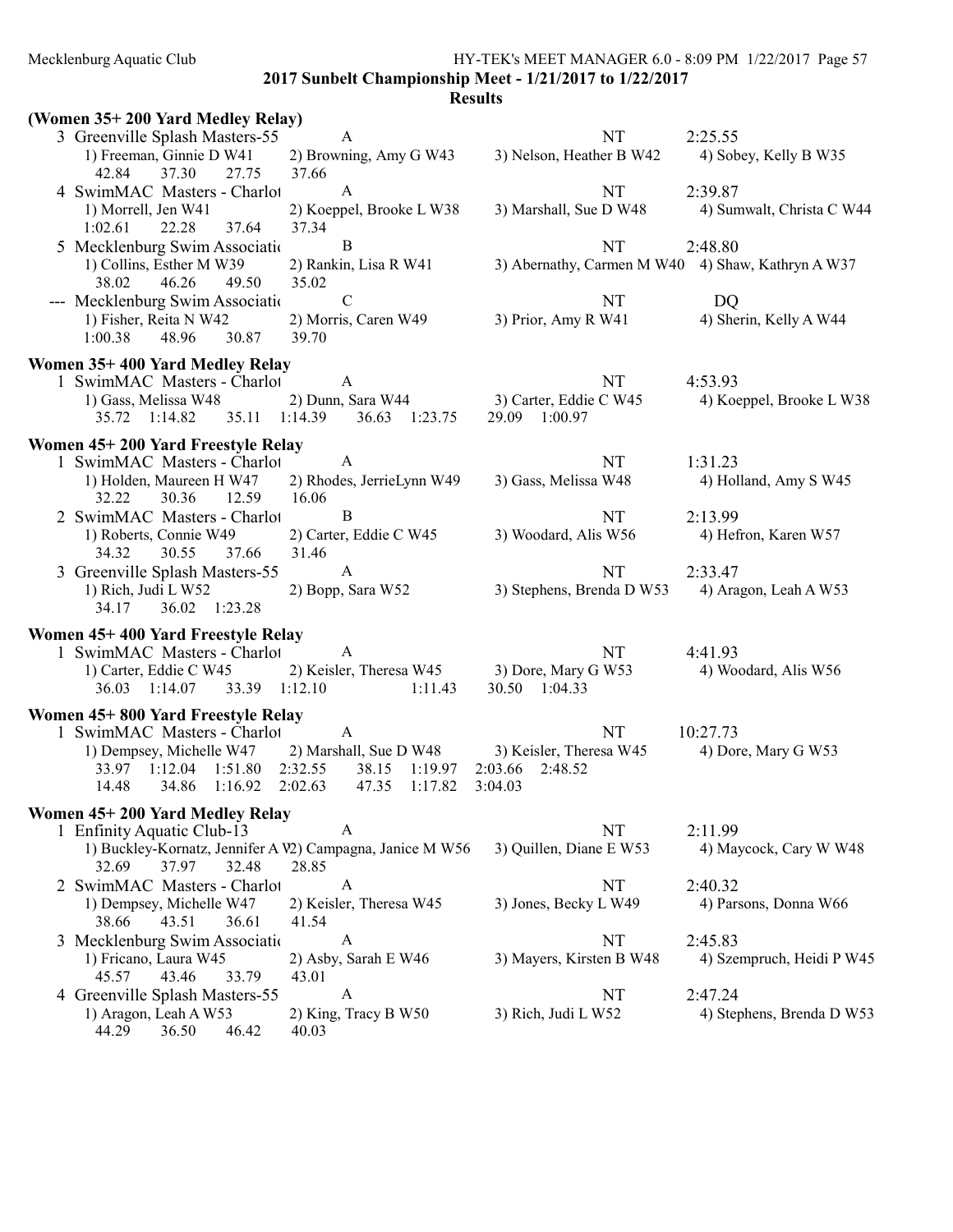**2017 Sunbelt Championship Meet - 1/21/2017 to 1/22/2017**

**Results**

### (Women 35+ 200 Yard Medley Relay)

3 Greenville Splash Masters-55 — A — NT — 2:25.55
1) Freeman, Ginnie D W41 2) Browning, Amy G W43 3) Nelson, Heather B W42 4) Sobey, Kelly B W35
42.84 37.30 27.75 37.66

4 SwimMAC Masters - Charlot — A — NT — 2:39.87
1) Morrell, Jen W41 2) Koeppel, Brooke L W38 3) Marshall, Sue D W48 4) Sumwalt, Christa C W44
1:02.61 22.28 37.64 37.34

5 Mecklenburg Swim Associati — B — NT — 2:48.80
1) Collins, Esther M W39 2) Rankin, Lisa R W41 3) Abernathy, Carmen M W40 4) Shaw, Kathryn A W37
38.02 46.26 49.50 35.02

--- Mecklenburg Swim Associati — C — NT — DQ
1) Fisher, Reita N W42 2) Morris, Caren W49 3) Prior, Amy R W41 4) Sherin, Kelly A W44
1:00.38 48.96 30.87 39.70

### Women 35+ 400 Yard Medley Relay

1 SwimMAC Masters - Charlot — A — NT — 4:53.93
1) Gass, Melissa W48 2) Dunn, Sara W44 3) Carter, Eddie C W45 4) Koeppel, Brooke L W38
35.72 1:14.82 35.11 1:14.39 36.63 1:23.75 29.09 1:00.97

### Women 45+ 200 Yard Freestyle Relay

1 SwimMAC Masters - Charlot — A — NT — 1:31.23
1) Holden, Maureen H W47 2) Rhodes, JerrieLynn W49 3) Gass, Melissa W48 4) Holland, Amy S W45
32.22 30.36 12.59 16.06

2 SwimMAC Masters - Charlot — B — NT — 2:13.99
1) Roberts, Connie W49 2) Carter, Eddie C W45 3) Woodard, Alis W56 4) Hefron, Karen W57
34.32 30.55 37.66 31.46

3 Greenville Splash Masters-55 — A — NT — 2:33.47
1) Rich, Judi L W52 2) Bopp, Sara W52 3) Stephens, Brenda D W53 4) Aragon, Leah A W53
34.17 36.02 1:23.28

### Women 45+ 400 Yard Freestyle Relay

1 SwimMAC Masters - Charlot — A — NT — 4:41.93
1) Carter, Eddie C W45 2) Keisler, Theresa W45 3) Dore, Mary G W53 4) Woodard, Alis W56
36.03 1:14.07 33.39 1:12.10 1:11.43 30.50 1:04.33

### Women 45+ 800 Yard Freestyle Relay

1 SwimMAC Masters - Charlot — A — NT — 10:27.73
1) Dempsey, Michelle W47 2) Marshall, Sue D W48 3) Keisler, Theresa W45 4) Dore, Mary G W53
33.97 1:12.04 1:51.80 2:32.55 38.15 1:19.97 2:03.66 2:48.52
14.48 34.86 1:16.92 2:02.63 47.35 1:17.82 3:04.03

### Women 45+ 200 Yard Medley Relay

1 Enfinity Aquatic Club-13 — A — NT — 2:11.99
1) Buckley-Kornatz, Jennifer A W2) Campagna, Janice M W56 3) Quillen, Diane E W53 4) Maycock, Cary W W48
32.69 37.97 32.48 28.85

2 SwimMAC Masters - Charlot — A — NT — 2:40.32
1) Dempsey, Michelle W47 2) Keisler, Theresa W45 3) Jones, Becky L W49 4) Parsons, Donna W66
38.66 43.51 36.61 41.54

3 Mecklenburg Swim Associati — A — NT — 2:45.83
1) Fricano, Laura W45 2) Asby, Sarah E W46 3) Mayers, Kirsten B W48 4) Szempruch, Heidi P W45
45.57 43.46 33.79 43.01

4 Greenville Splash Masters-55 — A — NT — 2:47.24
1) Aragon, Leah A W53 2) King, Tracy B W50 3) Rich, Judi L W52 4) Stephens, Brenda D W53
44.29 36.50 46.42 40.03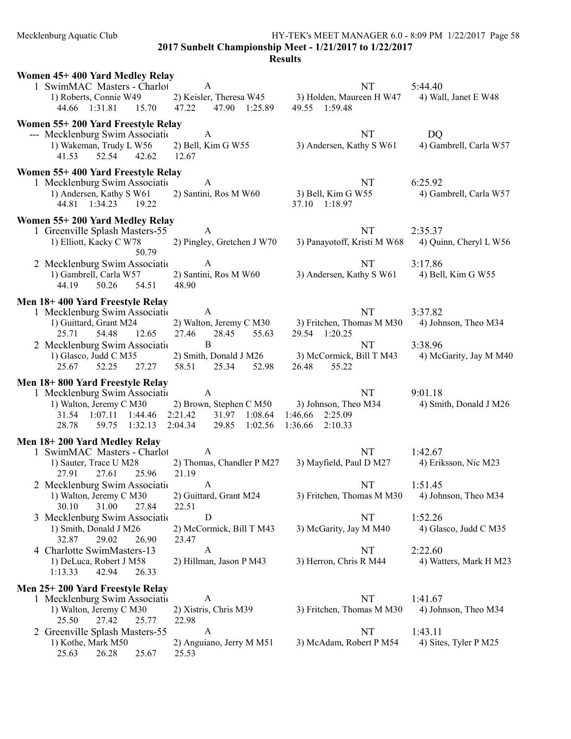**2017 Sunbelt Championship Meet - 1/21/2017 to 1/22/2017**

**Results**

### Women 45+ 400 Yard Medley Relay

1 SwimMAC Masters - Charlot | A | NT | 5:44.40
1) Roberts, Connie W49 | 2) Keisler, Theresa W45 | 3) Holden, Maureen H W47 | 4) Wall, Janet E W48
44.66 1:31.81 15.70 47.22 47.90 1:25.89 49.55 1:59.48

### Women 55+ 200 Yard Freestyle Relay

--- Mecklenburg Swim Associatio | A | NT | DQ
1) Wakeman, Trudy L W56 | 2) Bell, Kim G W55 | 3) Andersen, Kathy S W61 | 4) Gambrell, Carla W57
41.53 52.54 42.62 12.67

### Women 55+ 400 Yard Freestyle Relay

1 Mecklenburg Swim Associatio | A | NT | 6:25.92
1) Andersen, Kathy S W61 | 2) Santini, Ros M W60 | 3) Bell, Kim G W55 | 4) Gambrell, Carla W57
44.81 1:34.23 19.22 37.10 1:18.97

### Women 55+ 200 Yard Medley Relay

1 Greenville Splash Masters-55 | A | NT | 2:35.37
1) Elliott, Kacky C W78 | 2) Pingley, Gretchen J W70 | 3) Panayotoff, Kristi M W68 | 4) Quinn, Cheryl L W56
50.79

2 Mecklenburg Swim Associatio | A | NT | 3:17.86
1) Gambrell, Carla W57 | 2) Santini, Ros M W60 | 3) Andersen, Kathy S W61 | 4) Bell, Kim G W55
44.19 50.26 54.51 48.90

### Men 18+ 400 Yard Freestyle Relay

1 Mecklenburg Swim Associatio | A | NT | 3:37.82
1) Guittard, Grant M24 | 2) Walton, Jeremy C M30 | 3) Fritchen, Thomas M M30 | 4) Johnson, Theo M34
25.71 54.48 12.65 27.46 28.45 55.63 29.54 1:20.25

2 Mecklenburg Swim Associatio | B | NT | 3:38.96
1) Glasco, Judd C M35 | 2) Smith, Donald J M26 | 3) McCormick, Bill T M43 | 4) McGarity, Jay M M40
25.67 52.25 27.27 58.51 25.34 52.98 26.48 55.22

### Men 18+ 800 Yard Freestyle Relay

1 Mecklenburg Swim Associatio | A | NT | 9:01.18
1) Walton, Jeremy C M30 | 2) Brown, Stephen C M50 | 3) Johnson, Theo M34 | 4) Smith, Donald J M26
31.54 1:07.11 1:44.46 2:21.42 31.97 1:08.64 1:46.66 2:25.09
28.78 59.75 1:32.13 2:04.34 29.85 1:02.56 1:36.66 2:10.33

### Men 18+ 200 Yard Medley Relay

1 SwimMAC Masters - Charlot | A | NT | 1:42.67
1) Sauter, Trace U M28 | 2) Thomas, Chandler P M27 | 3) Mayfield, Paul D M27 | 4) Eriksson, Nic M23
27.91 27.61 25.96 21.19

2 Mecklenburg Swim Associatio | A | NT | 1:51.45
1) Walton, Jeremy C M30 | 2) Guittard, Grant M24 | 3) Fritchen, Thomas M M30 | 4) Johnson, Theo M34
30.10 31.00 27.84 22.51

3 Mecklenburg Swim Associatio | D | NT | 1:52.26
1) Smith, Donald J M26 | 2) McCormick, Bill T M43 | 3) McGarity, Jay M M40 | 4) Glasco, Judd C M35
32.87 29.02 26.90 23.47

4 Charlotte SwimMasters-13 | A | NT | 2:22.60
1) DeLuca, Robert J M58 | 2) Hillman, Jason P M43 | 3) Herron, Chris R M44 | 4) Watters, Mark H M23
1:13.33 42.94 26.33

### Men 25+ 200 Yard Freestyle Relay

1 Mecklenburg Swim Associatio | A | NT | 1:41.67
1) Walton, Jeremy C M30 | 2) Xistris, Chris M39 | 3) Fritchen, Thomas M M30 | 4) Johnson, Theo M34
25.50 27.42 25.77 22.98

2 Greenville Splash Masters-55 | A | NT | 1:43.11
1) Kothe, Mark M50 | 2) Anguiano, Jerry M M51 | 3) McAdam, Robert P M54 | 4) Sites, Tyler P M25
25.63 26.28 25.67 25.53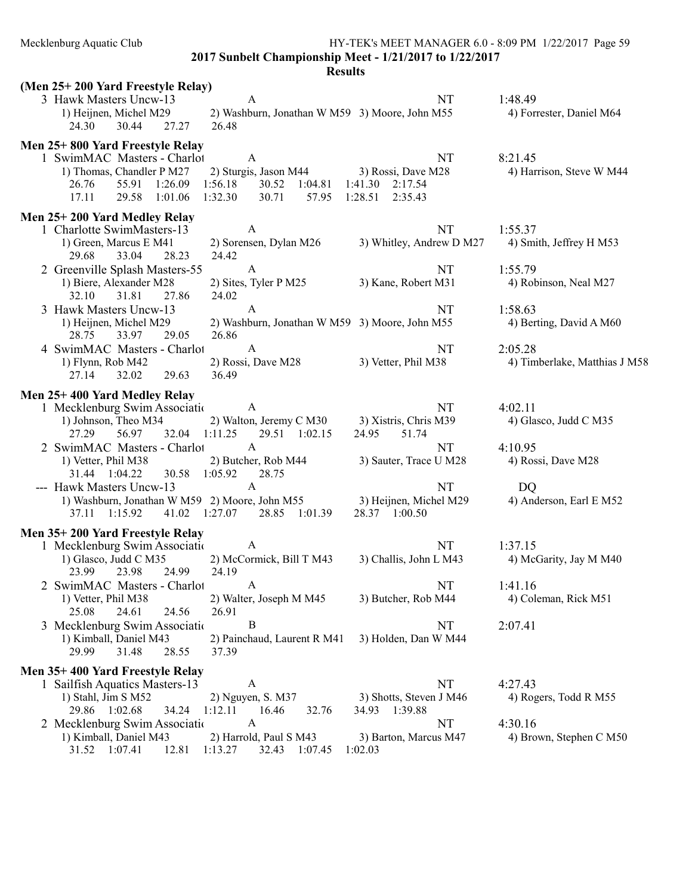**2017 Sunbelt Championship Meet - 1/21/2017 to 1/22/2017**

**Results**

### (Men 25+ 200 Yard Freestyle Relay)

3 Hawk Masters Uncw-13 — A — NT — 1:48.49
1) Heijnen, Michel M29  2) Washburn, Jonathan W M59  3) Moore, John M55  4) Forrester, Daniel M64
24.30  30.44  27.27  26.48

### Men 25+ 800 Yard Freestyle Relay

1 SwimMAC Masters - Charlot — A — NT — 8:21.45
1) Thomas, Chandler P M27  2) Sturgis, Jason M44  3) Rossi, Dave M28  4) Harrison, Steve W M44
26.76  55.91  1:26.09  1:56.18  30.52  1:04.81  1:41.30  2:17.54
17.11  29.58  1:01.06  1:32.30  30.71  57.95  1:28.51  2:35.43

### Men 25+ 200 Yard Medley Relay

1 Charlotte SwimMasters-13 — A — NT — 1:55.37
1) Green, Marcus E M41  2) Sorensen, Dylan M26  3) Whitley, Andrew D M27  4) Smith, Jeffrey H M53
29.68  33.04  28.23  24.42

2 Greenville Splash Masters-55 — A — NT — 1:55.79
1) Biere, Alexander M28  2) Sites, Tyler P M25  3) Kane, Robert M31  4) Robinson, Neal M27
32.10  31.81  27.86  24.02

3 Hawk Masters Uncw-13 — A — NT — 1:58.63
1) Heijnen, Michel M29  2) Washburn, Jonathan W M59  3) Moore, John M55  4) Berting, David A M60
28.75  33.97  29.05  26.86

4 SwimMAC Masters - Charlot — A — NT — 2:05.28
1) Flynn, Rob M42  2) Rossi, Dave M28  3) Vetter, Phil M38  4) Timberlake, Matthias J M58
27.14  32.02  29.63  36.49

### Men 25+ 400 Yard Medley Relay

1 Mecklenburg Swim Associatio — A — NT — 4:02.11
1) Johnson, Theo M34  2) Walton, Jeremy C M30  3) Xistris, Chris M39  4) Glasco, Judd C M35
27.29  56.97  32.04  1:11.25  29.51  1:02.15  24.95  51.74

2 SwimMAC Masters - Charlot — A — NT — 4:10.95
1) Vetter, Phil M38  2) Butcher, Rob M44  3) Sauter, Trace U M28  4) Rossi, Dave M28
31.44  1:04.22  30.58  1:05.92  28.75

--- Hawk Masters Uncw-13 — A — NT — DQ
1) Washburn, Jonathan W M59  2) Moore, John M55  3) Heijnen, Michel M29  4) Anderson, Earl E M52
37.11  1:15.92  41.02  1:27.07  28.85  1:01.39  28.37  1:00.50

### Men 35+ 200 Yard Freestyle Relay

1 Mecklenburg Swim Associatio — A — NT — 1:37.15
1) Glasco, Judd C M35  2) McCormick, Bill T M43  3) Challis, John L M43  4) McGarity, Jay M M40
23.99  23.98  24.99  24.19

2 SwimMAC Masters - Charlot — A — NT — 1:41.16
1) Vetter, Phil M38  2) Walter, Joseph M M45  3) Butcher, Rob M44  4) Coleman, Rick M51
25.08  24.61  24.56  26.91

3 Mecklenburg Swim Associatio — B — NT — 2:07.41
1) Kimball, Daniel M43  2) Painchaud, Laurent R M41  3) Holden, Dan W M44
29.99  31.48  28.55  37.39

### Men 35+ 400 Yard Freestyle Relay

1 Sailfish Aquatics Masters-13 — A — NT — 4:27.43
1) Stahl, Jim S M52  2) Nguyen, S. M37  3) Shotts, Steven J M46  4) Rogers, Todd R M55
29.86  1:02.68  34.24  1:12.11  16.46  32.76  34.93  1:39.88

2 Mecklenburg Swim Associatio — A — NT — 4:30.16
1) Kimball, Daniel M43  2) Harrold, Paul S M43  3) Barton, Marcus M47  4) Brown, Stephen C M50
31.52  1:07.41  12.81  1:13.27  32.43  1:07.45  1:02.03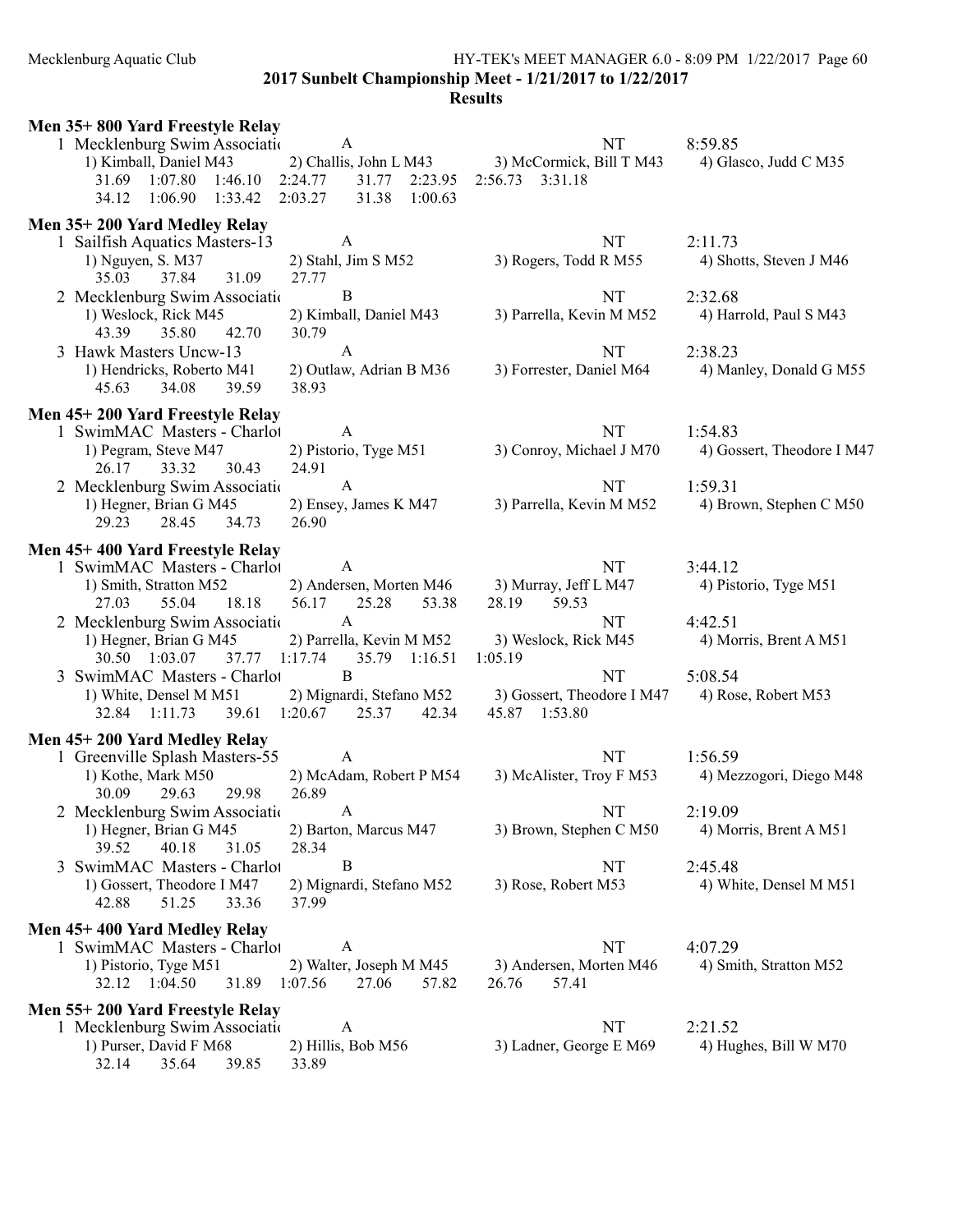**2017 Sunbelt Championship Meet - 1/21/2017 to 1/22/2017**

**Results**

### Men 35+ 800 Yard Freestyle Relay

1 Mecklenburg Swim Associatio A NT 8:59.85
1) Kimball, Daniel M43 2) Challis, John L M43 3) McCormick, Bill T M43 4) Glasco, Judd C M35
31.69 1:07.80 1:46.10 2:24.77 31.77 2:23.95 2:56.73 3:31.18
34.12 1:06.90 1:33.42 2:03.27 31.38 1:00.63

### Men 35+ 200 Yard Medley Relay

1 Sailfish Aquatics Masters-13 A NT 2:11.73
1) Nguyen, S. M37 2) Stahl, Jim S M52 3) Rogers, Todd R M55 4) Shotts, Steven J M46
35.03 37.84 31.09 27.77

2 Mecklenburg Swim Associatio B NT 2:32.68
1) Weslock, Rick M45 2) Kimball, Daniel M43 3) Parrella, Kevin M M52 4) Harrold, Paul S M43
43.39 35.80 42.70 30.79

3 Hawk Masters Uncw-13 A NT 2:38.23
1) Hendricks, Roberto M41 2) Outlaw, Adrian B M36 3) Forrester, Daniel M64 4) Manley, Donald G M55
45.63 34.08 39.59 38.93

### Men 45+ 200 Yard Freestyle Relay

1 SwimMAC Masters - Charlot A NT 1:54.83
1) Pegram, Steve M47 2) Pistorio, Tyge M51 3) Conroy, Michael J M70 4) Gossert, Theodore I M47
26.17 33.32 30.43 24.91

2 Mecklenburg Swim Associatio A NT 1:59.31
1) Hegner, Brian G M45 2) Ensey, James K M47 3) Parrella, Kevin M M52 4) Brown, Stephen C M50
29.23 28.45 34.73 26.90

### Men 45+ 400 Yard Freestyle Relay

1 SwimMAC Masters - Charlot A NT 3:44.12
1) Smith, Stratton M52 2) Andersen, Morten M46 3) Murray, Jeff L M47 4) Pistorio, Tyge M51
27.03 55.04 18.18 56.17 25.28 53.38 28.19 59.53

2 Mecklenburg Swim Associatio A NT 4:42.51
1) Hegner, Brian G M45 2) Parrella, Kevin M M52 3) Weslock, Rick M45 4) Morris, Brent A M51
30.50 1:03.07 37.77 1:17.74 35.79 1:16.51 1:05.19

3 SwimMAC Masters - Charlot B NT 5:08.54
1) White, Densel M M51 2) Mignardi, Stefano M52 3) Gossert, Theodore I M47 4) Rose, Robert M53
32.84 1:11.73 39.61 1:20.67 25.37 42.34 45.87 1:53.80

### Men 45+ 200 Yard Medley Relay

1 Greenville Splash Masters-55 A NT 1:56.59
1) Kothe, Mark M50 2) McAdam, Robert P M54 3) McAlister, Troy F M53 4) Mezzogori, Diego M48
30.09 29.63 29.98 26.89

2 Mecklenburg Swim Associatio A NT 2:19.09
1) Hegner, Brian G M45 2) Barton, Marcus M47 3) Brown, Stephen C M50 4) Morris, Brent A M51
39.52 40.18 31.05 28.34

3 SwimMAC Masters - Charlot B NT 2:45.48
1) Gossert, Theodore I M47 2) Mignardi, Stefano M52 3) Rose, Robert M53 4) White, Densel M M51
42.88 51.25 33.36 37.99

### Men 45+ 400 Yard Medley Relay

1 SwimMAC Masters - Charlot A NT 4:07.29
1) Pistorio, Tyge M51 2) Walter, Joseph M M45 3) Andersen, Morten M46 4) Smith, Stratton M52
32.12 1:04.50 31.89 1:07.56 27.06 57.82 26.76 57.41

### Men 55+ 200 Yard Freestyle Relay

1 Mecklenburg Swim Associatio A NT 2:21.52
1) Purser, David F M68 2) Hillis, Bob M56 3) Ladner, George E M69 4) Hughes, Bill W M70
32.14 35.64 39.85 33.89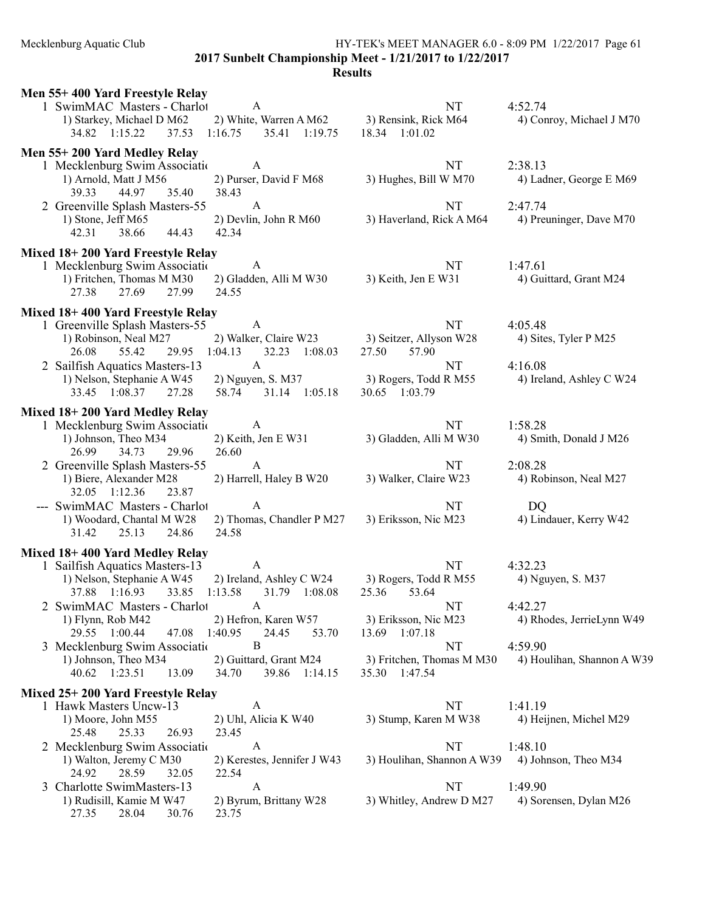**2017 Sunbelt Championship Meet - 1/21/2017 to 1/22/2017**

**Results**

### Men 55+ 400 Yard Freestyle Relay

1 SwimMAC Masters - Charlot — A — NT — 4:52.74
1) Starkey, Michael D M62 2) White, Warren A M62 3) Rensink, Rick M64 4) Conroy, Michael J M70
34.82 1:15.22 37.53 1:16.75 35.41 1:19.75 18.34 1:01.02

### Men 55+ 200 Yard Medley Relay

1 Mecklenburg Swim Associatio — A — NT — 2:38.13
1) Arnold, Matt J M56 2) Purser, David F M68 3) Hughes, Bill W M70 4) Ladner, George E M69
39.33 44.97 35.40 38.43

2 Greenville Splash Masters-55 — A — NT — 2:47.74
1) Stone, Jeff M65 2) Devlin, John R M60 3) Haverland, Rick A M64 4) Preuninger, Dave M70
42.31 38.66 44.43 42.34

### Mixed 18+ 200 Yard Freestyle Relay

1 Mecklenburg Swim Associatio — A — NT — 1:47.61
1) Fritchen, Thomas M M30 2) Gladden, Alli M W30 3) Keith, Jen E W31 4) Guittard, Grant M24
27.38 27.69 27.99 24.55

### Mixed 18+ 400 Yard Freestyle Relay

1 Greenville Splash Masters-55 — A — NT — 4:05.48
1) Robinson, Neal M27 2) Walker, Claire W23 3) Seitzer, Allyson W28 4) Sites, Tyler P M25
26.08 55.42 29.95 1:04.13 32.23 1:08.03 27.50 57.90

2 Sailfish Aquatics Masters-13 — A — NT — 4:16.08
1) Nelson, Stephanie A W45 2) Nguyen, S. M37 3) Rogers, Todd R M55 4) Ireland, Ashley C W24
33.45 1:08.37 27.28 58.74 31.14 1:05.18 30.65 1:03.79

### Mixed 18+ 200 Yard Medley Relay

1 Mecklenburg Swim Associatio — A — NT — 1:58.28
1) Johnson, Theo M34 2) Keith, Jen E W31 3) Gladden, Alli M W30 4) Smith, Donald J M26
26.99 34.73 29.96 26.60

2 Greenville Splash Masters-55 — A — NT — 2:08.28
1) Biere, Alexander M28 2) Harrell, Haley B W20 3) Walker, Claire W23 4) Robinson, Neal M27
32.05 1:12.36 23.87

--- SwimMAC Masters - Charlot — A — NT — DQ
1) Woodard, Chantal M W28 2) Thomas, Chandler P M27 3) Eriksson, Nic M23 4) Lindauer, Kerry W42
31.42 25.13 24.86 24.58

### Mixed 18+ 400 Yard Medley Relay

1 Sailfish Aquatics Masters-13 — A — NT — 4:32.23
1) Nelson, Stephanie A W45 2) Ireland, Ashley C W24 3) Rogers, Todd R M55 4) Nguyen, S. M37
37.88 1:16.93 33.85 1:13.58 31.79 1:08.08 25.36 53.64

2 SwimMAC Masters - Charlot — A — NT — 4:42.27
1) Flynn, Rob M42 2) Hefron, Karen W57 3) Eriksson, Nic M23 4) Rhodes, JerrieLynn W49
29.55 1:00.44 47.08 1:40.95 24.45 53.70 13.69 1:07.18

3 Mecklenburg Swim Associatio — B — NT — 4:59.90
1) Johnson, Theo M34 2) Guittard, Grant M24 3) Fritchen, Thomas M M30 4) Houlihan, Shannon A W39
40.62 1:23.51 13.09 34.70 39.86 1:14.15 35.30 1:47.54

### Mixed 25+ 200 Yard Freestyle Relay

1 Hawk Masters Uncw-13 — A — NT — 1:41.19
1) Moore, John M55 2) Uhl, Alicia K W40 3) Stump, Karen M W38 4) Heijnen, Michel M29
25.48 25.33 26.93 23.45

2 Mecklenburg Swim Associatio — A — NT — 1:48.10
1) Walton, Jeremy C M30 2) Kerestes, Jennifer J W43 3) Houlihan, Shannon A W39 4) Johnson, Theo M34
24.92 28.59 32.05 22.54

3 Charlotte SwimMasters-13 — A — NT — 1:49.90
1) Rudisill, Kamie M W47 2) Byrum, Brittany W28 3) Whitley, Andrew D M27 4) Sorensen, Dylan M26
27.35 28.04 30.76 23.75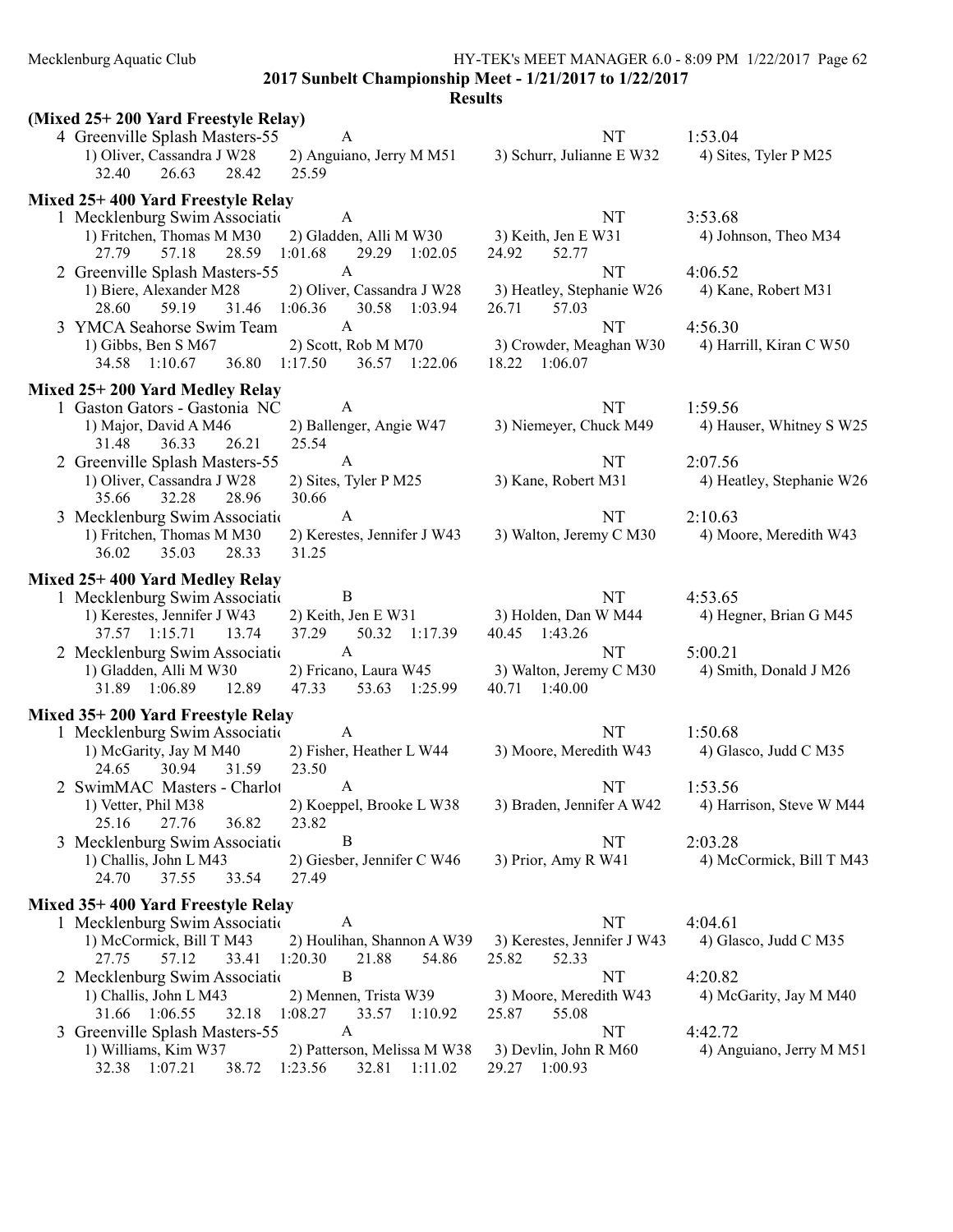## 2017 Sunbelt Championship Meet - 1/21/2017 to 1/22/2017

### Results

**(Mixed 25+ 200 Yard Freestyle Relay)**

4 Greenville Splash Masters-55 A NT 1:53.04
1) Oliver, Cassandra J W28 2) Anguiano, Jerry M M51 3) Schurr, Julianne E W32 4) Sites, Tyler P M25
32.40 26.63 28.42 25.59

**Mixed 25+ 400 Yard Freestyle Relay**

1 Mecklenburg Swim Associatio A NT 3:53.68
1) Fritchen, Thomas M M30 2) Gladden, Alli M W30 3) Keith, Jen E W31 4) Johnson, Theo M34
27.79 57.18 28.59 1:01.68 29.29 1:02.05 24.92 52.77

2 Greenville Splash Masters-55 A NT 4:06.52
1) Biere, Alexander M28 2) Oliver, Cassandra J W28 3) Heatley, Stephanie W26 4) Kane, Robert M31
28.60 59.19 31.46 1:06.36 30.58 1:03.94 26.71 57.03

3 YMCA Seahorse Swim Team A NT 4:56.30
1) Gibbs, Ben S M67 2) Scott, Rob M M70 3) Crowder, Meaghan W30 4) Harrill, Kiran C W50
34.58 1:10.67 36.80 1:17.50 36.57 1:22.06 18.22 1:06.07

**Mixed 25+ 200 Yard Medley Relay**

1 Gaston Gators - Gastonia NC A NT 1:59.56
1) Major, David A M46 2) Ballenger, Angie W47 3) Niemeyer, Chuck M49 4) Hauser, Whitney S W25
31.48 36.33 26.21 25.54

2 Greenville Splash Masters-55 A NT 2:07.56
1) Oliver, Cassandra J W28 2) Sites, Tyler P M25 3) Kane, Robert M31 4) Heatley, Stephanie W26
35.66 32.28 28.96 30.66

3 Mecklenburg Swim Associatio A NT 2:10.63
1) Fritchen, Thomas M M30 2) Kerestes, Jennifer J W43 3) Walton, Jeremy C M30 4) Moore, Meredith W43
36.02 35.03 28.33 31.25

**Mixed 25+ 400 Yard Medley Relay**

1 Mecklenburg Swim Associatio B NT 4:53.65
1) Kerestes, Jennifer J W43 2) Keith, Jen E W31 3) Holden, Dan W M44 4) Hegner, Brian G M45
37.57 1:15.71 13.74 37.29 50.32 1:17.39 40.45 1:43.26

2 Mecklenburg Swim Associatio A NT 5:00.21
1) Gladden, Alli M W30 2) Fricano, Laura W45 3) Walton, Jeremy C M30 4) Smith, Donald J M26
31.89 1:06.89 12.89 47.33 53.63 1:25.99 40.71 1:40.00

**Mixed 35+ 200 Yard Freestyle Relay**

1 Mecklenburg Swim Associatio A NT 1:50.68
1) McGarity, Jay M M40 2) Fisher, Heather L W44 3) Moore, Meredith W43 4) Glasco, Judd C M35
24.65 30.94 31.59 23.50

2 SwimMAC Masters - Charlot A NT 1:53.56
1) Vetter, Phil M38 2) Koeppel, Brooke L W38 3) Braden, Jennifer A W42 4) Harrison, Steve W M44
25.16 27.76 36.82 23.82

3 Mecklenburg Swim Associatio B NT 2:03.28
1) Challis, John L M43 2) Giesber, Jennifer C W46 3) Prior, Amy R W41 4) McCormick, Bill T M43
24.70 37.55 33.54 27.49

**Mixed 35+ 400 Yard Freestyle Relay**

1 Mecklenburg Swim Associatio A NT 4:04.61
1) McCormick, Bill T M43 2) Houlihan, Shannon A W39 3) Kerestes, Jennifer J W43 4) Glasco, Judd C M35
27.75 57.12 33.41 1:20.30 21.88 54.86 25.82 52.33

2 Mecklenburg Swim Associatio B NT 4:20.82
1) Challis, John L M43 2) Mennen, Trista W39 3) Moore, Meredith W43 4) McGarity, Jay M M40
31.66 1:06.55 32.18 1:08.27 33.57 1:10.92 25.87 55.08

3 Greenville Splash Masters-55 A NT 4:42.72
1) Williams, Kim W37 2) Patterson, Melissa M W38 3) Devlin, John R M60 4) Anguiano, Jerry M M51
32.38 1:07.21 38.72 1:23.56 32.81 1:11.02 29.27 1:00.93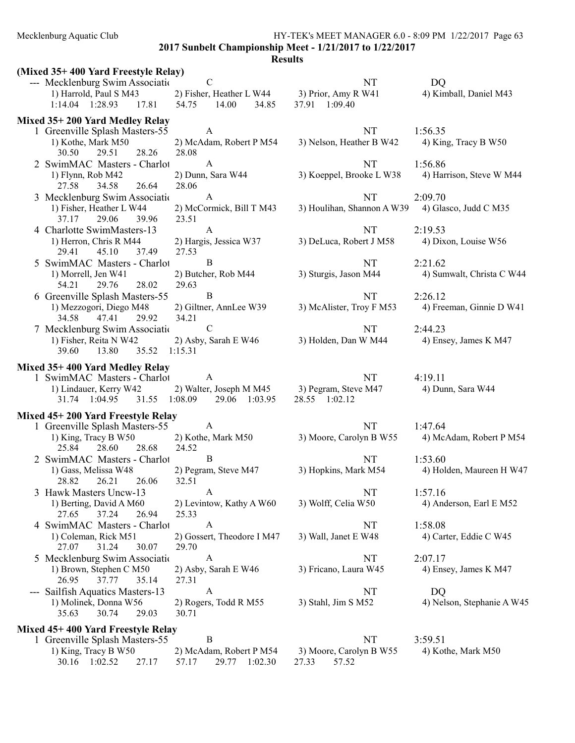**2017 Sunbelt Championship Meet - 1/21/2017 to 1/22/2017**

**Results**

**(Mixed 35+ 400 Yard Freestyle Relay)**

--- Mecklenburg Swim Associatio C NT DQ
1) Harrold, Paul S M43 2) Fisher, Heather L W44 3) Prior, Amy R W41 4) Kimball, Daniel M43
1:14.04 1:28.93 17.81 54.75 14.00 34.85 37.91 1:09.40

**Mixed 35+ 200 Yard Medley Relay**

1 Greenville Splash Masters-55 A NT 1:56.35
1) Kothe, Mark M50 2) McAdam, Robert P M54 3) Nelson, Heather B W42 4) King, Tracy B W50
30.50 29.51 28.26 28.08

2 SwimMAC Masters - Charlot A NT 1:56.86
1) Flynn, Rob M42 2) Dunn, Sara W44 3) Koeppel, Brooke L W38 4) Harrison, Steve W M44
27.58 34.58 26.64 28.06

3 Mecklenburg Swim Associatio A NT 2:09.70
1) Fisher, Heather L W44 2) McCormick, Bill T M43 3) Houlihan, Shannon A W39 4) Glasco, Judd C M35
37.17 29.06 39.96 23.51

4 Charlotte SwimMasters-13 A NT 2:19.53
1) Herron, Chris R M44 2) Hargis, Jessica W37 3) DeLuca, Robert J M58 4) Dixon, Louise W56
29.41 45.10 37.49 27.53

5 SwimMAC Masters - Charlot B NT 2:21.62
1) Morrell, Jen W41 2) Butcher, Rob M44 3) Sturgis, Jason M44 4) Sumwalt, Christa C W44
54.21 29.76 28.02 29.63

6 Greenville Splash Masters-55 B NT 2:26.12
1) Mezzogori, Diego M48 2) Giltner, AnnLee W39 3) McAlister, Troy F M53 4) Freeman, Ginnie D W41
34.58 47.41 29.92 34.21

7 Mecklenburg Swim Associatio C NT 2:44.23
1) Fisher, Reita N W42 2) Asby, Sarah E W46 3) Holden, Dan W M44 4) Ensey, James K M47
39.60 13.80 35.52 1:15.31

**Mixed 35+ 400 Yard Medley Relay**

1 SwimMAC Masters - Charlot A NT 4:19.11
1) Lindauer, Kerry W42 2) Walter, Joseph M M45 3) Pegram, Steve M47 4) Dunn, Sara W44
31.74 1:04.95 31.55 1:08.09 29.06 1:03.95 28.55 1:02.12

**Mixed 45+ 200 Yard Freestyle Relay**

1 Greenville Splash Masters-55 A NT 1:47.64
1) King, Tracy B W50 2) Kothe, Mark M50 3) Moore, Carolyn B W55 4) McAdam, Robert P M54
25.84 28.60 28.68 24.52

2 SwimMAC Masters - Charlot B NT 1:53.60
1) Gass, Melissa W48 2) Pegram, Steve M47 3) Hopkins, Mark M54 4) Holden, Maureen H W47
28.82 26.21 26.06 32.51

3 Hawk Masters Uncw-13 A NT 1:57.16
1) Berting, David A M60 2) Levintow, Kathy A W60 3) Wolff, Celia W50 4) Anderson, Earl E M52
27.65 37.24 26.94 25.33

4 SwimMAC Masters - Charlot A NT 1:58.08
1) Coleman, Rick M51 2) Gossert, Theodore I M47 3) Wall, Janet E W48 4) Carter, Eddie C W45
27.07 31.24 30.07 29.70

5 Mecklenburg Swim Associatio A NT 2:07.17
1) Brown, Stephen C M50 2) Asby, Sarah E W46 3) Fricano, Laura W45 4) Ensey, James K M47
26.95 37.77 35.14 27.31

--- Sailfish Aquatics Masters-13 A NT DQ
1) Molinek, Donna W56 2) Rogers, Todd R M55 3) Stahl, Jim S M52 4) Nelson, Stephanie A W45
35.63 30.74 29.03 30.71

**Mixed 45+ 400 Yard Freestyle Relay**

1 Greenville Splash Masters-55 B NT 3:59.51
1) King, Tracy B W50 2) McAdam, Robert P M54 3) Moore, Carolyn B W55 4) Kothe, Mark M50
30.16 1:02.52 27.17 57.17 29.77 1:02.30 27.33 57.52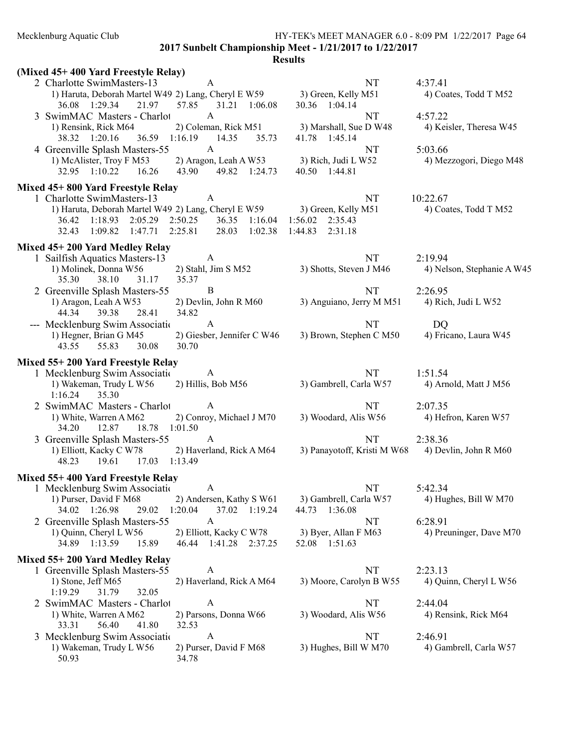2017 Sunbelt Championship Meet - 1/21/2017 to 1/22/2017

**Results**

### (Mixed 45+ 400 Yard Freestyle Relay)

2 Charlotte SwimMasters-13 — A — NT — 4:37.41
1) Haruta, Deborah Martel W49 2) Lang, Cheryl E W59 3) Green, Kelly M51 4) Coates, Todd T M52
36.08 1:29.34 21.97 57.85 31.21 1:06.08 30.36 1:04.14

3 SwimMAC Masters - Charlot — A — NT — 4:57.22
1) Rensink, Rick M64 2) Coleman, Rick M51 3) Marshall, Sue D W48 4) Keisler, Theresa W45
38.32 1:20.16 36.59 1:16.19 14.35 35.73 41.78 1:45.14

4 Greenville Splash Masters-55 — A — NT — 5:03.66
1) McAlister, Troy F M53 2) Aragon, Leah A W53 3) Rich, Judi L W52 4) Mezzogori, Diego M48
32.95 1:10.22 16.26 43.90 49.82 1:24.73 40.50 1:44.81

### Mixed 45+ 800 Yard Freestyle Relay

1 Charlotte SwimMasters-13 — A — NT — 10:22.67
1) Haruta, Deborah Martel W49 2) Lang, Cheryl E W59 3) Green, Kelly M51 4) Coates, Todd T M52
36.42 1:18.93 2:05.29 2:50.25 36.35 1:16.04 1:56.02 2:35.43
32.43 1:09.82 1:47.71 2:25.81 28.03 1:02.38 1:44.83 2:31.18

### Mixed 45+ 200 Yard Medley Relay

1 Sailfish Aquatics Masters-13 — A — NT — 2:19.94
1) Molinek, Donna W56 2) Stahl, Jim S M52 3) Shotts, Steven J M46 4) Nelson, Stephanie A W45
35.30 38.10 31.17 35.37

2 Greenville Splash Masters-55 — B — NT — 2:26.95
1) Aragon, Leah A W53 2) Devlin, John R M60 3) Anguiano, Jerry M M51 4) Rich, Judi L W52
44.34 39.38 28.41 34.82

--- Mecklenburg Swim Associatio — A — NT — DQ
1) Hegner, Brian G M45 2) Giesber, Jennifer C W46 3) Brown, Stephen C M50 4) Fricano, Laura W45
43.55 55.83 30.08 30.70

### Mixed 55+ 200 Yard Freestyle Relay

1 Mecklenburg Swim Associatio — A — NT — 1:51.54
1) Wakeman, Trudy L W56 2) Hillis, Bob M56 3) Gambrell, Carla W57 4) Arnold, Matt J M56
1:16.24 35.30

2 SwimMAC Masters - Charlot — A — NT — 2:07.35
1) White, Warren A M62 2) Conroy, Michael J M70 3) Woodard, Alis W56 4) Hefron, Karen W57
34.20 12.87 18.78 1:01.50

3 Greenville Splash Masters-55 — A — NT — 2:38.36
1) Elliott, Kacky C W78 2) Haverland, Rick A M64 3) Panayotoff, Kristi M W68 4) Devlin, John R M60
48.23 19.61 17.03 1:13.49

### Mixed 55+ 400 Yard Freestyle Relay

1 Mecklenburg Swim Associatio — A — NT — 5:42.34
1) Purser, David F M68 2) Andersen, Kathy S W61 3) Gambrell, Carla W57 4) Hughes, Bill W M70
34.02 1:26.98 29.02 1:20.04 37.02 1:19.24 44.73 1:36.08

2 Greenville Splash Masters-55 — A — NT — 6:28.91
1) Quinn, Cheryl L W56 2) Elliott, Kacky C W78 3) Byer, Allan F M63 4) Preuninger, Dave M70
34.89 1:13.59 15.89 46.44 1:41.28 2:37.25 52.08 1:51.63

### Mixed 55+ 200 Yard Medley Relay

1 Greenville Splash Masters-55 — A — NT — 2:23.13
1) Stone, Jeff M65 2) Haverland, Rick A M64 3) Moore, Carolyn B W55 4) Quinn, Cheryl L W56
1:19.29 31.79 32.05

2 SwimMAC Masters - Charlot — A — NT — 2:44.04
1) White, Warren A M62 2) Parsons, Donna W66 3) Woodard, Alis W56 4) Rensink, Rick M64
33.31 56.40 41.80 32.53

3 Mecklenburg Swim Associatio — A — NT — 2:46.91
1) Wakeman, Trudy L W56 2) Purser, David F M68 3) Hughes, Bill W M70 4) Gambrell, Carla W57
50.93 34.78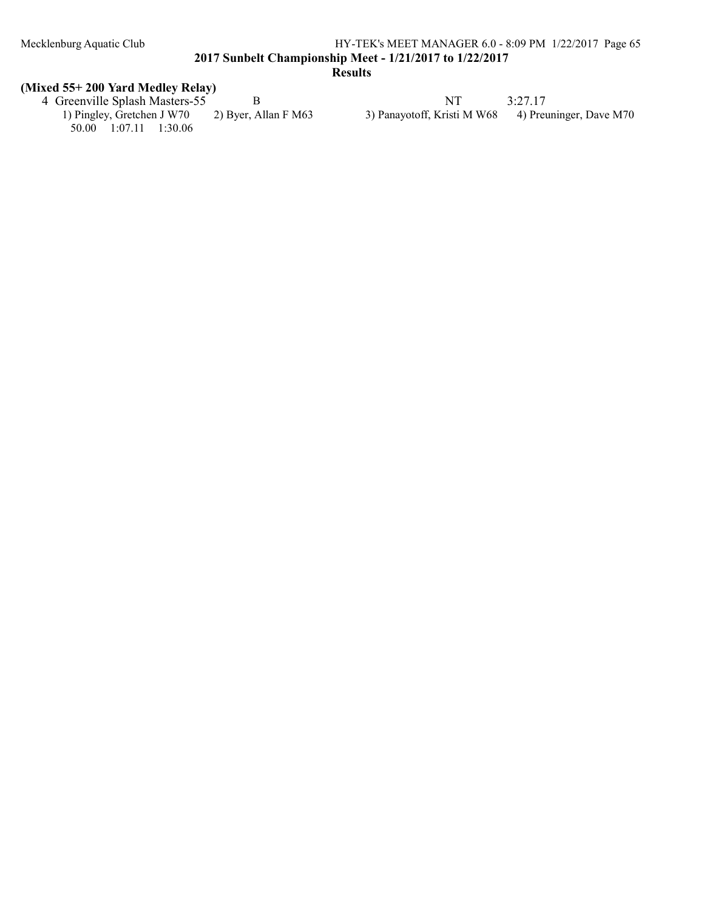**2017 Sunbelt Championship Meet - 1/21/2017 to 1/22/2017**

**Results**

### (Mixed 55+ 200 Yard Medley Relay)

4 Greenville Splash Masters-55 B NT 3:27.17

1) Pingley, Gretchen J W70 2) Byer, Allan F M63 3) Panayotoff, Kristi M W68 4) Preuninger, Dave M70

50.00 1:07.11 1:30.06